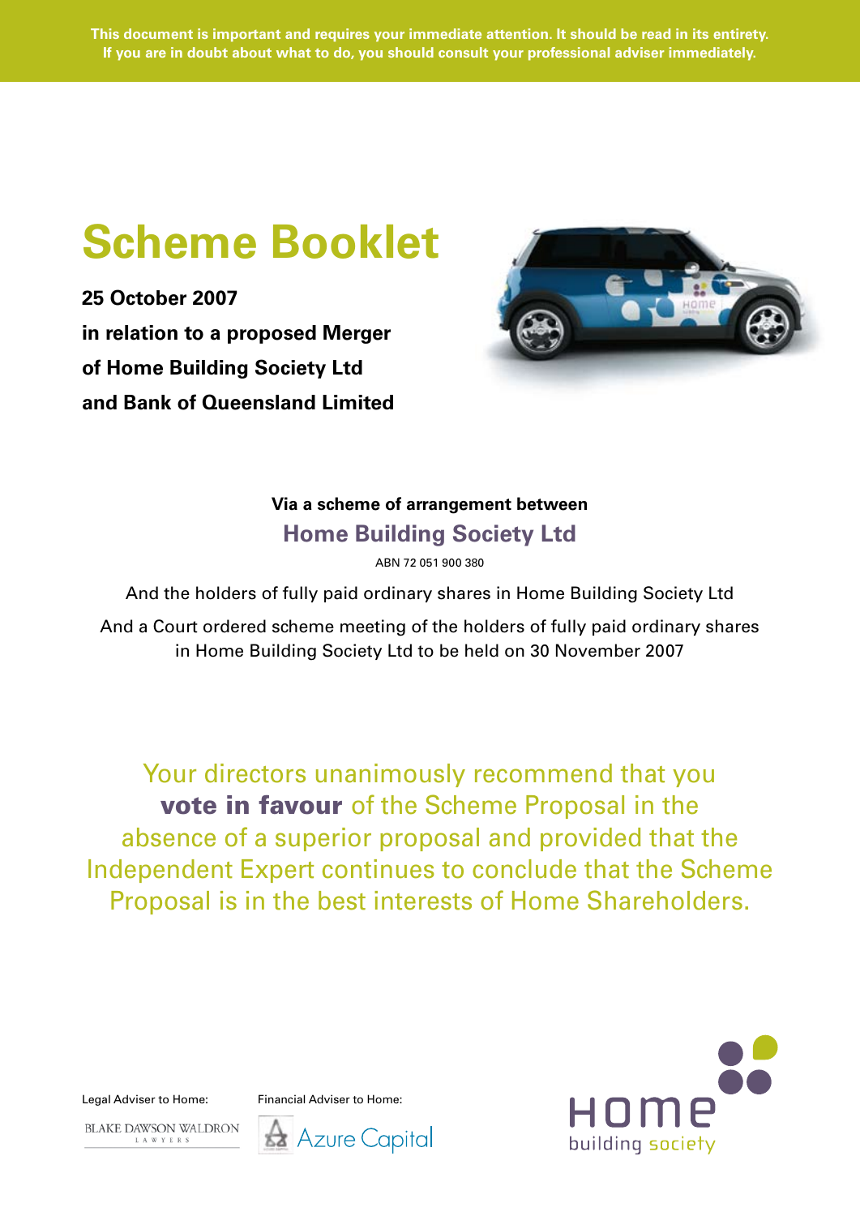**This document is important and requires your immediate attention. It should be read in its entirety. If you are in doubt about what to do, you should consult your professional adviser immediately.**

# Scheme Booklet

**25 October 2007**

**in relation to a proposed Merger of Home Building Society Ltd and Bank of Queensland Limited**

**Via a scheme of arrangement between**

**Home Building Society Ltd**

ABN 72 051 900 380

And the holders of fully paid ordinary shares in Home Building Society Ltd

And a Court ordered scheme meeting of the holders of fully paid ordinary shares in Home Building Society Ltd to be held on 30 November 2007

Your directors unanimously recommend that you **vote in favour** of the Scheme Proposal in the absence of a superior proposal and provided that the Independent Expert continues to conclude that the Scheme Proposal is in the best interests of Home Shareholders.

Legal Adviser to Home:

BLAKE DAWSON WALDRON LAWYERS

Financial Adviser to Home:

Azure Capital

Home building society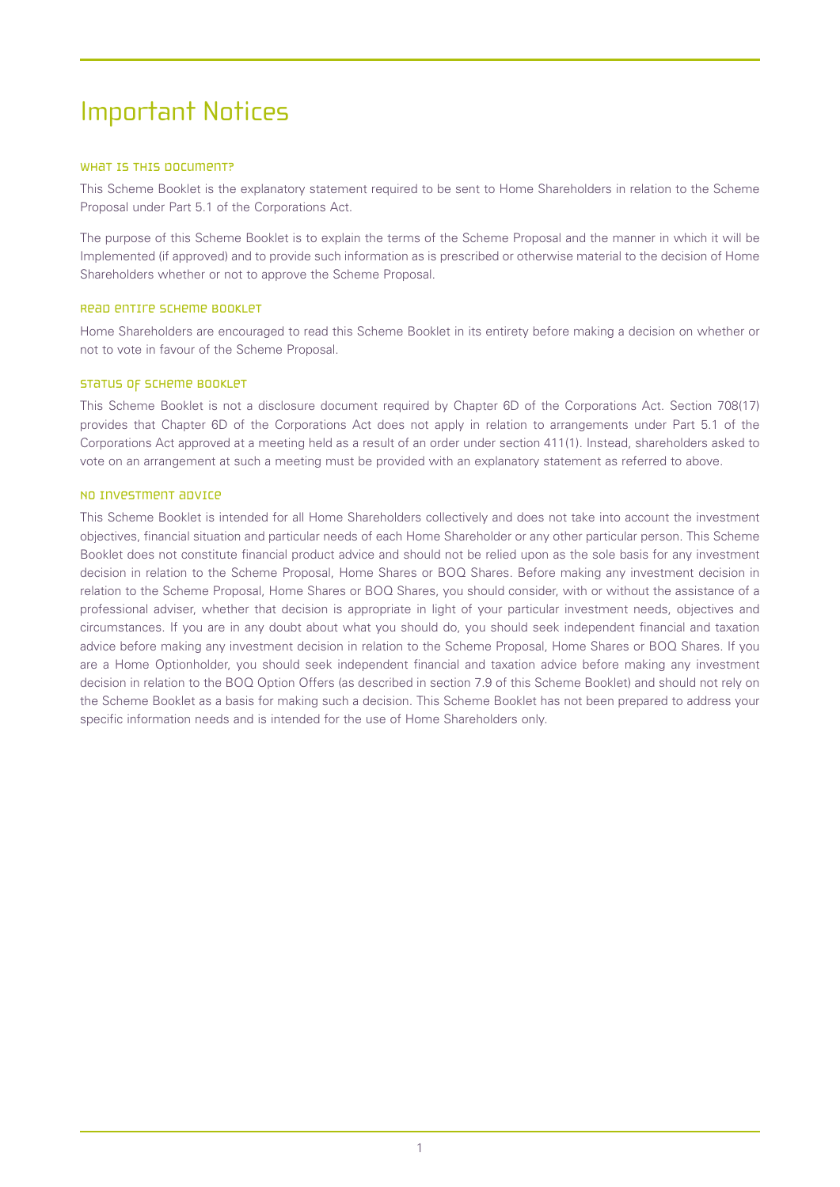# Important Notices

## What is this document?

This Scheme Booklet is the explanatory statement required to be sent to Home Shareholders in relation to the Scheme Proposal under Part 5.1 of the Corporations Act.

The purpose of this Scheme Booklet is to explain the terms of the Scheme Proposal and the manner in which it will be Implemented (if approved) and to provide such information as is prescribed or otherwise material to the decision of Home Shareholders whether or not to approve the Scheme Proposal.

## Read entire Scheme Booklet

Home Shareholders are encouraged to read this Scheme Booklet in its entirety before making a decision on whether or not to vote in favour of the Scheme Proposal.

## Status of Scheme Booklet

This Scheme Booklet is not a disclosure document required by Chapter 6D of the Corporations Act. Section 708(17) provides that Chapter 6D of the Corporations Act does not apply in relation to arrangements under Part 5.1 of the Corporations Act approved at a meeting held as a result of an order under section 411(1). Instead, shareholders asked to vote on an arrangement at such a meeting must be provided with an explanatory statement as referred to above.

## No investment advice

This Scheme Booklet is intended for all Home Shareholders collectively and does not take into account the investment objectives, financial situation and particular needs of each Home Shareholder or any other particular person. This Scheme Booklet does not constitute financial product advice and should not be relied upon as the sole basis for any investment decision in relation to the Scheme Proposal, Home Shares or BOQ Shares. Before making any investment decision in relation to the Scheme Proposal, Home Shares or BOQ Shares, you should consider, with or without the assistance of a professional adviser, whether that decision is appropriate in light of your particular investment needs, objectives and circumstances. If you are in any doubt about what you should do, you should seek independent financial and taxation advice before making any investment decision in relation to the Scheme Proposal, Home Shares or BOQ Shares. If you are a Home Optionholder, you should seek independent financial and taxation advice before making any investment decision in relation to the BOQ Option Offers (as described in section 7.9 of this Scheme Booklet) and should not rely on the Scheme Booklet as a basis for making such a decision. This Scheme Booklet has not been prepared to address your specific information needs and is intended for the use of Home Shareholders only.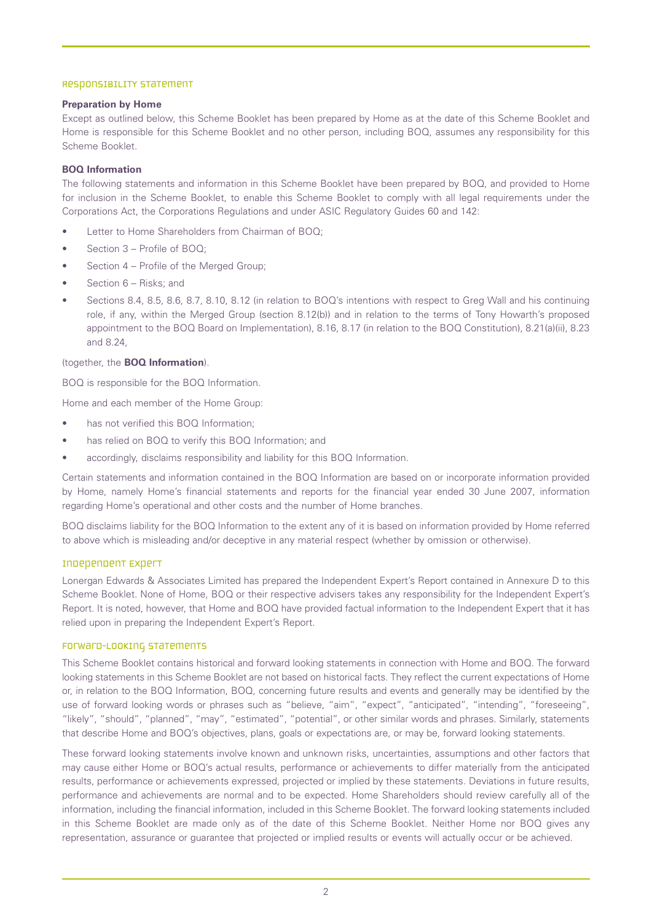## Responsibility statement

**Preparation by Home**

Except as outlined below, this Scheme Booklet has been prepared by Home as at the date of this Scheme Booklet and Home is responsible for this Scheme Booklet and no other person, including BOQ, assumes any responsibility for this Scheme Booklet.

**BOQ Information**

The following statements and information in this Scheme Booklet have been prepared by BOQ, and provided to Home for inclusion in the Scheme Booklet, to enable this Scheme Booklet to comply with all legal requirements under the Corporations Act, the Corporations Regulations and under ASIC Regulatory Guides 60 and 142:

- Letter to Home Shareholders from Chairman of BOQ;
- Section 3 – Profile of BOQ;
- Section 4 – Profile of the Merged Group;
- Section 6 – Risks; and
- Sections 8.4, 8.5, 8.6, 8.7, 8.10, 8.12 (in relation to BOQ's intentions with respect to Greg Wall and his continuing role, if any, within the Merged Group (section 8.12(b)) and in relation to the terms of Tony Howarth's proposed appointment to the BOQ Board on Implementation), 8.16, 8.17 (in relation to the BOQ Constitution), 8.21(a)(ii), 8.23 and 8.24,

(together, the **BOQ Information**).

BOQ is responsible for the BOQ Information.

Home and each member of the Home Group:

- has not verified this BOQ Information;
- has relied on BOQ to verify this BOQ Information; and
- accordingly, disclaims responsibility and liability for this BOQ Information.

Certain statements and information contained in the BOQ Information are based on or incorporate information provided by Home, namely Home's financial statements and reports for the financial year ended 30 June 2007, information regarding Home's operational and other costs and the number of Home branches.

BOQ disclaims liability for the BOQ Information to the extent any of it is based on information provided by Home referred to above which is misleading and/or deceptive in any material respect (whether by omission or otherwise).

## Independent Expert

Lonergan Edwards & Associates Limited has prepared the Independent Expert's Report contained in Annexure D to this Scheme Booklet. None of Home, BOQ or their respective advisers takes any responsibility for the Independent Expert's Report. It is noted, however, that Home and BOQ have provided factual information to the Independent Expert that it has relied upon in preparing the Independent Expert's Report.

## Forward-looking statements

This Scheme Booklet contains historical and forward looking statements in connection with Home and BOQ. The forward looking statements in this Scheme Booklet are not based on historical facts. They reflect the current expectations of Home or, in relation to the BOQ Information, BOQ, concerning future results and events and generally may be identified by the use of forward looking words or phrases such as "believe, "aim", "expect", "anticipated", "intending", "foreseeing", "likely", "should", "planned", "may", "estimated", "potential", or other similar words and phrases. Similarly, statements that describe Home and BOQ's objectives, plans, goals or expectations are, or may be, forward looking statements.

These forward looking statements involve known and unknown risks, uncertainties, assumptions and other factors that may cause either Home or BOQ's actual results, performance or achievements to differ materially from the anticipated results, performance or achievements expressed, projected or implied by these statements. Deviations in future results, performance and achievements are normal and to be expected. Home Shareholders should review carefully all of the information, including the financial information, included in this Scheme Booklet. The forward looking statements included in this Scheme Booklet are made only as of the date of this Scheme Booklet. Neither Home nor BOQ gives any representation, assurance or guarantee that projected or implied results or events will actually occur or be achieved.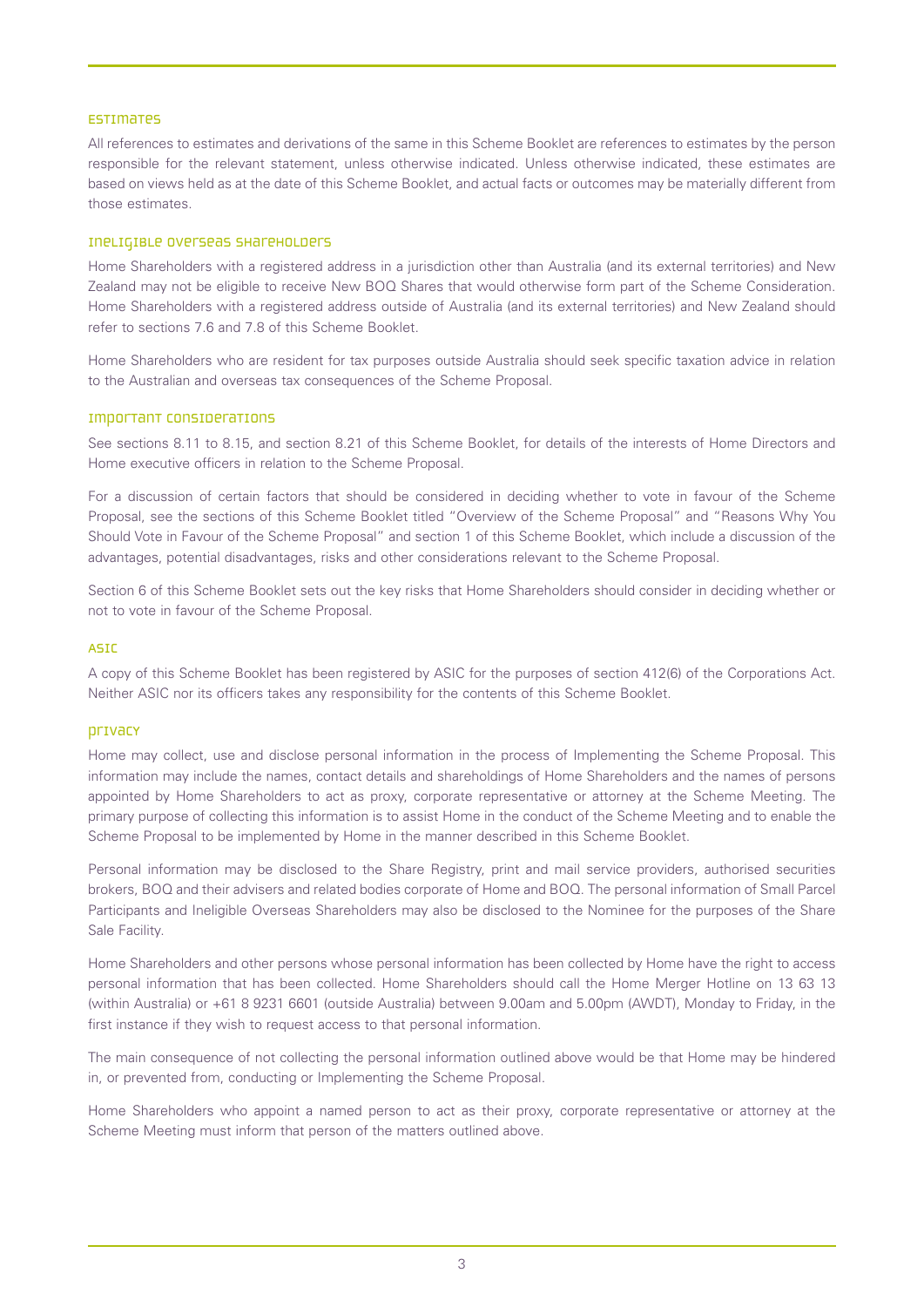## Estimates

All references to estimates and derivations of the same in this Scheme Booklet are references to estimates by the person responsible for the relevant statement, unless otherwise indicated. Unless otherwise indicated, these estimates are based on views held as at the date of this Scheme Booklet, and actual facts or outcomes may be materially different from those estimates.

## Ineligible overseas shareholders

Home Shareholders with a registered address in a jurisdiction other than Australia (and its external territories) and New Zealand may not be eligible to receive New BOQ Shares that would otherwise form part of the Scheme Consideration. Home Shareholders with a registered address outside of Australia (and its external territories) and New Zealand should refer to sections 7.6 and 7.8 of this Scheme Booklet.

Home Shareholders who are resident for tax purposes outside Australia should seek specific taxation advice in relation to the Australian and overseas tax consequences of the Scheme Proposal.

## Important considerations

See sections 8.11 to 8.15, and section 8.21 of this Scheme Booklet, for details of the interests of Home Directors and Home executive officers in relation to the Scheme Proposal.

For a discussion of certain factors that should be considered in deciding whether to vote in favour of the Scheme Proposal, see the sections of this Scheme Booklet titled "Overview of the Scheme Proposal" and "Reasons Why You Should Vote in Favour of the Scheme Proposal" and section 1 of this Scheme Booklet, which include a discussion of the advantages, potential disadvantages, risks and other considerations relevant to the Scheme Proposal.

Section 6 of this Scheme Booklet sets out the key risks that Home Shareholders should consider in deciding whether or not to vote in favour of the Scheme Proposal.

## ASIC

A copy of this Scheme Booklet has been registered by ASIC for the purposes of section 412(6) of the Corporations Act. Neither ASIC nor its officers takes any responsibility for the contents of this Scheme Booklet.

## Privacy

Home may collect, use and disclose personal information in the process of Implementing the Scheme Proposal. This information may include the names, contact details and shareholdings of Home Shareholders and the names of persons appointed by Home Shareholders to act as proxy, corporate representative or attorney at the Scheme Meeting. The primary purpose of collecting this information is to assist Home in the conduct of the Scheme Meeting and to enable the Scheme Proposal to be implemented by Home in the manner described in this Scheme Booklet.

Personal information may be disclosed to the Share Registry, print and mail service providers, authorised securities brokers, BOQ and their advisers and related bodies corporate of Home and BOQ. The personal information of Small Parcel Participants and Ineligible Overseas Shareholders may also be disclosed to the Nominee for the purposes of the Share Sale Facility.

Home Shareholders and other persons whose personal information has been collected by Home have the right to access personal information that has been collected. Home Shareholders should call the Home Merger Hotline on 13 63 13 (within Australia) or +61 8 9231 6601 (outside Australia) between 9.00am and 5.00pm (AWDT), Monday to Friday, in the first instance if they wish to request access to that personal information.

The main consequence of not collecting the personal information outlined above would be that Home may be hindered in, or prevented from, conducting or Implementing the Scheme Proposal.

Home Shareholders who appoint a named person to act as their proxy, corporate representative or attorney at the Scheme Meeting must inform that person of the matters outlined above.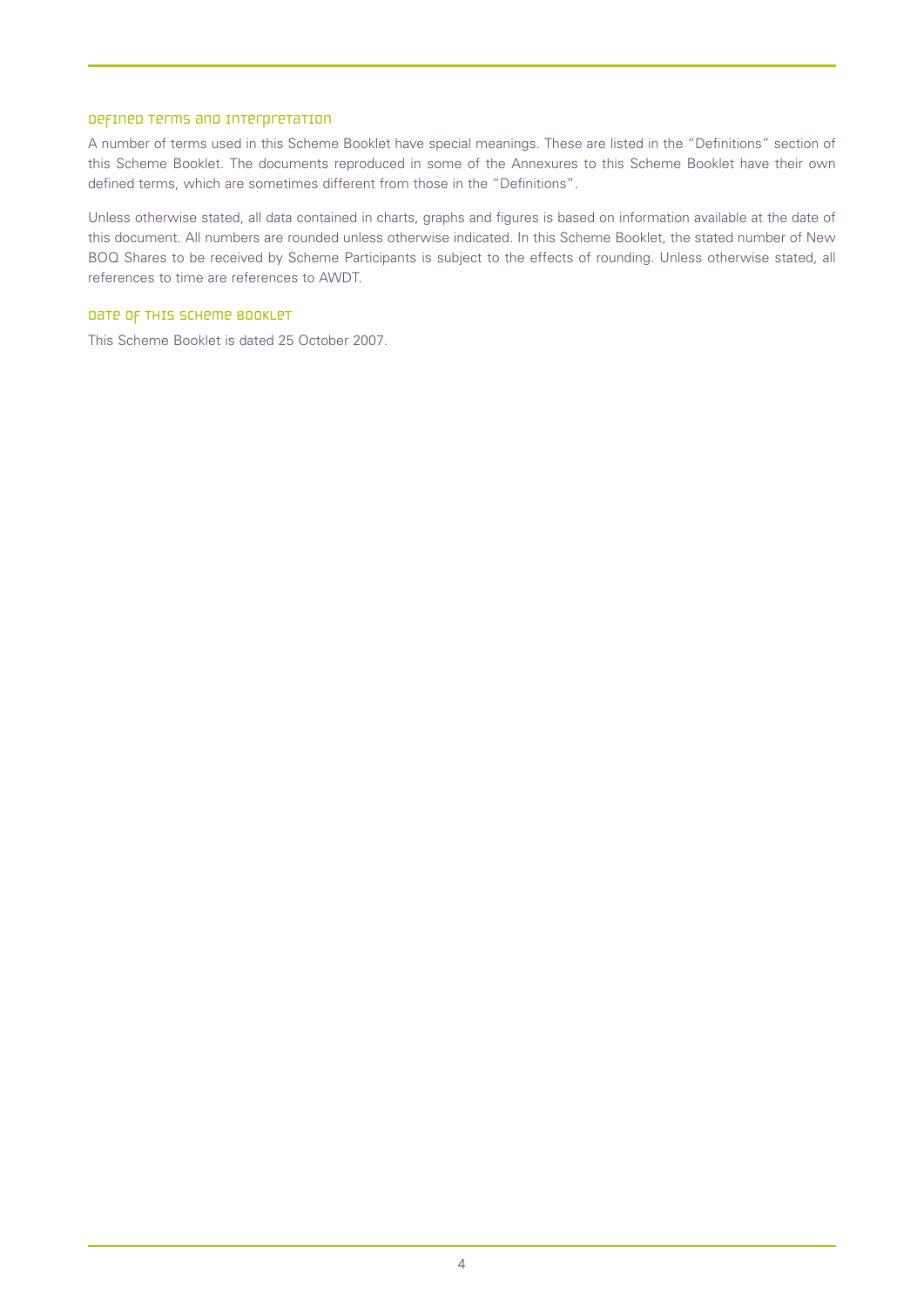## Defined terms and interpretation

A number of terms used in this Scheme Booklet have special meanings. These are listed in the "Definitions" section of this Scheme Booklet. The documents reproduced in some of the Annexures to this Scheme Booklet have their own defined terms, which are sometimes different from those in the "Definitions".

Unless otherwise stated, all data contained in charts, graphs and figures is based on information available at the date of this document. All numbers are rounded unless otherwise indicated. In this Scheme Booklet, the stated number of New BOQ Shares to be received by Scheme Participants is subject to the effects of rounding. Unless otherwise stated, all references to time are references to AWDT.

## Date of this Scheme Booklet

This Scheme Booklet is dated 25 October 2007.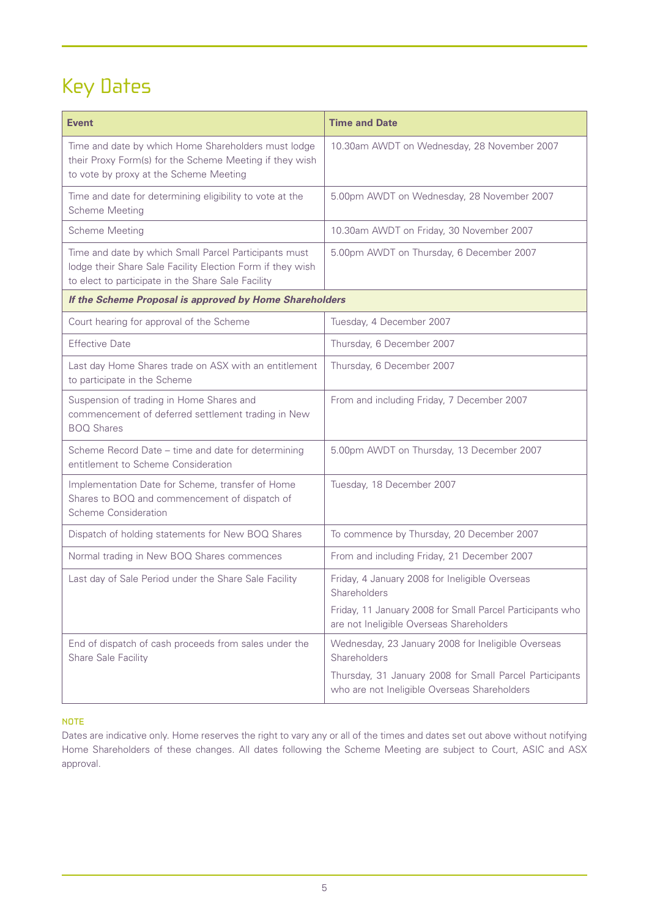# Key Dates

| Event | Time and Date |
| --- | --- |
| Time and date by which Home Shareholders must lodge their Proxy Form(s) for the Scheme Meeting if they wish to vote by proxy at the Scheme Meeting | 10.30am AWDT on Wednesday, 28 November 2007 |
| Time and date for determining eligibility to vote at the Scheme Meeting | 5.00pm AWDT on Wednesday, 28 November 2007 |
| Scheme Meeting | 10.30am AWDT on Friday, 30 November 2007 |
| Time and date by which Small Parcel Participants must lodge their Share Sale Facility Election Form if they wish to elect to participate in the Share Sale Facility | 5.00pm AWDT on Thursday, 6 December 2007 |
| ***If the Scheme Proposal is approved by Home Shareholders*** | |
| Court hearing for approval of the Scheme | Tuesday, 4 December 2007 |
| Effective Date | Thursday, 6 December 2007 |
| Last day Home Shares trade on ASX with an entitlement to participate in the Scheme | Thursday, 6 December 2007 |
| Suspension of trading in Home Shares and commencement of deferred settlement trading in New BOQ Shares | From and including Friday, 7 December 2007 |
| Scheme Record Date – time and date for determining entitlement to Scheme Consideration | 5.00pm AWDT on Thursday, 13 December 2007 |
| Implementation Date for Scheme, transfer of Home Shares to BOQ and commencement of dispatch of Scheme Consideration | Tuesday, 18 December 2007 |
| Dispatch of holding statements for New BOQ Shares | To commence by Thursday, 20 December 2007 |
| Normal trading in New BOQ Shares commences | From and including Friday, 21 December 2007 |
| Last day of Sale Period under the Share Sale Facility | Friday, 4 January 2008 for Ineligible Overseas Shareholders<br>Friday, 11 January 2008 for Small Parcel Participants who are not Ineligible Overseas Shareholders |
| End of dispatch of cash proceeds from sales under the Share Sale Facility | Wednesday, 23 January 2008 for Ineligible Overseas Shareholders<br>Thursday, 31 January 2008 for Small Parcel Participants who are not Ineligible Overseas Shareholders |

**NOTE**

Dates are indicative only. Home reserves the right to vary any or all of the times and dates set out above without notifying Home Shareholders of these changes. All dates following the Scheme Meeting are subject to Court, ASIC and ASX approval.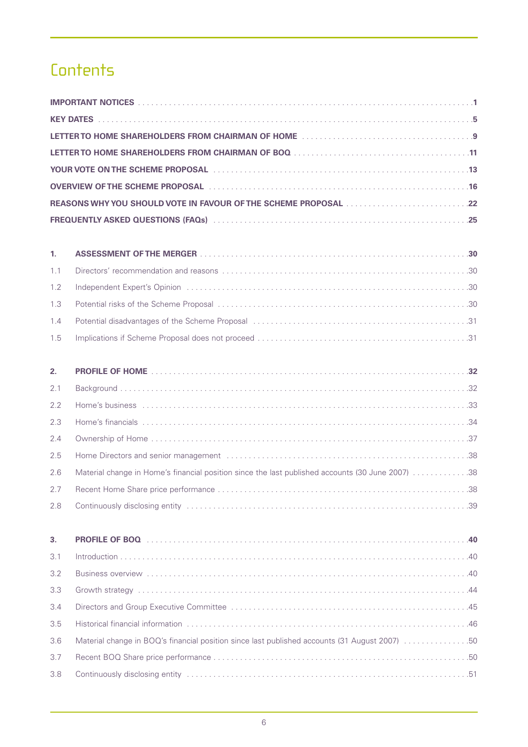# Contents

| | |
|---|---|
| **IMPORTANT NOTICES** | **1** |
| **KEY DATES** | **5** |
| **LETTER TO HOME SHAREHOLDERS FROM CHAIRMAN OF HOME** | **9** |
| **LETTER TO HOME SHAREHOLDERS FROM CHAIRMAN OF BOQ** | **11** |
| **YOUR VOTE ON THE SCHEME PROPOSAL** | **13** |
| **OVERVIEW OF THE SCHEME PROPOSAL** | **16** |
| **REASONS WHY YOU SHOULD VOTE IN FAVOUR OF THE SCHEME PROPOSAL** | **22** |
| **FREQUENTLY ASKED QUESTIONS (FAQs)** | **25** |

| | | |
|---|---|---|
| **1.** | **ASSESSMENT OF THE MERGER** | **30** |
| 1.1 | Directors' recommendation and reasons | 30 |
| 1.2 | Independent Expert's Opinion | 30 |
| 1.3 | Potential risks of the Scheme Proposal | 30 |
| 1.4 | Potential disadvantages of the Scheme Proposal | 31 |
| 1.5 | Implications if Scheme Proposal does not proceed | 31 |
| **2.** | **PROFILE OF HOME** | **32** |
| 2.1 | Background | 32 |
| 2.2 | Home's business | 33 |
| 2.3 | Home's financials | 34 |
| 2.4 | Ownership of Home | 37 |
| 2.5 | Home Directors and senior management | 38 |
| 2.6 | Material change in Home's financial position since the last published accounts (30 June 2007) | 38 |
| 2.7 | Recent Home Share price performance | 38 |
| 2.8 | Continuously disclosing entity | 39 |
| **3.** | **PROFILE OF BOQ** | **40** |
| 3.1 | Introduction | 40 |
| 3.2 | Business overview | 40 |
| 3.3 | Growth strategy | 44 |
| 3.4 | Directors and Group Executive Committee | 45 |
| 3.5 | Historical financial information | 46 |
| 3.6 | Material change in BOQ's financial position since last published accounts (31 August 2007) | 50 |
| 3.7 | Recent BOQ Share price performance | 50 |
| 3.8 | Continuously disclosing entity | 51 |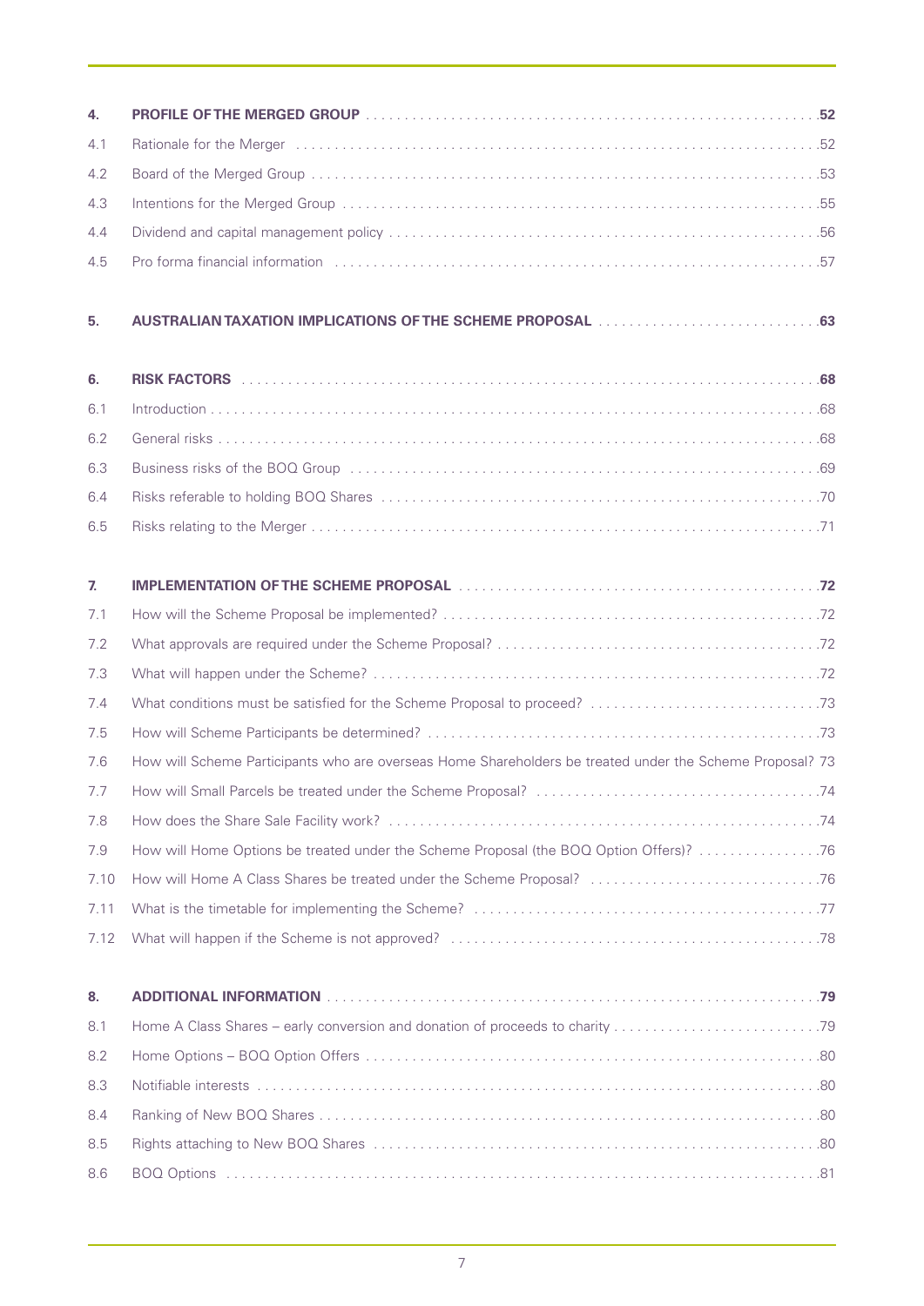| | | |
|---|---|---|
| **4.** | **PROFILE OF THE MERGED GROUP** | **52** |
| 4.1 | Rationale for the Merger | 52 |
| 4.2 | Board of the Merged Group | 53 |
| 4.3 | Intentions for the Merged Group | 55 |
| 4.4 | Dividend and capital management policy | 56 |
| 4.5 | Pro forma financial information | 57 |
| **5.** | **AUSTRALIAN TAXATION IMPLICATIONS OF THE SCHEME PROPOSAL** | **63** |
| **6.** | **RISK FACTORS** | **68** |
| 6.1 | Introduction | 68 |
| 6.2 | General risks | 68 |
| 6.3 | Business risks of the BOQ Group | 69 |
| 6.4 | Risks referable to holding BOQ Shares | 70 |
| 6.5 | Risks relating to the Merger | 71 |
| **7.** | **IMPLEMENTATION OF THE SCHEME PROPOSAL** | **72** |
| 7.1 | How will the Scheme Proposal be implemented? | 72 |
| 7.2 | What approvals are required under the Scheme Proposal? | 72 |
| 7.3 | What will happen under the Scheme? | 72 |
| 7.4 | What conditions must be satisfied for the Scheme Proposal to proceed? | 73 |
| 7.5 | How will Scheme Participants be determined? | 73 |
| 7.6 | How will Scheme Participants who are overseas Home Shareholders be treated under the Scheme Proposal? | 73 |
| 7.7 | How will Small Parcels be treated under the Scheme Proposal? | 74 |
| 7.8 | How does the Share Sale Facility work? | 74 |
| 7.9 | How will Home Options be treated under the Scheme Proposal (the BOQ Option Offers)? | 76 |
| 7.10 | How will Home A Class Shares be treated under the Scheme Proposal? | 76 |
| 7.11 | What is the timetable for implementing the Scheme? | 77 |
| 7.12 | What will happen if the Scheme is not approved? | 78 |
| **8.** | **ADDITIONAL INFORMATION** | **79** |
| 8.1 | Home A Class Shares – early conversion and donation of proceeds to charity | 79 |
| 8.2 | Home Options – BOQ Option Offers | 80 |
| 8.3 | Notifiable interests | 80 |
| 8.4 | Ranking of New BOQ Shares | 80 |
| 8.5 | Rights attaching to New BOQ Shares | 80 |
| 8.6 | BOQ Options | 81 |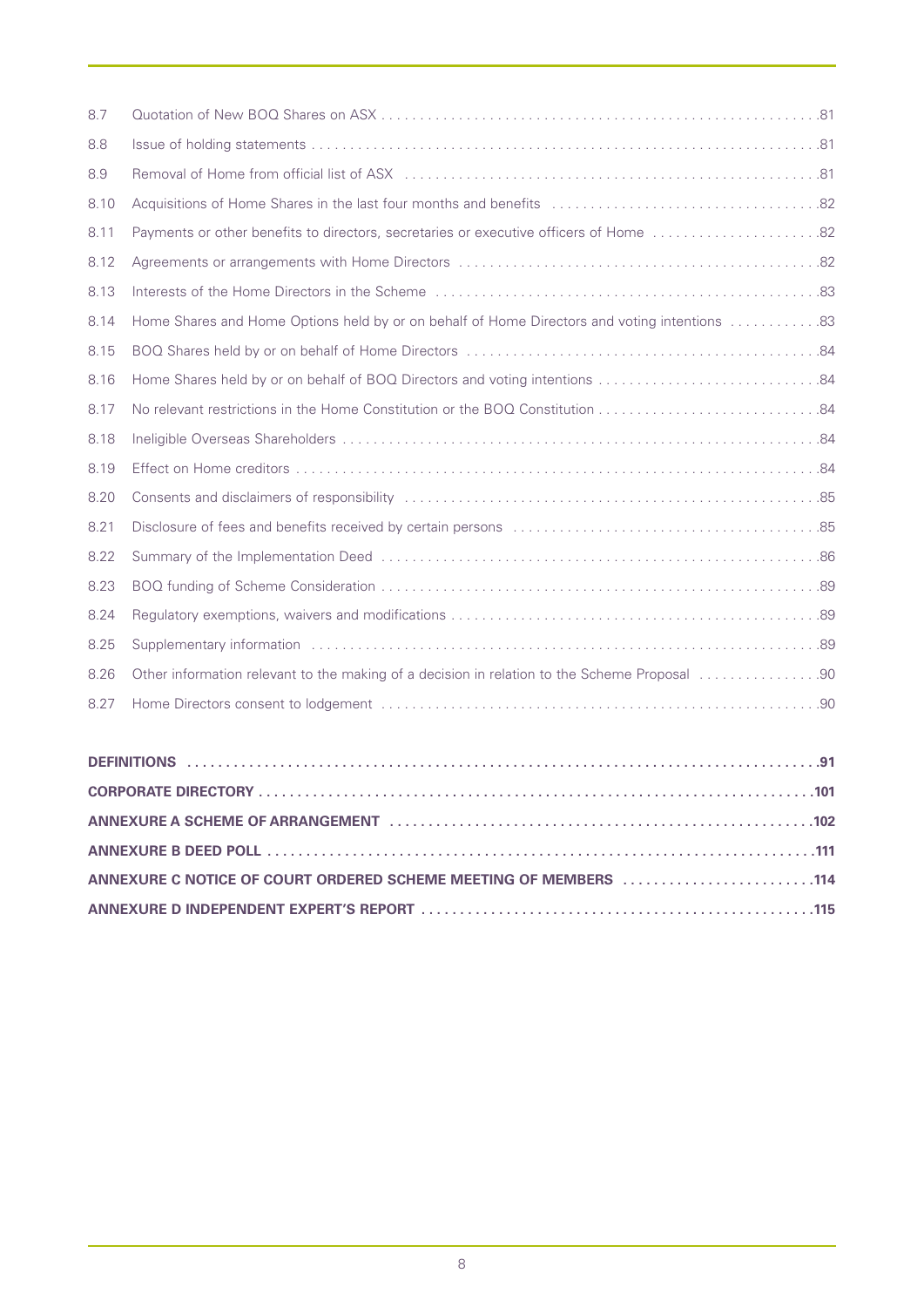| | | |
|---|---|---|
| 8.7 | Quotation of New BOQ Shares on ASX | 81 |
| 8.8 | Issue of holding statements | 81 |
| 8.9 | Removal of Home from official list of ASX | 81 |
| 8.10 | Acquisitions of Home Shares in the last four months and benefits | 82 |
| 8.11 | Payments or other benefits to directors, secretaries or executive officers of Home | 82 |
| 8.12 | Agreements or arrangements with Home Directors | 82 |
| 8.13 | Interests of the Home Directors in the Scheme | 83 |
| 8.14 | Home Shares and Home Options held by or on behalf of Home Directors and voting intentions | 83 |
| 8.15 | BOQ Shares held by or on behalf of Home Directors | 84 |
| 8.16 | Home Shares held by or on behalf of BOQ Directors and voting intentions | 84 |
| 8.17 | No relevant restrictions in the Home Constitution or the BOQ Constitution | 84 |
| 8.18 | Ineligible Overseas Shareholders | 84 |
| 8.19 | Effect on Home creditors | 84 |
| 8.20 | Consents and disclaimers of responsibility | 85 |
| 8.21 | Disclosure of fees and benefits received by certain persons | 85 |
| 8.22 | Summary of the Implementation Deed | 86 |
| 8.23 | BOQ funding of Scheme Consideration | 89 |
| 8.24 | Regulatory exemptions, waivers and modifications | 89 |
| 8.25 | Supplementary information | 89 |
| 8.26 | Other information relevant to the making of a decision in relation to the Scheme Proposal | 90 |
| 8.27 | Home Directors consent to lodgement | 90 |

| | |
|---|---|
| **DEFINITIONS** | **91** |
| **CORPORATE DIRECTORY** | **101** |
| **ANNEXURE A SCHEME OF ARRANGEMENT** | **102** |
| **ANNEXURE B DEED POLL** | **111** |
| **ANNEXURE C NOTICE OF COURT ORDERED SCHEME MEETING OF MEMBERS** | **114** |
| **ANNEXURE D INDEPENDENT EXPERT'S REPORT** | **115** |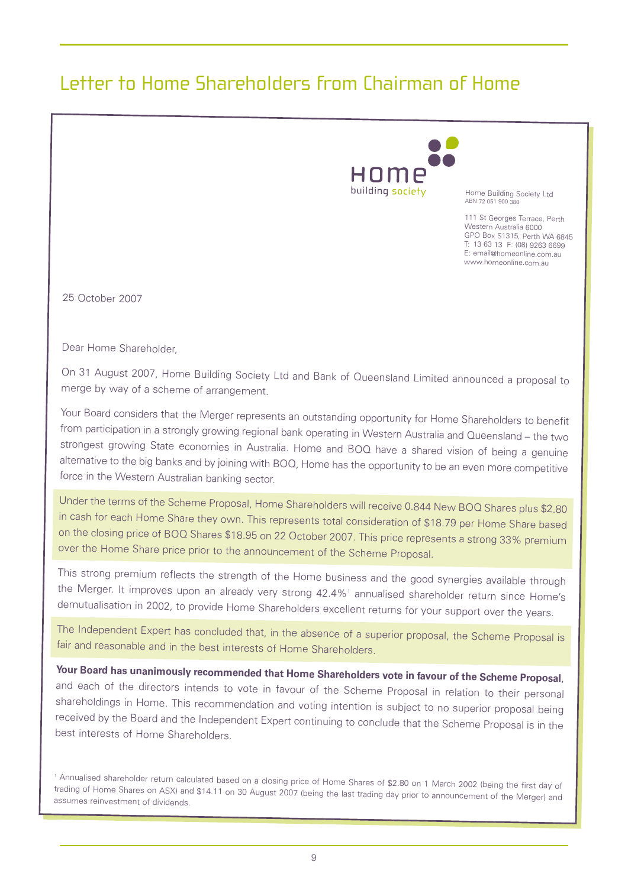# Letter to Home Shareholders from Chairman of Home

Home building society

Home Building Society Ltd
ABN 72 051 900 380

111 St Georges Terrace, Perth
Western Australia 6000
GPO Box S1315, Perth WA 6845
T: 13 63 13 F: (08) 9263 6699
E: email@homeonline.com.au
www.homeonline.com.au

25 October 2007

Dear Home Shareholder,

On 31 August 2007, Home Building Society Ltd and Bank of Queensland Limited announced a proposal to merge by way of a scheme of arrangement.

Your Board considers that the Merger represents an outstanding opportunity for Home Shareholders to benefit from participation in a strongly growing regional bank operating in Western Australia and Queensland – the two strongest growing State economies in Australia. Home and BOQ have a shared vision of being a genuine alternative to the big banks and by joining with BOQ, Home has the opportunity to be an even more competitive force in the Western Australian banking sector.

Under the terms of the Scheme Proposal, Home Shareholders will receive 0.844 New BOQ Shares plus $2.80 in cash for each Home Share they own. This represents total consideration of $18.79 per Home Share based on the closing price of BOQ Shares $18.95 on 22 October 2007. This price represents a strong 33% premium over the Home Share price prior to the announcement of the Scheme Proposal.

This strong premium reflects the strength of the Home business and the good synergies available through the Merger. It improves upon an already very strong 42.4%[1] annualised shareholder return since Home's demutualisation in 2002, to provide Home Shareholders excellent returns for your support over the years.

The Independent Expert has concluded that, in the absence of a superior proposal, the Scheme Proposal is fair and reasonable and in the best interests of Home Shareholders.

**Your Board has unanimously recommended that Home Shareholders vote in favour of the Scheme Proposal**, and each of the directors intends to vote in favour of the Scheme Proposal in relation to their personal shareholdings in Home. This recommendation and voting intention is subject to no superior proposal being received by the Board and the Independent Expert continuing to conclude that the Scheme Proposal is in the best interests of Home Shareholders.

[1] Annualised shareholder return calculated based on a closing price of Home Shares of $2.80 on 1 March 2002 (being the first day of trading of Home Shares on ASX) and $14.11 on 30 August 2007 (being the last trading day prior to announcement of the Merger) and assumes reinvestment of dividends.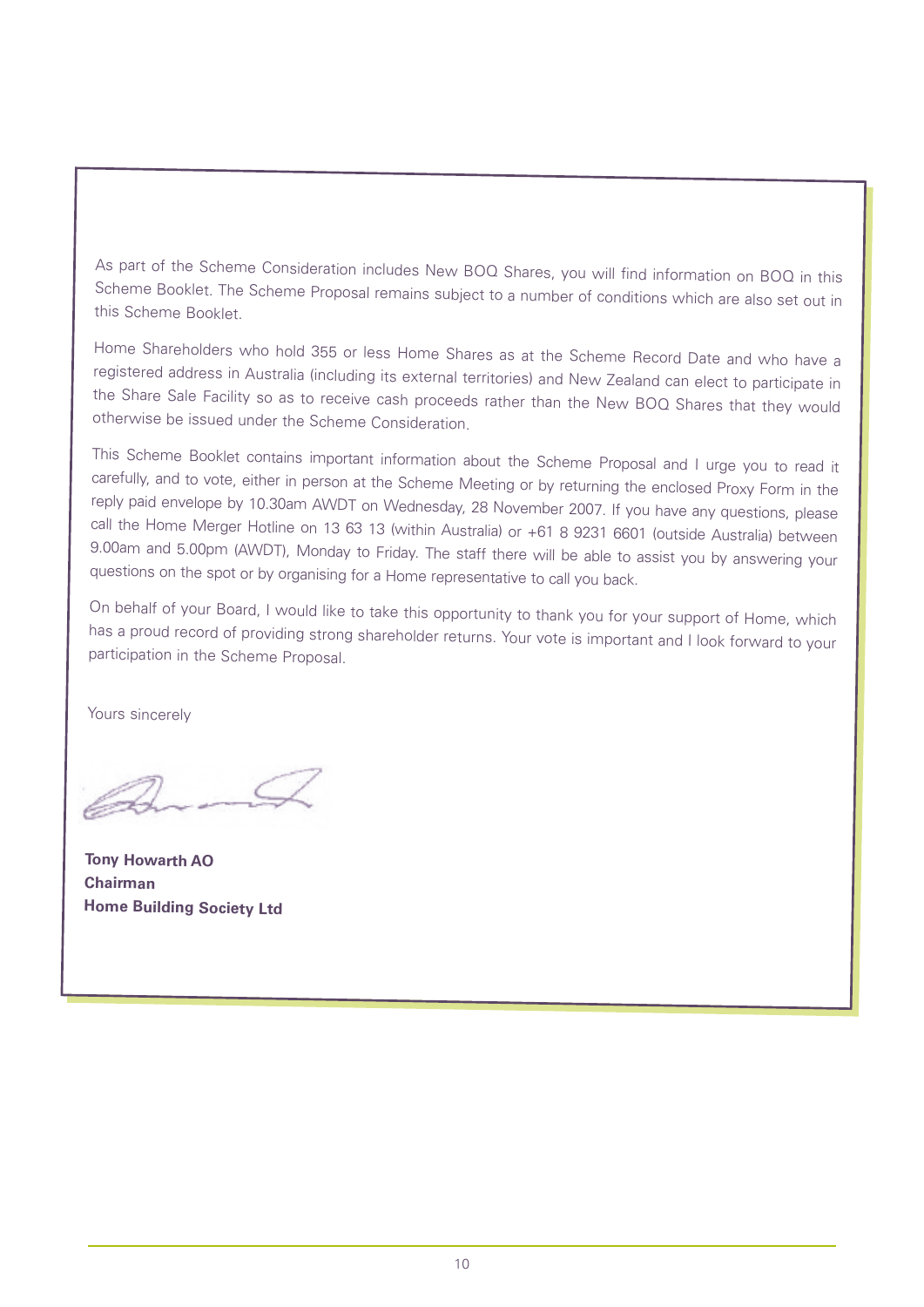As part of the Scheme Consideration includes New BOQ Shares, you will find information on BOQ in this Scheme Booklet. The Scheme Proposal remains subject to a number of conditions which are also set out in this Scheme Booklet.

Home Shareholders who hold 355 or less Home Shares as at the Scheme Record Date and who have a registered address in Australia (including its external territories) and New Zealand can elect to participate in the Share Sale Facility so as to receive cash proceeds rather than the New BOQ Shares that they would otherwise be issued under the Scheme Consideration.

This Scheme Booklet contains important information about the Scheme Proposal and I urge you to read it carefully, and to vote, either in person at the Scheme Meeting or by returning the enclosed Proxy Form in the reply paid envelope by 10.30am AWDT on Wednesday, 28 November 2007. If you have any questions, please call the Home Merger Hotline on 13 63 13 (within Australia) or +61 8 9231 6601 (outside Australia) between 9.00am and 5.00pm (AWDT), Monday to Friday. The staff there will be able to assist you by answering your questions on the spot or by organising for a Home representative to call you back.

On behalf of your Board, I would like to take this opportunity to thank you for your support of Home, which has a proud record of providing strong shareholder returns. Your vote is important and I look forward to your participation in the Scheme Proposal.

Yours sincerely

**Tony Howarth AO**
**Chairman**
**Home Building Society Ltd**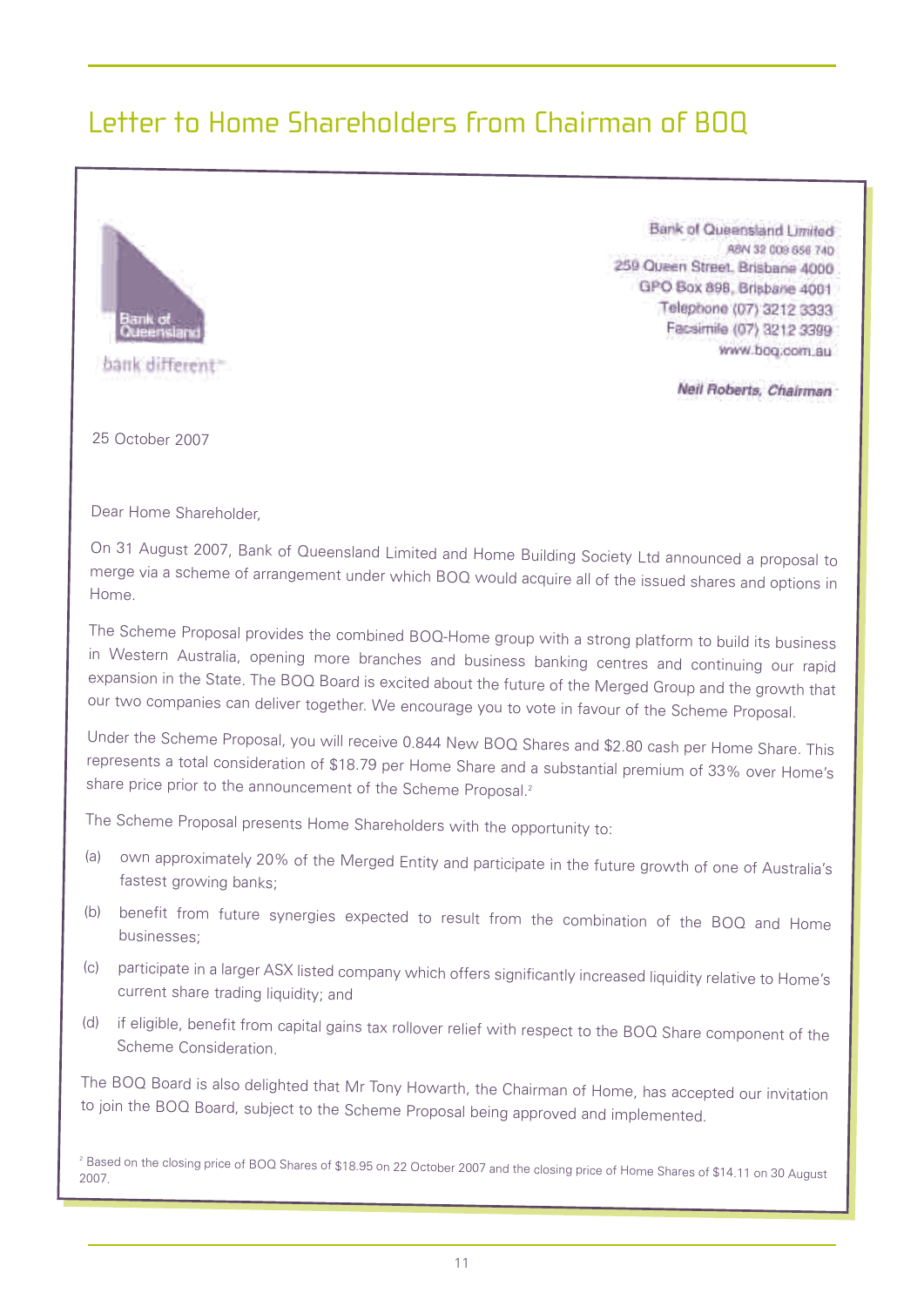# Letter to Home Shareholders from Chairman of BOQ

Bank of Queensland

bank different™

Bank of Queensland Limited
ABN 32 009 656 740
259 Queen Street, Brisbane 4000
GPO Box 898, Brisbane 4001
Telephone (07) 3212 3333
Facsimile (07) 3212 3399
www.boq.com.au

***Neil Roberts, Chairman***

25 October 2007

Dear Home Shareholder,

On 31 August 2007, Bank of Queensland Limited and Home Building Society Ltd announced a proposal to merge via a scheme of arrangement under which BOQ would acquire all of the issued shares and options in Home.

The Scheme Proposal provides the combined BOQ-Home group with a strong platform to build its business in Western Australia, opening more branches and business banking centres and continuing our rapid expansion in the State. The BOQ Board is excited about the future of the Merged Group and the growth that our two companies can deliver together. We encourage you to vote in favour of the Scheme Proposal.

Under the Scheme Proposal, you will receive 0.844 New BOQ Shares and $2.80 cash per Home Share. This represents a total consideration of $18.79 per Home Share and a substantial premium of 33% over Home's share price prior to the announcement of the Scheme Proposal.[2]

The Scheme Proposal presents Home Shareholders with the opportunity to:

(a) own approximately 20% of the Merged Entity and participate in the future growth of one of Australia's fastest growing banks;

(b) benefit from future synergies expected to result from the combination of the BOQ and Home businesses;

(c) participate in a larger ASX listed company which offers significantly increased liquidity relative to Home's current share trading liquidity; and

(d) if eligible, benefit from capital gains tax rollover relief with respect to the BOQ Share component of the Scheme Consideration.

The BOQ Board is also delighted that Mr Tony Howarth, the Chairman of Home, has accepted our invitation to join the BOQ Board, subject to the Scheme Proposal being approved and implemented.

[2] Based on the closing price of BOQ Shares of $18.95 on 22 October 2007 and the closing price of Home Shares of $14.11 on 30 August 2007.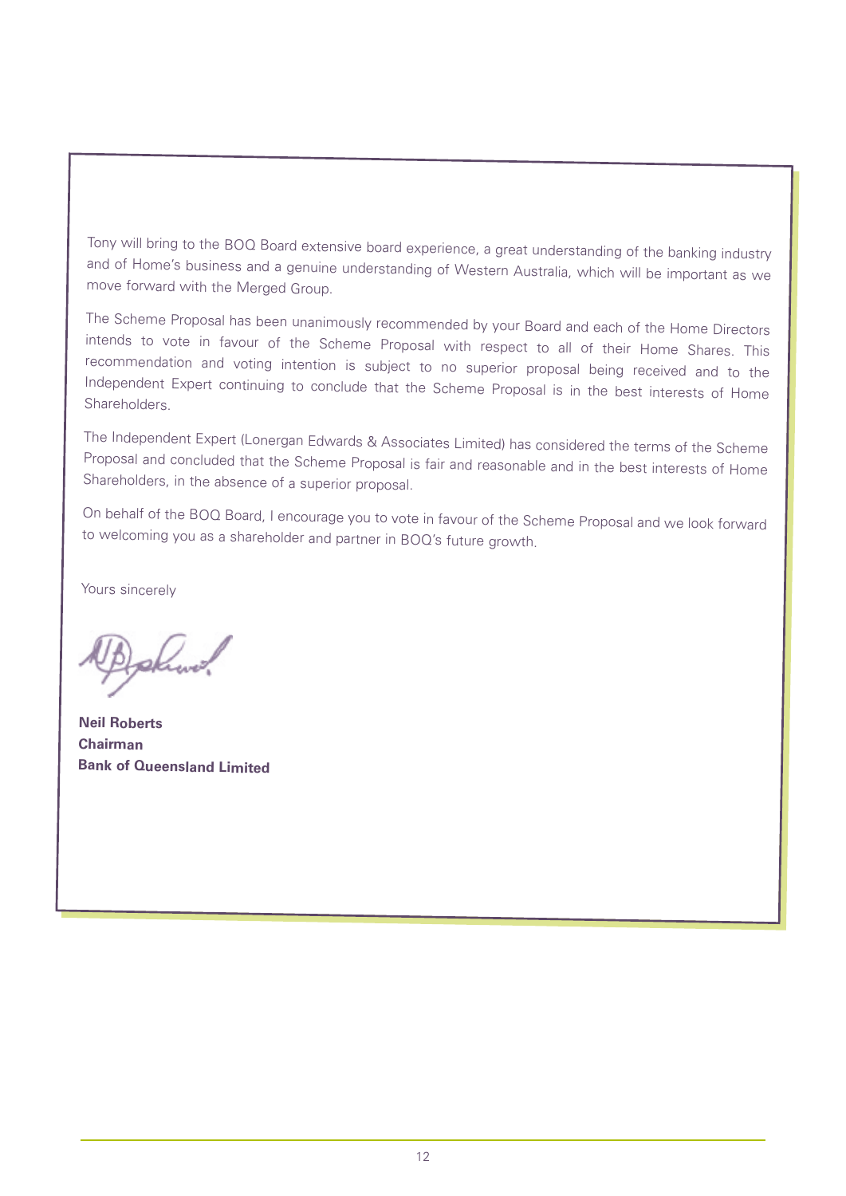Tony will bring to the BOQ Board extensive board experience, a great understanding of the banking industry and of Home's business and a genuine understanding of Western Australia, which will be important as we move forward with the Merged Group.

The Scheme Proposal has been unanimously recommended by your Board and each of the Home Directors intends to vote in favour of the Scheme Proposal with respect to all of their Home Shares. This recommendation and voting intention is subject to no superior proposal being received and to the Independent Expert continuing to conclude that the Scheme Proposal is in the best interests of Home Shareholders.

The Independent Expert (Lonergan Edwards & Associates Limited) has considered the terms of the Scheme Proposal and concluded that the Scheme Proposal is fair and reasonable and in the best interests of Home Shareholders, in the absence of a superior proposal.

On behalf of the BOQ Board, I encourage you to vote in favour of the Scheme Proposal and we look forward to welcoming you as a shareholder and partner in BOQ's future growth.

Yours sincerely

**Neil Roberts**
**Chairman**
**Bank of Queensland Limited**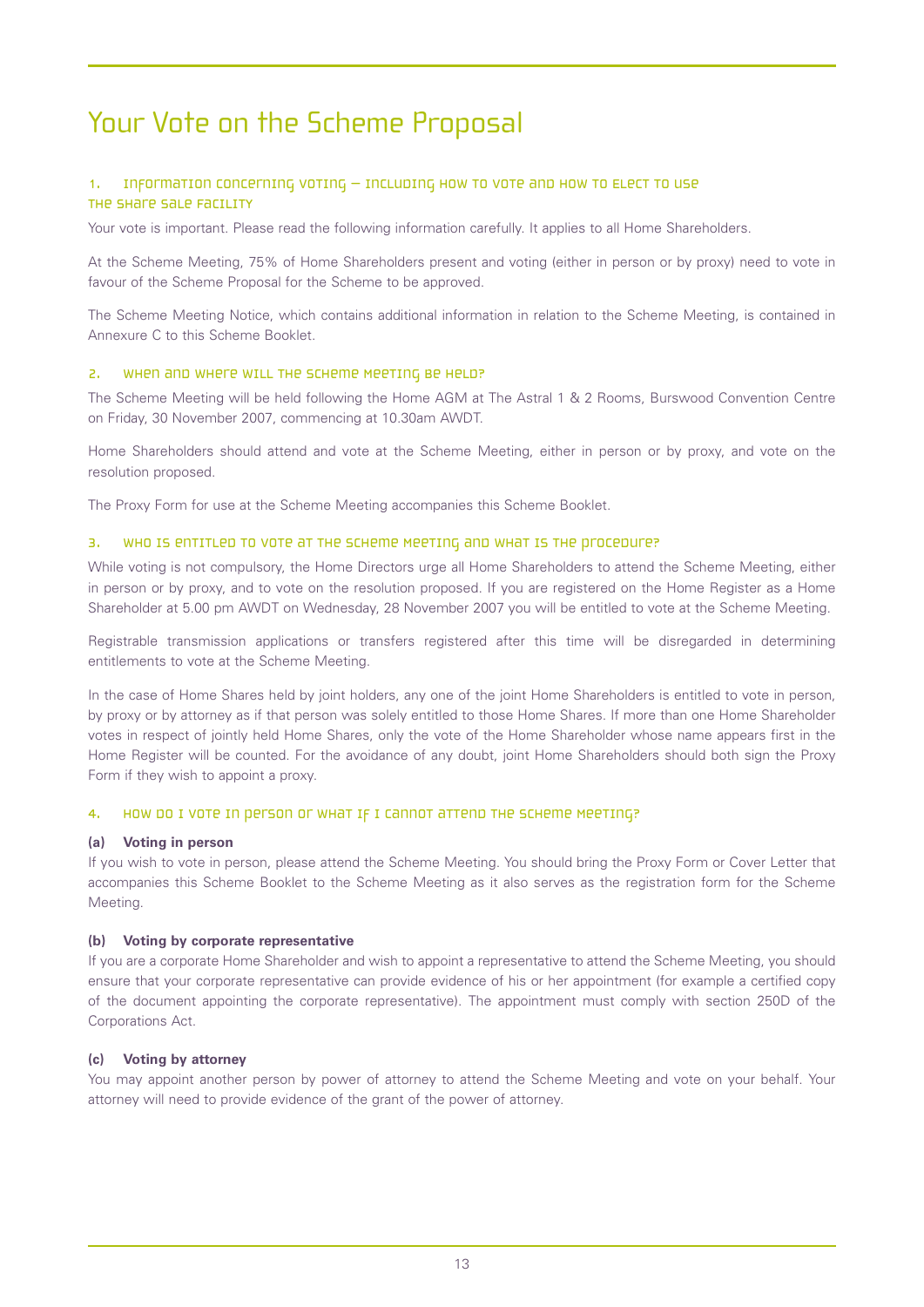# Your Vote on the Scheme Proposal

## 1. Information concerning voting – including how to vote and how to elect to use the Share Sale Facility

Your vote is important. Please read the following information carefully. It applies to all Home Shareholders.

At the Scheme Meeting, 75% of Home Shareholders present and voting (either in person or by proxy) need to vote in favour of the Scheme Proposal for the Scheme to be approved.

The Scheme Meeting Notice, which contains additional information in relation to the Scheme Meeting, is contained in Annexure C to this Scheme Booklet.

## 2. When and where will the Scheme Meeting be held?

The Scheme Meeting will be held following the Home AGM at The Astral 1 & 2 Rooms, Burswood Convention Centre on Friday, 30 November 2007, commencing at 10.30am AWDT.

Home Shareholders should attend and vote at the Scheme Meeting, either in person or by proxy, and vote on the resolution proposed.

The Proxy Form for use at the Scheme Meeting accompanies this Scheme Booklet.

## 3. Who is entitled to vote at the Scheme Meeting and what is the procedure?

While voting is not compulsory, the Home Directors urge all Home Shareholders to attend the Scheme Meeting, either in person or by proxy, and to vote on the resolution proposed. If you are registered on the Home Register as a Home Shareholder at 5.00 pm AWDT on Wednesday, 28 November 2007 you will be entitled to vote at the Scheme Meeting.

Registrable transmission applications or transfers registered after this time will be disregarded in determining entitlements to vote at the Scheme Meeting.

In the case of Home Shares held by joint holders, any one of the joint Home Shareholders is entitled to vote in person, by proxy or by attorney as if that person was solely entitled to those Home Shares. If more than one Home Shareholder votes in respect of jointly held Home Shares, only the vote of the Home Shareholder whose name appears first in the Home Register will be counted. For the avoidance of any doubt, joint Home Shareholders should both sign the Proxy Form if they wish to appoint a proxy.

## 4. How do I vote in person or what if I cannot attend the Scheme Meeting?

**(a) Voting in person**

If you wish to vote in person, please attend the Scheme Meeting. You should bring the Proxy Form or Cover Letter that accompanies this Scheme Booklet to the Scheme Meeting as it also serves as the registration form for the Scheme Meeting.

**(b) Voting by corporate representative**

If you are a corporate Home Shareholder and wish to appoint a representative to attend the Scheme Meeting, you should ensure that your corporate representative can provide evidence of his or her appointment (for example a certified copy of the document appointing the corporate representative). The appointment must comply with section 250D of the Corporations Act.

**(c) Voting by attorney**

You may appoint another person by power of attorney to attend the Scheme Meeting and vote on your behalf. Your attorney will need to provide evidence of the grant of the power of attorney.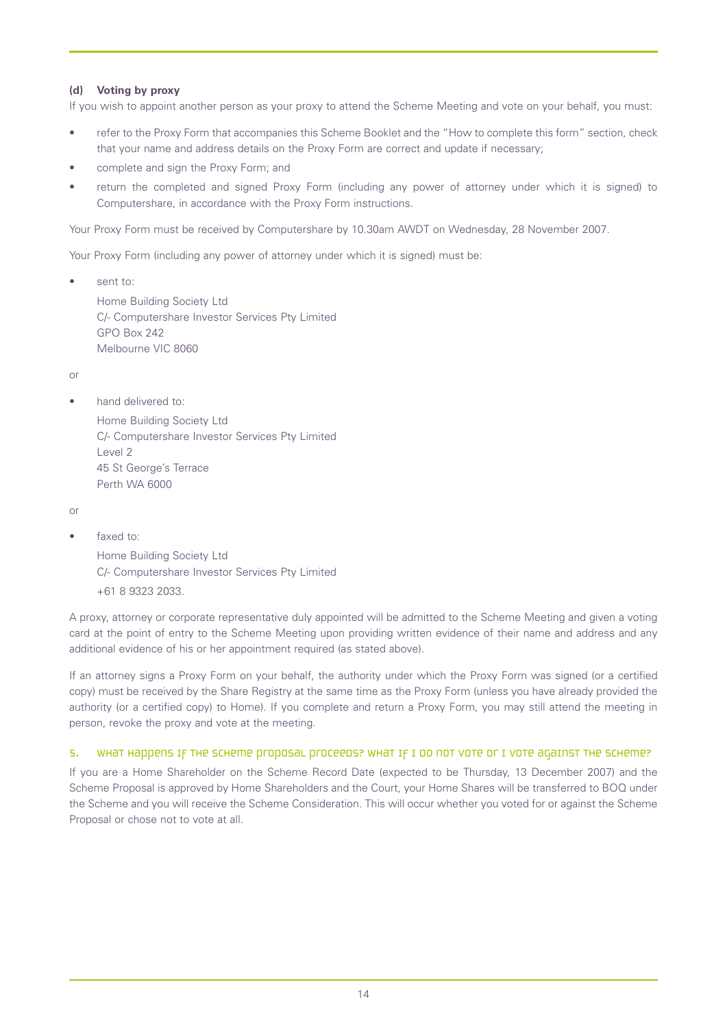**(d) Voting by proxy**

If you wish to appoint another person as your proxy to attend the Scheme Meeting and vote on your behalf, you must:

- refer to the Proxy Form that accompanies this Scheme Booklet and the "How to complete this form" section, check that your name and address details on the Proxy Form are correct and update if necessary;
- complete and sign the Proxy Form; and
- return the completed and signed Proxy Form (including any power of attorney under which it is signed) to Computershare, in accordance with the Proxy Form instructions.

Your Proxy Form must be received by Computershare by 10.30am AWDT on Wednesday, 28 November 2007.

Your Proxy Form (including any power of attorney under which it is signed) must be:

- sent to:

  Home Building Society Ltd
  C/- Computershare Investor Services Pty Limited
  GPO Box 242
  Melbourne VIC 8060

or

- hand delivered to:

  Home Building Society Ltd
  C/- Computershare Investor Services Pty Limited
  Level 2
  45 St George's Terrace
  Perth WA 6000

or

- faxed to:

  Home Building Society Ltd
  C/- Computershare Investor Services Pty Limited
  +61 8 9323 2033.

A proxy, attorney or corporate representative duly appointed will be admitted to the Scheme Meeting and given a voting card at the point of entry to the Scheme Meeting upon providing written evidence of their name and address and any additional evidence of his or her appointment required (as stated above).

If an attorney signs a Proxy Form on your behalf, the authority under which the Proxy Form was signed (or a certified copy) must be received by the Share Registry at the same time as the Proxy Form (unless you have already provided the authority (or a certified copy) to Home). If you complete and return a Proxy Form, you may still attend the meeting in person, revoke the proxy and vote at the meeting.

## 5. What happens if the Scheme Proposal proceeds? What if I do not vote or I vote against the Scheme?

If you are a Home Shareholder on the Scheme Record Date (expected to be Thursday, 13 December 2007) and the Scheme Proposal is approved by Home Shareholders and the Court, your Home Shares will be transferred to BOQ under the Scheme and you will receive the Scheme Consideration. This will occur whether you voted for or against the Scheme Proposal or chose not to vote at all.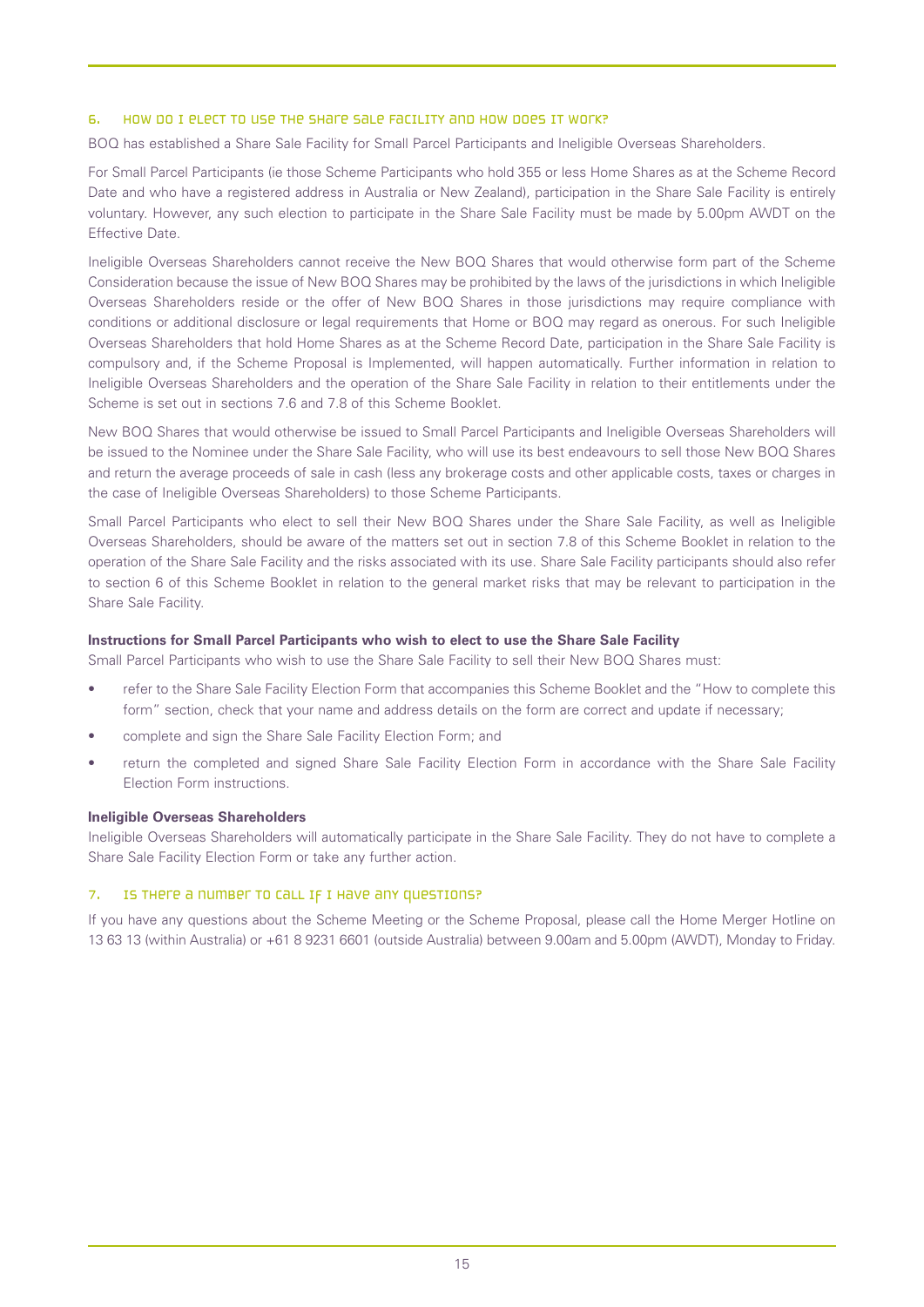### 6. How do I elect to use the Share Sale Facility and how does it work?

BOQ has established a Share Sale Facility for Small Parcel Participants and Ineligible Overseas Shareholders.

For Small Parcel Participants (ie those Scheme Participants who hold 355 or less Home Shares as at the Scheme Record Date and who have a registered address in Australia or New Zealand), participation in the Share Sale Facility is entirely voluntary. However, any such election to participate in the Share Sale Facility must be made by 5.00pm AWDT on the Effective Date.

Ineligible Overseas Shareholders cannot receive the New BOQ Shares that would otherwise form part of the Scheme Consideration because the issue of New BOQ Shares may be prohibited by the laws of the jurisdictions in which Ineligible Overseas Shareholders reside or the offer of New BOQ Shares in those jurisdictions may require compliance with conditions or additional disclosure or legal requirements that Home or BOQ may regard as onerous. For such Ineligible Overseas Shareholders that hold Home Shares as at the Scheme Record Date, participation in the Share Sale Facility is compulsory and, if the Scheme Proposal is Implemented, will happen automatically. Further information in relation to Ineligible Overseas Shareholders and the operation of the Share Sale Facility in relation to their entitlements under the Scheme is set out in sections 7.6 and 7.8 of this Scheme Booklet.

New BOQ Shares that would otherwise be issued to Small Parcel Participants and Ineligible Overseas Shareholders will be issued to the Nominee under the Share Sale Facility, who will use its best endeavours to sell those New BOQ Shares and return the average proceeds of sale in cash (less any brokerage costs and other applicable costs, taxes or charges in the case of Ineligible Overseas Shareholders) to those Scheme Participants.

Small Parcel Participants who elect to sell their New BOQ Shares under the Share Sale Facility, as well as Ineligible Overseas Shareholders, should be aware of the matters set out in section 7.8 of this Scheme Booklet in relation to the operation of the Share Sale Facility and the risks associated with its use. Share Sale Facility participants should also refer to section 6 of this Scheme Booklet in relation to the general market risks that may be relevant to participation in the Share Sale Facility.

**Instructions for Small Parcel Participants who wish to elect to use the Share Sale Facility**

Small Parcel Participants who wish to use the Share Sale Facility to sell their New BOQ Shares must:

- refer to the Share Sale Facility Election Form that accompanies this Scheme Booklet and the "How to complete this form" section, check that your name and address details on the form are correct and update if necessary;
- complete and sign the Share Sale Facility Election Form; and
- return the completed and signed Share Sale Facility Election Form in accordance with the Share Sale Facility Election Form instructions.

**Ineligible Overseas Shareholders**

Ineligible Overseas Shareholders will automatically participate in the Share Sale Facility. They do not have to complete a Share Sale Facility Election Form or take any further action.

### 7. Is there a number to call if I have any questions?

If you have any questions about the Scheme Meeting or the Scheme Proposal, please call the Home Merger Hotline on 13 63 13 (within Australia) or +61 8 9231 6601 (outside Australia) between 9.00am and 5.00pm (AWDT), Monday to Friday.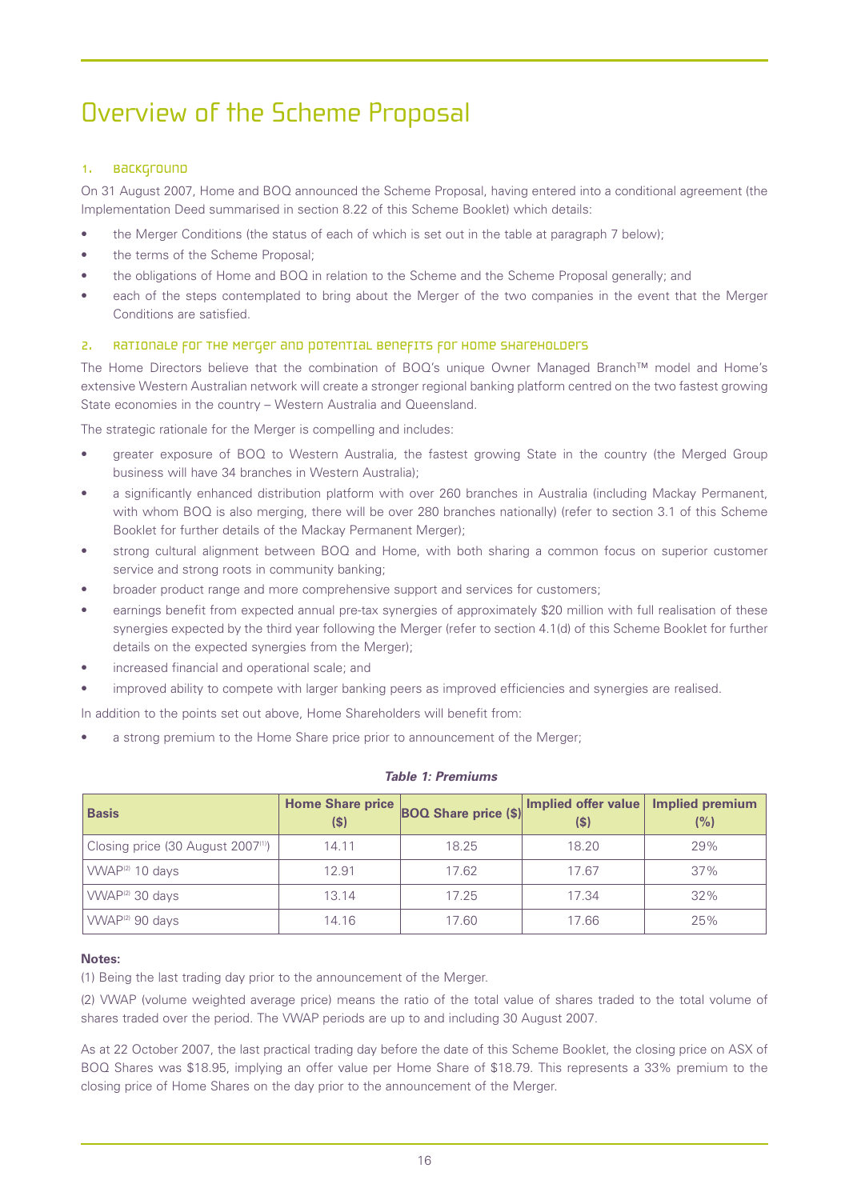# Overview of the Scheme Proposal

## 1. Background

On 31 August 2007, Home and BOQ announced the Scheme Proposal, having entered into a conditional agreement (the Implementation Deed summarised in section 8.22 of this Scheme Booklet) which details:

- the Merger Conditions (the status of each of which is set out in the table at paragraph 7 below);
- the terms of the Scheme Proposal;
- the obligations of Home and BOQ in relation to the Scheme and the Scheme Proposal generally; and
- each of the steps contemplated to bring about the Merger of the two companies in the event that the Merger Conditions are satisfied.

## 2. Rationale for the Merger and potential benefits for Home Shareholders

The Home Directors believe that the combination of BOQ's unique Owner Managed Branch™ model and Home's extensive Western Australian network will create a stronger regional banking platform centred on the two fastest growing State economies in the country – Western Australia and Queensland.

The strategic rationale for the Merger is compelling and includes:

- greater exposure of BOQ to Western Australia, the fastest growing State in the country (the Merged Group business will have 34 branches in Western Australia);
- a significantly enhanced distribution platform with over 260 branches in Australia (including Mackay Permanent, with whom BOQ is also merging, there will be over 280 branches nationally) (refer to section 3.1 of this Scheme Booklet for further details of the Mackay Permanent Merger);
- strong cultural alignment between BOQ and Home, with both sharing a common focus on superior customer service and strong roots in community banking;
- broader product range and more comprehensive support and services for customers;
- earnings benefit from expected annual pre-tax synergies of approximately $20 million with full realisation of these synergies expected by the third year following the Merger (refer to section 4.1(d) of this Scheme Booklet for further details on the expected synergies from the Merger);
- increased financial and operational scale; and
- improved ability to compete with larger banking peers as improved efficiencies and synergies are realised.

In addition to the points set out above, Home Shareholders will benefit from:

- a strong premium to the Home Share price prior to announcement of the Merger;

***Table 1: Premiums***

| Basis | Home Share price ($) | BOQ Share price ($) | Implied offer value ($) | Implied premium (%) |
|---|---|---|---|---|
| Closing price (30 August 2007[1]) | 14.11 | 18.25 | 18.20 | 29% |
| VWAP[2] 10 days | 12.91 | 17.62 | 17.67 | 37% |
| VWAP[2] 30 days | 13.14 | 17.25 | 17.34 | 32% |
| VWAP[2] 90 days | 14.16 | 17.60 | 17.66 | 25% |

**Notes:**

(1) Being the last trading day prior to the announcement of the Merger.

(2) VWAP (volume weighted average price) means the ratio of the total value of shares traded to the total volume of shares traded over the period. The VWAP periods are up to and including 30 August 2007.

As at 22 October 2007, the last practical trading day before the date of this Scheme Booklet, the closing price on ASX of BOQ Shares was $18.95, implying an offer value per Home Share of $18.79. This represents a 33% premium to the closing price of Home Shares on the day prior to the announcement of the Merger.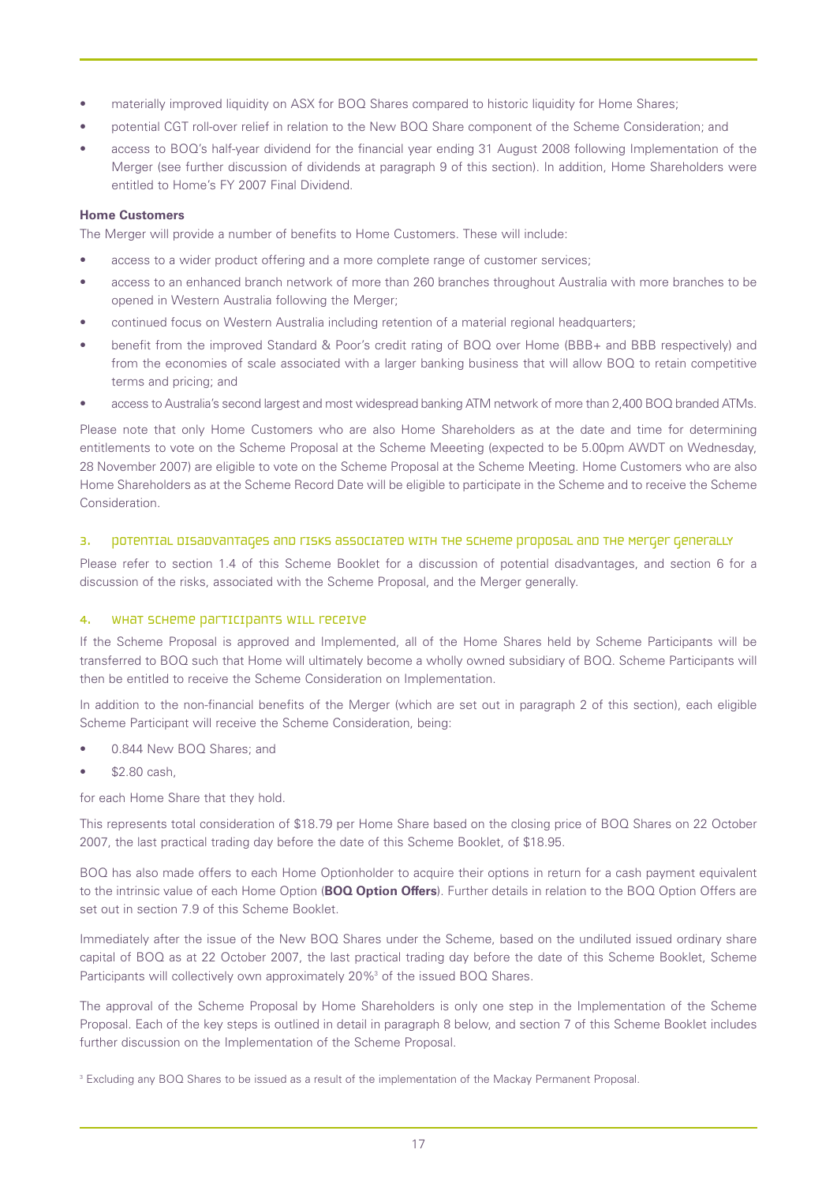- materially improved liquidity on ASX for BOQ Shares compared to historic liquidity for Home Shares;
- potential CGT roll-over relief in relation to the New BOQ Share component of the Scheme Consideration; and
- access to BOQ's half-year dividend for the financial year ending 31 August 2008 following Implementation of the Merger (see further discussion of dividends at paragraph 9 of this section). In addition, Home Shareholders were entitled to Home's FY 2007 Final Dividend.

**Home Customers**

The Merger will provide a number of benefits to Home Customers. These will include:

- access to a wider product offering and a more complete range of customer services;
- access to an enhanced branch network of more than 260 branches throughout Australia with more branches to be opened in Western Australia following the Merger;
- continued focus on Western Australia including retention of a material regional headquarters;
- benefit from the improved Standard & Poor's credit rating of BOQ over Home (BBB+ and BBB respectively) and from the economies of scale associated with a larger banking business that will allow BOQ to retain competitive terms and pricing; and
- access to Australia's second largest and most widespread banking ATM network of more than 2,400 BOQ branded ATMs.

Please note that only Home Customers who are also Home Shareholders as at the date and time for determining entitlements to vote on the Scheme Proposal at the Scheme Meeeting (expected to be 5.00pm AWDT on Wednesday, 28 November 2007) are eligible to vote on the Scheme Proposal at the Scheme Meeting. Home Customers who are also Home Shareholders as at the Scheme Record Date will be eligible to participate in the Scheme and to receive the Scheme Consideration.

## 3. Potential disadvantages and risks associated with the Scheme Proposal and the Merger generally

Please refer to section 1.4 of this Scheme Booklet for a discussion of potential disadvantages, and section 6 for a discussion of the risks, associated with the Scheme Proposal, and the Merger generally.

## 4. What Scheme Participants will receive

If the Scheme Proposal is approved and Implemented, all of the Home Shares held by Scheme Participants will be transferred to BOQ such that Home will ultimately become a wholly owned subsidiary of BOQ. Scheme Participants will then be entitled to receive the Scheme Consideration on Implementation.

In addition to the non-financial benefits of the Merger (which are set out in paragraph 2 of this section), each eligible Scheme Participant will receive the Scheme Consideration, being:

- 0.844 New BOQ Shares; and
- $2.80 cash,

for each Home Share that they hold.

This represents total consideration of $18.79 per Home Share based on the closing price of BOQ Shares on 22 October 2007, the last practical trading day before the date of this Scheme Booklet, of $18.95.

BOQ has also made offers to each Home Optionholder to acquire their options in return for a cash payment equivalent to the intrinsic value of each Home Option (**BOQ Option Offers**). Further details in relation to the BOQ Option Offers are set out in section 7.9 of this Scheme Booklet.

Immediately after the issue of the New BOQ Shares under the Scheme, based on the undiluted issued ordinary share capital of BOQ as at 22 October 2007, the last practical trading day before the date of this Scheme Booklet, Scheme Participants will collectively own approximately 20%[3] of the issued BOQ Shares.

The approval of the Scheme Proposal by Home Shareholders is only one step in the Implementation of the Scheme Proposal. Each of the key steps is outlined in detail in paragraph 8 below, and section 7 of this Scheme Booklet includes further discussion on the Implementation of the Scheme Proposal.

[3] Excluding any BOQ Shares to be issued as a result of the implementation of the Mackay Permanent Proposal.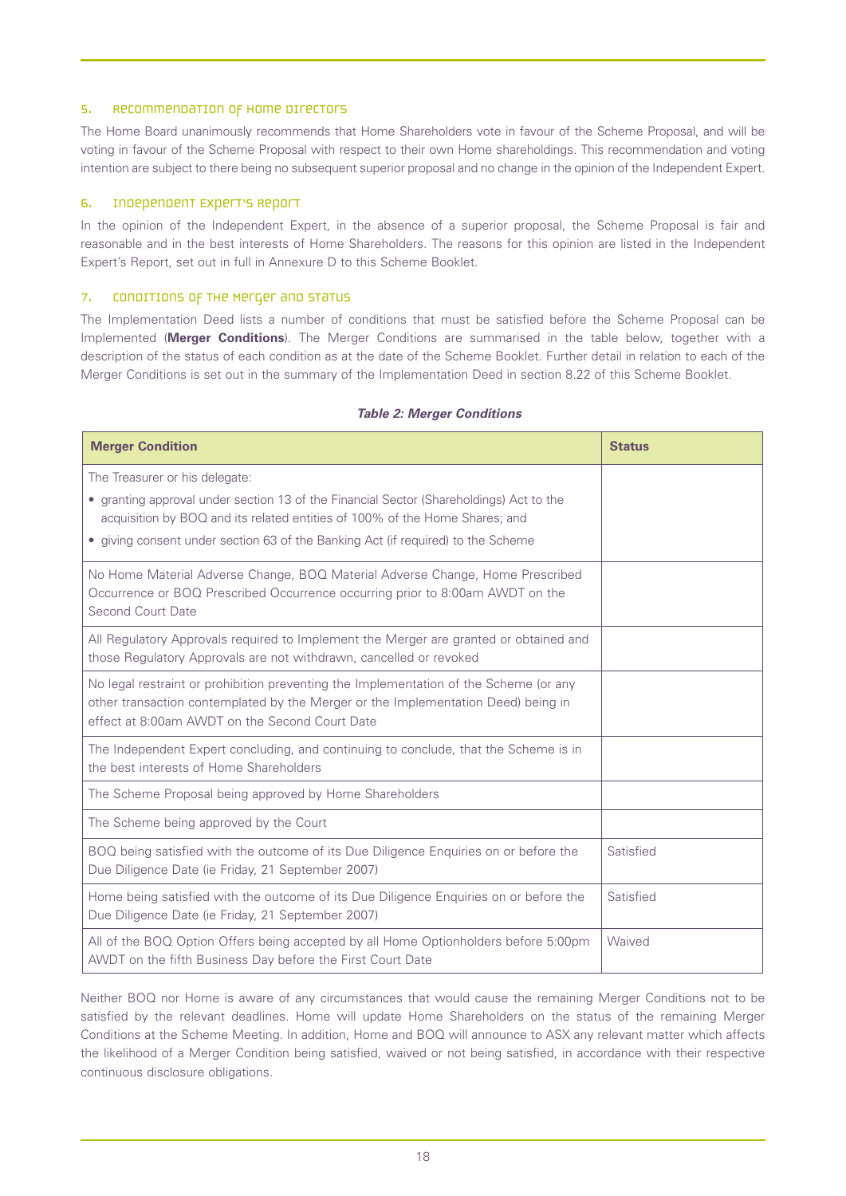## 5. Recommendation of Home Directors

The Home Board unanimously recommends that Home Shareholders vote in favour of the Scheme Proposal, and will be voting in favour of the Scheme Proposal with respect to their own Home shareholdings. This recommendation and voting intention are subject to there being no subsequent superior proposal and no change in the opinion of the Independent Expert.

## 6. Independent Expert's Report

In the opinion of the Independent Expert, in the absence of a superior proposal, the Scheme Proposal is fair and reasonable and in the best interests of Home Shareholders. The reasons for this opinion are listed in the Independent Expert's Report, set out in full in Annexure D to this Scheme Booklet.

## 7. Conditions of the Merger and Status

The Implementation Deed lists a number of conditions that must be satisfied before the Scheme Proposal can be Implemented (**Merger Conditions**). The Merger Conditions are summarised in the table below, together with a description of the status of each condition as at the date of the Scheme Booklet. Further detail in relation to each of the Merger Conditions is set out in the summary of the Implementation Deed in section 8.22 of this Scheme Booklet.

***Table 2: Merger Conditions***

| **Merger Condition** | **Status** |
|---|---|
| The Treasurer or his delegate:<br>• granting approval under section 13 of the Financial Sector (Shareholdings) Act to the acquisition by BOQ and its related entities of 100% of the Home Shares; and<br>• giving consent under section 63 of the Banking Act (if required) to the Scheme | |
| No Home Material Adverse Change, BOQ Material Adverse Change, Home Prescribed Occurrence or BOQ Prescribed Occurrence occurring prior to 8:00am AWDT on the Second Court Date | |
| All Regulatory Approvals required to Implement the Merger are granted or obtained and those Regulatory Approvals are not withdrawn, cancelled or revoked | |
| No legal restraint or prohibition preventing the Implementation of the Scheme (or any other transaction contemplated by the Merger or the Implementation Deed) being in effect at 8:00am AWDT on the Second Court Date | |
| The Independent Expert concluding, and continuing to conclude, that the Scheme is in the best interests of Home Shareholders | |
| The Scheme Proposal being approved by Home Shareholders | |
| The Scheme being approved by the Court | |
| BOQ being satisfied with the outcome of its Due Diligence Enquiries on or before the Due Diligence Date (ie Friday, 21 September 2007) | Satisfied |
| Home being satisfied with the outcome of its Due Diligence Enquiries on or before the Due Diligence Date (ie Friday, 21 September 2007) | Satisfied |
| All of the BOQ Option Offers being accepted by all Home Optionholders before 5:00pm AWDT on the fifth Business Day before the First Court Date | Waived |

Neither BOQ nor Home is aware of any circumstances that would cause the remaining Merger Conditions not to be satisfied by the relevant deadlines. Home will update Home Shareholders on the status of the remaining Merger Conditions at the Scheme Meeting. In addition, Home and BOQ will announce to ASX any relevant matter which affects the likelihood of a Merger Condition being satisfied, waived or not being satisfied, in accordance with their respective continuous disclosure obligations.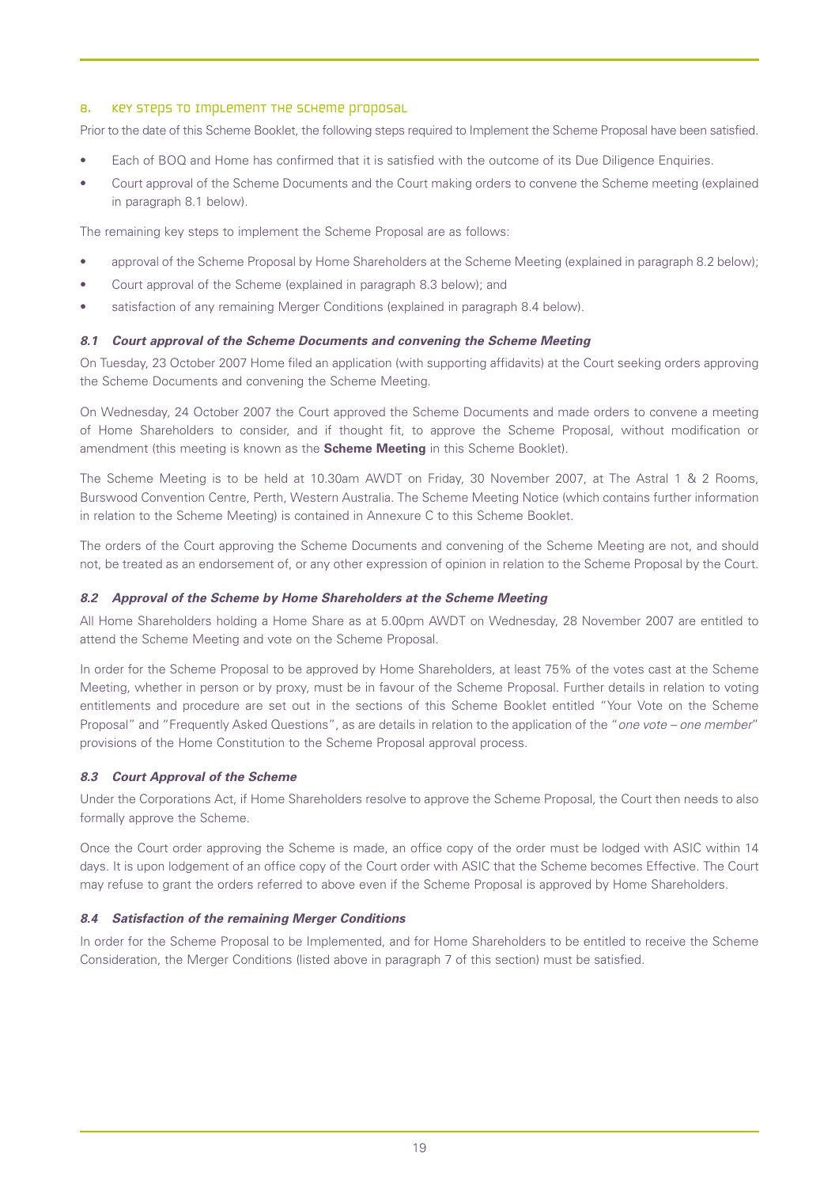## 8. Key steps to implement the Scheme Proposal

Prior to the date of this Scheme Booklet, the following steps required to Implement the Scheme Proposal have been satisfied.

- Each of BOQ and Home has confirmed that it is satisfied with the outcome of its Due Diligence Enquiries.
- Court approval of the Scheme Documents and the Court making orders to convene the Scheme meeting (explained in paragraph 8.1 below).

The remaining key steps to implement the Scheme Proposal are as follows:

- approval of the Scheme Proposal by Home Shareholders at the Scheme Meeting (explained in paragraph 8.2 below);
- Court approval of the Scheme (explained in paragraph 8.3 below); and
- satisfaction of any remaining Merger Conditions (explained in paragraph 8.4 below).

### *8.1 Court approval of the Scheme Documents and convening the Scheme Meeting*

On Tuesday, 23 October 2007 Home filed an application (with supporting affidavits) at the Court seeking orders approving the Scheme Documents and convening the Scheme Meeting.

On Wednesday, 24 October 2007 the Court approved the Scheme Documents and made orders to convene a meeting of Home Shareholders to consider, and if thought fit, to approve the Scheme Proposal, without modification or amendment (this meeting is known as the **Scheme Meeting** in this Scheme Booklet).

The Scheme Meeting is to be held at 10.30am AWDT on Friday, 30 November 2007, at The Astral 1 & 2 Rooms, Burswood Convention Centre, Perth, Western Australia. The Scheme Meeting Notice (which contains further information in relation to the Scheme Meeting) is contained in Annexure C to this Scheme Booklet.

The orders of the Court approving the Scheme Documents and convening of the Scheme Meeting are not, and should not, be treated as an endorsement of, or any other expression of opinion in relation to the Scheme Proposal by the Court.

### *8.2 Approval of the Scheme by Home Shareholders at the Scheme Meeting*

All Home Shareholders holding a Home Share as at 5.00pm AWDT on Wednesday, 28 November 2007 are entitled to attend the Scheme Meeting and vote on the Scheme Proposal.

In order for the Scheme Proposal to be approved by Home Shareholders, at least 75% of the votes cast at the Scheme Meeting, whether in person or by proxy, must be in favour of the Scheme Proposal. Further details in relation to voting entitlements and procedure are set out in the sections of this Scheme Booklet entitled "Your Vote on the Scheme Proposal" and "Frequently Asked Questions", as are details in relation to the application of the "*one vote – one member*" provisions of the Home Constitution to the Scheme Proposal approval process.

### *8.3 Court Approval of the Scheme*

Under the Corporations Act, if Home Shareholders resolve to approve the Scheme Proposal, the Court then needs to also formally approve the Scheme.

Once the Court order approving the Scheme is made, an office copy of the order must be lodged with ASIC within 14 days. It is upon lodgement of an office copy of the Court order with ASIC that the Scheme becomes Effective. The Court may refuse to grant the orders referred to above even if the Scheme Proposal is approved by Home Shareholders.

### *8.4 Satisfaction of the remaining Merger Conditions*

In order for the Scheme Proposal to be Implemented, and for Home Shareholders to be entitled to receive the Scheme Consideration, the Merger Conditions (listed above in paragraph 7 of this section) must be satisfied.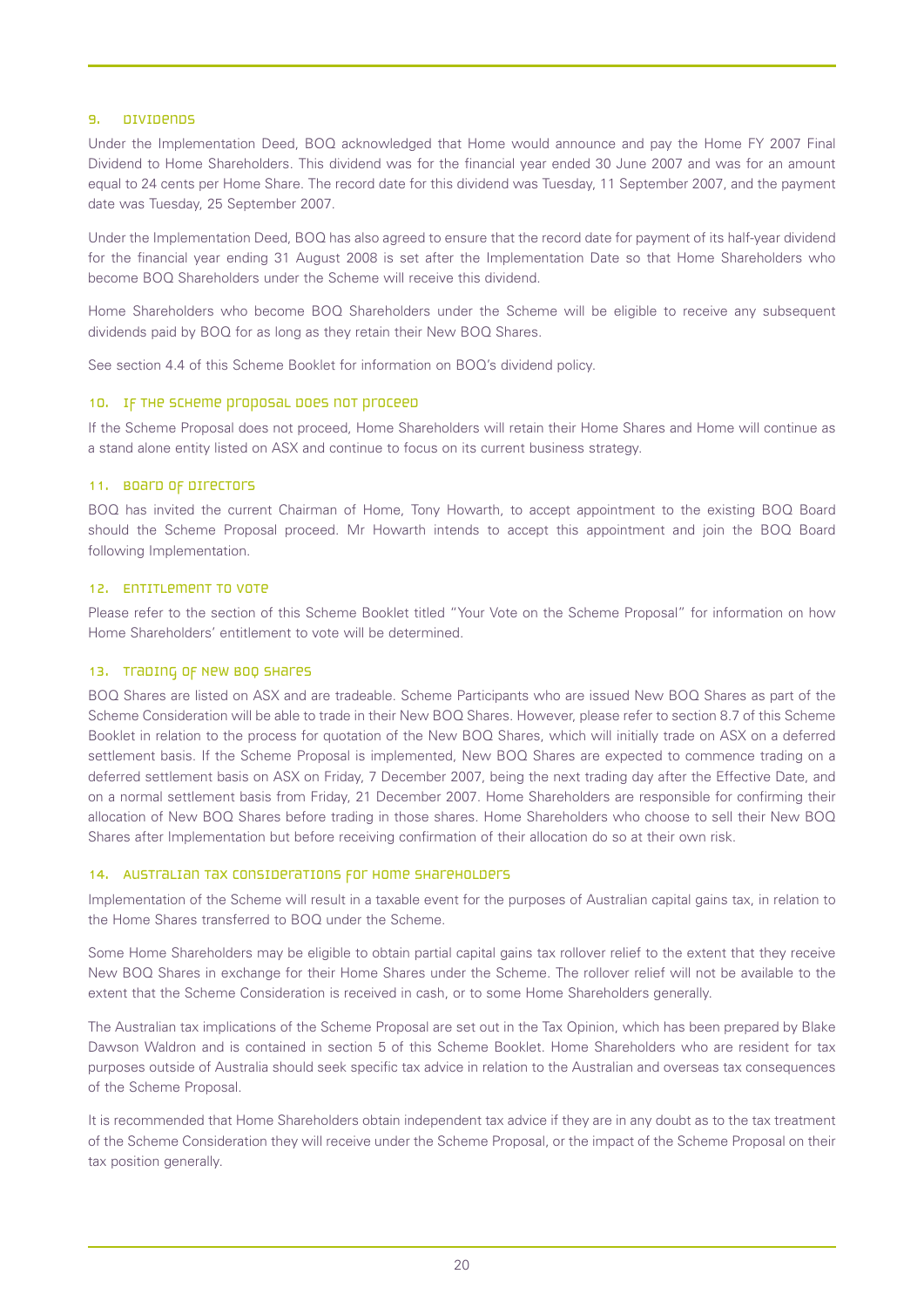## 9. Dividends

Under the Implementation Deed, BOQ acknowledged that Home would announce and pay the Home FY 2007 Final Dividend to Home Shareholders. This dividend was for the financial year ended 30 June 2007 and was for an amount equal to 24 cents per Home Share. The record date for this dividend was Tuesday, 11 September 2007, and the payment date was Tuesday, 25 September 2007.

Under the Implementation Deed, BOQ has also agreed to ensure that the record date for payment of its half-year dividend for the financial year ending 31 August 2008 is set after the Implementation Date so that Home Shareholders who become BOQ Shareholders under the Scheme will receive this dividend.

Home Shareholders who become BOQ Shareholders under the Scheme will be eligible to receive any subsequent dividends paid by BOQ for as long as they retain their New BOQ Shares.

See section 4.4 of this Scheme Booklet for information on BOQ's dividend policy.

## 10. If the Scheme Proposal does not proceed

If the Scheme Proposal does not proceed, Home Shareholders will retain their Home Shares and Home will continue as a stand alone entity listed on ASX and continue to focus on its current business strategy.

## 11. Board of Directors

BOQ has invited the current Chairman of Home, Tony Howarth, to accept appointment to the existing BOQ Board should the Scheme Proposal proceed. Mr Howarth intends to accept this appointment and join the BOQ Board following Implementation.

## 12. Entitlement to vote

Please refer to the section of this Scheme Booklet titled "Your Vote on the Scheme Proposal" for information on how Home Shareholders' entitlement to vote will be determined.

## 13. Trading of New BOQ Shares

BOQ Shares are listed on ASX and are tradeable. Scheme Participants who are issued New BOQ Shares as part of the Scheme Consideration will be able to trade in their New BOQ Shares. However, please refer to section 8.7 of this Scheme Booklet in relation to the process for quotation of the New BOQ Shares, which will initially trade on ASX on a deferred settlement basis. If the Scheme Proposal is implemented, New BOQ Shares are expected to commence trading on a deferred settlement basis on ASX on Friday, 7 December 2007, being the next trading day after the Effective Date, and on a normal settlement basis from Friday, 21 December 2007. Home Shareholders are responsible for confirming their allocation of New BOQ Shares before trading in those shares. Home Shareholders who choose to sell their New BOQ Shares after Implementation but before receiving confirmation of their allocation do so at their own risk.

## 14. Australian tax considerations for Home Shareholders

Implementation of the Scheme will result in a taxable event for the purposes of Australian capital gains tax, in relation to the Home Shares transferred to BOQ under the Scheme.

Some Home Shareholders may be eligible to obtain partial capital gains tax rollover relief to the extent that they receive New BOQ Shares in exchange for their Home Shares under the Scheme. The rollover relief will not be available to the extent that the Scheme Consideration is received in cash, or to some Home Shareholders generally.

The Australian tax implications of the Scheme Proposal are set out in the Tax Opinion, which has been prepared by Blake Dawson Waldron and is contained in section 5 of this Scheme Booklet. Home Shareholders who are resident for tax purposes outside of Australia should seek specific tax advice in relation to the Australian and overseas tax consequences of the Scheme Proposal.

It is recommended that Home Shareholders obtain independent tax advice if they are in any doubt as to the tax treatment of the Scheme Consideration they will receive under the Scheme Proposal, or the impact of the Scheme Proposal on their tax position generally.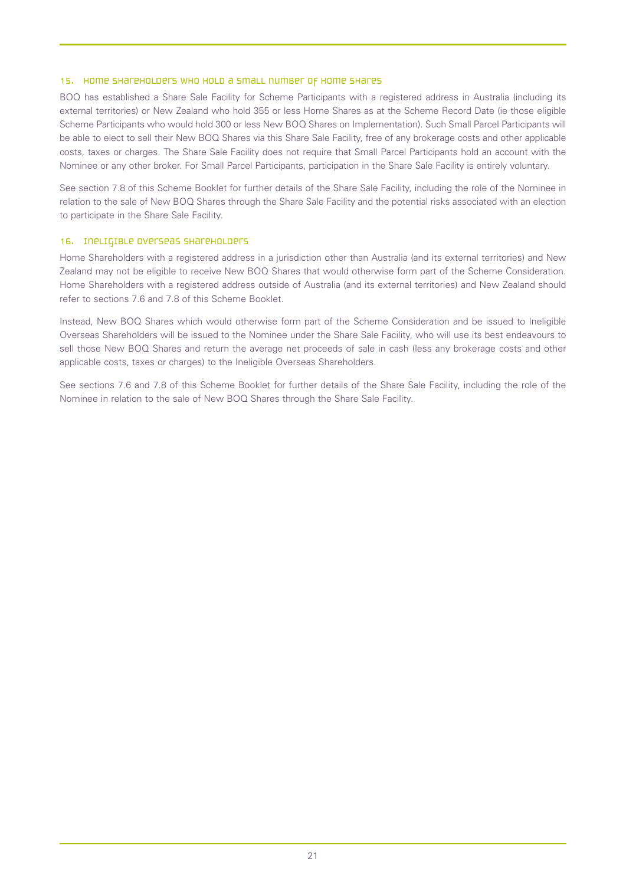### 15. Home Shareholders who hold a small number of Home Shares

BOQ has established a Share Sale Facility for Scheme Participants with a registered address in Australia (including its external territories) or New Zealand who hold 355 or less Home Shares as at the Scheme Record Date (ie those eligible Scheme Participants who would hold 300 or less New BOQ Shares on Implementation). Such Small Parcel Participants will be able to elect to sell their New BOQ Shares via this Share Sale Facility, free of any brokerage costs and other applicable costs, taxes or charges. The Share Sale Facility does not require that Small Parcel Participants hold an account with the Nominee or any other broker. For Small Parcel Participants, participation in the Share Sale Facility is entirely voluntary.

See section 7.8 of this Scheme Booklet for further details of the Share Sale Facility, including the role of the Nominee in relation to the sale of New BOQ Shares through the Share Sale Facility and the potential risks associated with an election to participate in the Share Sale Facility.

### 16. Ineligible Overseas Shareholders

Home Shareholders with a registered address in a jurisdiction other than Australia (and its external territories) and New Zealand may not be eligible to receive New BOQ Shares that would otherwise form part of the Scheme Consideration. Home Shareholders with a registered address outside of Australia (and its external territories) and New Zealand should refer to sections 7.6 and 7.8 of this Scheme Booklet.

Instead, New BOQ Shares which would otherwise form part of the Scheme Consideration and be issued to Ineligible Overseas Shareholders will be issued to the Nominee under the Share Sale Facility, who will use its best endeavours to sell those New BOQ Shares and return the average net proceeds of sale in cash (less any brokerage costs and other applicable costs, taxes or charges) to the Ineligible Overseas Shareholders.

See sections 7.6 and 7.8 of this Scheme Booklet for further details of the Share Sale Facility, including the role of the Nominee in relation to the sale of New BOQ Shares through the Share Sale Facility.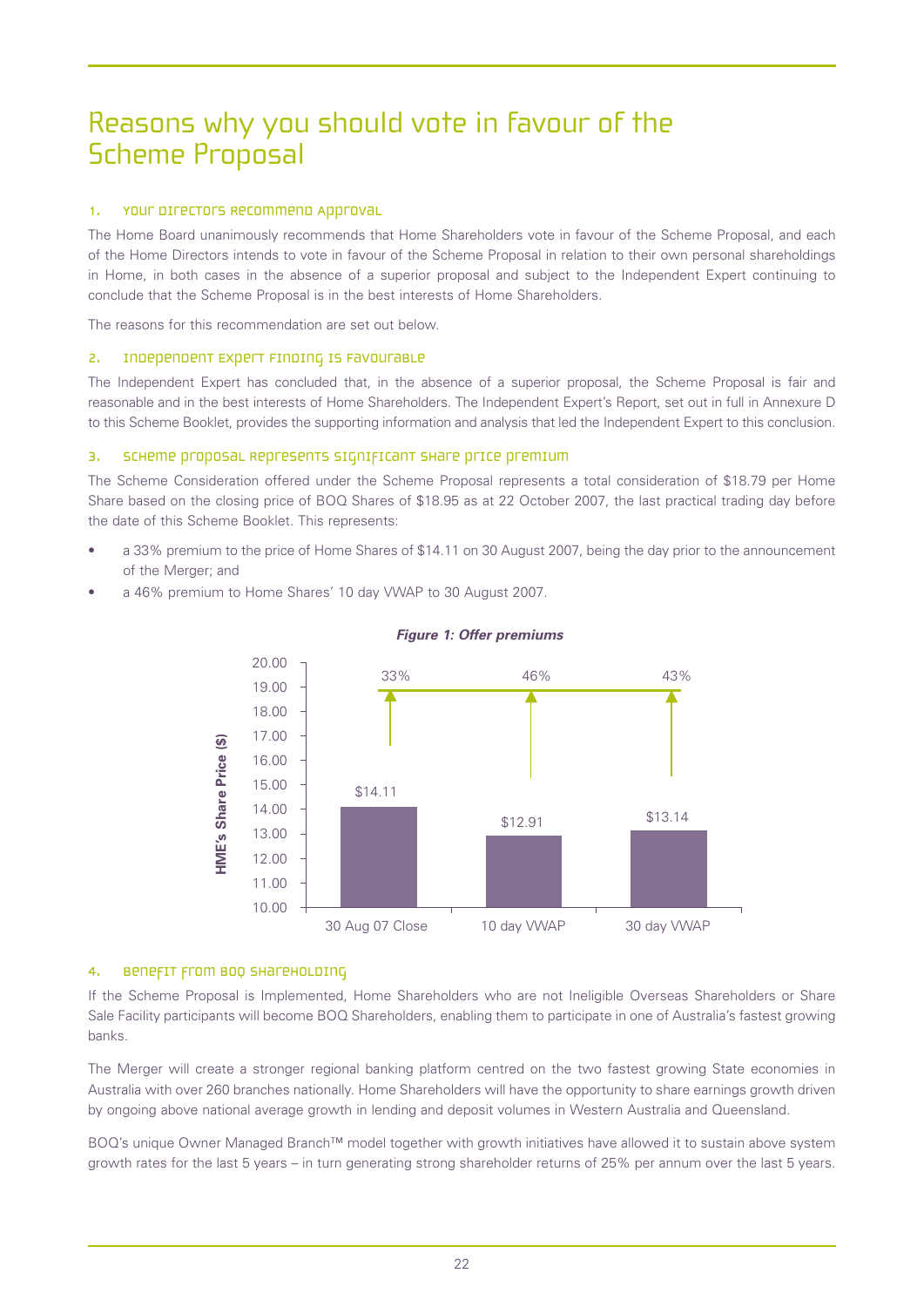# Reasons why you should vote in favour of the Scheme Proposal

### 1. Your Directors recommend approval

The Home Board unanimously recommends that Home Shareholders vote in favour of the Scheme Proposal, and each of the Home Directors intends to vote in favour of the Scheme Proposal in relation to their own personal shareholdings in Home, in both cases in the absence of a superior proposal and subject to the Independent Expert continuing to conclude that the Scheme Proposal is in the best interests of Home Shareholders.

The reasons for this recommendation are set out below.

### 2. Independent Expert finding is favourable

The Independent Expert has concluded that, in the absence of a superior proposal, the Scheme Proposal is fair and reasonable and in the best interests of Home Shareholders. The Independent Expert's Report, set out in full in Annexure D to this Scheme Booklet, provides the supporting information and analysis that led the Independent Expert to this conclusion.

### 3. Scheme Proposal represents significant share price premium

The Scheme Consideration offered under the Scheme Proposal represents a total consideration of $18.79 per Home Share based on the closing price of BOQ Shares of $18.95 as at 22 October 2007, the last practical trading day before the date of this Scheme Booklet. This represents:

- a 33% premium to the price of Home Shares of $14.11 on 30 August 2007, being the day prior to the announcement of the Merger; and
- a 46% premium to Home Shares' 10 day VWAP to 30 August 2007.

***Figure 1: Offer premiums***

| HME's Share Price ($) | 30 Aug 07 Close | 10 day VWAP | 30 day VWAP |
|---|---|---|---|
| Share price | $14.11 | $12.91 | $13.14 |
| Premium | 33% | 46% | 43% |

### 4. Benefit from BOQ shareholding

If the Scheme Proposal is Implemented, Home Shareholders who are not Ineligible Overseas Shareholders or Share Sale Facility participants will become BOQ Shareholders, enabling them to participate in one of Australia's fastest growing banks.

The Merger will create a stronger regional banking platform centred on the two fastest growing State economies in Australia with over 260 branches nationally. Home Shareholders will have the opportunity to share earnings growth driven by ongoing above national average growth in lending and deposit volumes in Western Australia and Queensland.

BOQ's unique Owner Managed Branch™ model together with growth initiatives have allowed it to sustain above system growth rates for the last 5 years – in turn generating strong shareholder returns of 25% per annum over the last 5 years.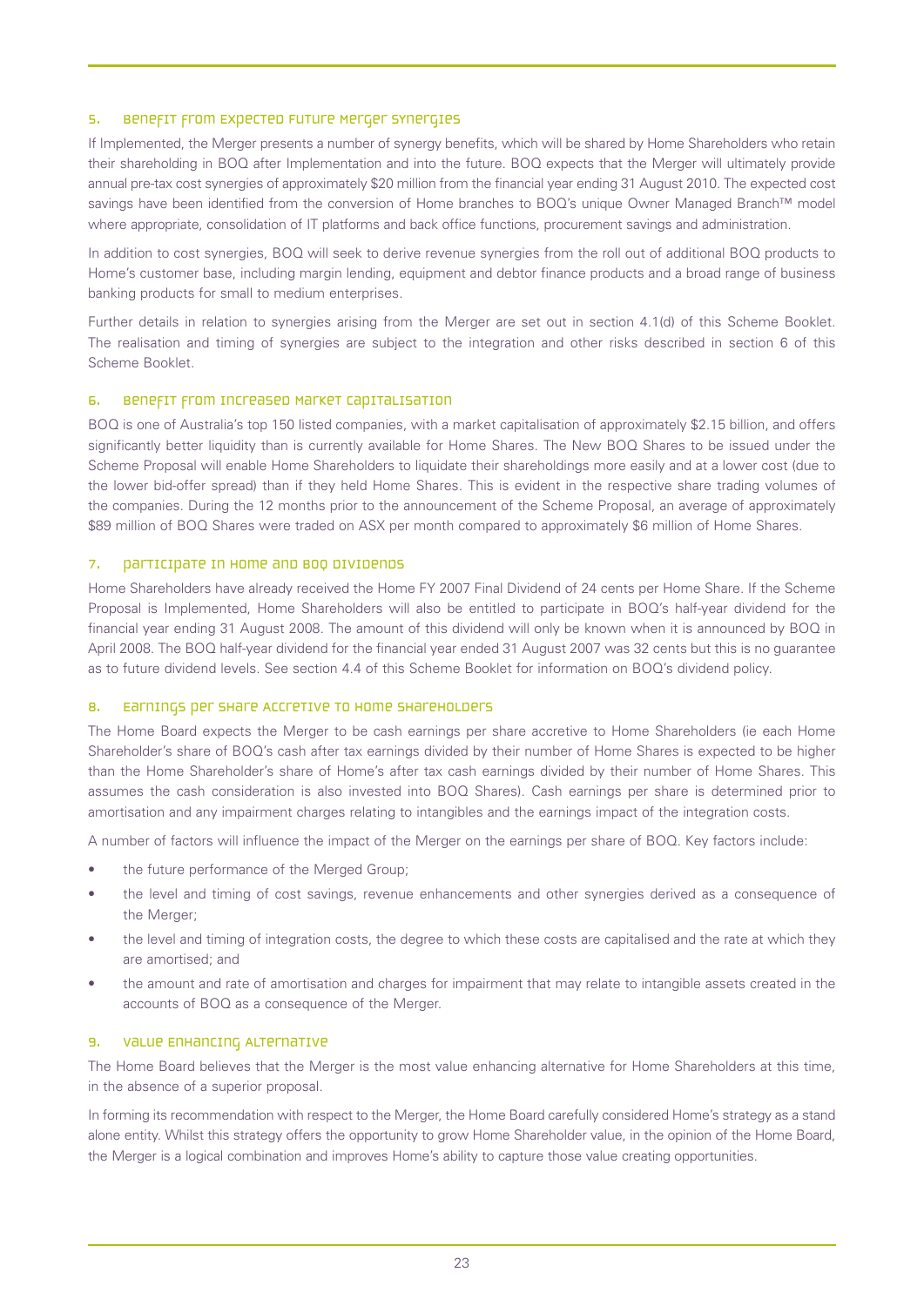### 5. Benefit from expected future Merger synergies

If Implemented, the Merger presents a number of synergy benefits, which will be shared by Home Shareholders who retain their shareholding in BOQ after Implementation and into the future. BOQ expects that the Merger will ultimately provide annual pre-tax cost synergies of approximately $20 million from the financial year ending 31 August 2010. The expected cost savings have been identified from the conversion of Home branches to BOQ's unique Owner Managed Branch™ model where appropriate, consolidation of IT platforms and back office functions, procurement savings and administration.

In addition to cost synergies, BOQ will seek to derive revenue synergies from the roll out of additional BOQ products to Home's customer base, including margin lending, equipment and debtor finance products and a broad range of business banking products for small to medium enterprises.

Further details in relation to synergies arising from the Merger are set out in section 4.1(d) of this Scheme Booklet. The realisation and timing of synergies are subject to the integration and other risks described in section 6 of this Scheme Booklet.

### 6. Benefit from increased market capitalisation

BOQ is one of Australia's top 150 listed companies, with a market capitalisation of approximately $2.15 billion, and offers significantly better liquidity than is currently available for Home Shares. The New BOQ Shares to be issued under the Scheme Proposal will enable Home Shareholders to liquidate their shareholdings more easily and at a lower cost (due to the lower bid-offer spread) than if they held Home Shares. This is evident in the respective share trading volumes of the companies. During the 12 months prior to the announcement of the Scheme Proposal, an average of approximately $89 million of BOQ Shares were traded on ASX per month compared to approximately $6 million of Home Shares.

### 7. Participate in Home and BOQ dividends

Home Shareholders have already received the Home FY 2007 Final Dividend of 24 cents per Home Share. If the Scheme Proposal is Implemented, Home Shareholders will also be entitled to participate in BOQ's half-year dividend for the financial year ending 31 August 2008. The amount of this dividend will only be known when it is announced by BOQ in April 2008. The BOQ half-year dividend for the financial year ended 31 August 2007 was 32 cents but this is no guarantee as to future dividend levels. See section 4.4 of this Scheme Booklet for information on BOQ's dividend policy.

### 8. Earnings per share accretive to Home Shareholders

The Home Board expects the Merger to be cash earnings per share accretive to Home Shareholders (ie each Home Shareholder's share of BOQ's cash after tax earnings divided by their number of Home Shares is expected to be higher than the Home Shareholder's share of Home's after tax cash earnings divided by their number of Home Shares. This assumes the cash consideration is also invested into BOQ Shares). Cash earnings per share is determined prior to amortisation and any impairment charges relating to intangibles and the earnings impact of the integration costs.

A number of factors will influence the impact of the Merger on the earnings per share of BOQ. Key factors include:

- the future performance of the Merged Group;
- the level and timing of cost savings, revenue enhancements and other synergies derived as a consequence of the Merger;
- the level and timing of integration costs, the degree to which these costs are capitalised and the rate at which they are amortised; and
- the amount and rate of amortisation and charges for impairment that may relate to intangible assets created in the accounts of BOQ as a consequence of the Merger.

### 9. Value enhancing alternative

The Home Board believes that the Merger is the most value enhancing alternative for Home Shareholders at this time, in the absence of a superior proposal.

In forming its recommendation with respect to the Merger, the Home Board carefully considered Home's strategy as a stand alone entity. Whilst this strategy offers the opportunity to grow Home Shareholder value, in the opinion of the Home Board, the Merger is a logical combination and improves Home's ability to capture those value creating opportunities.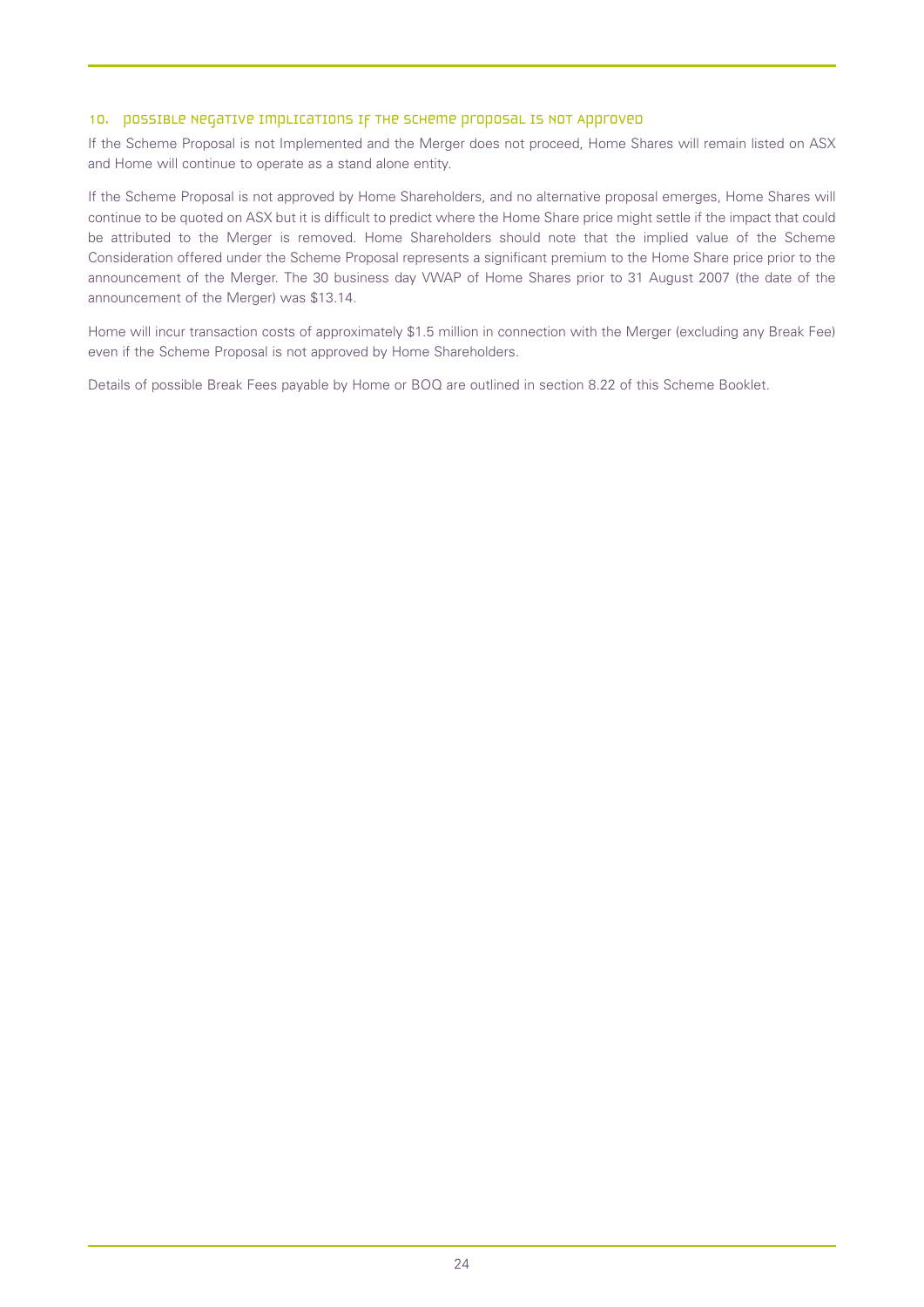## 10. Possible negative implications if the Scheme Proposal is not approved

If the Scheme Proposal is not Implemented and the Merger does not proceed, Home Shares will remain listed on ASX and Home will continue to operate as a stand alone entity.

If the Scheme Proposal is not approved by Home Shareholders, and no alternative proposal emerges, Home Shares will continue to be quoted on ASX but it is difficult to predict where the Home Share price might settle if the impact that could be attributed to the Merger is removed. Home Shareholders should note that the implied value of the Scheme Consideration offered under the Scheme Proposal represents a significant premium to the Home Share price prior to the announcement of the Merger. The 30 business day VWAP of Home Shares prior to 31 August 2007 (the date of the announcement of the Merger) was $13.14.

Home will incur transaction costs of approximately $1.5 million in connection with the Merger (excluding any Break Fee) even if the Scheme Proposal is not approved by Home Shareholders.

Details of possible Break Fees payable by Home or BOQ are outlined in section 8.22 of this Scheme Booklet.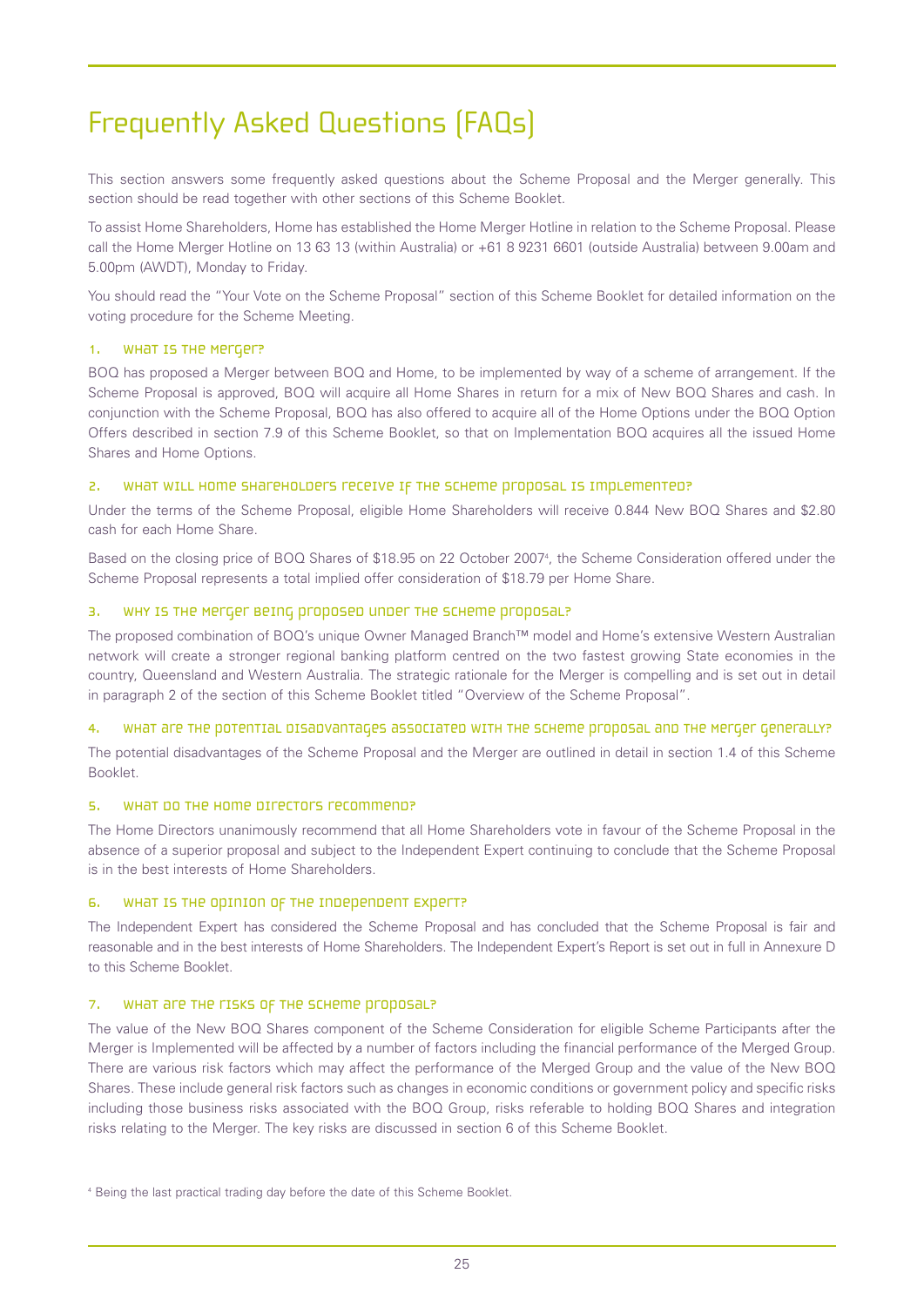# Frequently Asked Questions (FAQs)

This section answers some frequently asked questions about the Scheme Proposal and the Merger generally. This section should be read together with other sections of this Scheme Booklet.

To assist Home Shareholders, Home has established the Home Merger Hotline in relation to the Scheme Proposal. Please call the Home Merger Hotline on 13 63 13 (within Australia) or +61 8 9231 6601 (outside Australia) between 9.00am and 5.00pm (AWDT), Monday to Friday.

You should read the "Your Vote on the Scheme Proposal" section of this Scheme Booklet for detailed information on the voting procedure for the Scheme Meeting.

### 1. What is the Merger?

BOQ has proposed a Merger between BOQ and Home, to be implemented by way of a scheme of arrangement. If the Scheme Proposal is approved, BOQ will acquire all Home Shares in return for a mix of New BOQ Shares and cash. In conjunction with the Scheme Proposal, BOQ has also offered to acquire all of the Home Options under the BOQ Option Offers described in section 7.9 of this Scheme Booklet, so that on Implementation BOQ acquires all the issued Home Shares and Home Options.

### 2. What will Home Shareholders receive if the Scheme Proposal is Implemented?

Under the terms of the Scheme Proposal, eligible Home Shareholders will receive 0.844 New BOQ Shares and $2.80 cash for each Home Share.

Based on the closing price of BOQ Shares of $18.95 on 22 October 2007[4], the Scheme Consideration offered under the Scheme Proposal represents a total implied offer consideration of $18.79 per Home Share.

### 3. Why is the Merger being proposed under the Scheme Proposal?

The proposed combination of BOQ's unique Owner Managed Branch™ model and Home's extensive Western Australian network will create a stronger regional banking platform centred on the two fastest growing State economies in the country, Queensland and Western Australia. The strategic rationale for the Merger is compelling and is set out in detail in paragraph 2 of the section of this Scheme Booklet titled "Overview of the Scheme Proposal".

### 4. What are the potential disadvantages associated with the Scheme Proposal and the Merger generally?

The potential disadvantages of the Scheme Proposal and the Merger are outlined in detail in section 1.4 of this Scheme Booklet.

### 5. What do the Home Directors recommend?

The Home Directors unanimously recommend that all Home Shareholders vote in favour of the Scheme Proposal in the absence of a superior proposal and subject to the Independent Expert continuing to conclude that the Scheme Proposal is in the best interests of Home Shareholders.

### 6. What is the opinion of the Independent Expert?

The Independent Expert has considered the Scheme Proposal and has concluded that the Scheme Proposal is fair and reasonable and in the best interests of Home Shareholders. The Independent Expert's Report is set out in full in Annexure D to this Scheme Booklet.

### 7. What are the risks of the Scheme Proposal?

The value of the New BOQ Shares component of the Scheme Consideration for eligible Scheme Participants after the Merger is Implemented will be affected by a number of factors including the financial performance of the Merged Group. There are various risk factors which may affect the performance of the Merged Group and the value of the New BOQ Shares. These include general risk factors such as changes in economic conditions or government policy and specific risks including those business risks associated with the BOQ Group, risks referable to holding BOQ Shares and integration risks relating to the Merger. The key risks are discussed in section 6 of this Scheme Booklet.

[4] Being the last practical trading day before the date of this Scheme Booklet.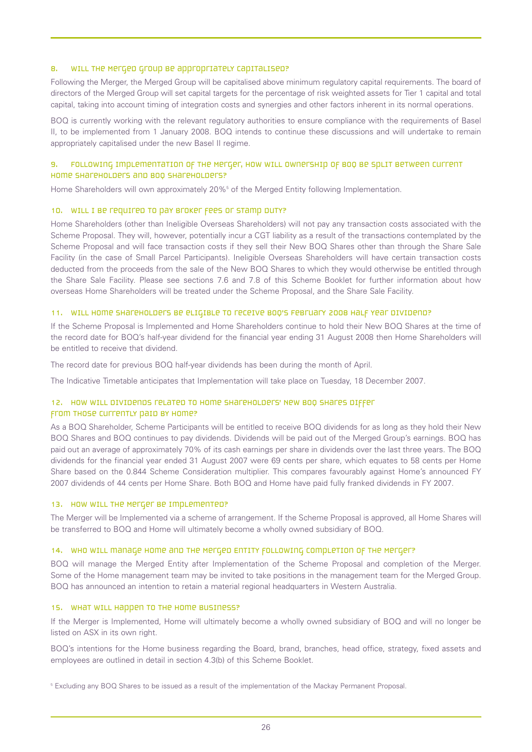### 8. WILL THE MERGED GROUP BE APPROPRIATELY CAPITALISED?

Following the Merger, the Merged Group will be capitalised above minimum regulatory capital requirements. The board of directors of the Merged Group will set capital targets for the percentage of risk weighted assets for Tier 1 capital and total capital, taking into account timing of integration costs and synergies and other factors inherent in its normal operations.

BOQ is currently working with the relevant regulatory authorities to ensure compliance with the requirements of Basel II, to be implemented from 1 January 2008. BOQ intends to continue these discussions and will undertake to remain appropriately capitalised under the new Basel II regime.

### 9. FOLLOWING IMPLEMENTATION OF THE MERGER, HOW WILL OWNERSHIP OF BOQ BE SPLIT BETWEEN CURRENT HOME SHAREHOLDERS AND BOQ SHAREHOLDERS?

Home Shareholders will own approximately 20%[5] of the Merged Entity following Implementation.

### 10. WILL I BE REQUIRED TO PAY BROKER FEES OR STAMP DUTY?

Home Shareholders (other than Ineligible Overseas Shareholders) will not pay any transaction costs associated with the Scheme Proposal. They will, however, potentially incur a CGT liability as a result of the transactions contemplated by the Scheme Proposal and will face transaction costs if they sell their New BOQ Shares other than through the Share Sale Facility (in the case of Small Parcel Participants). Ineligible Overseas Shareholders will have certain transaction costs deducted from the proceeds from the sale of the New BOQ Shares to which they would otherwise be entitled through the Share Sale Facility. Please see sections 7.6 and 7.8 of this Scheme Booklet for further information about how overseas Home Shareholders will be treated under the Scheme Proposal, and the Share Sale Facility.

### 11. WILL HOME SHAREHOLDERS BE ELIGIBLE TO RECEIVE BOQ'S FEBRUARY 2008 HALF YEAR DIVIDEND?

If the Scheme Proposal is Implemented and Home Shareholders continue to hold their New BOQ Shares at the time of the record date for BOQ's half-year dividend for the financial year ending 31 August 2008 then Home Shareholders will be entitled to receive that dividend.

The record date for previous BOQ half-year dividends has been during the month of April.

The Indicative Timetable anticipates that Implementation will take place on Tuesday, 18 December 2007.

### 12. HOW WILL DIVIDENDS RELATED TO HOME SHAREHOLDERS' NEW BOQ SHARES DIFFER FROM THOSE CURRENTLY PAID BY HOME?

As a BOQ Shareholder, Scheme Participants will be entitled to receive BOQ dividends for as long as they hold their New BOQ Shares and BOQ continues to pay dividends. Dividends will be paid out of the Merged Group's earnings. BOQ has paid out an average of approximately 70% of its cash earnings per share in dividends over the last three years. The BOQ dividends for the financial year ended 31 August 2007 were 69 cents per share, which equates to 58 cents per Home Share based on the 0.844 Scheme Consideration multiplier. This compares favourably against Home's announced FY 2007 dividends of 44 cents per Home Share. Both BOQ and Home have paid fully franked dividends in FY 2007.

### 13. HOW WILL THE MERGER BE IMPLEMENTED?

The Merger will be Implemented via a scheme of arrangement. If the Scheme Proposal is approved, all Home Shares will be transferred to BOQ and Home will ultimately become a wholly owned subsidiary of BOQ.

### 14. WHO WILL MANAGE HOME AND THE MERGED ENTITY FOLLOWING COMPLETION OF THE MERGER?

BOQ will manage the Merged Entity after Implementation of the Scheme Proposal and completion of the Merger. Some of the Home management team may be invited to take positions in the management team for the Merged Group. BOQ has announced an intention to retain a material regional headquarters in Western Australia.

### 15. WHAT WILL HAPPEN TO THE HOME BUSINESS?

If the Merger is Implemented, Home will ultimately become a wholly owned subsidiary of BOQ and will no longer be listed on ASX in its own right.

BOQ's intentions for the Home business regarding the Board, brand, branches, head office, strategy, fixed assets and employees are outlined in detail in section 4.3(b) of this Scheme Booklet.

[5] Excluding any BOQ Shares to be issued as a result of the implementation of the Mackay Permanent Proposal.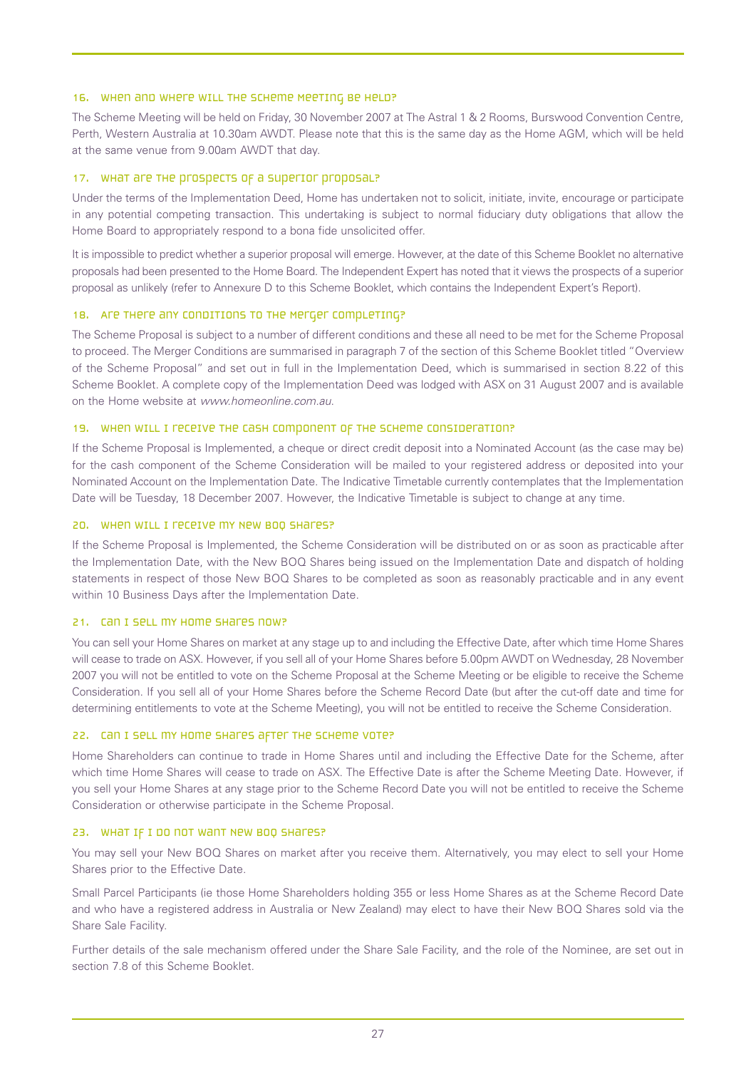### 16. When and where will the Scheme Meeting be held?

The Scheme Meeting will be held on Friday, 30 November 2007 at The Astral 1 & 2 Rooms, Burswood Convention Centre, Perth, Western Australia at 10.30am AWDT. Please note that this is the same day as the Home AGM, which will be held at the same venue from 9.00am AWDT that day.

### 17. What are the prospects of a superior proposal?

Under the terms of the Implementation Deed, Home has undertaken not to solicit, initiate, invite, encourage or participate in any potential competing transaction. This undertaking is subject to normal fiduciary duty obligations that allow the Home Board to appropriately respond to a bona fide unsolicited offer.

It is impossible to predict whether a superior proposal will emerge. However, at the date of this Scheme Booklet no alternative proposals had been presented to the Home Board. The Independent Expert has noted that it views the prospects of a superior proposal as unlikely (refer to Annexure D to this Scheme Booklet, which contains the Independent Expert's Report).

### 18. Are there any conditions to the Merger completing?

The Scheme Proposal is subject to a number of different conditions and these all need to be met for the Scheme Proposal to proceed. The Merger Conditions are summarised in paragraph 7 of the section of this Scheme Booklet titled "Overview of the Scheme Proposal" and set out in full in the Implementation Deed, which is summarised in section 8.22 of this Scheme Booklet. A complete copy of the Implementation Deed was lodged with ASX on 31 August 2007 and is available on the Home website at *www.homeonline.com.au*.

### 19. When will I receive the cash component of the Scheme Consideration?

If the Scheme Proposal is Implemented, a cheque or direct credit deposit into a Nominated Account (as the case may be) for the cash component of the Scheme Consideration will be mailed to your registered address or deposited into your Nominated Account on the Implementation Date. The Indicative Timetable currently contemplates that the Implementation Date will be Tuesday, 18 December 2007. However, the Indicative Timetable is subject to change at any time.

### 20. When will I receive my New BOQ Shares?

If the Scheme Proposal is Implemented, the Scheme Consideration will be distributed on or as soon as practicable after the Implementation Date, with the New BOQ Shares being issued on the Implementation Date and dispatch of holding statements in respect of those New BOQ Shares to be completed as soon as reasonably practicable and in any event within 10 Business Days after the Implementation Date.

### 21. Can I sell my Home Shares now?

You can sell your Home Shares on market at any stage up to and including the Effective Date, after which time Home Shares will cease to trade on ASX. However, if you sell all of your Home Shares before 5.00pm AWDT on Wednesday, 28 November 2007 you will not be entitled to vote on the Scheme Proposal at the Scheme Meeting or be eligible to receive the Scheme Consideration. If you sell all of your Home Shares before the Scheme Record Date (but after the cut-off date and time for determining entitlements to vote at the Scheme Meeting), you will not be entitled to receive the Scheme Consideration.

### 22. Can I sell my Home Shares after the Scheme vote?

Home Shareholders can continue to trade in Home Shares until and including the Effective Date for the Scheme, after which time Home Shares will cease to trade on ASX. The Effective Date is after the Scheme Meeting Date. However, if you sell your Home Shares at any stage prior to the Scheme Record Date you will not be entitled to receive the Scheme Consideration or otherwise participate in the Scheme Proposal.

### 23. What if I do not want New BOQ Shares?

You may sell your New BOQ Shares on market after you receive them. Alternatively, you may elect to sell your Home Shares prior to the Effective Date.

Small Parcel Participants (ie those Home Shareholders holding 355 or less Home Shares as at the Scheme Record Date and who have a registered address in Australia or New Zealand) may elect to have their New BOQ Shares sold via the Share Sale Facility.

Further details of the sale mechanism offered under the Share Sale Facility, and the role of the Nominee, are set out in section 7.8 of this Scheme Booklet.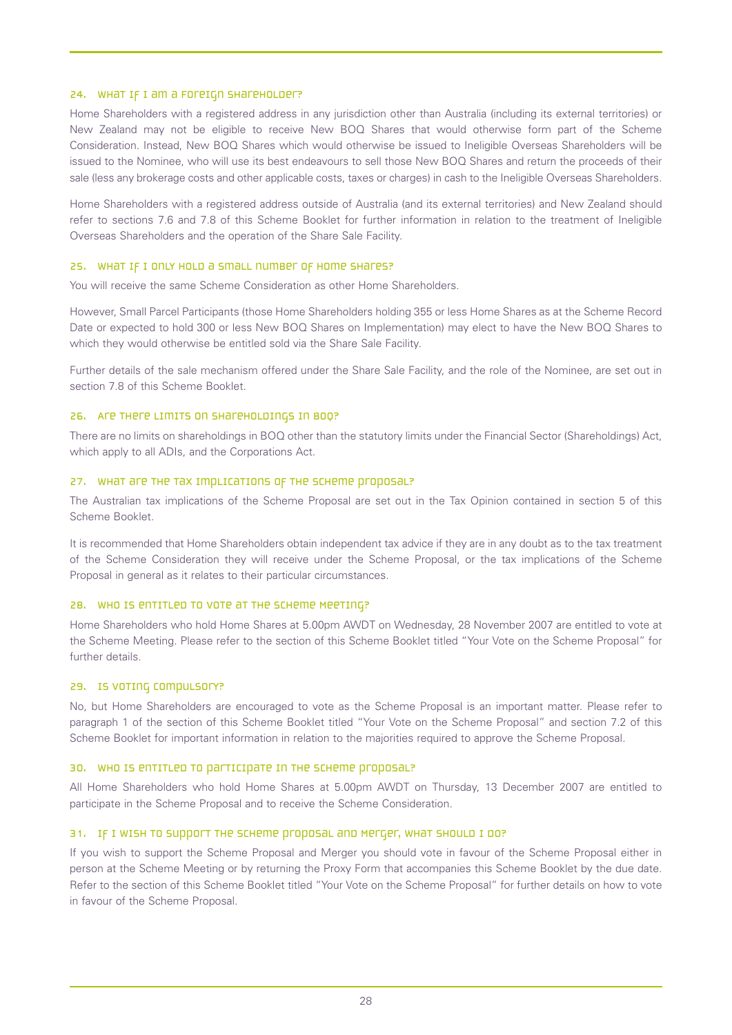### 24. What if I am a foreign shareholder?

Home Shareholders with a registered address in any jurisdiction other than Australia (including its external territories) or New Zealand may not be eligible to receive New BOQ Shares that would otherwise form part of the Scheme Consideration. Instead, New BOQ Shares which would otherwise be issued to Ineligible Overseas Shareholders will be issued to the Nominee, who will use its best endeavours to sell those New BOQ Shares and return the proceeds of their sale (less any brokerage costs and other applicable costs, taxes or charges) in cash to the Ineligible Overseas Shareholders.

Home Shareholders with a registered address outside of Australia (and its external territories) and New Zealand should refer to sections 7.6 and 7.8 of this Scheme Booklet for further information in relation to the treatment of Ineligible Overseas Shareholders and the operation of the Share Sale Facility.

### 25. What if I only hold a small number of Home Shares?

You will receive the same Scheme Consideration as other Home Shareholders.

However, Small Parcel Participants (those Home Shareholders holding 355 or less Home Shares as at the Scheme Record Date or expected to hold 300 or less New BOQ Shares on Implementation) may elect to have the New BOQ Shares to which they would otherwise be entitled sold via the Share Sale Facility.

Further details of the sale mechanism offered under the Share Sale Facility, and the role of the Nominee, are set out in section 7.8 of this Scheme Booklet.

### 26. Are there limits on shareholdings in BOQ?

There are no limits on shareholdings in BOQ other than the statutory limits under the Financial Sector (Shareholdings) Act, which apply to all ADIs, and the Corporations Act.

### 27. What are the tax implications of the Scheme Proposal?

The Australian tax implications of the Scheme Proposal are set out in the Tax Opinion contained in section 5 of this Scheme Booklet.

It is recommended that Home Shareholders obtain independent tax advice if they are in any doubt as to the tax treatment of the Scheme Consideration they will receive under the Scheme Proposal, or the tax implications of the Scheme Proposal in general as it relates to their particular circumstances.

### 28. Who is entitled to vote at the Scheme Meeting?

Home Shareholders who hold Home Shares at 5.00pm AWDT on Wednesday, 28 November 2007 are entitled to vote at the Scheme Meeting. Please refer to the section of this Scheme Booklet titled "Your Vote on the Scheme Proposal" for further details.

### 29. Is voting compulsory?

No, but Home Shareholders are encouraged to vote as the Scheme Proposal is an important matter. Please refer to paragraph 1 of the section of this Scheme Booklet titled "Your Vote on the Scheme Proposal" and section 7.2 of this Scheme Booklet for important information in relation to the majorities required to approve the Scheme Proposal.

### 30. Who is entitled to participate in the Scheme Proposal?

All Home Shareholders who hold Home Shares at 5.00pm AWDT on Thursday, 13 December 2007 are entitled to participate in the Scheme Proposal and to receive the Scheme Consideration.

### 31. If I wish to support the Scheme Proposal and Merger, what should I do?

If you wish to support the Scheme Proposal and Merger you should vote in favour of the Scheme Proposal either in person at the Scheme Meeting or by returning the Proxy Form that accompanies this Scheme Booklet by the due date. Refer to the section of this Scheme Booklet titled "Your Vote on the Scheme Proposal" for further details on how to vote in favour of the Scheme Proposal.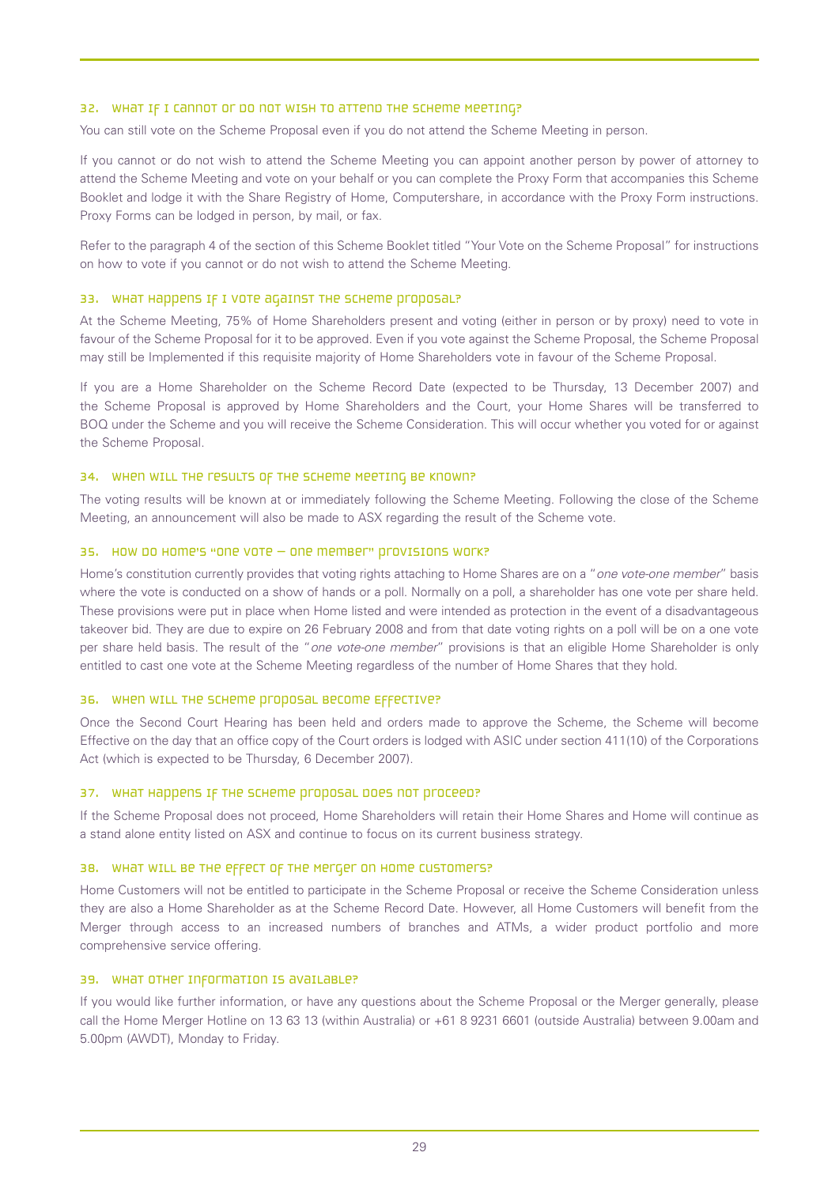### 32. What if I cannot or do not wish to attend the Scheme Meeting?

You can still vote on the Scheme Proposal even if you do not attend the Scheme Meeting in person.

If you cannot or do not wish to attend the Scheme Meeting you can appoint another person by power of attorney to attend the Scheme Meeting and vote on your behalf or you can complete the Proxy Form that accompanies this Scheme Booklet and lodge it with the Share Registry of Home, Computershare, in accordance with the Proxy Form instructions. Proxy Forms can be lodged in person, by mail, or fax.

Refer to the paragraph 4 of the section of this Scheme Booklet titled "Your Vote on the Scheme Proposal" for instructions on how to vote if you cannot or do not wish to attend the Scheme Meeting.

### 33. What happens if I vote against the Scheme Proposal?

At the Scheme Meeting, 75% of Home Shareholders present and voting (either in person or by proxy) need to vote in favour of the Scheme Proposal for it to be approved. Even if you vote against the Scheme Proposal, the Scheme Proposal may still be Implemented if this requisite majority of Home Shareholders vote in favour of the Scheme Proposal.

If you are a Home Shareholder on the Scheme Record Date (expected to be Thursday, 13 December 2007) and the Scheme Proposal is approved by Home Shareholders and the Court, your Home Shares will be transferred to BOQ under the Scheme and you will receive the Scheme Consideration. This will occur whether you voted for or against the Scheme Proposal.

### 34. When will the results of the Scheme Meeting be known?

The voting results will be known at or immediately following the Scheme Meeting. Following the close of the Scheme Meeting, an announcement will also be made to ASX regarding the result of the Scheme vote.

### 35. How do Home's "one vote – one member" provisions work?

Home's constitution currently provides that voting rights attaching to Home Shares are on a "*one vote-one member*" basis where the vote is conducted on a show of hands or a poll. Normally on a poll, a shareholder has one vote per share held. These provisions were put in place when Home listed and were intended as protection in the event of a disadvantageous takeover bid. They are due to expire on 26 February 2008 and from that date voting rights on a poll will be on a one vote per share held basis. The result of the "*one vote-one member*" provisions is that an eligible Home Shareholder is only entitled to cast one vote at the Scheme Meeting regardless of the number of Home Shares that they hold.

### 36. When will the Scheme Proposal become Effective?

Once the Second Court Hearing has been held and orders made to approve the Scheme, the Scheme will become Effective on the day that an office copy of the Court orders is lodged with ASIC under section 411(10) of the Corporations Act (which is expected to be Thursday, 6 December 2007).

### 37. What happens if the Scheme Proposal does not proceed?

If the Scheme Proposal does not proceed, Home Shareholders will retain their Home Shares and Home will continue as a stand alone entity listed on ASX and continue to focus on its current business strategy.

### 38. What will be the effect of the Merger on Home Customers?

Home Customers will not be entitled to participate in the Scheme Proposal or receive the Scheme Consideration unless they are also a Home Shareholder as at the Scheme Record Date. However, all Home Customers will benefit from the Merger through access to an increased numbers of branches and ATMs, a wider product portfolio and more comprehensive service offering.

### 39. What other information is available?

If you would like further information, or have any questions about the Scheme Proposal or the Merger generally, please call the Home Merger Hotline on 13 63 13 (within Australia) or +61 8 9231 6601 (outside Australia) between 9.00am and 5.00pm (AWDT), Monday to Friday.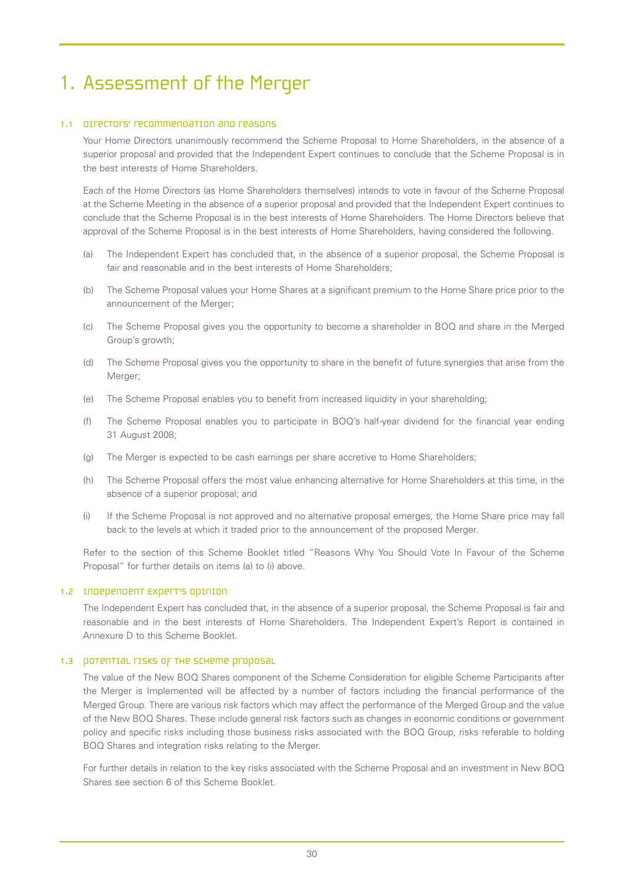# 1. Assessment of the Merger

## 1.1 Directors' recommendation and reasons

Your Home Directors unanimously recommend the Scheme Proposal to Home Shareholders, in the absence of a superior proposal and provided that the Independent Expert continues to conclude that the Scheme Proposal is in the best interests of Home Shareholders.

Each of the Home Directors (as Home Shareholders themselves) intends to vote in favour of the Scheme Proposal at the Scheme Meeting in the absence of a superior proposal and provided that the Independent Expert continues to conclude that the Scheme Proposal is in the best interests of Home Shareholders. The Home Directors believe that approval of the Scheme Proposal is in the best interests of Home Shareholders, having considered the following.

(a) The Independent Expert has concluded that, in the absence of a superior proposal, the Scheme Proposal is fair and reasonable and in the best interests of Home Shareholders;

(b) The Scheme Proposal values your Home Shares at a significant premium to the Home Share price prior to the announcement of the Merger;

(c) The Scheme Proposal gives you the opportunity to become a shareholder in BOQ and share in the Merged Group's growth;

(d) The Scheme Proposal gives you the opportunity to share in the benefit of future synergies that arise from the Merger;

(e) The Scheme Proposal enables you to benefit from increased liquidity in your shareholding;

(f) The Scheme Proposal enables you to participate in BOQ's half-year dividend for the financial year ending 31 August 2008;

(g) The Merger is expected to be cash earnings per share accretive to Home Shareholders;

(h) The Scheme Proposal offers the most value enhancing alternative for Home Shareholders at this time, in the absence of a superior proposal; and

(i) If the Scheme Proposal is not approved and no alternative proposal emerges, the Home Share price may fall back to the levels at which it traded prior to the announcement of the proposed Merger.

Refer to the section of this Scheme Booklet titled "Reasons Why You Should Vote In Favour of the Scheme Proposal" for further details on items (a) to (i) above.

## 1.2 Independent Expert's opinion

The Independent Expert has concluded that, in the absence of a superior proposal, the Scheme Proposal is fair and reasonable and in the best interests of Home Shareholders. The Independent Expert's Report is contained in Annexure D to this Scheme Booklet.

## 1.3 Potential risks of the Scheme Proposal

The value of the New BOQ Shares component of the Scheme Consideration for eligible Scheme Participants after the Merger is Implemented will be affected by a number of factors including the financial performance of the Merged Group. There are various risk factors which may affect the performance of the Merged Group and the value of the New BOQ Shares. These include general risk factors such as changes in economic conditions or government policy and specific risks including those business risks associated with the BOQ Group, risks referable to holding BOQ Shares and integration risks relating to the Merger.

For further details in relation to the key risks associated with the Scheme Proposal and an investment in New BOQ Shares see section 6 of this Scheme Booklet.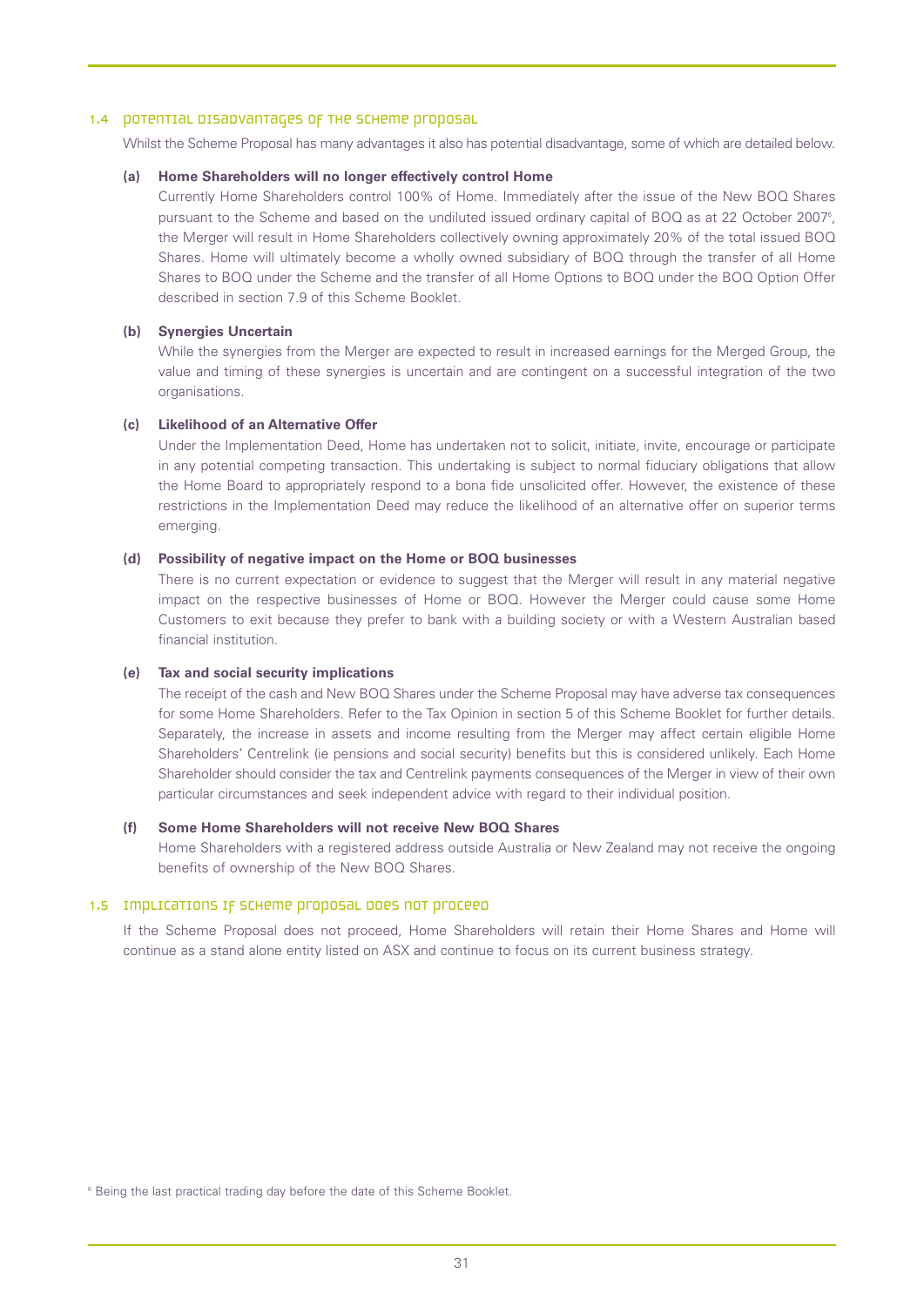## 1.4 Potential disadvantages of the Scheme Proposal

Whilst the Scheme Proposal has many advantages it also has potential disadvantage, some of which are detailed below.

**(a) Home Shareholders will no longer effectively control Home**

Currently Home Shareholders control 100% of Home. Immediately after the issue of the New BOQ Shares pursuant to the Scheme and based on the undiluted issued ordinary capital of BOQ as at 22 October 2007[6], the Merger will result in Home Shareholders collectively owning approximately 20% of the total issued BOQ Shares. Home will ultimately become a wholly owned subsidiary of BOQ through the transfer of all Home Shares to BOQ under the Scheme and the transfer of all Home Options to BOQ under the BOQ Option Offer described in section 7.9 of this Scheme Booklet.

**(b) Synergies Uncertain**

While the synergies from the Merger are expected to result in increased earnings for the Merged Group, the value and timing of these synergies is uncertain and are contingent on a successful integration of the two organisations.

**(c) Likelihood of an Alternative Offer**

Under the Implementation Deed, Home has undertaken not to solicit, initiate, invite, encourage or participate in any potential competing transaction. This undertaking is subject to normal fiduciary obligations that allow the Home Board to appropriately respond to a bona fide unsolicited offer. However, the existence of these restrictions in the Implementation Deed may reduce the likelihood of an alternative offer on superior terms emerging.

**(d) Possibility of negative impact on the Home or BOQ businesses**

There is no current expectation or evidence to suggest that the Merger will result in any material negative impact on the respective businesses of Home or BOQ. However the Merger could cause some Home Customers to exit because they prefer to bank with a building society or with a Western Australian based financial institution.

**(e) Tax and social security implications**

The receipt of the cash and New BOQ Shares under the Scheme Proposal may have adverse tax consequences for some Home Shareholders. Refer to the Tax Opinion in section 5 of this Scheme Booklet for further details. Separately, the increase in assets and income resulting from the Merger may affect certain eligible Home Shareholders' Centrelink (ie pensions and social security) benefits but this is considered unlikely. Each Home Shareholder should consider the tax and Centrelink payments consequences of the Merger in view of their own particular circumstances and seek independent advice with regard to their individual position.

**(f) Some Home Shareholders will not receive New BOQ Shares**

Home Shareholders with a registered address outside Australia or New Zealand may not receive the ongoing benefits of ownership of the New BOQ Shares.

## 1.5 Implications if Scheme Proposal does not proceed

If the Scheme Proposal does not proceed, Home Shareholders will retain their Home Shares and Home will continue as a stand alone entity listed on ASX and continue to focus on its current business strategy.

[6] Being the last practical trading day before the date of this Scheme Booklet.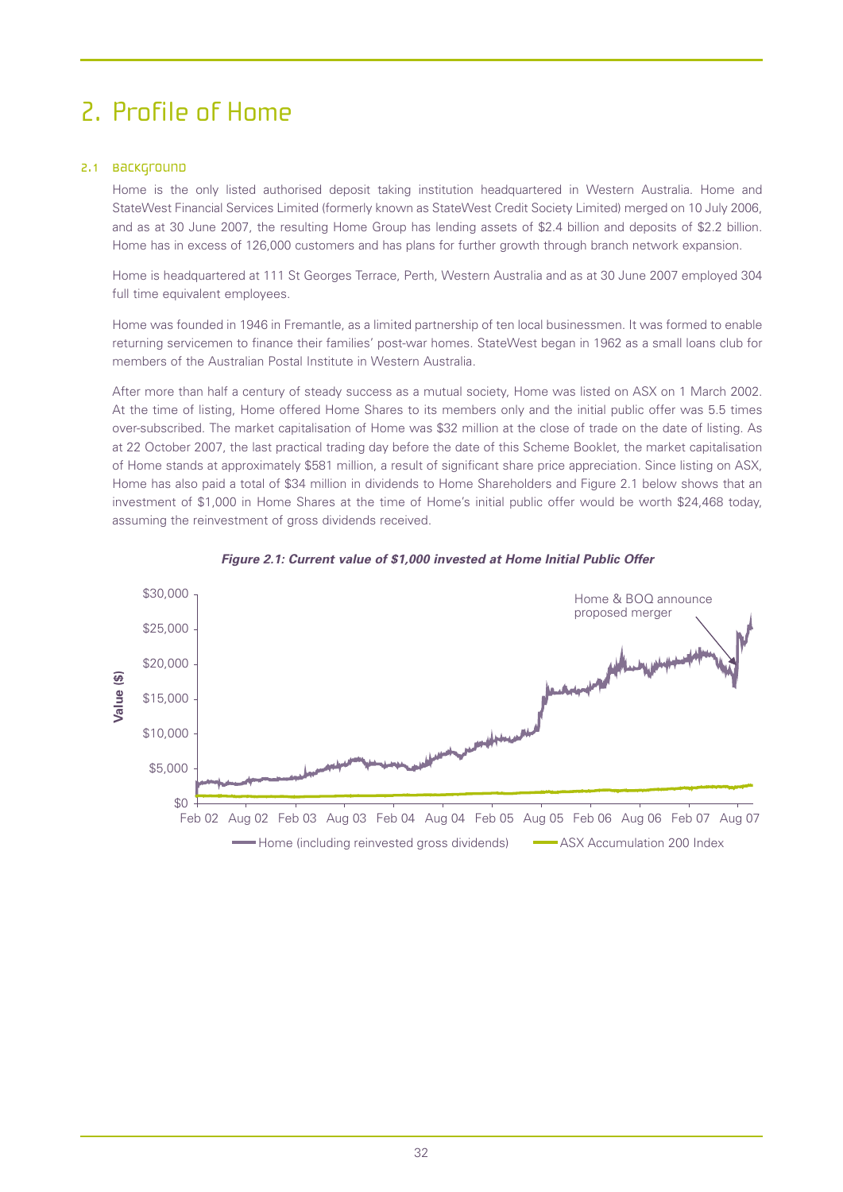# 2. Profile of Home

## 2.1 Background

Home is the only listed authorised deposit taking institution headquartered in Western Australia. Home and StateWest Financial Services Limited (formerly known as StateWest Credit Society Limited) merged on 10 July 2006, and as at 30 June 2007, the resulting Home Group has lending assets of $2.4 billion and deposits of $2.2 billion. Home has in excess of 126,000 customers and has plans for further growth through branch network expansion.

Home is headquartered at 111 St Georges Terrace, Perth, Western Australia and as at 30 June 2007 employed 304 full time equivalent employees.

Home was founded in 1946 in Fremantle, as a limited partnership of ten local businessmen. It was formed to enable returning servicemen to finance their families' post-war homes. StateWest began in 1962 as a small loans club for members of the Australian Postal Institute in Western Australia.

After more than half a century of steady success as a mutual society, Home was listed on ASX on 1 March 2002. At the time of listing, Home offered Home Shares to its members only and the initial public offer was 5.5 times over-subscribed. The market capitalisation of Home was $32 million at the close of trade on the date of listing. As at 22 October 2007, the last practical trading day before the date of this Scheme Booklet, the market capitalisation of Home stands at approximately $581 million, a result of significant share price appreciation. Since listing on ASX, Home has also paid a total of $34 million in dividends to Home Shareholders and Figure 2.1 below shows that an investment of $1,000 in Home Shares at the time of Home's initial public offer would be worth $24,468 today, assuming the reinvestment of gross dividends received.

***Figure 2.1: Current value of $1,000 invested at Home Initial Public Offer***

Value ($): $0, $5,000, $10,000, $15,000, $20,000, $25,000, $30,000

Feb 02, Aug 02, Feb 03, Aug 03, Feb 04, Aug 04, Feb 05, Aug 05, Feb 06, Aug 06, Feb 07, Aug 07

Home & BOQ announce proposed merger

Home (including reinvested gross dividends) — ASX Accumulation 200 Index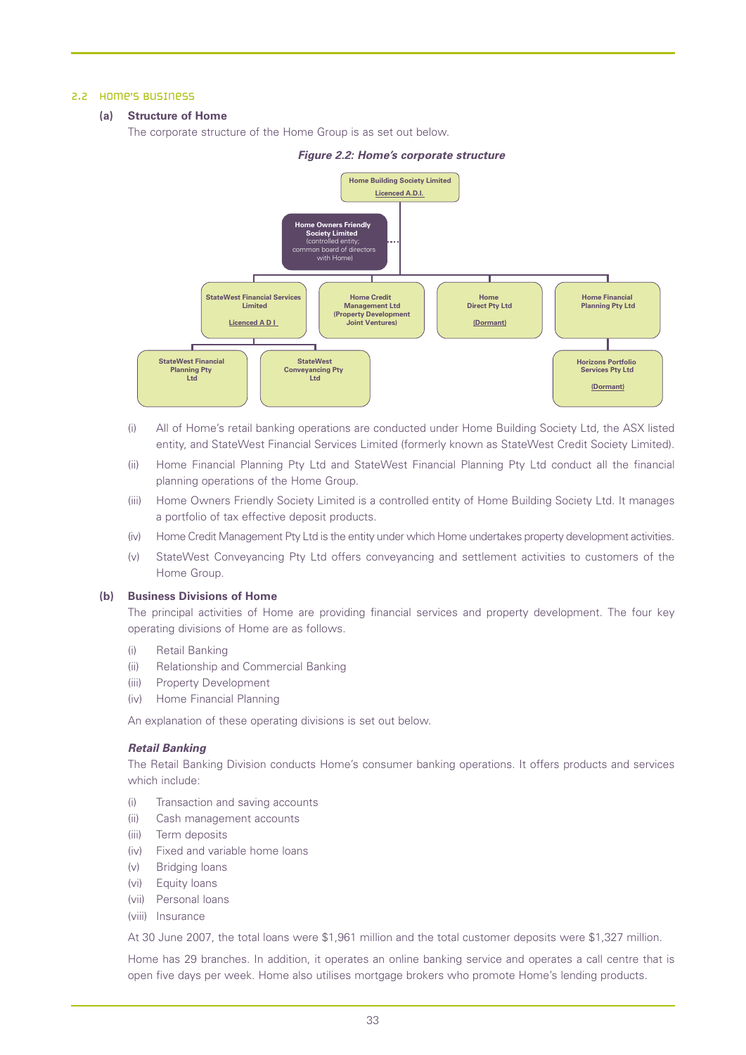## 2.2 Home's Business

### (a) Structure of Home

The corporate structure of the Home Group is as set out below.

***Figure 2.2: Home's corporate structure***

- **Home Building Society Limited** (Licenced A.D.I.)
  - **Home Owners Friendly Society Limited** (controlled entity; common board of directors with Home)
  - **StateWest Financial Services Limited** (Licenced A D I)
    - **StateWest Financial Planning Pty Ltd**
    - **StateWest Conveyancing Pty Ltd**
  - **Home Credit Management Ltd** (Property Development Joint Ventures)
  - **Home Direct Pty Ltd** (Dormant)
  - **Home Financial Planning Pty Ltd**
    - **Horizons Portfolio Services Pty Ltd** (Dormant)

(i) All of Home's retail banking operations are conducted under Home Building Society Ltd, the ASX listed entity, and StateWest Financial Services Limited (formerly known as StateWest Credit Society Limited).

(ii) Home Financial Planning Pty Ltd and StateWest Financial Planning Pty Ltd conduct all the financial planning operations of the Home Group.

(iii) Home Owners Friendly Society Limited is a controlled entity of Home Building Society Ltd. It manages a portfolio of tax effective deposit products.

(iv) Home Credit Management Pty Ltd is the entity under which Home undertakes property development activities.

(v) StateWest Conveyancing Pty Ltd offers conveyancing and settlement activities to customers of the Home Group.

### (b) Business Divisions of Home

The principal activities of Home are providing financial services and property development. The four key operating divisions of Home are as follows.

(i) Retail Banking
(ii) Relationship and Commercial Banking
(iii) Property Development
(iv) Home Financial Planning

An explanation of these operating divisions is set out below.

***Retail Banking***

The Retail Banking Division conducts Home's consumer banking operations. It offers products and services which include:

(i) Transaction and saving accounts
(ii) Cash management accounts
(iii) Term deposits
(iv) Fixed and variable home loans
(v) Bridging loans
(vi) Equity loans
(vii) Personal loans
(viii) Insurance

At 30 June 2007, the total loans were $1,961 million and the total customer deposits were $1,327 million.

Home has 29 branches. In addition, it operates an online banking service and operates a call centre that is open five days per week. Home also utilises mortgage brokers who promote Home's lending products.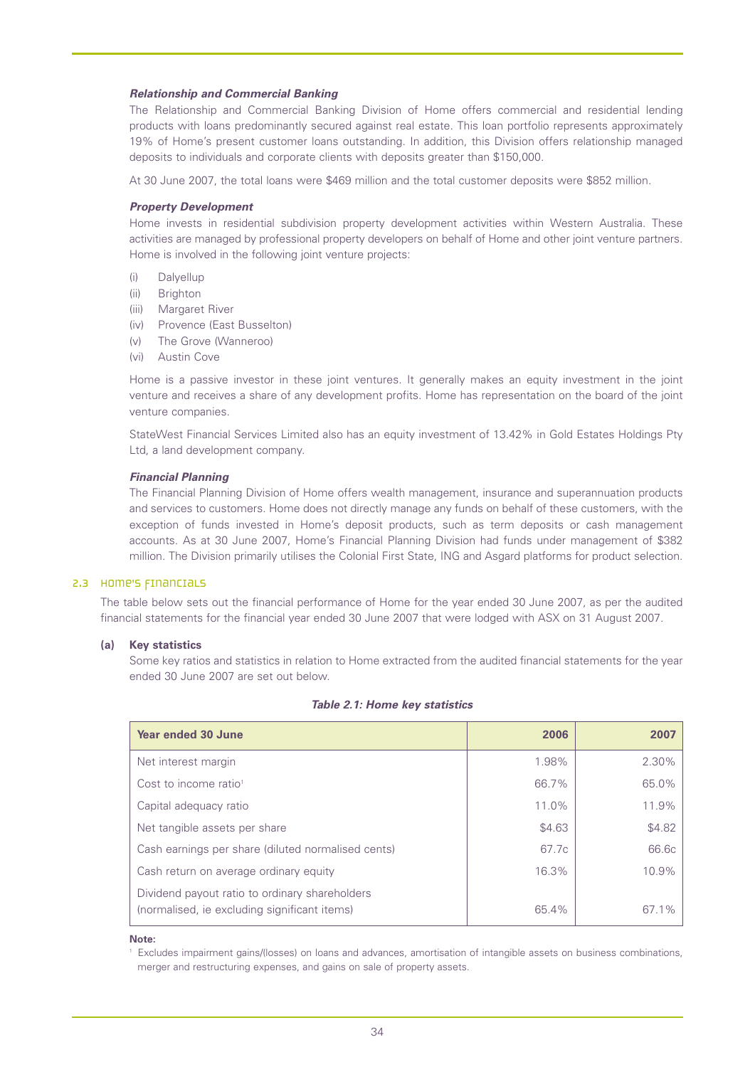### *Relationship and Commercial Banking*

The Relationship and Commercial Banking Division of Home offers commercial and residential lending products with loans predominantly secured against real estate. This loan portfolio represents approximately 19% of Home's present customer loans outstanding. In addition, this Division offers relationship managed deposits to individuals and corporate clients with deposits greater than $150,000.

At 30 June 2007, the total loans were $469 million and the total customer deposits were $852 million.

### *Property Development*

Home invests in residential subdivision property development activities within Western Australia. These activities are managed by professional property developers on behalf of Home and other joint venture partners. Home is involved in the following joint venture projects:

(i) Dalyellup
(ii) Brighton
(iii) Margaret River
(iv) Provence (East Busselton)
(v) The Grove (Wanneroo)
(vi) Austin Cove

Home is a passive investor in these joint ventures. It generally makes an equity investment in the joint venture and receives a share of any development profits. Home has representation on the board of the joint venture companies.

StateWest Financial Services Limited also has an equity investment of 13.42% in Gold Estates Holdings Pty Ltd, a land development company.

### *Financial Planning*

The Financial Planning Division of Home offers wealth management, insurance and superannuation products and services to customers. Home does not directly manage any funds on behalf of these customers, with the exception of funds invested in Home's deposit products, such as term deposits or cash management accounts. As at 30 June 2007, Home's Financial Planning Division had funds under management of $382 million. The Division primarily utilises the Colonial First State, ING and Asgard platforms for product selection.

## 2.3 Home's Financials

The table below sets out the financial performance of Home for the year ended 30 June 2007, as per the audited financial statements for the financial year ended 30 June 2007 that were lodged with ASX on 31 August 2007.

### (a) Key statistics

Some key ratios and statistics in relation to Home extracted from the audited financial statements for the year ended 30 June 2007 are set out below.

***Table 2.1: Home key statistics***

| Year ended 30 June | 2006 | 2007 |
|---|---|---|
| Net interest margin | 1.98% | 2.30% |
| Cost to income ratio[1] | 66.7% | 65.0% |
| Capital adequacy ratio | 11.0% | 11.9% |
| Net tangible assets per share | $4.63 | $4.82 |
| Cash earnings per share (diluted normalised cents) | 67.7c | 66.6c |
| Cash return on average ordinary equity | 16.3% | 10.9% |
| Dividend payout ratio to ordinary shareholders (normalised, ie excluding significant items) | 65.4% | 67.1% |

**Note:**

[1] Excludes impairment gains/(losses) on loans and advances, amortisation of intangible assets on business combinations, merger and restructuring expenses, and gains on sale of property assets.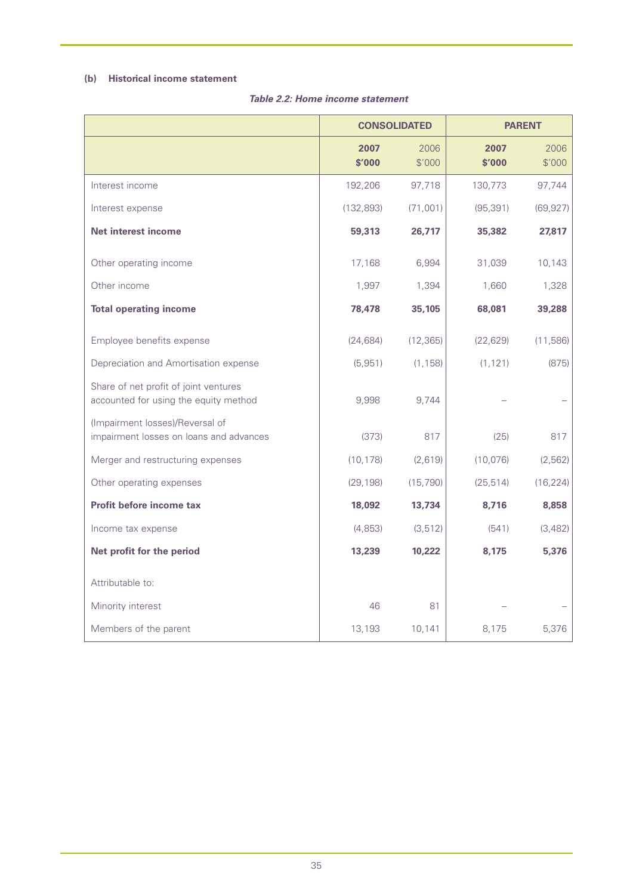**(b) Historical income statement**

*Table 2.2: Home income statement*

| | CONSOLIDATED | | PARENT | |
|---|---|---|---|---|
| | **2007 $'000** | 2006 $'000 | **2007 $'000** | 2006 $'000 |
| Interest income | 192,206 | 97,718 | 130,773 | 97,744 |
| Interest expense | (132,893) | (71,001) | (95,391) | (69,927) |
| **Net interest income** | **59,313** | **26,717** | **35,382** | **27,817** |
| Other operating income | 17,168 | 6,994 | 31,039 | 10,143 |
| Other income | 1,997 | 1,394 | 1,660 | 1,328 |
| **Total operating income** | **78,478** | **35,105** | **68,081** | **39,288** |
| Employee benefits expense | (24,684) | (12,365) | (22,629) | (11,586) |
| Depreciation and Amortisation expense | (5,951) | (1,158) | (1,121) | (875) |
| Share of net profit of joint ventures accounted for using the equity method | 9,998 | 9,744 | – | – |
| (Impairment losses)/Reversal of impairment losses on loans and advances | (373) | 817 | (25) | 817 |
| Merger and restructuring expenses | (10,178) | (2,619) | (10,076) | (2,562) |
| Other operating expenses | (29,198) | (15,790) | (25,514) | (16,224) |
| **Profit before income tax** | **18,092** | **13,734** | **8,716** | **8,858** |
| Income tax expense | (4,853) | (3,512) | (541) | (3,482) |
| **Net profit for the period** | **13,239** | **10,222** | **8,175** | **5,376** |
| Attributable to: | | | | |
| Minority interest | 46 | 81 | – | – |
| Members of the parent | 13,193 | 10,141 | 8,175 | 5,376 |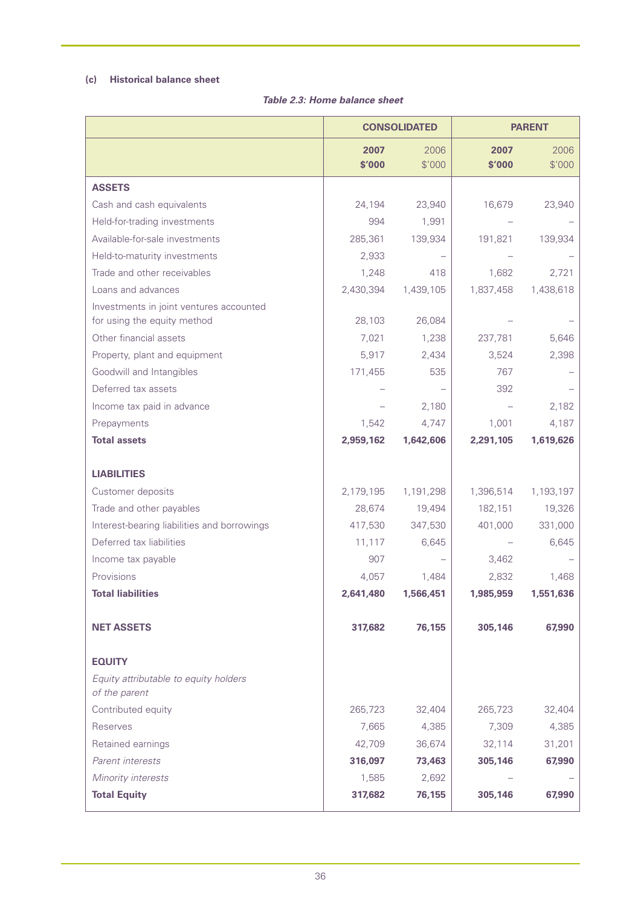**(c) Historical balance sheet**

***Table 2.3: Home balance sheet***

| | CONSOLIDATED | | PARENT | |
|---|---|---|---|---|
| | **2007 $'000** | 2006 $'000 | **2007 $'000** | 2006 $'000 |
| **ASSETS** | | | | |
| Cash and cash equivalents | 24,194 | 23,940 | 16,679 | 23,940 |
| Held-for-trading investments | 994 | 1,991 | – | – |
| Available-for-sale investments | 285,361 | 139,934 | 191,821 | 139,934 |
| Held-to-maturity investments | 2,933 | – | – | – |
| Trade and other receivables | 1,248 | 418 | 1,682 | 2,721 |
| Loans and advances | 2,430,394 | 1,439,105 | 1,837,458 | 1,438,618 |
| Investments in joint ventures accounted for using the equity method | 28,103 | 26,084 | – | – |
| Other financial assets | 7,021 | 1,238 | 237,781 | 5,646 |
| Property, plant and equipment | 5,917 | 2,434 | 3,524 | 2,398 |
| Goodwill and Intangibles | 171,455 | 535 | 767 | – |
| Deferred tax assets | – | – | 392 | – |
| Income tax paid in advance | – | 2,180 | – | 2,182 |
| Prepayments | 1,542 | 4,747 | 1,001 | 4,187 |
| **Total assets** | **2,959,162** | **1,642,606** | **2,291,105** | **1,619,626** |
| **LIABILITIES** | | | | |
| Customer deposits | 2,179,195 | 1,191,298 | 1,396,514 | 1,193,197 |
| Trade and other payables | 28,674 | 19,494 | 182,151 | 19,326 |
| Interest-bearing liabilities and borrowings | 417,530 | 347,530 | 401,000 | 331,000 |
| Deferred tax liabilities | 11,117 | 6,645 | – | 6,645 |
| Income tax payable | 907 | – | 3,462 | – |
| Provisions | 4,057 | 1,484 | 2,832 | 1,468 |
| **Total liabilities** | **2,641,480** | **1,566,451** | **1,985,959** | **1,551,636** |
| **NET ASSETS** | **317,682** | **76,155** | **305,146** | **67,990** |
| **EQUITY** | | | | |
| *Equity attributable to equity holders of the parent* | | | | |
| Contributed equity | 265,723 | 32,404 | 265,723 | 32,404 |
| Reserves | 7,665 | 4,385 | 7,309 | 4,385 |
| Retained earnings | 42,709 | 36,674 | 32,114 | 31,201 |
| *Parent interests* | **316,097** | **73,463** | **305,146** | **67,990** |
| *Minority interests* | 1,585 | 2,692 | – | – |
| **Total Equity** | **317,682** | **76,155** | **305,146** | **67,990** |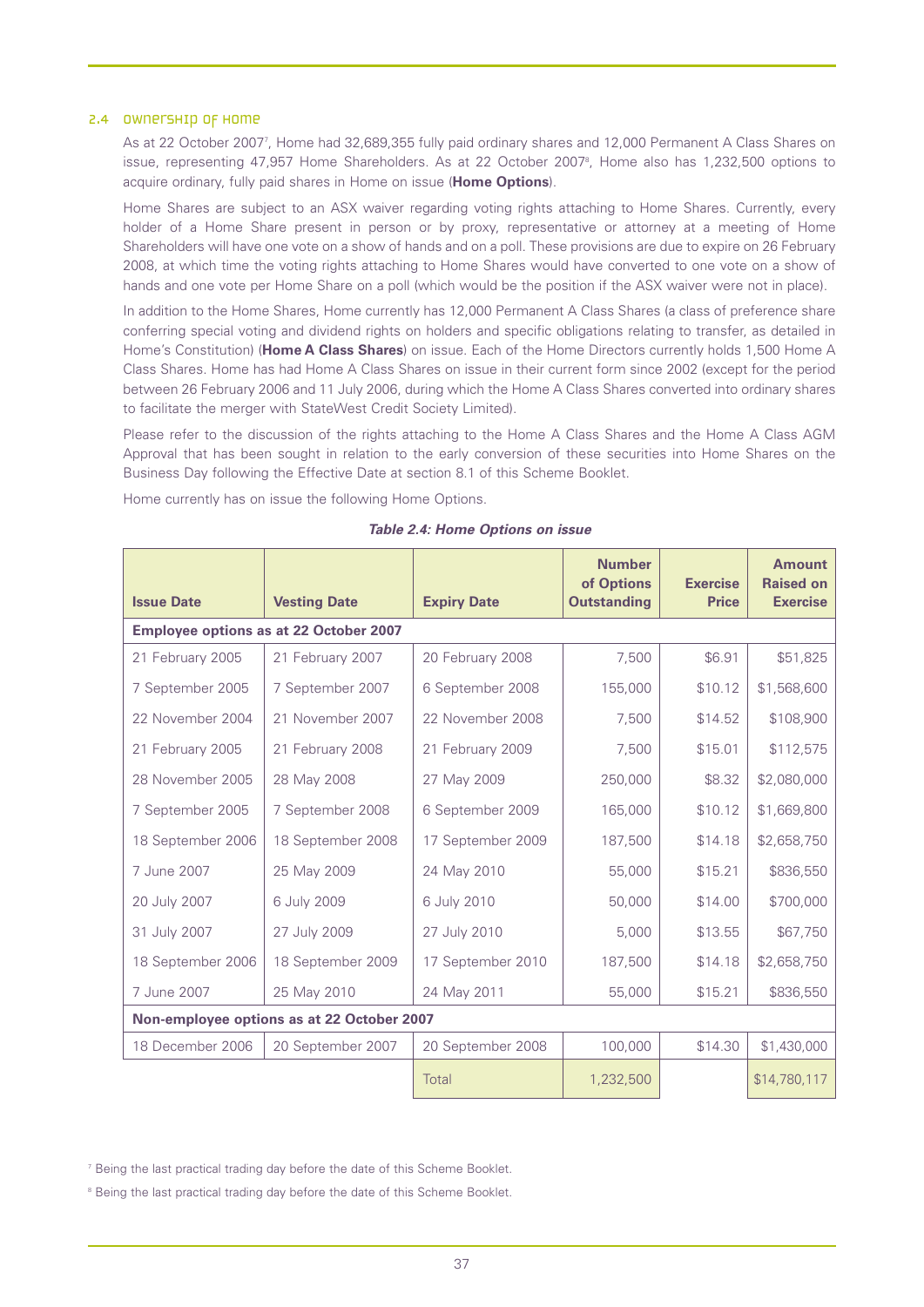## 2.4 Ownership of Home

As at 22 October 2007[7], Home had 32,689,355 fully paid ordinary shares and 12,000 Permanent A Class Shares on issue, representing 47,957 Home Shareholders. As at 22 October 2007[8], Home also has 1,232,500 options to acquire ordinary, fully paid shares in Home on issue (**Home Options**).

Home Shares are subject to an ASX waiver regarding voting rights attaching to Home Shares. Currently, every holder of a Home Share present in person or by proxy, representative or attorney at a meeting of Home Shareholders will have one vote on a show of hands and on a poll. These provisions are due to expire on 26 February 2008, at which time the voting rights attaching to Home Shares would have converted to one vote on a show of hands and one vote per Home Share on a poll (which would be the position if the ASX waiver were not in place).

In addition to the Home Shares, Home currently has 12,000 Permanent A Class Shares (a class of preference share conferring special voting and dividend rights on holders and specific obligations relating to transfer, as detailed in Home's Constitution) (**Home A Class Shares**) on issue. Each of the Home Directors currently holds 1,500 Home A Class Shares. Home has had Home A Class Shares on issue in their current form since 2002 (except for the period between 26 February 2006 and 11 July 2006, during which the Home A Class Shares converted into ordinary shares to facilitate the merger with StateWest Credit Society Limited).

Please refer to the discussion of the rights attaching to the Home A Class Shares and the Home A Class AGM Approval that has been sought in relation to the early conversion of these securities into Home Shares on the Business Day following the Effective Date at section 8.1 of this Scheme Booklet.

Home currently has on issue the following Home Options.

***Table 2.4: Home Options on issue***

| Issue Date | Vesting Date | Expiry Date | Number of Options Outstanding | Exercise Price | Amount Raised on Exercise |
|---|---|---|---|---|---|
| **Employee options as at 22 October 2007** | | | | | |
| 21 February 2005 | 21 February 2007 | 20 February 2008 | 7,500 | $6.91 | $51,825 |
| 7 September 2005 | 7 September 2007 | 6 September 2008 | 155,000 | $10.12 | $1,568,600 |
| 22 November 2004 | 21 November 2007 | 22 November 2008 | 7,500 | $14.52 | $108,900 |
| 21 February 2005 | 21 February 2008 | 21 February 2009 | 7,500 | $15.01 | $112,575 |
| 28 November 2005 | 28 May 2008 | 27 May 2009 | 250,000 | $8.32 | $2,080,000 |
| 7 September 2005 | 7 September 2008 | 6 September 2009 | 165,000 | $10.12 | $1,669,800 |
| 18 September 2006 | 18 September 2008 | 17 September 2009 | 187,500 | $14.18 | $2,658,750 |
| 7 June 2007 | 25 May 2009 | 24 May 2010 | 55,000 | $15.21 | $836,550 |
| 20 July 2007 | 6 July 2009 | 6 July 2010 | 50,000 | $14.00 | $700,000 |
| 31 July 2007 | 27 July 2009 | 27 July 2010 | 5,000 | $13.55 | $67,750 |
| 18 September 2006 | 18 September 2009 | 17 September 2010 | 187,500 | $14.18 | $2,658,750 |
| 7 June 2007 | 25 May 2010 | 24 May 2011 | 55,000 | $15.21 | $836,550 |
| **Non-employee options as at 22 October 2007** | | | | | |
| 18 December 2006 | 20 September 2007 | 20 September 2008 | 100,000 | $14.30 | $1,430,000 |
| | | Total | 1,232,500 | | $14,780,117 |

[7] Being the last practical trading day before the date of this Scheme Booklet.

[8] Being the last practical trading day before the date of this Scheme Booklet.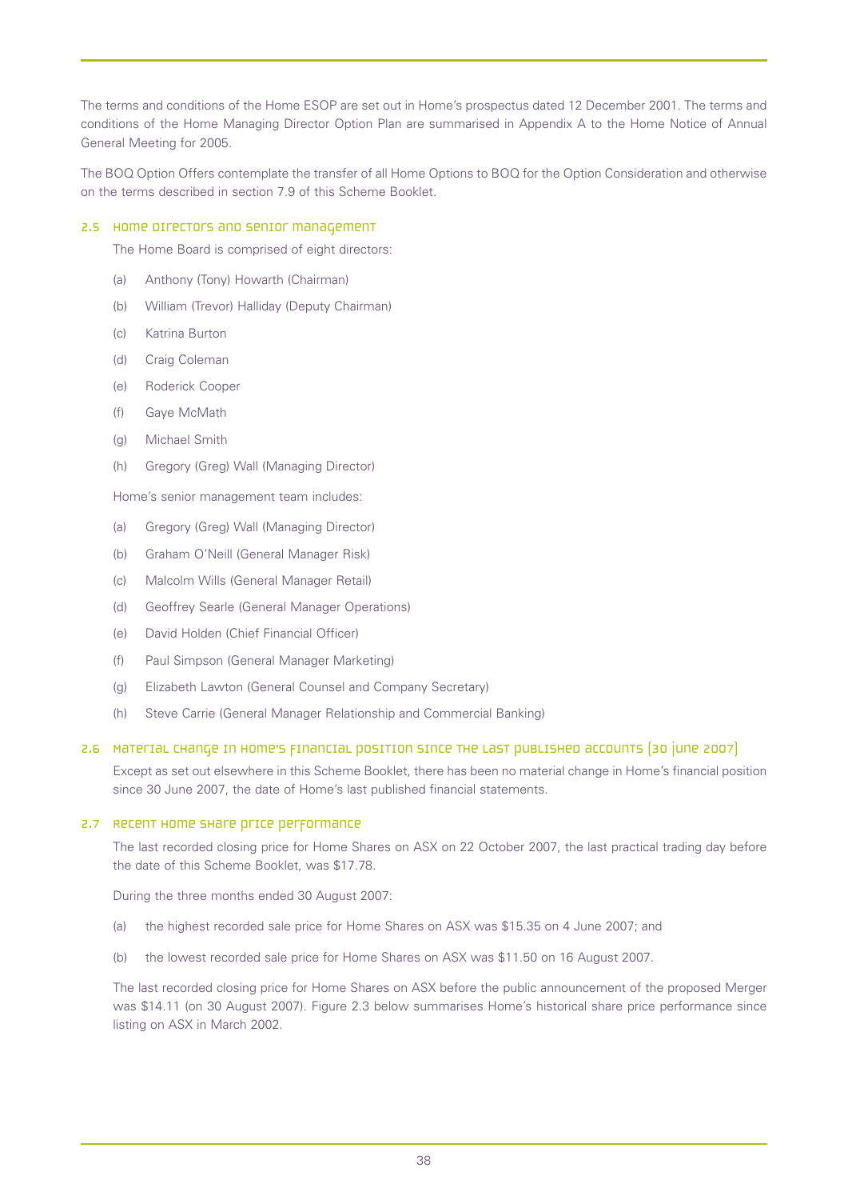The terms and conditions of the Home ESOP are set out in Home's prospectus dated 12 December 2001. The terms and conditions of the Home Managing Director Option Plan are summarised in Appendix A to the Home Notice of Annual General Meeting for 2005.

The BOQ Option Offers contemplate the transfer of all Home Options to BOQ for the Option Consideration and otherwise on the terms described in section 7.9 of this Scheme Booklet.

## 2.5 Home directors and senior management

The Home Board is comprised of eight directors:

(a) Anthony (Tony) Howarth (Chairman)

(b) William (Trevor) Halliday (Deputy Chairman)

(c) Katrina Burton

(d) Craig Coleman

(e) Roderick Cooper

(f) Gaye McMath

(g) Michael Smith

(h) Gregory (Greg) Wall (Managing Director)

Home's senior management team includes:

(a) Gregory (Greg) Wall (Managing Director)

(b) Graham O'Neill (General Manager Risk)

(c) Malcolm Wills (General Manager Retail)

(d) Geoffrey Searle (General Manager Operations)

(e) David Holden (Chief Financial Officer)

(f) Paul Simpson (General Manager Marketing)

(g) Elizabeth Lawton (General Counsel and Company Secretary)

(h) Steve Carrie (General Manager Relationship and Commercial Banking)

## 2.6 Material change in Home's financial position since the last published accounts (30 June 2007)

Except as set out elsewhere in this Scheme Booklet, there has been no material change in Home's financial position since 30 June 2007, the date of Home's last published financial statements.

## 2.7 Recent Home share price performance

The last recorded closing price for Home Shares on ASX on 22 October 2007, the last practical trading day before the date of this Scheme Booklet, was $17.78.

During the three months ended 30 August 2007:

(a) the highest recorded sale price for Home Shares on ASX was $15.35 on 4 June 2007; and

(b) the lowest recorded sale price for Home Shares on ASX was $11.50 on 16 August 2007.

The last recorded closing price for Home Shares on ASX before the public announcement of the proposed Merger was $14.11 (on 30 August 2007). Figure 2.3 below summarises Home's historical share price performance since listing on ASX in March 2002.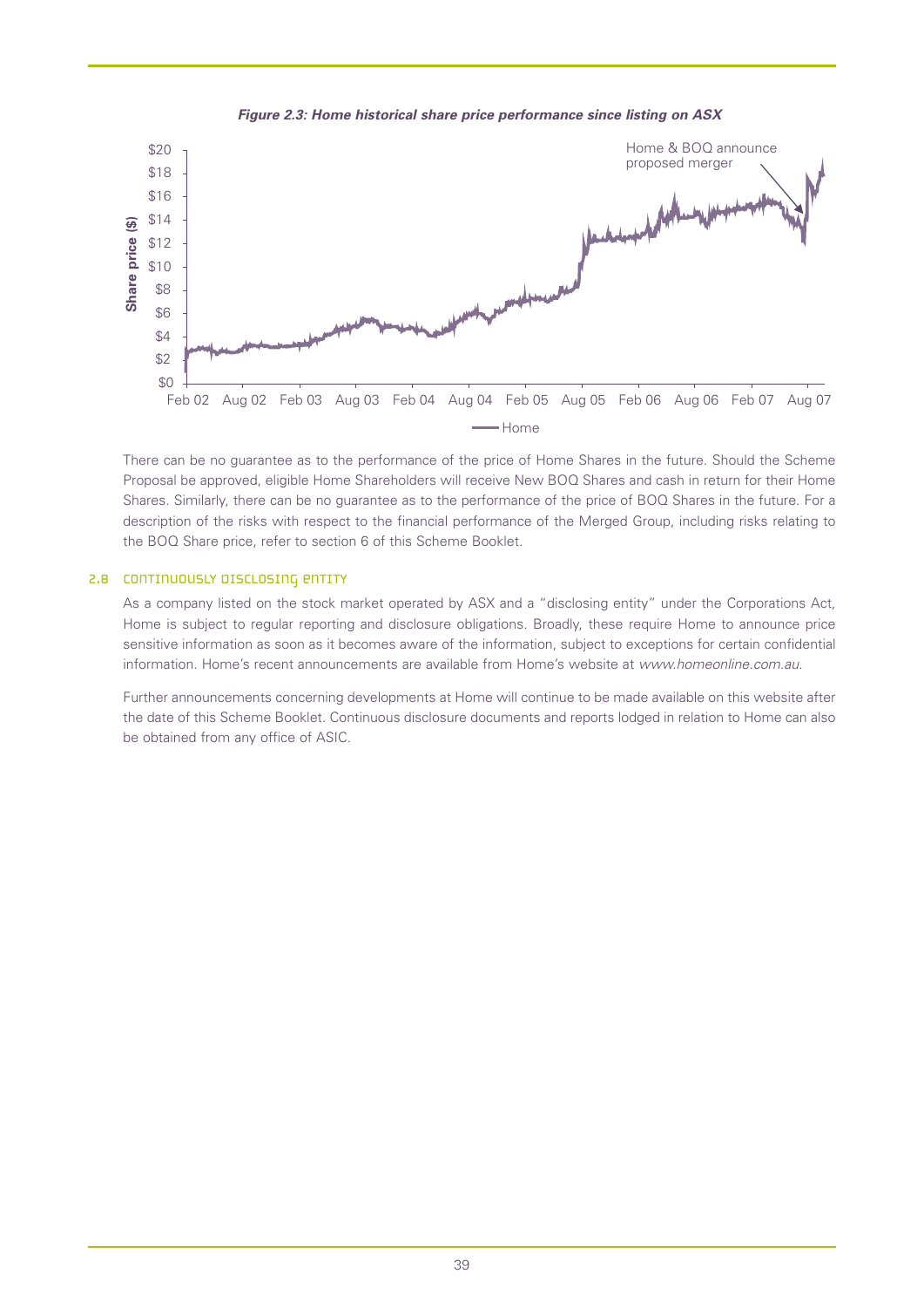*Figure 2.3: Home historical share price performance since listing on ASX*

There can be no guarantee as to the performance of the price of Home Shares in the future. Should the Scheme Proposal be approved, eligible Home Shareholders will receive New BOQ Shares and cash in return for their Home Shares. Similarly, there can be no guarantee as to the performance of the price of BOQ Shares in the future. For a description of the risks with respect to the financial performance of the Merged Group, including risks relating to the BOQ Share price, refer to section 6 of this Scheme Booklet.

## 2.8 CONTINUOUSLY DISCLOSING ENTITY

As a company listed on the stock market operated by ASX and a "disclosing entity" under the Corporations Act, Home is subject to regular reporting and disclosure obligations. Broadly, these require Home to announce price sensitive information as soon as it becomes aware of the information, subject to exceptions for certain confidential information. Home's recent announcements are available from Home's website at *www.homeonline.com.au.*

Further announcements concerning developments at Home will continue to be made available on this website after the date of this Scheme Booklet. Continuous disclosure documents and reports lodged in relation to Home can also be obtained from any office of ASIC.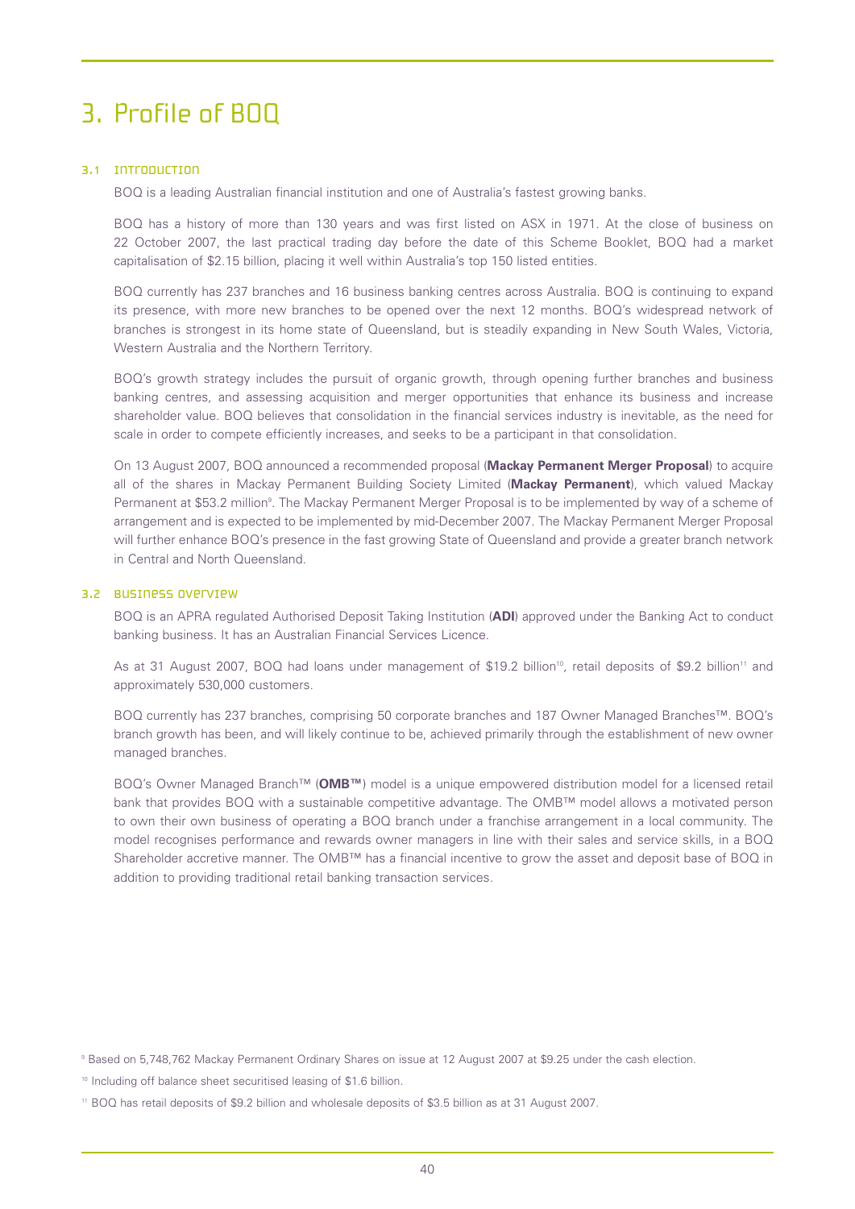# 3. Profile of BOQ

## 3.1 Introduction

BOQ is a leading Australian financial institution and one of Australia's fastest growing banks.

BOQ has a history of more than 130 years and was first listed on ASX in 1971. At the close of business on 22 October 2007, the last practical trading day before the date of this Scheme Booklet, BOQ had a market capitalisation of $2.15 billion, placing it well within Australia's top 150 listed entities.

BOQ currently has 237 branches and 16 business banking centres across Australia. BOQ is continuing to expand its presence, with more new branches to be opened over the next 12 months. BOQ's widespread network of branches is strongest in its home state of Queensland, but is steadily expanding in New South Wales, Victoria, Western Australia and the Northern Territory.

BOQ's growth strategy includes the pursuit of organic growth, through opening further branches and business banking centres, and assessing acquisition and merger opportunities that enhance its business and increase shareholder value. BOQ believes that consolidation in the financial services industry is inevitable, as the need for scale in order to compete efficiently increases, and seeks to be a participant in that consolidation.

On 13 August 2007, BOQ announced a recommended proposal (**Mackay Permanent Merger Proposal**) to acquire all of the shares in Mackay Permanent Building Society Limited (**Mackay Permanent**), which valued Mackay Permanent at $53.2 million[9]. The Mackay Permanent Merger Proposal is to be implemented by way of a scheme of arrangement and is expected to be implemented by mid-December 2007. The Mackay Permanent Merger Proposal will further enhance BOQ's presence in the fast growing State of Queensland and provide a greater branch network in Central and North Queensland.

## 3.2 Business overview

BOQ is an APRA regulated Authorised Deposit Taking Institution (**ADI**) approved under the Banking Act to conduct banking business. It has an Australian Financial Services Licence.

As at 31 August 2007, BOQ had loans under management of $19.2 billion[10], retail deposits of $9.2 billion[11] and approximately 530,000 customers.

BOQ currently has 237 branches, comprising 50 corporate branches and 187 Owner Managed Branches™. BOQ's branch growth has been, and will likely continue to be, achieved primarily through the establishment of new owner managed branches.

BOQ's Owner Managed Branch™ (**OMB™**) model is a unique empowered distribution model for a licensed retail bank that provides BOQ with a sustainable competitive advantage. The OMB™ model allows a motivated person to own their own business of operating a BOQ branch under a franchise arrangement in a local community. The model recognises performance and rewards owner managers in line with their sales and service skills, in a BOQ Shareholder accretive manner. The OMB™ has a financial incentive to grow the asset and deposit base of BOQ in addition to providing traditional retail banking transaction services.

---

[9] Based on 5,748,762 Mackay Permanent Ordinary Shares on issue at 12 August 2007 at $9.25 under the cash election.

[10] Including off balance sheet securitised leasing of $1.6 billion.

[11] BOQ has retail deposits of $9.2 billion and wholesale deposits of $3.5 billion as at 31 August 2007.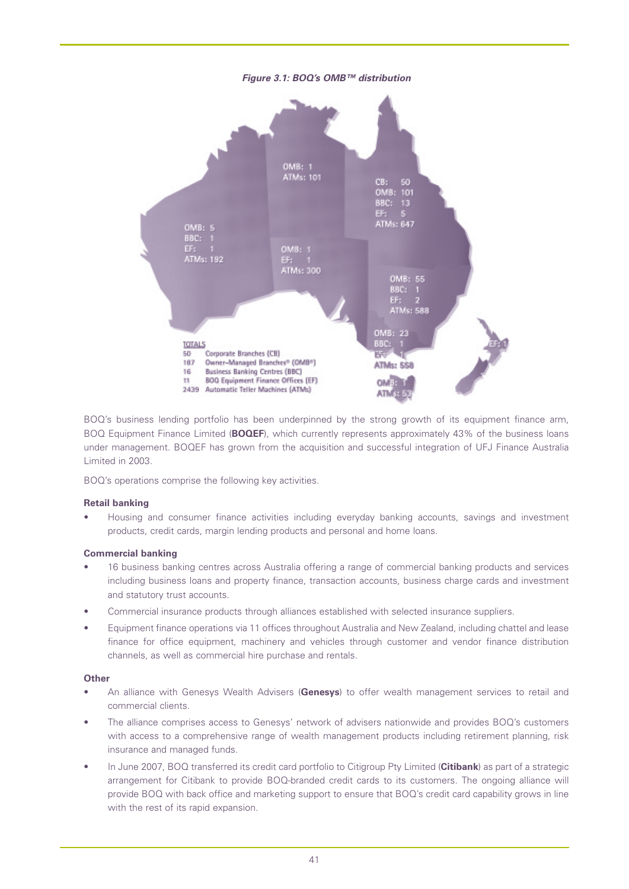*Figure 3.1: BOQ's OMB™ distribution*

OMB: 1
ATMs: 101

CB: 50
OMB: 101
BBC: 13
EF: 5
ATMs: 647

OMB: 5
BBC: 1
EF: 1
ATMs: 192

OMB: 1
EF: 1
ATMs: 300

OMB: 55
BBC: 1
EF: 2
ATMs: 588

OMB: 23
BBC: 1
EF: 1
ATMs: 558

OMB: 1
ATMs: 53

EF: 1

TOTALS

| | |
|---|---|
| 50 | Corporate Branches (CB) |
| 187 | Owner-Managed Branches® (OMB®) |
| 16 | Business Banking Centres (BBC) |
| 11 | BOQ Equipment Finance Offices (EF) |
| 2439 | Automatic Teller Machines (ATMs) |

BOQ's business lending portfolio has been underpinned by the strong growth of its equipment finance arm, BOQ Equipment Finance Limited (**BOQEF**), which currently represents approximately 43% of the business loans under management. BOQEF has grown from the acquisition and successful integration of UFJ Finance Australia Limited in 2003.

BOQ's operations comprise the following key activities.

**Retail banking**

- Housing and consumer finance activities including everyday banking accounts, savings and investment products, credit cards, margin lending products and personal and home loans.

**Commercial banking**

- 16 business banking centres across Australia offering a range of commercial banking products and services including business loans and property finance, transaction accounts, business charge cards and investment and statutory trust accounts.
- Commercial insurance products through alliances established with selected insurance suppliers.
- Equipment finance operations via 11 offices throughout Australia and New Zealand, including chattel and lease finance for office equipment, machinery and vehicles through customer and vendor finance distribution channels, as well as commercial hire purchase and rentals.

**Other**

- An alliance with Genesys Wealth Advisers (**Genesys**) to offer wealth management services to retail and commercial clients.
- The alliance comprises access to Genesys' network of advisers nationwide and provides BOQ's customers with access to a comprehensive range of wealth management products including retirement planning, risk insurance and managed funds.
- In June 2007, BOQ transferred its credit card portfolio to Citigroup Pty Limited (**Citibank**) as part of a strategic arrangement for Citibank to provide BOQ-branded credit cards to its customers. The ongoing alliance will provide BOQ with back office and marketing support to ensure that BOQ's credit card capability grows in line with the rest of its rapid expansion.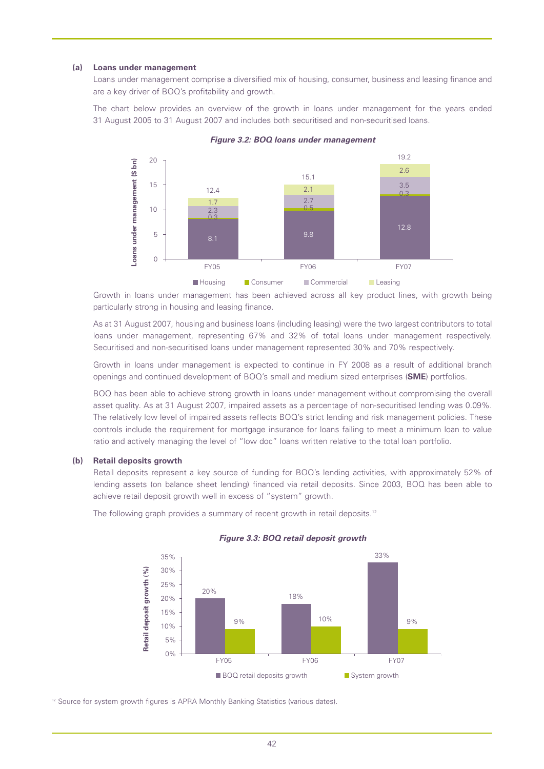**(a) Loans under management**

Loans under management comprise a diversified mix of housing, consumer, business and leasing finance and are a key driver of BOQ's profitability and growth.

The chart below provides an overview of the growth in loans under management for the years ended 31 August 2005 to 31 August 2007 and includes both securitised and non-securitised loans.

*Figure 3.2: BOQ loans under management*

| Loans under management ($ bn) | FY05 | FY06 | FY07 |
|---|---|---|---|
| Housing | 8.1 | 9.8 | 12.8 |
| Consumer | 0.3 | 0.5 | 0.3 |
| Commercial | 2.3 | 2.7 | 3.5 |
| Leasing | 1.7 | 2.1 | 2.6 |
| Total | 12.4 | 15.1 | 19.2 |

Growth in loans under management has been achieved across all key product lines, with growth being particularly strong in housing and leasing finance.

As at 31 August 2007, housing and business loans (including leasing) were the two largest contributors to total loans under management, representing 67% and 32% of total loans under management respectively. Securitised and non-securitised loans under management represented 30% and 70% respectively.

Growth in loans under management is expected to continue in FY 2008 as a result of additional branch openings and continued development of BOQ's small and medium sized enterprises (**SME**) portfolios.

BOQ has been able to achieve strong growth in loans under management without compromising the overall asset quality. As at 31 August 2007, impaired assets as a percentage of non-securitised lending was 0.09%. The relatively low level of impaired assets reflects BOQ's strict lending and risk management policies. These controls include the requirement for mortgage insurance for loans failing to meet a minimum loan to value ratio and actively managing the level of "low doc" loans written relative to the total loan portfolio.

**(b) Retail deposits growth**

Retail deposits represent a key source of funding for BOQ's lending activities, with approximately 52% of lending assets (on balance sheet lending) financed via retail deposits. Since 2003, BOQ has been able to achieve retail deposit growth well in excess of "system" growth.

The following graph provides a summary of recent growth in retail deposits.[12]

*Figure 3.3: BOQ retail deposit growth*

| Retail deposit growth (%) | FY05 | FY06 | FY07 |
|---|---|---|---|
| BOQ retail deposits growth | 20% | 18% | 33% |
| System growth | 9% | 10% | 9% |

[12] Source for system growth figures is APRA Monthly Banking Statistics (various dates).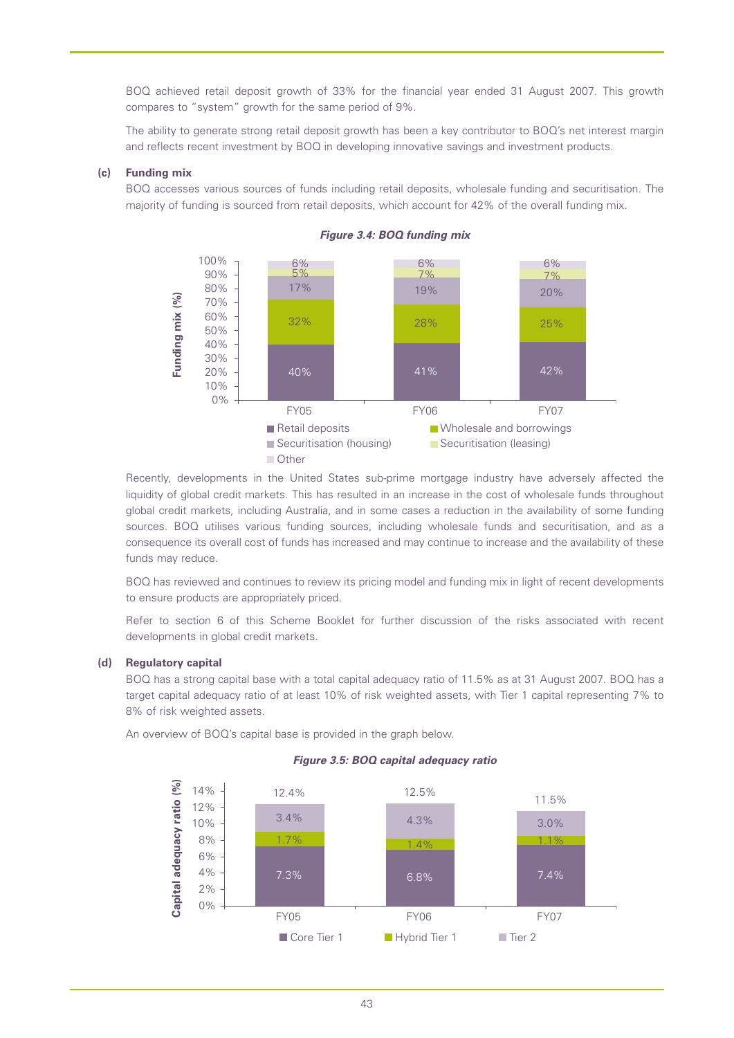BOQ achieved retail deposit growth of 33% for the financial year ended 31 August 2007. This growth compares to "system" growth for the same period of 9%.

The ability to generate strong retail deposit growth has been a key contributor to BOQ's net interest margin and reflects recent investment by BOQ in developing innovative savings and investment products.

**(c) Funding mix**

BOQ accesses various sources of funds including retail deposits, wholesale funding and securitisation. The majority of funding is sourced from retail deposits, which account for 42% of the overall funding mix.

***Figure 3.4: BOQ funding mix***

| Funding mix (%) | FY05 | FY06 | FY07 |
|---|---|---|---|
| Retail deposits | 40% | 41% | 42% |
| Wholesale and borrowings | 32% | 28% | 25% |
| Securitisation (housing) | 17% | 19% | 20% |
| Securitisation (leasing) | 5% | 7% | 7% |
| Other | 6% | 6% | 6% |

Recently, developments in the United States sub-prime mortgage industry have adversely affected the liquidity of global credit markets. This has resulted in an increase in the cost of wholesale funds throughout global credit markets, including Australia, and in some cases a reduction in the availability of some funding sources. BOQ utilises various funding sources, including wholesale funds and securitisation, and as a consequence its overall cost of funds has increased and may continue to increase and the availability of these funds may reduce.

BOQ has reviewed and continues to review its pricing model and funding mix in light of recent developments to ensure products are appropriately priced.

Refer to section 6 of this Scheme Booklet for further discussion of the risks associated with recent developments in global credit markets.

**(d) Regulatory capital**

BOQ has a strong capital base with a total capital adequacy ratio of 11.5% as at 31 August 2007. BOQ has a target capital adequacy ratio of at least 10% of risk weighted assets, with Tier 1 capital representing 7% to 8% of risk weighted assets.

An overview of BOQ's capital base is provided in the graph below.

***Figure 3.5: BOQ capital adequacy ratio***

| Capital adequacy ratio (%) | FY05 | FY06 | FY07 |
|---|---|---|---|
| Core Tier 1 | 7.3% | 6.8% | 7.4% |
| Hybrid Tier 1 | 1.7% | 1.4% | 1.1% |
| Tier 2 | 3.4% | 4.3% | 3.0% |
| Total | 12.4% | 12.5% | 11.5% |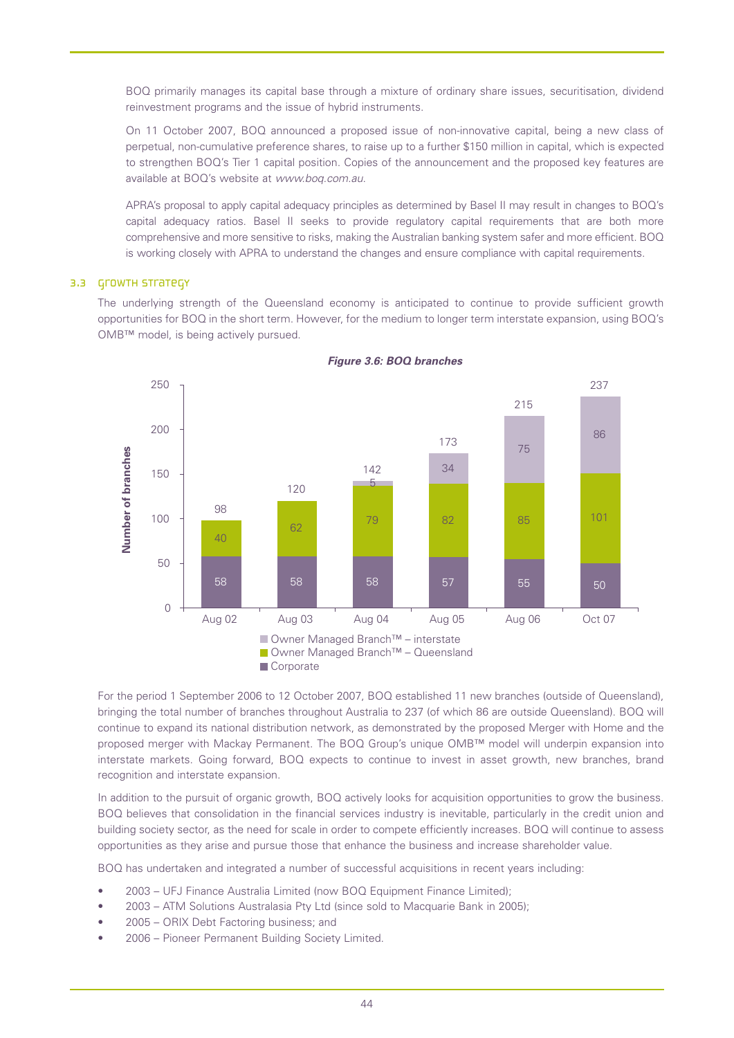BOQ primarily manages its capital base through a mixture of ordinary share issues, securitisation, dividend reinvestment programs and the issue of hybrid instruments.

On 11 October 2007, BOQ announced a proposed issue of non-innovative capital, being a new class of perpetual, non-cumulative preference shares, to raise up to a further $150 million in capital, which is expected to strengthen BOQ's Tier 1 capital position. Copies of the announcement and the proposed key features are available at BOQ's website at *www.boq.com.au*.

APRA's proposal to apply capital adequacy principles as determined by Basel II may result in changes to BOQ's capital adequacy ratios. Basel II seeks to provide regulatory capital requirements that are both more comprehensive and more sensitive to risks, making the Australian banking system safer and more efficient. BOQ is working closely with APRA to understand the changes and ensure compliance with capital requirements.

## 3.3 Growth strategy

The underlying strength of the Queensland economy is anticipated to continue to provide sufficient growth opportunities for BOQ in the short term. However, for the medium to longer term interstate expansion, using BOQ's OMB™ model, is being actively pursued.

***Figure 3.6: BOQ branches***

| Number of branches | Aug 02 | Aug 03 | Aug 04 | Aug 05 | Aug 06 | Oct 07 |
|---|---|---|---|---|---|---|
| Owner Managed Branch™ – interstate | | | 5 | 34 | 75 | 86 |
| Owner Managed Branch™ – Queensland | 40 | 62 | 79 | 82 | 85 | 101 |
| Corporate | 58 | 58 | 58 | 57 | 55 | 50 |
| Total | 98 | 120 | 142 | 173 | 215 | 237 |

For the period 1 September 2006 to 12 October 2007, BOQ established 11 new branches (outside of Queensland), bringing the total number of branches throughout Australia to 237 (of which 86 are outside Queensland). BOQ will continue to expand its national distribution network, as demonstrated by the proposed Merger with Home and the proposed merger with Mackay Permanent. The BOQ Group's unique OMB™ model will underpin expansion into interstate markets. Going forward, BOQ expects to continue to invest in asset growth, new branches, brand recognition and interstate expansion.

In addition to the pursuit of organic growth, BOQ actively looks for acquisition opportunities to grow the business. BOQ believes that consolidation in the financial services industry is inevitable, particularly in the credit union and building society sector, as the need for scale in order to compete efficiently increases. BOQ will continue to assess opportunities as they arise and pursue those that enhance the business and increase shareholder value.

BOQ has undertaken and integrated a number of successful acquisitions in recent years including:

- 2003 – UFJ Finance Australia Limited (now BOQ Equipment Finance Limited);
- 2003 – ATM Solutions Australasia Pty Ltd (since sold to Macquarie Bank in 2005);
- 2005 – ORIX Debt Factoring business; and
- 2006 – Pioneer Permanent Building Society Limited.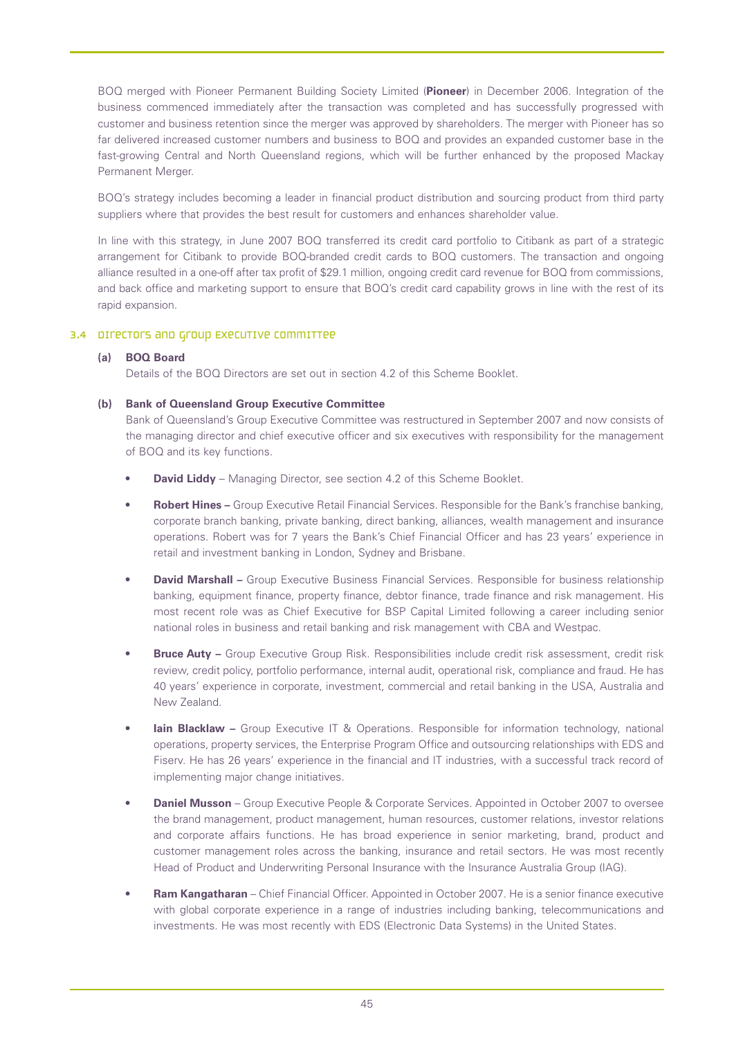BOQ merged with Pioneer Permanent Building Society Limited (**Pioneer**) in December 2006. Integration of the business commenced immediately after the transaction was completed and has successfully progressed with customer and business retention since the merger was approved by shareholders. The merger with Pioneer has so far delivered increased customer numbers and business to BOQ and provides an expanded customer base in the fast-growing Central and North Queensland regions, which will be further enhanced by the proposed Mackay Permanent Merger.

BOQ's strategy includes becoming a leader in financial product distribution and sourcing product from third party suppliers where that provides the best result for customers and enhances shareholder value.

In line with this strategy, in June 2007 BOQ transferred its credit card portfolio to Citibank as part of a strategic arrangement for Citibank to provide BOQ-branded credit cards to BOQ customers. The transaction and ongoing alliance resulted in a one-off after tax profit of $29.1 million, ongoing credit card revenue for BOQ from commissions, and back office and marketing support to ensure that BOQ's credit card capability grows in line with the rest of its rapid expansion.

## 3.4 Directors and Group Executive Committee

**(a) BOQ Board**

Details of the BOQ Directors are set out in section 4.2 of this Scheme Booklet.

**(b) Bank of Queensland Group Executive Committee**

Bank of Queensland's Group Executive Committee was restructured in September 2007 and now consists of the managing director and chief executive officer and six executives with responsibility for the management of BOQ and its key functions.

- **David Liddy** – Managing Director, see section 4.2 of this Scheme Booklet.
- **Robert Hines –** Group Executive Retail Financial Services. Responsible for the Bank's franchise banking, corporate branch banking, private banking, direct banking, alliances, wealth management and insurance operations. Robert was for 7 years the Bank's Chief Financial Officer and has 23 years' experience in retail and investment banking in London, Sydney and Brisbane.
- **David Marshall –** Group Executive Business Financial Services. Responsible for business relationship banking, equipment finance, property finance, debtor finance, trade finance and risk management. His most recent role was as Chief Executive for BSP Capital Limited following a career including senior national roles in business and retail banking and risk management with CBA and Westpac.
- **Bruce Auty –** Group Executive Group Risk. Responsibilities include credit risk assessment, credit risk review, credit policy, portfolio performance, internal audit, operational risk, compliance and fraud. He has 40 years' experience in corporate, investment, commercial and retail banking in the USA, Australia and New Zealand.
- **Iain Blacklaw –** Group Executive IT & Operations. Responsible for information technology, national operations, property services, the Enterprise Program Office and outsourcing relationships with EDS and Fiserv. He has 26 years' experience in the financial and IT industries, with a successful track record of implementing major change initiatives.
- **Daniel Musson** – Group Executive People & Corporate Services. Appointed in October 2007 to oversee the brand management, product management, human resources, customer relations, investor relations and corporate affairs functions. He has broad experience in senior marketing, brand, product and customer management roles across the banking, insurance and retail sectors. He was most recently Head of Product and Underwriting Personal Insurance with the Insurance Australia Group (IAG).
- **Ram Kangatharan** – Chief Financial Officer. Appointed in October 2007. He is a senior finance executive with global corporate experience in a range of industries including banking, telecommunications and investments. He was most recently with EDS (Electronic Data Systems) in the United States.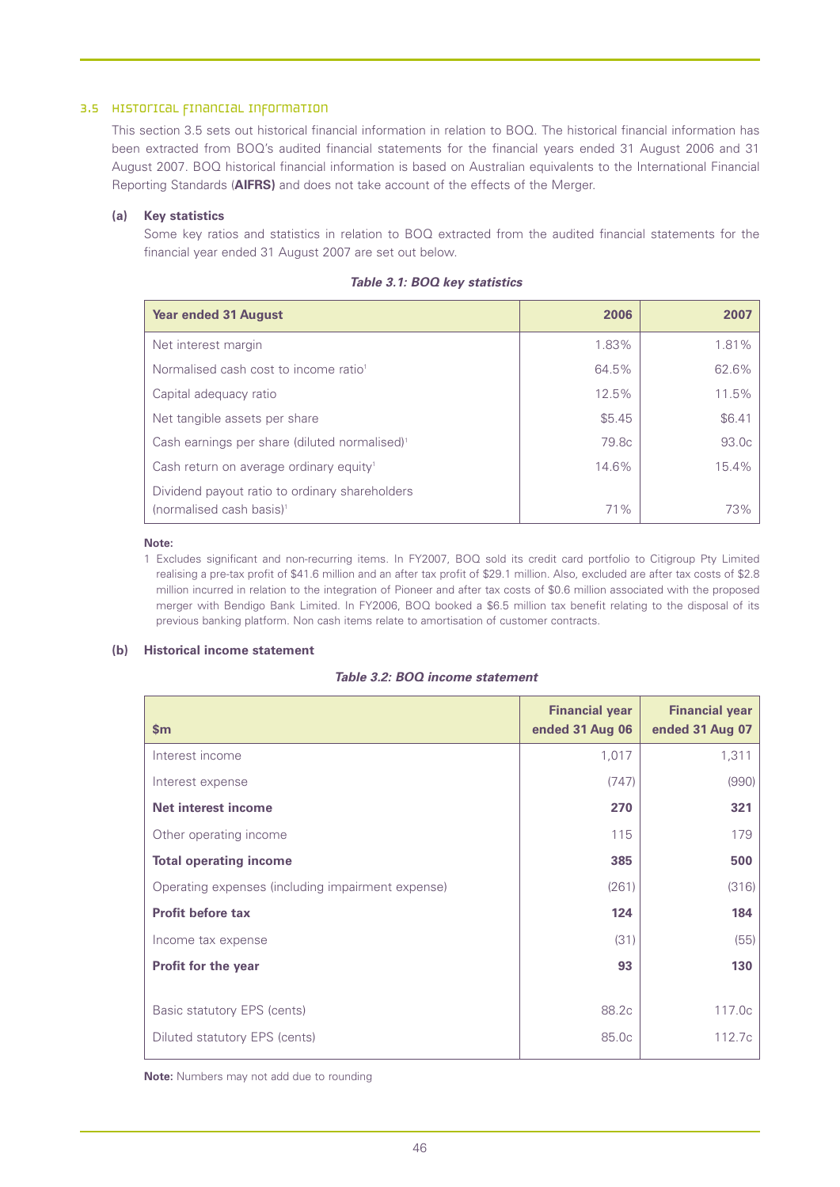## 3.5 Historical financial information

This section 3.5 sets out historical financial information in relation to BOQ. The historical financial information has been extracted from BOQ's audited financial statements for the financial years ended 31 August 2006 and 31 August 2007. BOQ historical financial information is based on Australian equivalents to the International Financial Reporting Standards (**AIFRS)** and does not take account of the effects of the Merger.

### (a) Key statistics

Some key ratios and statistics in relation to BOQ extracted from the audited financial statements for the financial year ended 31 August 2007 are set out below.

*Table 3.1: BOQ key statistics*

| Year ended 31 August | 2006 | 2007 |
|---|---|---|
| Net interest margin | 1.83% | 1.81% |
| Normalised cash cost to income ratio[1] | 64.5% | 62.6% |
| Capital adequacy ratio | 12.5% | 11.5% |
| Net tangible assets per share | $5.45 | $6.41 |
| Cash earnings per share (diluted normalised)[1] | 79.8c | 93.0c |
| Cash return on average ordinary equity[1] | 14.6% | 15.4% |
| Dividend payout ratio to ordinary shareholders (normalised cash basis)[1] | 71% | 73% |

**Note:**

1 Excludes significant and non-recurring items. In FY2007, BOQ sold its credit card portfolio to Citigroup Pty Limited realising a pre-tax profit of $41.6 million and an after tax profit of $29.1 million. Also, excluded are after tax costs of $2.8 million incurred in relation to the integration of Pioneer and after tax costs of $0.6 million associated with the proposed merger with Bendigo Bank Limited. In FY2006, BOQ booked a $6.5 million tax benefit relating to the disposal of its previous banking platform. Non cash items relate to amortisation of customer contracts.

### (b) Historical income statement

*Table 3.2: BOQ income statement*

| $m | Financial year ended 31 Aug 06 | Financial year ended 31 Aug 07 |
|---|---|---|
| Interest income | 1,017 | 1,311 |
| Interest expense | (747) | (990) |
| **Net interest income** | **270** | **321** |
| Other operating income | 115 | 179 |
| **Total operating income** | **385** | **500** |
| Operating expenses (including impairment expense) | (261) | (316) |
| **Profit before tax** | **124** | **184** |
| Income tax expense | (31) | (55) |
| **Profit for the year** | **93** | **130** |
| | | |
| Basic statutory EPS (cents) | 88.2c | 117.0c |
| Diluted statutory EPS (cents) | 85.0c | 112.7c |

**Note:** Numbers may not add due to rounding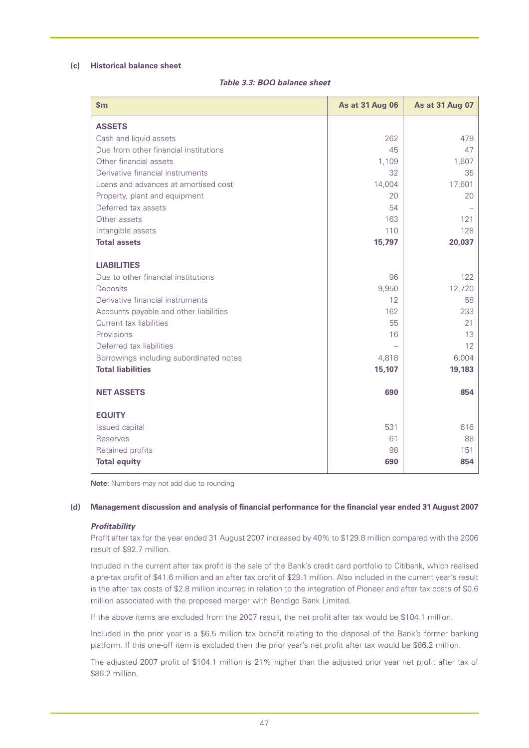#### (c) Historical balance sheet

***Table 3.3: BOQ balance sheet***

| $m | As at 31 Aug 06 | As at 31 Aug 07 |
|---|---|---|
| **ASSETS** | | |
| Cash and liquid assets | 262 | 479 |
| Due from other financial institutions | 45 | 47 |
| Other financial assets | 1,109 | 1,607 |
| Derivative financial instruments | 32 | 35 |
| Loans and advances at amortised cost | 14,004 | 17,601 |
| Property, plant and equipment | 20 | 20 |
| Deferred tax assets | 54 | – |
| Other assets | 163 | 121 |
| Intangible assets | 110 | 128 |
| **Total assets** | **15,797** | **20,037** |
| **LIABILITIES** | | |
| Due to other financial institutions | 96 | 122 |
| Deposits | 9,950 | 12,720 |
| Derivative financial instruments | 12 | 58 |
| Accounts payable and other liabilities | 162 | 233 |
| Current tax liabilities | 55 | 21 |
| Provisions | 16 | 13 |
| Deferred tax liabilities | – | 12 |
| Borrowings including subordinated notes | 4,818 | 6,004 |
| **Total liabilities** | **15,107** | **19,183** |
| **NET ASSETS** | **690** | **854** |
| **EQUITY** | | |
| Issued capital | 531 | 616 |
| Reserves | 61 | 88 |
| Retained profits | 98 | 151 |
| **Total equity** | **690** | **854** |

**Note:** Numbers may not add due to rounding

#### (d) Management discussion and analysis of financial performance for the financial year ended 31 August 2007

***Profitability***

Profit after tax for the year ended 31 August 2007 increased by 40% to $129.8 million compared with the 2006 result of $92.7 million.

Included in the current after tax profit is the sale of the Bank's credit card portfolio to Citibank, which realised a pre-tax profit of $41.6 million and an after tax profit of $29.1 million. Also included in the current year's result is the after tax costs of $2.8 million incurred in relation to the integration of Pioneer and after tax costs of $0.6 million associated with the proposed merger with Bendigo Bank Limited.

If the above items are excluded from the 2007 result, the net profit after tax would be $104.1 million.

Included in the prior year is a $6.5 million tax benefit relating to the disposal of the Bank's former banking platform. If this one-off item is excluded then the prior year's net profit after tax would be $86.2 million.

The adjusted 2007 profit of $104.1 million is 21% higher than the adjusted prior year net profit after tax of $86.2 million.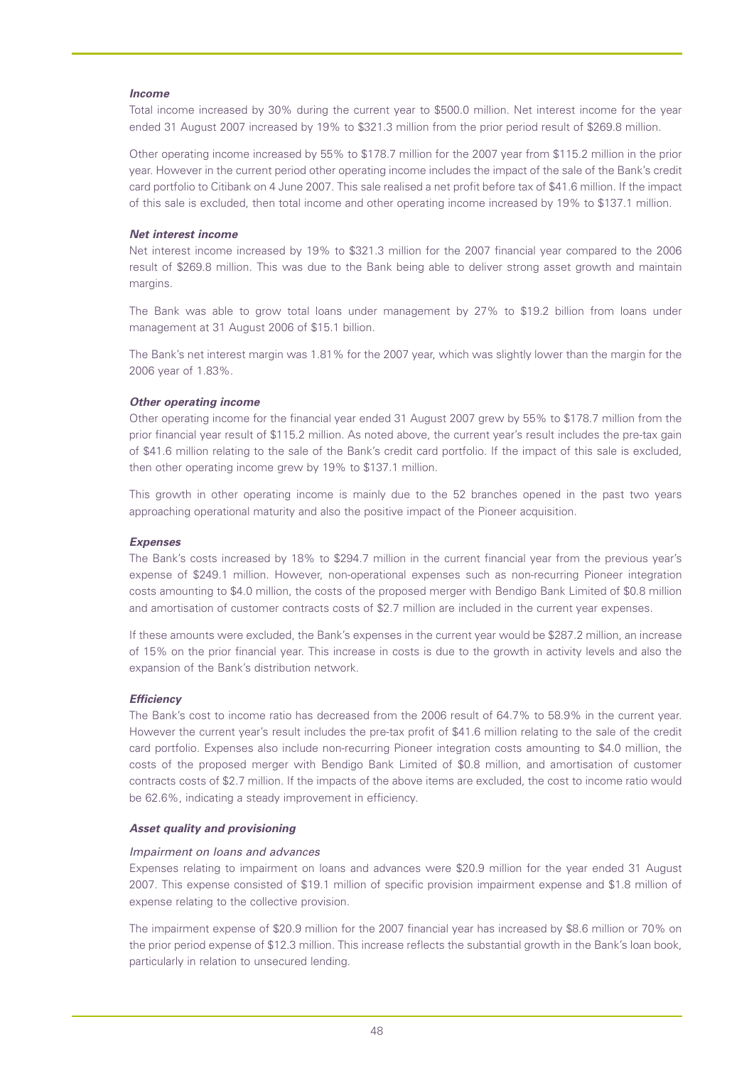***Income***

Total income increased by 30% during the current year to $500.0 million. Net interest income for the year ended 31 August 2007 increased by 19% to $321.3 million from the prior period result of $269.8 million.

Other operating income increased by 55% to $178.7 million for the 2007 year from $115.2 million in the prior year. However in the current period other operating income includes the impact of the sale of the Bank's credit card portfolio to Citibank on 4 June 2007. This sale realised a net profit before tax of $41.6 million. If the impact of this sale is excluded, then total income and other operating income increased by 19% to $137.1 million.

***Net interest income***

Net interest income increased by 19% to $321.3 million for the 2007 financial year compared to the 2006 result of $269.8 million. This was due to the Bank being able to deliver strong asset growth and maintain margins.

The Bank was able to grow total loans under management by 27% to $19.2 billion from loans under management at 31 August 2006 of $15.1 billion.

The Bank's net interest margin was 1.81% for the 2007 year, which was slightly lower than the margin for the 2006 year of 1.83%.

***Other operating income***

Other operating income for the financial year ended 31 August 2007 grew by 55% to $178.7 million from the prior financial year result of $115.2 million. As noted above, the current year's result includes the pre-tax gain of $41.6 million relating to the sale of the Bank's credit card portfolio. If the impact of this sale is excluded, then other operating income grew by 19% to $137.1 million.

This growth in other operating income is mainly due to the 52 branches opened in the past two years approaching operational maturity and also the positive impact of the Pioneer acquisition.

***Expenses***

The Bank's costs increased by 18% to $294.7 million in the current financial year from the previous year's expense of $249.1 million. However, non-operational expenses such as non-recurring Pioneer integration costs amounting to $4.0 million, the costs of the proposed merger with Bendigo Bank Limited of $0.8 million and amortisation of customer contracts costs of $2.7 million are included in the current year expenses.

If these amounts were excluded, the Bank's expenses in the current year would be $287.2 million, an increase of 15% on the prior financial year. This increase in costs is due to the growth in activity levels and also the expansion of the Bank's distribution network.

***Efficiency***

The Bank's cost to income ratio has decreased from the 2006 result of 64.7% to 58.9% in the current year. However the current year's result includes the pre-tax profit of $41.6 million relating to the sale of the credit card portfolio. Expenses also include non-recurring Pioneer integration costs amounting to $4.0 million, the costs of the proposed merger with Bendigo Bank Limited of $0.8 million, and amortisation of customer contracts costs of $2.7 million. If the impacts of the above items are excluded, the cost to income ratio would be 62.6%, indicating a steady improvement in efficiency.

***Asset quality and provisioning***

*Impairment on loans and advances*

Expenses relating to impairment on loans and advances were $20.9 million for the year ended 31 August 2007. This expense consisted of $19.1 million of specific provision impairment expense and $1.8 million of expense relating to the collective provision.

The impairment expense of $20.9 million for the 2007 financial year has increased by $8.6 million or 70% on the prior period expense of $12.3 million. This increase reflects the substantial growth in the Bank's loan book, particularly in relation to unsecured lending.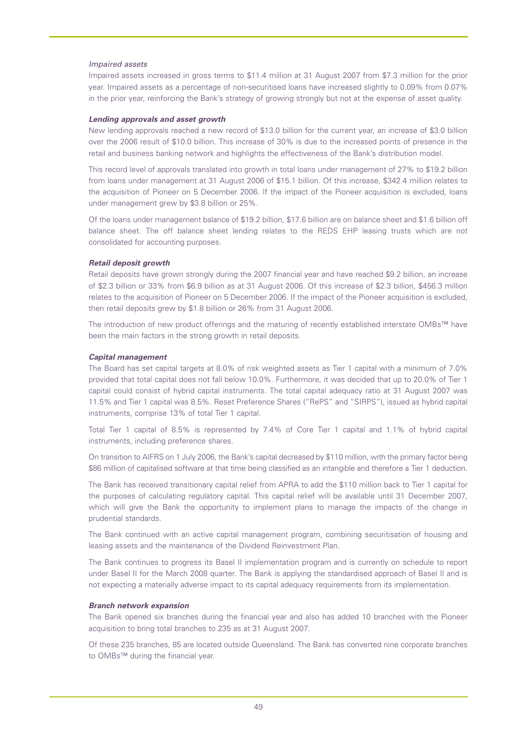*Impaired assets*

Impaired assets increased in gross terms to $11.4 million at 31 August 2007 from $7.3 million for the prior year. Impaired assets as a percentage of non-securitised loans have increased slightly to 0.09% from 0.07% in the prior year, reinforcing the Bank's strategy of growing strongly but not at the expense of asset quality.

***Lending approvals and asset growth***

New lending approvals reached a new record of $13.0 billion for the current year, an increase of $3.0 billion over the 2006 result of $10.0 billion. This increase of 30% is due to the increased points of presence in the retail and business banking network and highlights the effectiveness of the Bank's distribution model.

This record level of approvals translated into growth in total loans under management of 27% to $19.2 billion from loans under management at 31 August 2006 of $15.1 billion. Of this increase, $342.4 million relates to the acquisition of Pioneer on 5 December 2006. If the impact of the Pioneer acquisition is excluded, loans under management grew by $3.8 billion or 25%.

Of the loans under management balance of $19.2 billion, $17.6 billion are on balance sheet and $1.6 billion off balance sheet. The off balance sheet lending relates to the REDS EHP leasing trusts which are not consolidated for accounting purposes.

***Retail deposit growth***

Retail deposits have grown strongly during the 2007 financial year and have reached $9.2 billion, an increase of $2.3 billion or 33% from $6.9 billion as at 31 August 2006. Of this increase of $2.3 billion, $456.3 million relates to the acquisition of Pioneer on 5 December 2006. If the impact of the Pioneer acquisition is excluded, then retail deposits grew by $1.8 billion or 26% from 31 August 2006.

The introduction of new product offerings and the maturing of recently established interstate OMBs™ have been the main factors in the strong growth in retail deposits.

***Capital management***

The Board has set capital targets at 8.0% of risk weighted assets as Tier 1 capital with a minimum of 7.0% provided that total capital does not fall below 10.0%. Furthermore, it was decided that up to 20.0% of Tier 1 capital could consist of hybrid capital instruments. The total capital adequacy ratio at 31 August 2007 was 11.5% and Tier 1 capital was 8.5%. Reset Preference Shares ("RePS" and "SIRPS"), issued as hybrid capital instruments, comprise 13% of total Tier 1 capital.

Total Tier 1 capital of 8.5% is represented by 7.4% of Core Tier 1 capital and 1.1% of hybrid capital instruments, including preference shares.

On transition to AIFRS on 1 July 2006, the Bank's capital decreased by $110 million, with the primary factor being $86 million of capitalised software at that time being classified as an intangible and therefore a Tier 1 deduction.

The Bank has received transitionary capital relief from APRA to add the $110 million back to Tier 1 capital for the purposes of calculating regulatory capital. This capital relief will be available until 31 December 2007, which will give the Bank the opportunity to implement plans to manage the impacts of the change in prudential standards.

The Bank continued with an active capital management program, combining securitisation of housing and leasing assets and the maintenance of the Dividend Reinvestment Plan.

The Bank continues to progress its Basel II implementation program and is currently on schedule to report under Basel II for the March 2008 quarter. The Bank is applying the standardised approach of Basel II and is not expecting a materially adverse impact to its capital adequacy requirements from its implementation.

***Branch network expansion***

The Bank opened six branches during the financial year and also has added 10 branches with the Pioneer acquisition to bring total branches to 235 as at 31 August 2007.

Of these 235 branches, 85 are located outside Queensland. The Bank has converted nine corporate branches to OMBs™ during the financial year.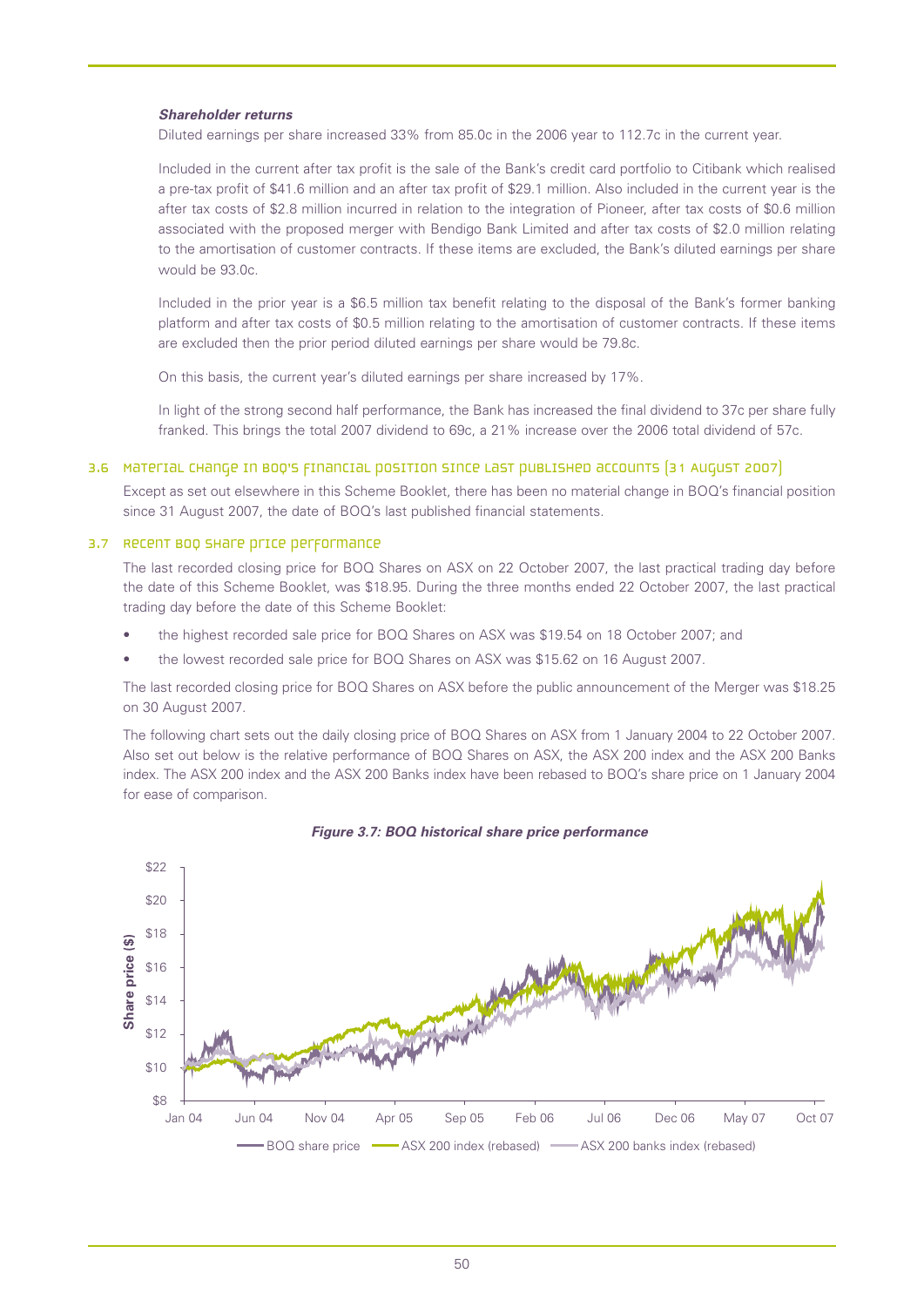***Shareholder returns***

Diluted earnings per share increased 33% from 85.0c in the 2006 year to 112.7c in the current year.

Included in the current after tax profit is the sale of the Bank's credit card portfolio to Citibank which realised a pre-tax profit of $41.6 million and an after tax profit of $29.1 million. Also included in the current year is the after tax costs of $2.8 million incurred in relation to the integration of Pioneer, after tax costs of $0.6 million associated with the proposed merger with Bendigo Bank Limited and after tax costs of $2.0 million relating to the amortisation of customer contracts. If these items are excluded, the Bank's diluted earnings per share would be 93.0c.

Included in the prior year is a $6.5 million tax benefit relating to the disposal of the Bank's former banking platform and after tax costs of $0.5 million relating to the amortisation of customer contracts. If these items are excluded then the prior period diluted earnings per share would be 79.8c.

On this basis, the current year's diluted earnings per share increased by 17%.

In light of the strong second half performance, the Bank has increased the final dividend to 37c per share fully franked. This brings the total 2007 dividend to 69c, a 21% increase over the 2006 total dividend of 57c.

## 3.6 Material change in BOQ's financial position since last published accounts (31 August 2007)

Except as set out elsewhere in this Scheme Booklet, there has been no material change in BOQ's financial position since 31 August 2007, the date of BOQ's last published financial statements.

## 3.7 Recent BOQ share price performance

The last recorded closing price for BOQ Shares on ASX on 22 October 2007, the last practical trading day before the date of this Scheme Booklet, was $18.95. During the three months ended 22 October 2007, the last practical trading day before the date of this Scheme Booklet:

- the highest recorded sale price for BOQ Shares on ASX was $19.54 on 18 October 2007; and
- the lowest recorded sale price for BOQ Shares on ASX was $15.62 on 16 August 2007.

The last recorded closing price for BOQ Shares on ASX before the public announcement of the Merger was $18.25 on 30 August 2007.

The following chart sets out the daily closing price of BOQ Shares on ASX from 1 January 2004 to 22 October 2007. Also set out below is the relative performance of BOQ Shares on ASX, the ASX 200 index and the ASX 200 Banks index. The ASX 200 index and the ASX 200 Banks index have been rebased to BOQ's share price on 1 January 2004 for ease of comparison.

***Figure 3.7: BOQ historical share price performance***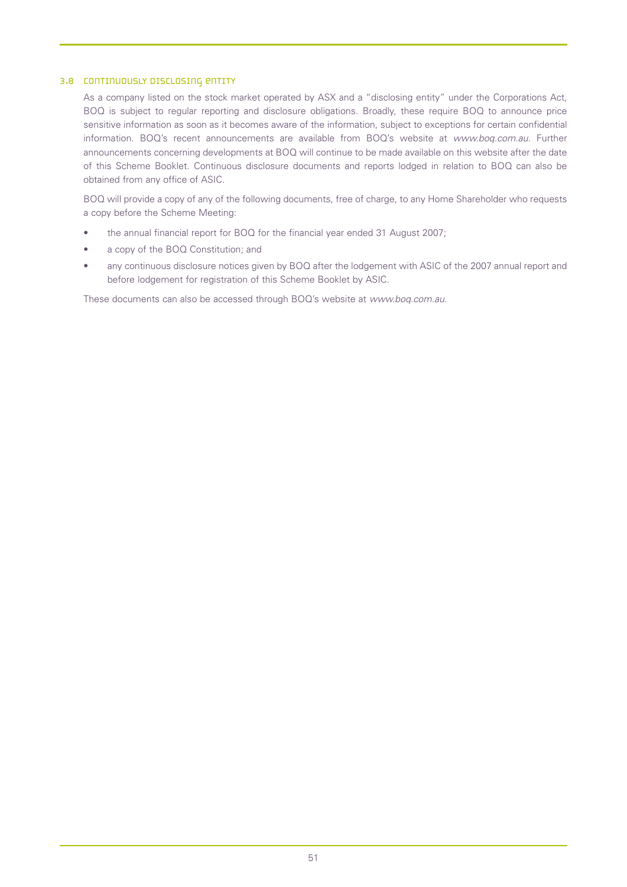### 3.8 Continuously disclosing entity

As a company listed on the stock market operated by ASX and a "disclosing entity" under the Corporations Act, BOQ is subject to regular reporting and disclosure obligations. Broadly, these require BOQ to announce price sensitive information as soon as it becomes aware of the information, subject to exceptions for certain confidential information. BOQ's recent announcements are available from BOQ's website at *www.boq.com.au*. Further announcements concerning developments at BOQ will continue to be made available on this website after the date of this Scheme Booklet. Continuous disclosure documents and reports lodged in relation to BOQ can also be obtained from any office of ASIC.

BOQ will provide a copy of any of the following documents, free of charge, to any Home Shareholder who requests a copy before the Scheme Meeting:

- the annual financial report for BOQ for the financial year ended 31 August 2007;
- a copy of the BOQ Constitution; and
- any continuous disclosure notices given by BOQ after the lodgement with ASIC of the 2007 annual report and before lodgement for registration of this Scheme Booklet by ASIC.

These documents can also be accessed through BOQ's website at *www.boq.com.au*.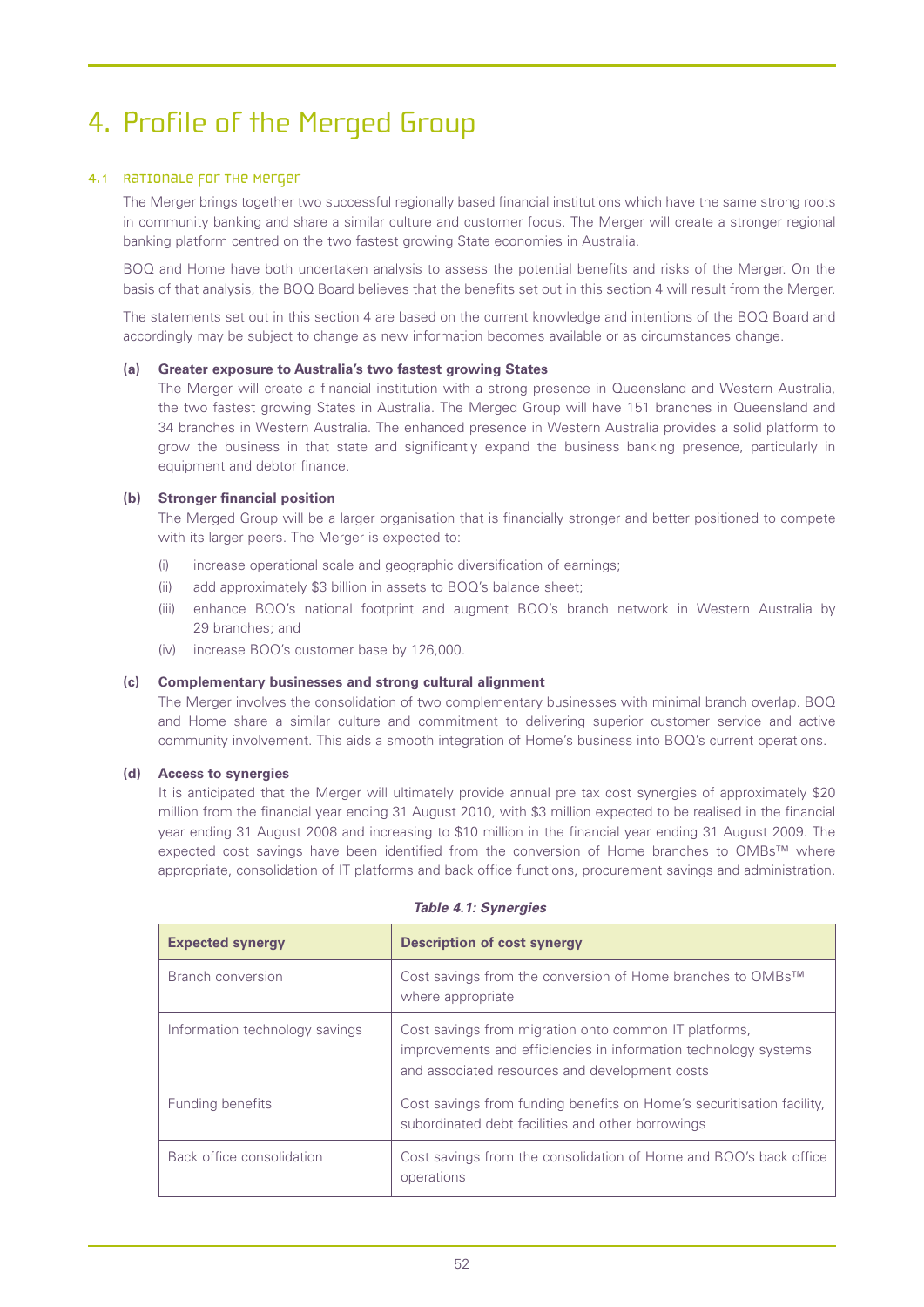# 4. Profile of the Merged Group

## 4.1 Rationale for the Merger

The Merger brings together two successful regionally based financial institutions which have the same strong roots in community banking and share a similar culture and customer focus. The Merger will create a stronger regional banking platform centred on the two fastest growing State economies in Australia.

BOQ and Home have both undertaken analysis to assess the potential benefits and risks of the Merger. On the basis of that analysis, the BOQ Board believes that the benefits set out in this section 4 will result from the Merger.

The statements set out in this section 4 are based on the current knowledge and intentions of the BOQ Board and accordingly may be subject to change as new information becomes available or as circumstances change.

**(a) Greater exposure to Australia's two fastest growing States**

The Merger will create a financial institution with a strong presence in Queensland and Western Australia, the two fastest growing States in Australia. The Merged Group will have 151 branches in Queensland and 34 branches in Western Australia. The enhanced presence in Western Australia provides a solid platform to grow the business in that state and significantly expand the business banking presence, particularly in equipment and debtor finance.

**(b) Stronger financial position**

The Merged Group will be a larger organisation that is financially stronger and better positioned to compete with its larger peers. The Merger is expected to:

(i) increase operational scale and geographic diversification of earnings;

(ii) add approximately $3 billion in assets to BOQ's balance sheet;

(iii) enhance BOQ's national footprint and augment BOQ's branch network in Western Australia by 29 branches; and

(iv) increase BOQ's customer base by 126,000.

**(c) Complementary businesses and strong cultural alignment**

The Merger involves the consolidation of two complementary businesses with minimal branch overlap. BOQ and Home share a similar culture and commitment to delivering superior customer service and active community involvement. This aids a smooth integration of Home's business into BOQ's current operations.

**(d) Access to synergies**

It is anticipated that the Merger will ultimately provide annual pre tax cost synergies of approximately $20 million from the financial year ending 31 August 2010, with $3 million expected to be realised in the financial year ending 31 August 2008 and increasing to $10 million in the financial year ending 31 August 2009. The expected cost savings have been identified from the conversion of Home branches to OMBs™ where appropriate, consolidation of IT platforms and back office functions, procurement savings and administration.

***Table 4.1: Synergies***

| Expected synergy | Description of cost synergy |
|---|---|
| Branch conversion | Cost savings from the conversion of Home branches to OMBs™ where appropriate |
| Information technology savings | Cost savings from migration onto common IT platforms, improvements and efficiencies in information technology systems and associated resources and development costs |
| Funding benefits | Cost savings from funding benefits on Home's securitisation facility, subordinated debt facilities and other borrowings |
| Back office consolidation | Cost savings from the consolidation of Home and BOQ's back office operations |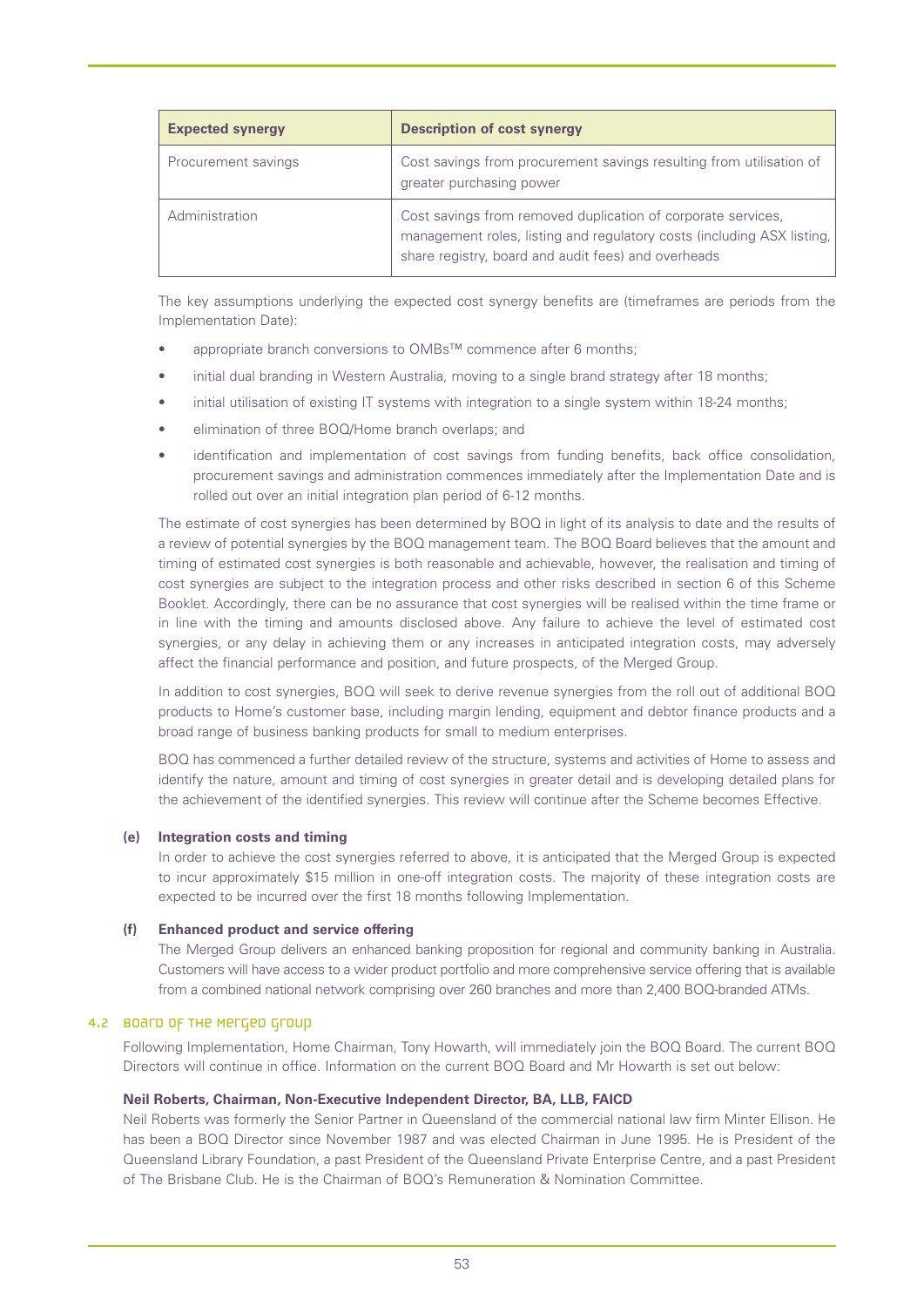| Expected synergy | Description of cost synergy |
|---|---|
| Procurement savings | Cost savings from procurement savings resulting from utilisation of greater purchasing power |
| Administration | Cost savings from removed duplication of corporate services, management roles, listing and regulatory costs (including ASX listing, share registry, board and audit fees) and overheads |

The key assumptions underlying the expected cost synergy benefits are (timeframes are periods from the Implementation Date):

- appropriate branch conversions to OMBs™ commence after 6 months;
- initial dual branding in Western Australia, moving to a single brand strategy after 18 months;
- initial utilisation of existing IT systems with integration to a single system within 18-24 months;
- elimination of three BOQ/Home branch overlaps; and
- identification and implementation of cost savings from funding benefits, back office consolidation, procurement savings and administration commences immediately after the Implementation Date and is rolled out over an initial integration plan period of 6-12 months.

The estimate of cost synergies has been determined by BOQ in light of its analysis to date and the results of a review of potential synergies by the BOQ management team. The BOQ Board believes that the amount and timing of estimated cost synergies is both reasonable and achievable, however, the realisation and timing of cost synergies are subject to the integration process and other risks described in section 6 of this Scheme Booklet. Accordingly, there can be no assurance that cost synergies will be realised within the time frame or in line with the timing and amounts disclosed above. Any failure to achieve the level of estimated cost synergies, or any delay in achieving them or any increases in anticipated integration costs, may adversely affect the financial performance and position, and future prospects, of the Merged Group.

In addition to cost synergies, BOQ will seek to derive revenue synergies from the roll out of additional BOQ products to Home's customer base, including margin lending, equipment and debtor finance products and a broad range of business banking products for small to medium enterprises.

BOQ has commenced a further detailed review of the structure, systems and activities of Home to assess and identify the nature, amount and timing of cost synergies in greater detail and is developing detailed plans for the achievement of the identified synergies. This review will continue after the Scheme becomes Effective.

**(e) Integration costs and timing**

In order to achieve the cost synergies referred to above, it is anticipated that the Merged Group is expected to incur approximately $15 million in one-off integration costs. The majority of these integration costs are expected to be incurred over the first 18 months following Implementation.

**(f) Enhanced product and service offering**

The Merged Group delivers an enhanced banking proposition for regional and community banking in Australia. Customers will have access to a wider product portfolio and more comprehensive service offering that is available from a combined national network comprising over 260 branches and more than 2,400 BOQ-branded ATMs.

## 4.2 Board of the Merged Group

Following Implementation, Home Chairman, Tony Howarth, will immediately join the BOQ Board. The current BOQ Directors will continue in office. Information on the current BOQ Board and Mr Howarth is set out below:

**Neil Roberts, Chairman, Non-Executive Independent Director, BA, LLB, FAICD**

Neil Roberts was formerly the Senior Partner in Queensland of the commercial national law firm Minter Ellison. He has been a BOQ Director since November 1987 and was elected Chairman in June 1995. He is President of the Queensland Library Foundation, a past President of the Queensland Private Enterprise Centre, and a past President of The Brisbane Club. He is the Chairman of BOQ's Remuneration & Nomination Committee.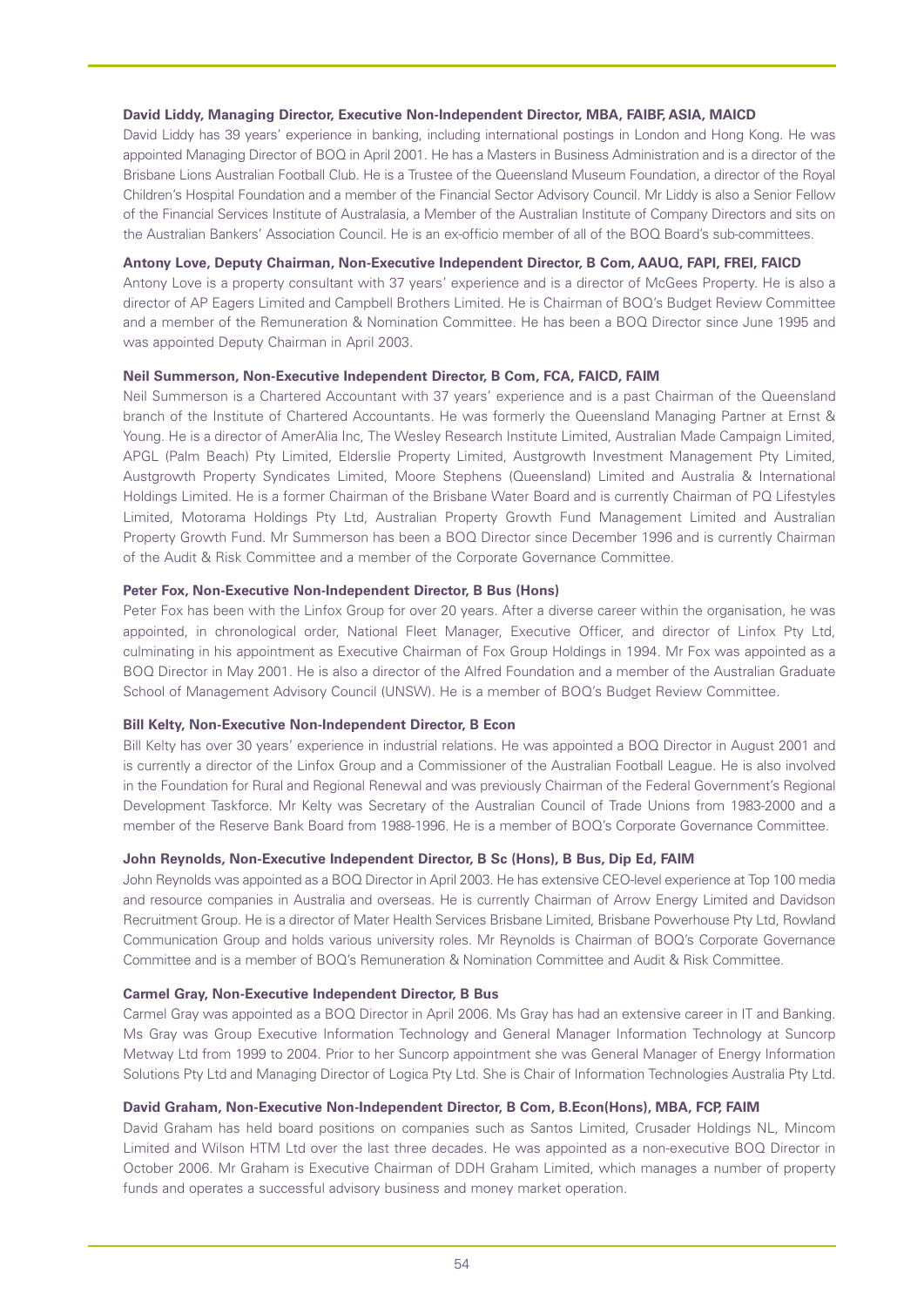**David Liddy, Managing Director, Executive Non-Independent Director, MBA, FAIBF, ASIA, MAICD**

David Liddy has 39 years' experience in banking, including international postings in London and Hong Kong. He was appointed Managing Director of BOQ in April 2001. He has a Masters in Business Administration and is a director of the Brisbane Lions Australian Football Club. He is a Trustee of the Queensland Museum Foundation, a director of the Royal Children's Hospital Foundation and a member of the Financial Sector Advisory Council. Mr Liddy is also a Senior Fellow of the Financial Services Institute of Australasia, a Member of the Australian Institute of Company Directors and sits on the Australian Bankers' Association Council. He is an ex-officio member of all of the BOQ Board's sub-committees.

**Antony Love, Deputy Chairman, Non-Executive Independent Director, B Com, AAUQ, FAPI, FREI, FAICD**

Antony Love is a property consultant with 37 years' experience and is a director of McGees Property. He is also a director of AP Eagers Limited and Campbell Brothers Limited. He is Chairman of BOQ's Budget Review Committee and a member of the Remuneration & Nomination Committee. He has been a BOQ Director since June 1995 and was appointed Deputy Chairman in April 2003.

**Neil Summerson, Non-Executive Independent Director, B Com, FCA, FAICD, FAIM**

Neil Summerson is a Chartered Accountant with 37 years' experience and is a past Chairman of the Queensland branch of the Institute of Chartered Accountants. He was formerly the Queensland Managing Partner at Ernst & Young. He is a director of AmerAlia Inc, The Wesley Research Institute Limited, Australian Made Campaign Limited, APGL (Palm Beach) Pty Limited, Elderslie Property Limited, Austgrowth Investment Management Pty Limited, Austgrowth Property Syndicates Limited, Moore Stephens (Queensland) Limited and Australia & International Holdings Limited. He is a former Chairman of the Brisbane Water Board and is currently Chairman of PQ Lifestyles Limited, Motorama Holdings Pty Ltd, Australian Property Growth Fund Management Limited and Australian Property Growth Fund. Mr Summerson has been a BOQ Director since December 1996 and is currently Chairman of the Audit & Risk Committee and a member of the Corporate Governance Committee.

**Peter Fox, Non-Executive Non-Independent Director, B Bus (Hons)**

Peter Fox has been with the Linfox Group for over 20 years. After a diverse career within the organisation, he was appointed, in chronological order, National Fleet Manager, Executive Officer, and director of Linfox Pty Ltd, culminating in his appointment as Executive Chairman of Fox Group Holdings in 1994. Mr Fox was appointed as a BOQ Director in May 2001. He is also a director of the Alfred Foundation and a member of the Australian Graduate School of Management Advisory Council (UNSW). He is a member of BOQ's Budget Review Committee.

**Bill Kelty, Non-Executive Non-Independent Director, B Econ**

Bill Kelty has over 30 years' experience in industrial relations. He was appointed a BOQ Director in August 2001 and is currently a director of the Linfox Group and a Commissioner of the Australian Football League. He is also involved in the Foundation for Rural and Regional Renewal and was previously Chairman of the Federal Government's Regional Development Taskforce. Mr Kelty was Secretary of the Australian Council of Trade Unions from 1983-2000 and a member of the Reserve Bank Board from 1988-1996. He is a member of BOQ's Corporate Governance Committee.

**John Reynolds, Non-Executive Independent Director, B Sc (Hons), B Bus, Dip Ed, FAIM**

John Reynolds was appointed as a BOQ Director in April 2003. He has extensive CEO-level experience at Top 100 media and resource companies in Australia and overseas. He is currently Chairman of Arrow Energy Limited and Davidson Recruitment Group. He is a director of Mater Health Services Brisbane Limited, Brisbane Powerhouse Pty Ltd, Rowland Communication Group and holds various university roles. Mr Reynolds is Chairman of BOQ's Corporate Governance Committee and is a member of BOQ's Remuneration & Nomination Committee and Audit & Risk Committee.

**Carmel Gray, Non-Executive Independent Director, B Bus**

Carmel Gray was appointed as a BOQ Director in April 2006. Ms Gray has had an extensive career in IT and Banking. Ms Gray was Group Executive Information Technology and General Manager Information Technology at Suncorp Metway Ltd from 1999 to 2004. Prior to her Suncorp appointment she was General Manager of Energy Information Solutions Pty Ltd and Managing Director of Logica Pty Ltd. She is Chair of Information Technologies Australia Pty Ltd.

**David Graham, Non-Executive Non-Independent Director, B Com, B.Econ(Hons), MBA, FCP, FAIM**

David Graham has held board positions on companies such as Santos Limited, Crusader Holdings NL, Mincom Limited and Wilson HTM Ltd over the last three decades. He was appointed as a non-executive BOQ Director in October 2006. Mr Graham is Executive Chairman of DDH Graham Limited, which manages a number of property funds and operates a successful advisory business and money market operation.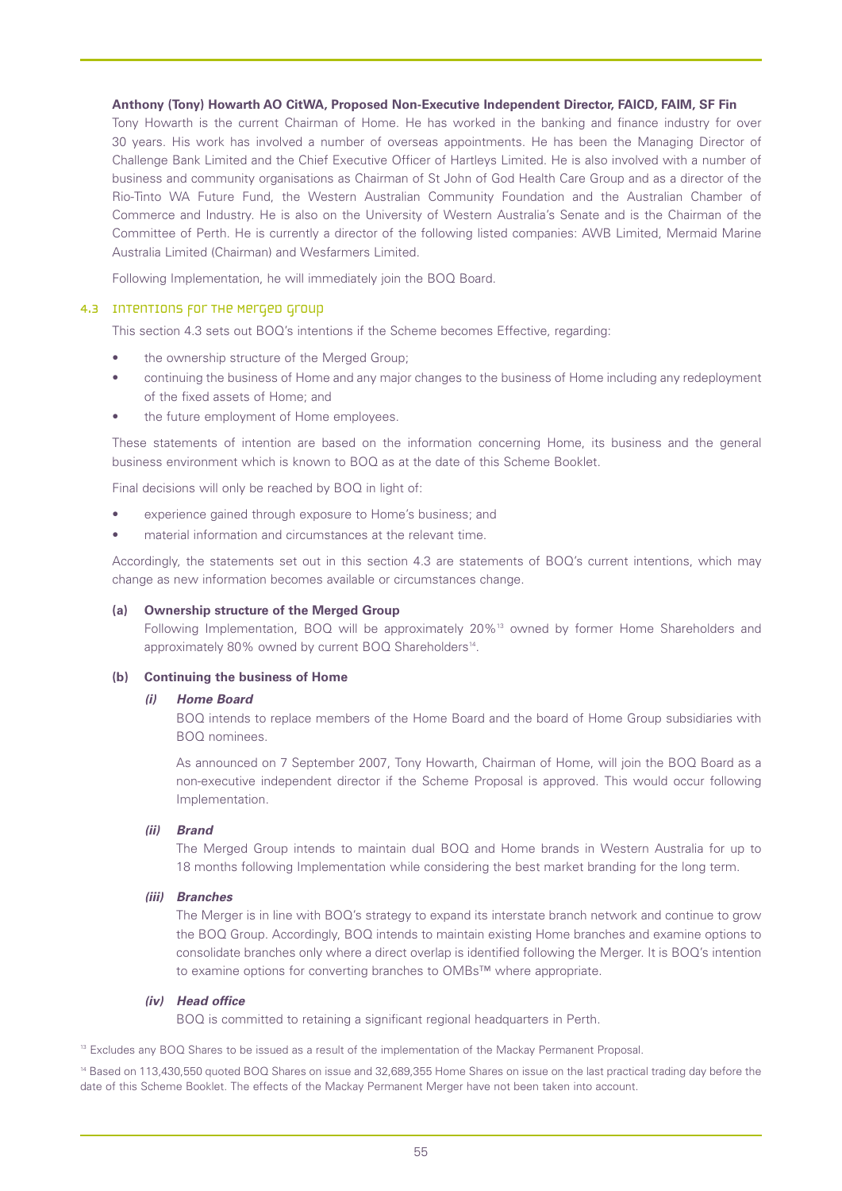**Anthony (Tony) Howarth AO CitWA, Proposed Non-Executive Independent Director, FAICD, FAIM, SF Fin**

Tony Howarth is the current Chairman of Home. He has worked in the banking and finance industry for over 30 years. His work has involved a number of overseas appointments. He has been the Managing Director of Challenge Bank Limited and the Chief Executive Officer of Hartleys Limited. He is also involved with a number of business and community organisations as Chairman of St John of God Health Care Group and as a director of the Rio-Tinto WA Future Fund, the Western Australian Community Foundation and the Australian Chamber of Commerce and Industry. He is also on the University of Western Australia's Senate and is the Chairman of the Committee of Perth. He is currently a director of the following listed companies: AWB Limited, Mermaid Marine Australia Limited (Chairman) and Wesfarmers Limited.

Following Implementation, he will immediately join the BOQ Board.

## 4.3 Intentions for the Merged Group

This section 4.3 sets out BOQ's intentions if the Scheme becomes Effective, regarding:

- the ownership structure of the Merged Group;
- continuing the business of Home and any major changes to the business of Home including any redeployment of the fixed assets of Home; and
- the future employment of Home employees.

These statements of intention are based on the information concerning Home, its business and the general business environment which is known to BOQ as at the date of this Scheme Booklet.

Final decisions will only be reached by BOQ in light of:

- experience gained through exposure to Home's business; and
- material information and circumstances at the relevant time.

Accordingly, the statements set out in this section 4.3 are statements of BOQ's current intentions, which may change as new information becomes available or circumstances change.

### (a) Ownership structure of the Merged Group

Following Implementation, BOQ will be approximately 20%[13] owned by former Home Shareholders and approximately 80% owned by current BOQ Shareholders[14].

### (b) Continuing the business of Home

#### *(i) Home Board*

BOQ intends to replace members of the Home Board and the board of Home Group subsidiaries with BOQ nominees.

As announced on 7 September 2007, Tony Howarth, Chairman of Home, will join the BOQ Board as a non-executive independent director if the Scheme Proposal is approved. This would occur following Implementation.

#### *(ii) Brand*

The Merged Group intends to maintain dual BOQ and Home brands in Western Australia for up to 18 months following Implementation while considering the best market branding for the long term.

#### *(iii) Branches*

The Merger is in line with BOQ's strategy to expand its interstate branch network and continue to grow the BOQ Group. Accordingly, BOQ intends to maintain existing Home branches and examine options to consolidate branches only where a direct overlap is identified following the Merger. It is BOQ's intention to examine options for converting branches to OMBs™ where appropriate.

#### *(iv) Head office*

BOQ is committed to retaining a significant regional headquarters in Perth.

[13] Excludes any BOQ Shares to be issued as a result of the implementation of the Mackay Permanent Proposal.

[14] Based on 113,430,550 quoted BOQ Shares on issue and 32,689,355 Home Shares on issue on the last practical trading day before the date of this Scheme Booklet. The effects of the Mackay Permanent Merger have not been taken into account.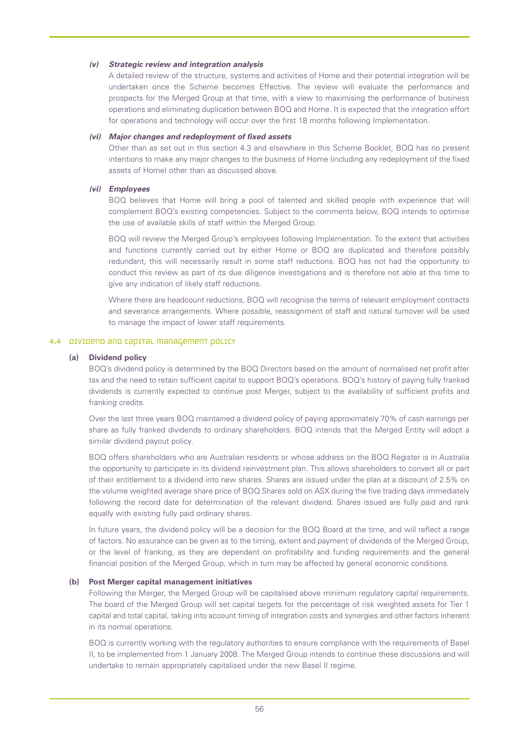*(v)* ***Strategic review and integration analysis***

A detailed review of the structure, systems and activities of Home and their potential integration will be undertaken once the Scheme becomes Effective. The review will evaluate the performance and prospects for the Merged Group at that time, with a view to maximising the performance of business operations and eliminating duplication between BOQ and Home. It is expected that the integration effort for operations and technology will occur over the first 18 months following Implementation.

*(vi)* ***Major changes and redeployment of fixed assets***

Other than as set out in this section 4.3 and elsewhere in this Scheme Booklet, BOQ has no present intentions to make any major changes to the business of Home (including any redeployment of the fixed assets of Home) other than as discussed above.

*(vi)* ***Employees***

BOQ believes that Home will bring a pool of talented and skilled people with experience that will complement BOQ's existing competencies. Subject to the comments below, BOQ intends to optimise the use of available skills of staff within the Merged Group.

BOQ will review the Merged Group's employees following Implementation. To the extent that activities and functions currently carried out by either Home or BOQ are duplicated and therefore possibly redundant, this will necessarily result in some staff reductions. BOQ has not had the opportunity to conduct this review as part of its due diligence investigations and is therefore not able at this time to give any indication of likely staff reductions.

Where there are headcount reductions, BOQ will recognise the terms of relevant employment contracts and severance arrangements. Where possible, reassignment of staff and natural turnover will be used to manage the impact of lower staff requirements.

## 4.4 Dividend and capital management policy

**(a) Dividend policy**

BOQ's dividend policy is determined by the BOQ Directors based on the amount of normalised net profit after tax and the need to retain sufficient capital to support BOQ's operations. BOQ's history of paying fully franked dividends is currently expected to continue post Merger, subject to the availability of sufficient profits and franking credits.

Over the last three years BOQ maintained a dividend policy of paying approximately 70% of cash earnings per share as fully franked dividends to ordinary shareholders. BOQ intends that the Merged Entity will adopt a similar dividend payout policy.

BOQ offers shareholders who are Australian residents or whose address on the BOQ Register is in Australia the opportunity to participate in its dividend reinvestment plan. This allows shareholders to convert all or part of their entitlement to a dividend into new shares. Shares are issued under the plan at a discount of 2.5% on the volume weighted average share price of BOQ Shares sold on ASX during the five trading days immediately following the record date for determination of the relevant dividend. Shares issued are fully paid and rank equally with existing fully paid ordinary shares.

In future years, the dividend policy will be a decision for the BOQ Board at the time, and will reflect a range of factors. No assurance can be given as to the timing, extent and payment of dividends of the Merged Group, or the level of franking, as they are dependent on profitability and funding requirements and the general financial position of the Merged Group, which in turn may be affected by general economic conditions.

**(b) Post Merger capital management initiatives**

Following the Merger, the Merged Group will be capitalised above minimum regulatory capital requirements. The board of the Merged Group will set capital targets for the percentage of risk weighted assets for Tier 1 capital and total capital, taking into account timing of integration costs and synergies and other factors inherent in its normal operations.

BOQ is currently working with the regulatory authorities to ensure compliance with the requirements of Basel II, to be implemented from 1 January 2008. The Merged Group intends to continue these discussions and will undertake to remain appropriately capitalised under the new Basel II regime.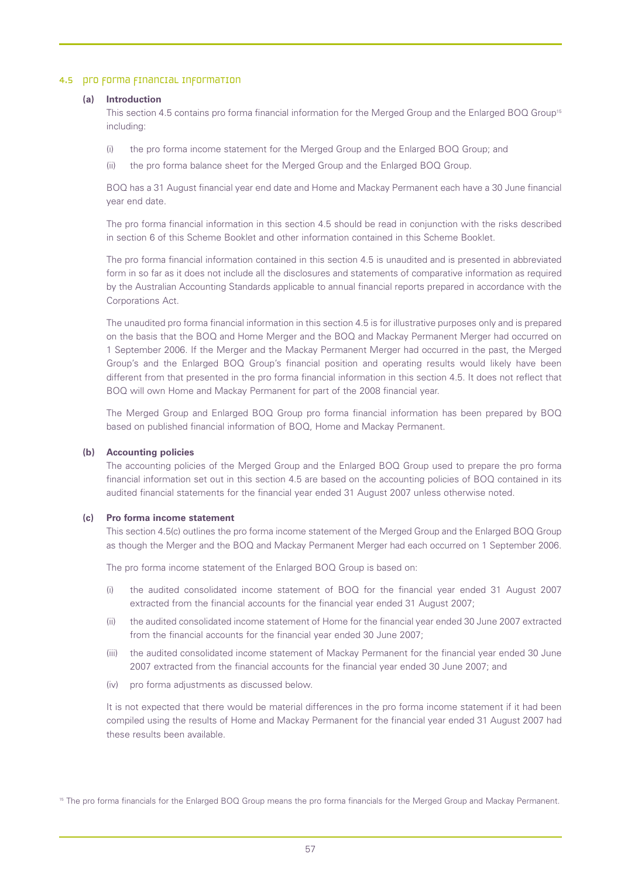## 4.5 Pro forma financial information

### (a) Introduction

This section 4.5 contains pro forma financial information for the Merged Group and the Enlarged BOQ Group[15] including:

(i) the pro forma income statement for the Merged Group and the Enlarged BOQ Group; and

(ii) the pro forma balance sheet for the Merged Group and the Enlarged BOQ Group.

BOQ has a 31 August financial year end date and Home and Mackay Permanent each have a 30 June financial year end date.

The pro forma financial information in this section 4.5 should be read in conjunction with the risks described in section 6 of this Scheme Booklet and other information contained in this Scheme Booklet.

The pro forma financial information contained in this section 4.5 is unaudited and is presented in abbreviated form in so far as it does not include all the disclosures and statements of comparative information as required by the Australian Accounting Standards applicable to annual financial reports prepared in accordance with the Corporations Act.

The unaudited pro forma financial information in this section 4.5 is for illustrative purposes only and is prepared on the basis that the BOQ and Home Merger and the BOQ and Mackay Permanent Merger had occurred on 1 September 2006. If the Merger and the Mackay Permanent Merger had occurred in the past, the Merged Group's and the Enlarged BOQ Group's financial position and operating results would likely have been different from that presented in the pro forma financial information in this section 4.5. It does not reflect that BOQ will own Home and Mackay Permanent for part of the 2008 financial year.

The Merged Group and Enlarged BOQ Group pro forma financial information has been prepared by BOQ based on published financial information of BOQ, Home and Mackay Permanent.

### (b) Accounting policies

The accounting policies of the Merged Group and the Enlarged BOQ Group used to prepare the pro forma financial information set out in this section 4.5 are based on the accounting policies of BOQ contained in its audited financial statements for the financial year ended 31 August 2007 unless otherwise noted.

### (c) Pro forma income statement

This section 4.5(c) outlines the pro forma income statement of the Merged Group and the Enlarged BOQ Group as though the Merger and the BOQ and Mackay Permanent Merger had each occurred on 1 September 2006.

The pro forma income statement of the Enlarged BOQ Group is based on:

(i) the audited consolidated income statement of BOQ for the financial year ended 31 August 2007 extracted from the financial accounts for the financial year ended 31 August 2007;

(ii) the audited consolidated income statement of Home for the financial year ended 30 June 2007 extracted from the financial accounts for the financial year ended 30 June 2007;

(iii) the audited consolidated income statement of Mackay Permanent for the financial year ended 30 June 2007 extracted from the financial accounts for the financial year ended 30 June 2007; and

(iv) pro forma adjustments as discussed below.

It is not expected that there would be material differences in the pro forma income statement if it had been compiled using the results of Home and Mackay Permanent for the financial year ended 31 August 2007 had these results been available.

[15] The pro forma financials for the Enlarged BOQ Group means the pro forma financials for the Merged Group and Mackay Permanent.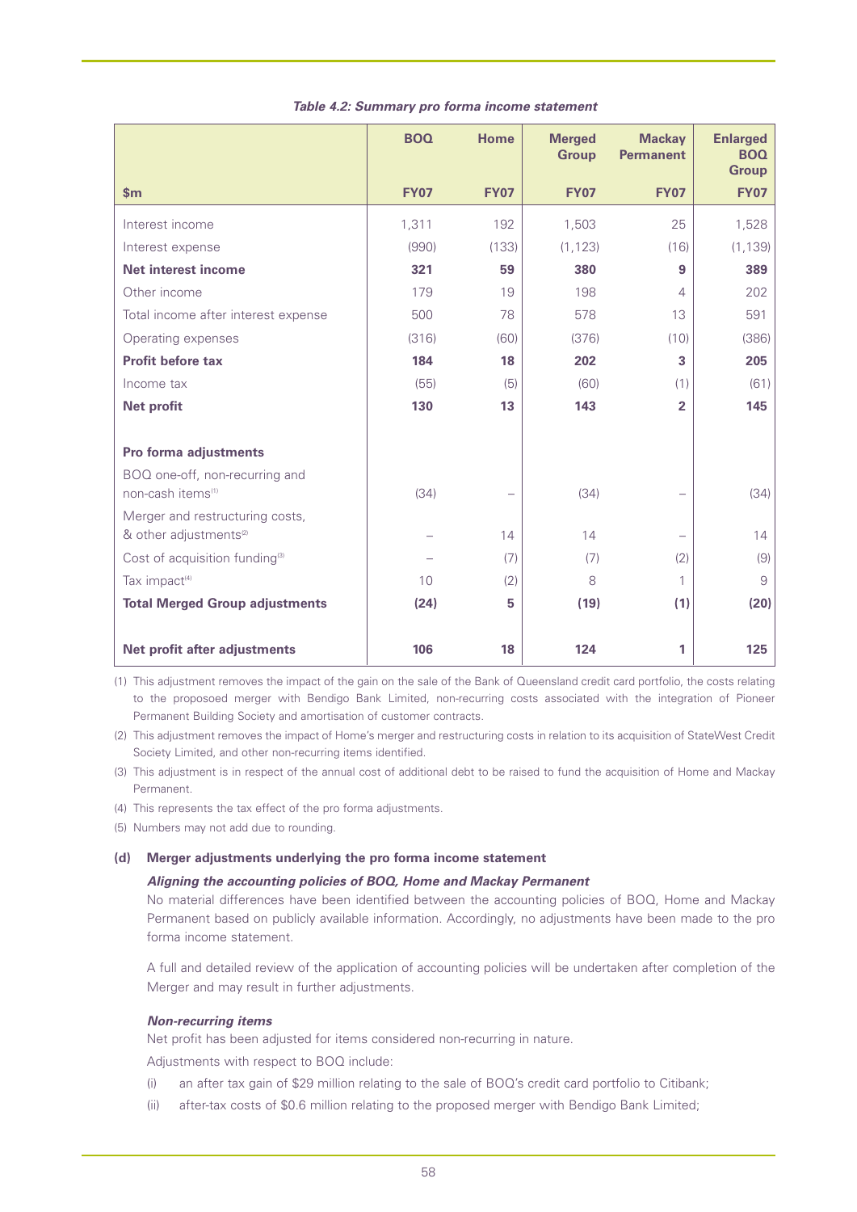*Table 4.2: Summary pro forma income statement*

| $m | BOQ<br>FY07 | Home<br>FY07 | Merged Group<br>FY07 | Mackay Permanent<br>FY07 | Enlarged BOQ Group<br>FY07 |
|---|---|---|---|---|---|
| Interest income | 1,311 | 192 | 1,503 | 25 | 1,528 |
| Interest expense | (990) | (133) | (1,123) | (16) | (1,139) |
| **Net interest income** | **321** | **59** | **380** | **9** | **389** |
| Other income | 179 | 19 | 198 | 4 | 202 |
| Total income after interest expense | 500 | 78 | 578 | 13 | 591 |
| Operating expenses | (316) | (60) | (376) | (10) | (386) |
| **Profit before tax** | **184** | **18** | **202** | **3** | **205** |
| Income tax | (55) | (5) | (60) | (1) | (61) |
| **Net profit** | **130** | **13** | **143** | **2** | **145** |
| | | | | | |
| **Pro forma adjustments** | | | | | |
| BOQ one-off, non-recurring and non-cash items[1] | (34) | – | (34) | – | (34) |
| Merger and restructuring costs, & other adjustments[2] | – | 14 | 14 | – | 14 |
| Cost of acquisition funding[3] | – | (7) | (7) | (2) | (9) |
| Tax impact[4] | 10 | (2) | 8 | 1 | 9 |
| **Total Merged Group adjustments** | **(24)** | **5** | **(19)** | **(1)** | **(20)** |
| | | | | | |
| **Net profit after adjustments** | **106** | **18** | **124** | **1** | **125** |

(1) This adjustment removes the impact of the gain on the sale of the Bank of Queensland credit card portfolio, the costs relating to the proposoed merger with Bendigo Bank Limited, non-recurring costs associated with the integration of Pioneer Permanent Building Society and amortisation of customer contracts.

(2) This adjustment removes the impact of Home's merger and restructuring costs in relation to its acquisition of StateWest Credit Society Limited, and other non-recurring items identified.

(3) This adjustment is in respect of the annual cost of additional debt to be raised to fund the acquisition of Home and Mackay Permanent.

(4) This represents the tax effect of the pro forma adjustments.

(5) Numbers may not add due to rounding.

**(d) Merger adjustments underlying the pro forma income statement**

***Aligning the accounting policies of BOQ, Home and Mackay Permanent***

No material differences have been identified between the accounting policies of BOQ, Home and Mackay Permanent based on publicly available information. Accordingly, no adjustments have been made to the pro forma income statement.

A full and detailed review of the application of accounting policies will be undertaken after completion of the Merger and may result in further adjustments.

***Non-recurring items***

Net profit has been adjusted for items considered non-recurring in nature.

Adjustments with respect to BOQ include:

(i) an after tax gain of $29 million relating to the sale of BOQ's credit card portfolio to Citibank;

(ii) after-tax costs of $0.6 million relating to the proposed merger with Bendigo Bank Limited;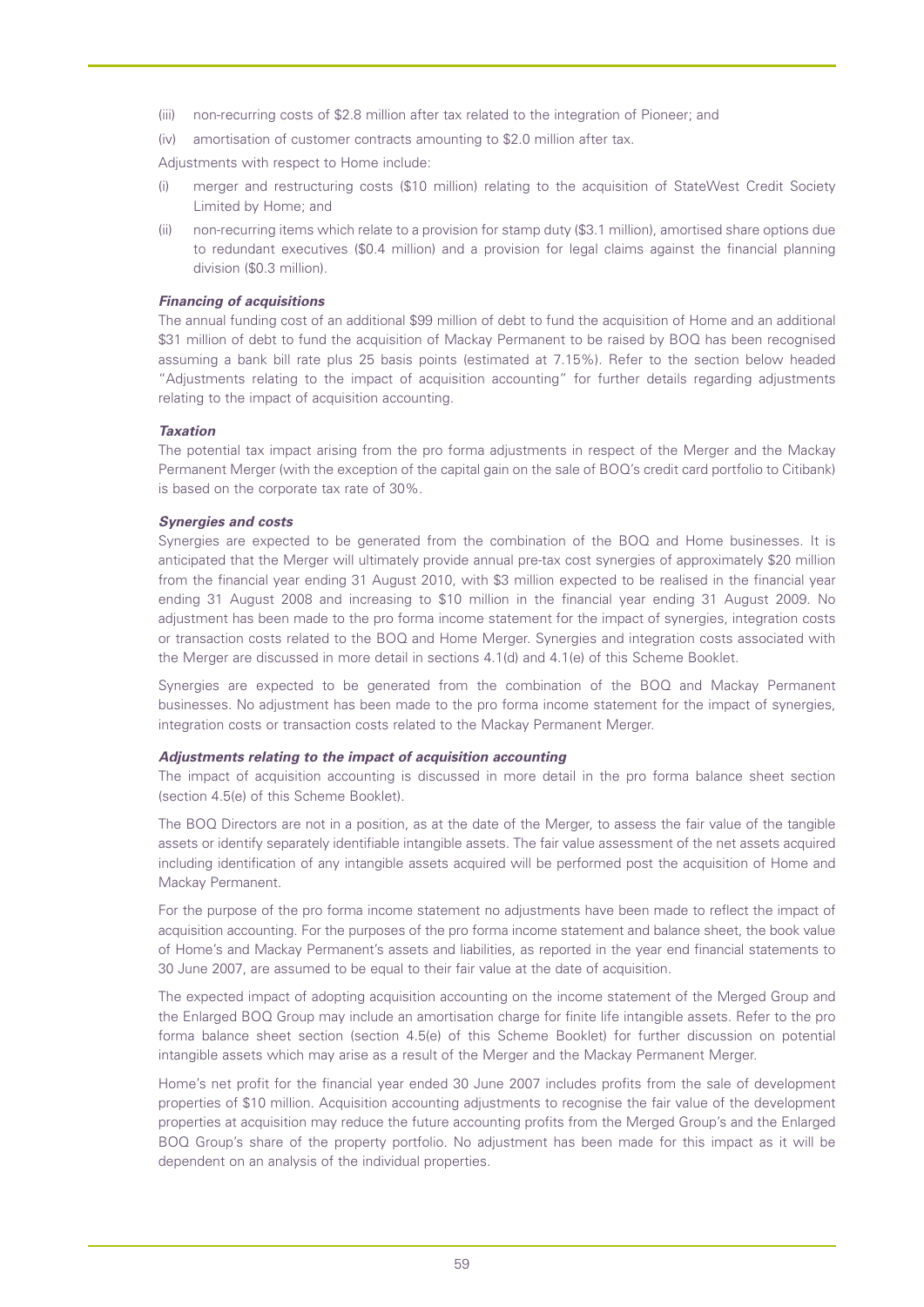(iii) non-recurring costs of $2.8 million after tax related to the integration of Pioneer; and

(iv) amortisation of customer contracts amounting to $2.0 million after tax.

Adjustments with respect to Home include:

(i) merger and restructuring costs ($10 million) relating to the acquisition of StateWest Credit Society Limited by Home; and

(ii) non-recurring items which relate to a provision for stamp duty ($3.1 million), amortised share options due to redundant executives ($0.4 million) and a provision for legal claims against the financial planning division ($0.3 million).

***Financing of acquisitions***

The annual funding cost of an additional $99 million of debt to fund the acquisition of Home and an additional $31 million of debt to fund the acquisition of Mackay Permanent to be raised by BOQ has been recognised assuming a bank bill rate plus 25 basis points (estimated at 7.15%). Refer to the section below headed "Adjustments relating to the impact of acquisition accounting" for further details regarding adjustments relating to the impact of acquisition accounting.

***Taxation***

The potential tax impact arising from the pro forma adjustments in respect of the Merger and the Mackay Permanent Merger (with the exception of the capital gain on the sale of BOQ's credit card portfolio to Citibank) is based on the corporate tax rate of 30%.

***Synergies and costs***

Synergies are expected to be generated from the combination of the BOQ and Home businesses. It is anticipated that the Merger will ultimately provide annual pre-tax cost synergies of approximately $20 million from the financial year ending 31 August 2010, with $3 million expected to be realised in the financial year ending 31 August 2008 and increasing to $10 million in the financial year ending 31 August 2009. No adjustment has been made to the pro forma income statement for the impact of synergies, integration costs or transaction costs related to the BOQ and Home Merger. Synergies and integration costs associated with the Merger are discussed in more detail in sections 4.1(d) and 4.1(e) of this Scheme Booklet.

Synergies are expected to be generated from the combination of the BOQ and Mackay Permanent businesses. No adjustment has been made to the pro forma income statement for the impact of synergies, integration costs or transaction costs related to the Mackay Permanent Merger.

***Adjustments relating to the impact of acquisition accounting***

The impact of acquisition accounting is discussed in more detail in the pro forma balance sheet section (section 4.5(e) of this Scheme Booklet).

The BOQ Directors are not in a position, as at the date of the Merger, to assess the fair value of the tangible assets or identify separately identifiable intangible assets. The fair value assessment of the net assets acquired including identification of any intangible assets acquired will be performed post the acquisition of Home and Mackay Permanent.

For the purpose of the pro forma income statement no adjustments have been made to reflect the impact of acquisition accounting. For the purposes of the pro forma income statement and balance sheet, the book value of Home's and Mackay Permanent's assets and liabilities, as reported in the year end financial statements to 30 June 2007, are assumed to be equal to their fair value at the date of acquisition.

The expected impact of adopting acquisition accounting on the income statement of the Merged Group and the Enlarged BOQ Group may include an amortisation charge for finite life intangible assets. Refer to the pro forma balance sheet section (section 4.5(e) of this Scheme Booklet) for further discussion on potential intangible assets which may arise as a result of the Merger and the Mackay Permanent Merger.

Home's net profit for the financial year ended 30 June 2007 includes profits from the sale of development properties of $10 million. Acquisition accounting adjustments to recognise the fair value of the development properties at acquisition may reduce the future accounting profits from the Merged Group's and the Enlarged BOQ Group's share of the property portfolio. No adjustment has been made for this impact as it will be dependent on an analysis of the individual properties.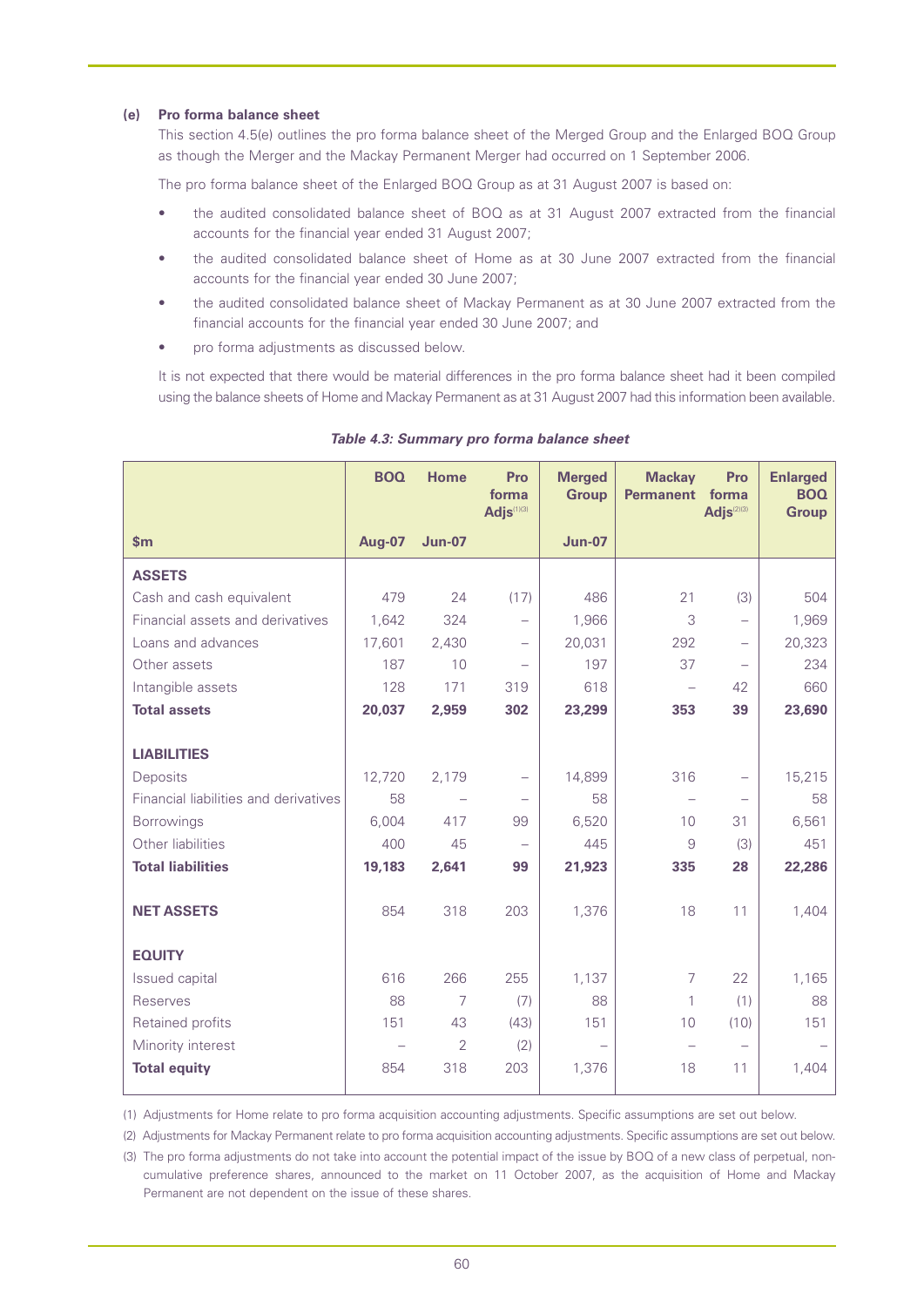**(e) Pro forma balance sheet**

This section 4.5(e) outlines the pro forma balance sheet of the Merged Group and the Enlarged BOQ Group as though the Merger and the Mackay Permanent Merger had occurred on 1 September 2006.

The pro forma balance sheet of the Enlarged BOQ Group as at 31 August 2007 is based on:

- the audited consolidated balance sheet of BOQ as at 31 August 2007 extracted from the financial accounts for the financial year ended 31 August 2007;
- the audited consolidated balance sheet of Home as at 30 June 2007 extracted from the financial accounts for the financial year ended 30 June 2007;
- the audited consolidated balance sheet of Mackay Permanent as at 30 June 2007 extracted from the financial accounts for the financial year ended 30 June 2007; and
- pro forma adjustments as discussed below.

It is not expected that there would be material differences in the pro forma balance sheet had it been compiled using the balance sheets of Home and Mackay Permanent as at 31 August 2007 had this information been available.

*Table 4.3: Summary pro forma balance sheet*

| | BOQ | Home | Pro forma Adjs[(1)(3)] | Merged Group | Mackay Permanent | Pro forma Adjs[(2)(3)] | Enlarged BOQ Group |
|---|---|---|---|---|---|---|---|
| **$m** | **Aug-07** | **Jun-07** | | **Jun-07** | | | |
| **ASSETS** | | | | | | | |
| Cash and cash equivalent | 479 | 24 | (17) | 486 | 21 | (3) | 504 |
| Financial assets and derivatives | 1,642 | 324 | – | 1,966 | 3 | – | 1,969 |
| Loans and advances | 17,601 | 2,430 | – | 20,031 | 292 | – | 20,323 |
| Other assets | 187 | 10 | – | 197 | 37 | – | 234 |
| Intangible assets | 128 | 171 | 319 | 618 | – | 42 | 660 |
| **Total assets** | **20,037** | **2,959** | **302** | **23,299** | **353** | **39** | **23,690** |
| **LIABILITIES** | | | | | | | |
| Deposits | 12,720 | 2,179 | – | 14,899 | 316 | – | 15,215 |
| Financial liabilities and derivatives | 58 | – | – | 58 | – | – | 58 |
| Borrowings | 6,004 | 417 | 99 | 6,520 | 10 | 31 | 6,561 |
| Other liabilities | 400 | 45 | – | 445 | 9 | (3) | 451 |
| **Total liabilities** | **19,183** | **2,641** | **99** | **21,923** | **335** | **28** | **22,286** |
| **NET ASSETS** | 854 | 318 | 203 | 1,376 | 18 | 11 | 1,404 |
| **EQUITY** | | | | | | | |
| Issued capital | 616 | 266 | 255 | 1,137 | 7 | 22 | 1,165 |
| Reserves | 88 | 7 | (7) | 88 | 1 | (1) | 88 |
| Retained profits | 151 | 43 | (43) | 151 | 10 | (10) | 151 |
| Minority interest | – | 2 | (2) | – | – | – | – |
| **Total equity** | 854 | 318 | 203 | 1,376 | 18 | 11 | 1,404 |

(1) Adjustments for Home relate to pro forma acquisition accounting adjustments. Specific assumptions are set out below.

(2) Adjustments for Mackay Permanent relate to pro forma acquisition accounting adjustments. Specific assumptions are set out below.

(3) The pro forma adjustments do not take into account the potential impact of the issue by BOQ of a new class of perpetual, non-cumulative preference shares, announced to the market on 11 October 2007, as the acquisition of Home and Mackay Permanent are not dependent on the issue of these shares.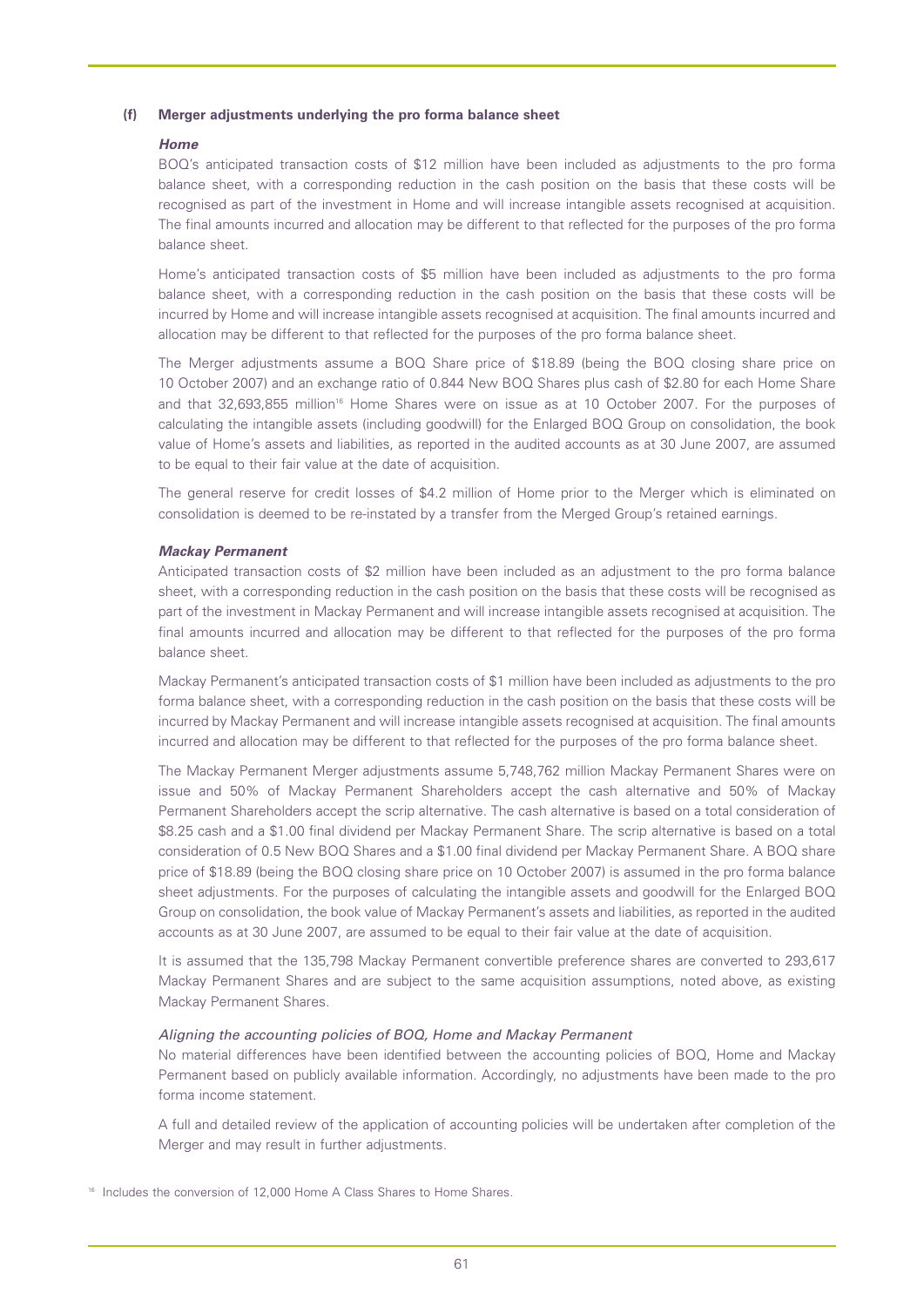### (f) Merger adjustments underlying the pro forma balance sheet

***Home***

BOQ's anticipated transaction costs of $12 million have been included as adjustments to the pro forma balance sheet, with a corresponding reduction in the cash position on the basis that these costs will be recognised as part of the investment in Home and will increase intangible assets recognised at acquisition. The final amounts incurred and allocation may be different to that reflected for the purposes of the pro forma balance sheet.

Home's anticipated transaction costs of $5 million have been included as adjustments to the pro forma balance sheet, with a corresponding reduction in the cash position on the basis that these costs will be incurred by Home and will increase intangible assets recognised at acquisition. The final amounts incurred and allocation may be different to that reflected for the purposes of the pro forma balance sheet.

The Merger adjustments assume a BOQ Share price of $18.89 (being the BOQ closing share price on 10 October 2007) and an exchange ratio of 0.844 New BOQ Shares plus cash of $2.80 for each Home Share and that 32,693,855 million[16] Home Shares were on issue as at 10 October 2007. For the purposes of calculating the intangible assets (including goodwill) for the Enlarged BOQ Group on consolidation, the book value of Home's assets and liabilities, as reported in the audited accounts as at 30 June 2007, are assumed to be equal to their fair value at the date of acquisition.

The general reserve for credit losses of $4.2 million of Home prior to the Merger which is eliminated on consolidation is deemed to be re-instated by a transfer from the Merged Group's retained earnings.

***Mackay Permanent***

Anticipated transaction costs of $2 million have been included as an adjustment to the pro forma balance sheet, with a corresponding reduction in the cash position on the basis that these costs will be recognised as part of the investment in Mackay Permanent and will increase intangible assets recognised at acquisition. The final amounts incurred and allocation may be different to that reflected for the purposes of the pro forma balance sheet.

Mackay Permanent's anticipated transaction costs of $1 million have been included as adjustments to the pro forma balance sheet, with a corresponding reduction in the cash position on the basis that these costs will be incurred by Mackay Permanent and will increase intangible assets recognised at acquisition. The final amounts incurred and allocation may be different to that reflected for the purposes of the pro forma balance sheet.

The Mackay Permanent Merger adjustments assume 5,748,762 million Mackay Permanent Shares were on issue and 50% of Mackay Permanent Shareholders accept the cash alternative and 50% of Mackay Permanent Shareholders accept the scrip alternative. The cash alternative is based on a total consideration of $8.25 cash and a $1.00 final dividend per Mackay Permanent Share. The scrip alternative is based on a total consideration of 0.5 New BOQ Shares and a $1.00 final dividend per Mackay Permanent Share. A BOQ share price of $18.89 (being the BOQ closing share price on 10 October 2007) is assumed in the pro forma balance sheet adjustments. For the purposes of calculating the intangible assets and goodwill for the Enlarged BOQ Group on consolidation, the book value of Mackay Permanent's assets and liabilities, as reported in the audited accounts as at 30 June 2007, are assumed to be equal to their fair value at the date of acquisition.

It is assumed that the 135,798 Mackay Permanent convertible preference shares are converted to 293,617 Mackay Permanent Shares and are subject to the same acquisition assumptions, noted above, as existing Mackay Permanent Shares.

*Aligning the accounting policies of BOQ, Home and Mackay Permanent*

No material differences have been identified between the accounting policies of BOQ, Home and Mackay Permanent based on publicly available information. Accordingly, no adjustments have been made to the pro forma income statement.

A full and detailed review of the application of accounting policies will be undertaken after completion of the Merger and may result in further adjustments.

[16] Includes the conversion of 12,000 Home A Class Shares to Home Shares.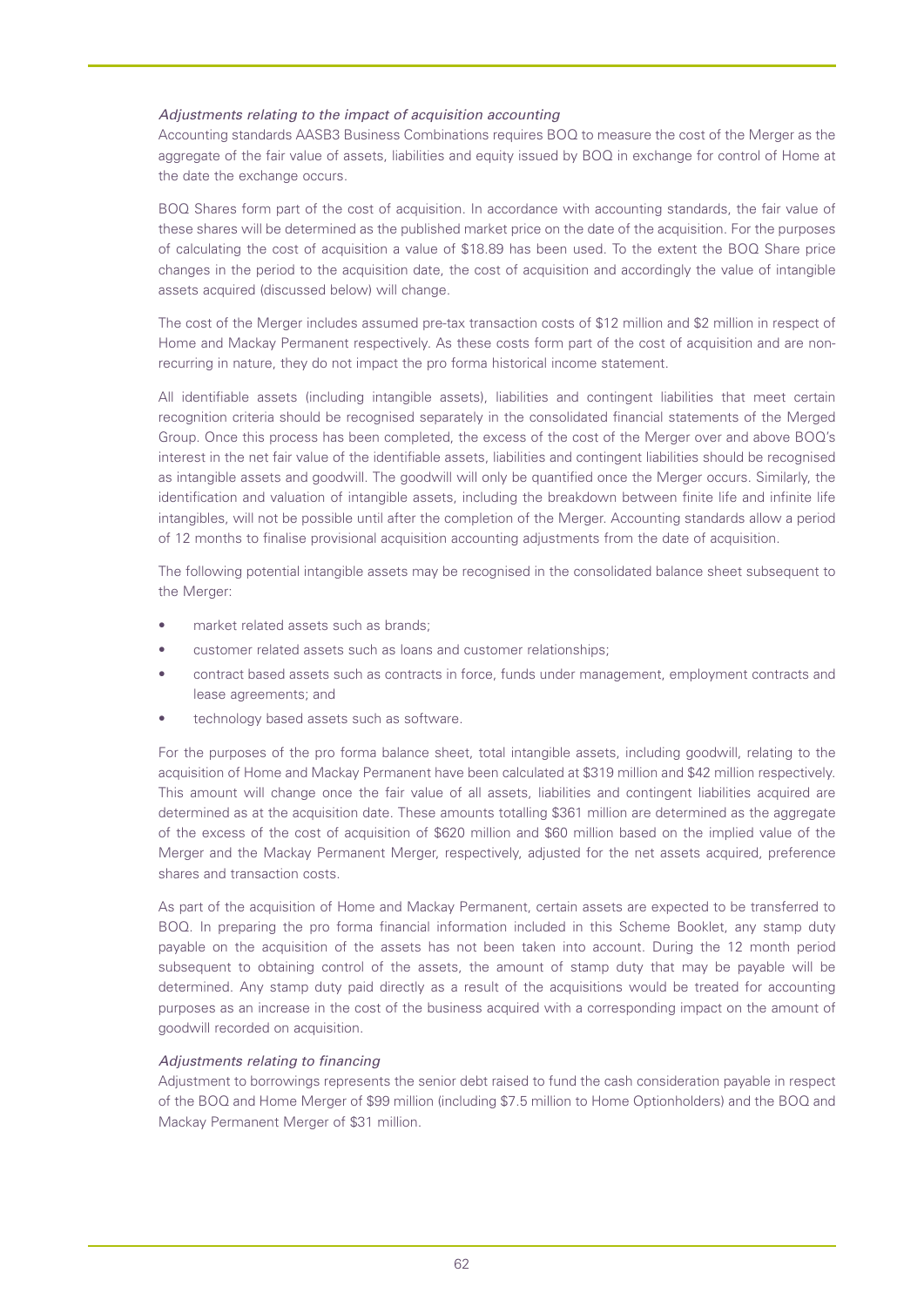*Adjustments relating to the impact of acquisition accounting*

Accounting standards AASB3 Business Combinations requires BOQ to measure the cost of the Merger as the aggregate of the fair value of assets, liabilities and equity issued by BOQ in exchange for control of Home at the date the exchange occurs.

BOQ Shares form part of the cost of acquisition. In accordance with accounting standards, the fair value of these shares will be determined as the published market price on the date of the acquisition. For the purposes of calculating the cost of acquisition a value of $18.89 has been used. To the extent the BOQ Share price changes in the period to the acquisition date, the cost of acquisition and accordingly the value of intangible assets acquired (discussed below) will change.

The cost of the Merger includes assumed pre-tax transaction costs of $12 million and $2 million in respect of Home and Mackay Permanent respectively. As these costs form part of the cost of acquisition and are non-recurring in nature, they do not impact the pro forma historical income statement.

All identifiable assets (including intangible assets), liabilities and contingent liabilities that meet certain recognition criteria should be recognised separately in the consolidated financial statements of the Merged Group. Once this process has been completed, the excess of the cost of the Merger over and above BOQ's interest in the net fair value of the identifiable assets, liabilities and contingent liabilities should be recognised as intangible assets and goodwill. The goodwill will only be quantified once the Merger occurs. Similarly, the identification and valuation of intangible assets, including the breakdown between finite life and infinite life intangibles, will not be possible until after the completion of the Merger. Accounting standards allow a period of 12 months to finalise provisional acquisition accounting adjustments from the date of acquisition.

The following potential intangible assets may be recognised in the consolidated balance sheet subsequent to the Merger:

- market related assets such as brands;
- customer related assets such as loans and customer relationships;
- contract based assets such as contracts in force, funds under management, employment contracts and lease agreements; and
- technology based assets such as software.

For the purposes of the pro forma balance sheet, total intangible assets, including goodwill, relating to the acquisition of Home and Mackay Permanent have been calculated at $319 million and $42 million respectively. This amount will change once the fair value of all assets, liabilities and contingent liabilities acquired are determined as at the acquisition date. These amounts totalling $361 million are determined as the aggregate of the excess of the cost of acquisition of $620 million and $60 million based on the implied value of the Merger and the Mackay Permanent Merger, respectively, adjusted for the net assets acquired, preference shares and transaction costs.

As part of the acquisition of Home and Mackay Permanent, certain assets are expected to be transferred to BOQ. In preparing the pro forma financial information included in this Scheme Booklet, any stamp duty payable on the acquisition of the assets has not been taken into account. During the 12 month period subsequent to obtaining control of the assets, the amount of stamp duty that may be payable will be determined. Any stamp duty paid directly as a result of the acquisitions would be treated for accounting purposes as an increase in the cost of the business acquired with a corresponding impact on the amount of goodwill recorded on acquisition.

*Adjustments relating to financing*

Adjustment to borrowings represents the senior debt raised to fund the cash consideration payable in respect of the BOQ and Home Merger of $99 million (including $7.5 million to Home Optionholders) and the BOQ and Mackay Permanent Merger of $31 million.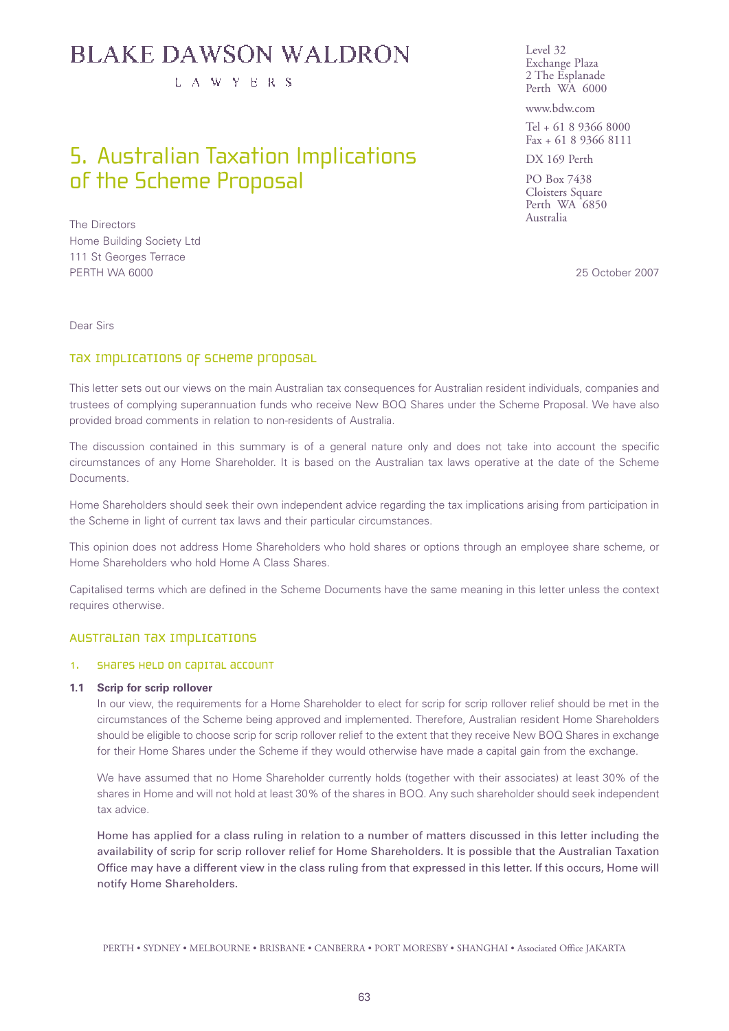# BLAKE DAWSON WALDRON

LAWYERS

Level 32
Exchange Plaza
2 The Esplanade
Perth WA 6000

www.bdw.com

Tel + 61 8 9366 8000
Fax + 61 8 9366 8111

DX 169 Perth

PO Box 7438
Cloisters Square
Perth WA 6850
Australia

# 5. Australian Taxation Implications of the Scheme Proposal

The Directors
Home Building Society Ltd
111 St Georges Terrace
PERTH WA 6000

25 October 2007

Dear Sirs

## Tax implications of scheme proposal

This letter sets out our views on the main Australian tax consequences for Australian resident individuals, companies and trustees of complying superannuation funds who receive New BOQ Shares under the Scheme Proposal. We have also provided broad comments in relation to non-residents of Australia.

The discussion contained in this summary is of a general nature only and does not take into account the specific circumstances of any Home Shareholder. It is based on the Australian tax laws operative at the date of the Scheme Documents.

Home Shareholders should seek their own independent advice regarding the tax implications arising from participation in the Scheme in light of current tax laws and their particular circumstances.

This opinion does not address Home Shareholders who hold shares or options through an employee share scheme, or Home Shareholders who hold Home A Class Shares.

Capitalised terms which are defined in the Scheme Documents have the same meaning in this letter unless the context requires otherwise.

## Australian tax implications

### 1. Shares held on capital account

#### 1.1 Scrip for scrip rollover

In our view, the requirements for a Home Shareholder to elect for scrip for scrip rollover relief should be met in the circumstances of the Scheme being approved and implemented. Therefore, Australian resident Home Shareholders should be eligible to choose scrip for scrip rollover relief to the extent that they receive New BOQ Shares in exchange for their Home Shares under the Scheme if they would otherwise have made a capital gain from the exchange.

We have assumed that no Home Shareholder currently holds (together with their associates) at least 30% of the shares in Home and will not hold at least 30% of the shares in BOQ. Any such shareholder should seek independent tax advice.

Home has applied for a class ruling in relation to a number of matters discussed in this letter including the availability of scrip for scrip rollover relief for Home Shareholders. It is possible that the Australian Taxation Office may have a different view in the class ruling from that expressed in this letter. If this occurs, Home will notify Home Shareholders.

PERTH • SYDNEY • MELBOURNE • BRISBANE • CANBERRA • PORT MORESBY • SHANGHAI • Associated Office JAKARTA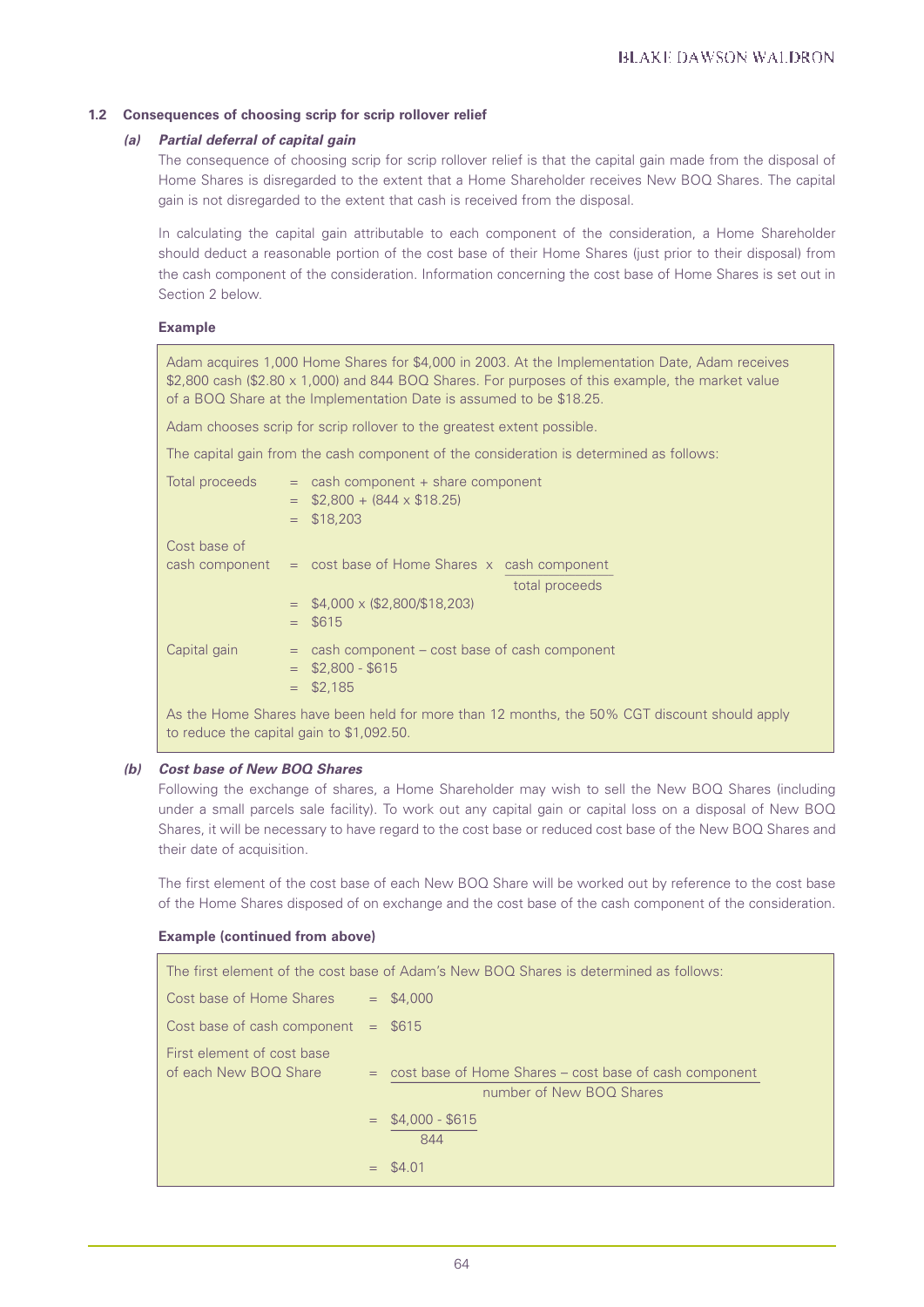### 1.2 Consequences of choosing scrip for scrip rollover relief

#### *(a) Partial deferral of capital gain*

The consequence of choosing scrip for scrip rollover relief is that the capital gain made from the disposal of Home Shares is disregarded to the extent that a Home Shareholder receives New BOQ Shares. The capital gain is not disregarded to the extent that cash is received from the disposal.

In calculating the capital gain attributable to each component of the consideration, a Home Shareholder should deduct a reasonable portion of the cost base of their Home Shares (just prior to their disposal) from the cash component of the consideration. Information concerning the cost base of Home Shares is set out in Section 2 below.

**Example**

Adam acquires 1,000 Home Shares for $4,000 in 2003. At the Implementation Date, Adam receives $2,800 cash ($2.80 x 1,000) and 844 BOQ Shares. For purposes of this example, the market value of a BOQ Share at the Implementation Date is assumed to be $18.25.

Adam chooses scrip for scrip rollover to the greatest extent possible.

The capital gain from the cash component of the consideration is determined as follows:

Total proceeds = cash component + share component
= $2,800 + (844 x $18.25)
= $18,203

Cost base of cash component = cost base of Home Shares x $\frac{\text{cash component}}{\text{total proceeds}}$
= $4,000 x ($2,800/$18,203)
= $615

Capital gain = cash component – cost base of cash component
= $2,800 - $615
= $2,185

As the Home Shares have been held for more than 12 months, the 50% CGT discount should apply to reduce the capital gain to $1,092.50.

#### *(b) Cost base of New BOQ Shares*

Following the exchange of shares, a Home Shareholder may wish to sell the New BOQ Shares (including under a small parcels sale facility). To work out any capital gain or capital loss on a disposal of New BOQ Shares, it will be necessary to have regard to the cost base or reduced cost base of the New BOQ Shares and their date of acquisition.

The first element of the cost base of each New BOQ Share will be worked out by reference to the cost base of the Home Shares disposed of on exchange and the cost base of the cash component of the consideration.

**Example (continued from above)**

The first element of the cost base of Adam's New BOQ Shares is determined as follows:

Cost base of Home Shares = $4,000

Cost base of cash component = $615

First element of cost base of each New BOQ Share = $\frac{\text{cost base of Home Shares – cost base of cash component}}{\text{number of New BOQ Shares}}$
= $\frac{\$4,000 - \$615}{844}$
= $4.01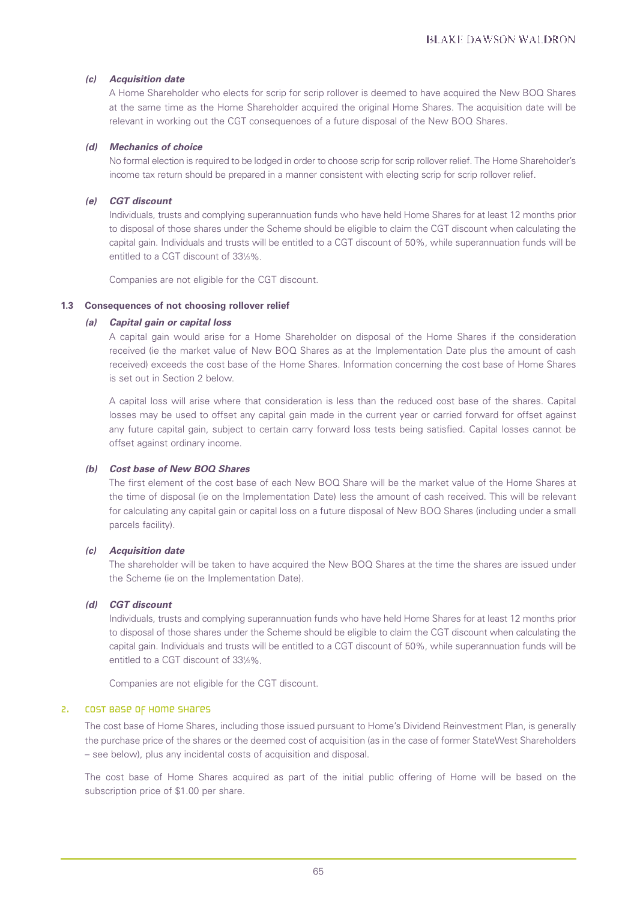#### *(c) Acquisition date*

A Home Shareholder who elects for scrip for scrip rollover is deemed to have acquired the New BOQ Shares at the same time as the Home Shareholder acquired the original Home Shares. The acquisition date will be relevant in working out the CGT consequences of a future disposal of the New BOQ Shares.

#### *(d) Mechanics of choice*

No formal election is required to be lodged in order to choose scrip for scrip rollover relief. The Home Shareholder's income tax return should be prepared in a manner consistent with electing scrip for scrip rollover relief.

#### *(e) CGT discount*

Individuals, trusts and complying superannuation funds who have held Home Shares for at least 12 months prior to disposal of those shares under the Scheme should be eligible to claim the CGT discount when calculating the capital gain. Individuals and trusts will be entitled to a CGT discount of 50%, while superannuation funds will be entitled to a CGT discount of 33⅓%.

Companies are not eligible for the CGT discount.

### 1.3 Consequences of not choosing rollover relief

#### *(a) Capital gain or capital loss*

A capital gain would arise for a Home Shareholder on disposal of the Home Shares if the consideration received (ie the market value of New BOQ Shares as at the Implementation Date plus the amount of cash received) exceeds the cost base of the Home Shares. Information concerning the cost base of Home Shares is set out in Section 2 below.

A capital loss will arise where that consideration is less than the reduced cost base of the shares. Capital losses may be used to offset any capital gain made in the current year or carried forward for offset against any future capital gain, subject to certain carry forward loss tests being satisfied. Capital losses cannot be offset against ordinary income.

#### *(b) Cost base of New BOQ Shares*

The first element of the cost base of each New BOQ Share will be the market value of the Home Shares at the time of disposal (ie on the Implementation Date) less the amount of cash received. This will be relevant for calculating any capital gain or capital loss on a future disposal of New BOQ Shares (including under a small parcels facility).

#### *(c) Acquisition date*

The shareholder will be taken to have acquired the New BOQ Shares at the time the shares are issued under the Scheme (ie on the Implementation Date).

#### *(d) CGT discount*

Individuals, trusts and complying superannuation funds who have held Home Shares for at least 12 months prior to disposal of those shares under the Scheme should be eligible to claim the CGT discount when calculating the capital gain. Individuals and trusts will be entitled to a CGT discount of 50%, while superannuation funds will be entitled to a CGT discount of 33⅓%.

Companies are not eligible for the CGT discount.

## 2. Cost base of Home Shares

The cost base of Home Shares, including those issued pursuant to Home's Dividend Reinvestment Plan, is generally the purchase price of the shares or the deemed cost of acquisition (as in the case of former StateWest Shareholders – see below), plus any incidental costs of acquisition and disposal.

The cost base of Home Shares acquired as part of the initial public offering of Home will be based on the subscription price of $1.00 per share.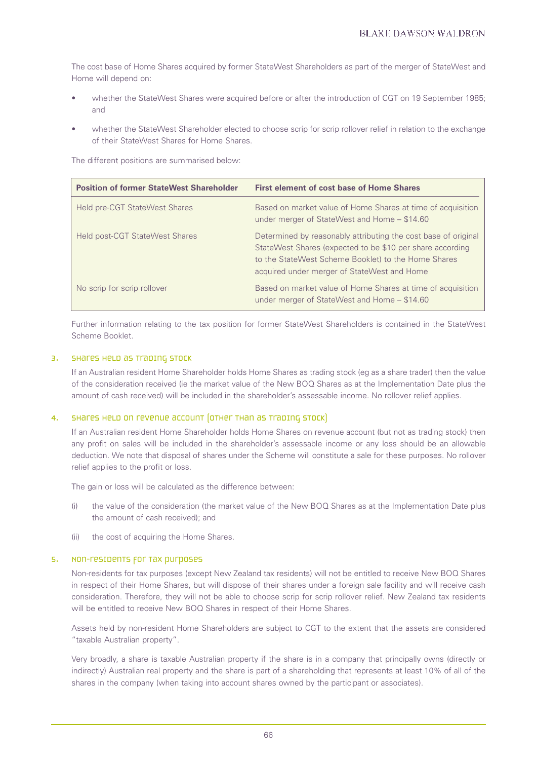The cost base of Home Shares acquired by former StateWest Shareholders as part of the merger of StateWest and Home will depend on:

- whether the StateWest Shares were acquired before or after the introduction of CGT on 19 September 1985; and
- whether the StateWest Shareholder elected to choose scrip for scrip rollover relief in relation to the exchange of their StateWest Shares for Home Shares.

The different positions are summarised below:

| Position of former StateWest Shareholder | First element of cost base of Home Shares |
|---|---|
| Held pre-CGT StateWest Shares | Based on market value of Home Shares at time of acquisition under merger of StateWest and Home – \$14.60 |
| Held post-CGT StateWest Shares | Determined by reasonably attributing the cost base of original StateWest Shares (expected to be \$10 per share according to the StateWest Scheme Booklet) to the Home Shares acquired under merger of StateWest and Home |
| No scrip for scrip rollover | Based on market value of Home Shares at time of acquisition under merger of StateWest and Home – \$14.60 |

Further information relating to the tax position for former StateWest Shareholders is contained in the StateWest Scheme Booklet.

## 3. Shares held as trading stock

If an Australian resident Home Shareholder holds Home Shares as trading stock (eg as a share trader) then the value of the consideration received (ie the market value of the New BOQ Shares as at the Implementation Date plus the amount of cash received) will be included in the shareholder's assessable income. No rollover relief applies.

## 4. Shares held on revenue account (other than as trading stock)

If an Australian resident Home Shareholder holds Home Shares on revenue account (but not as trading stock) then any profit on sales will be included in the shareholder's assessable income or any loss should be an allowable deduction. We note that disposal of shares under the Scheme will constitute a sale for these purposes. No rollover relief applies to the profit or loss.

The gain or loss will be calculated as the difference between:

(i) the value of the consideration (the market value of the New BOQ Shares as at the Implementation Date plus the amount of cash received); and

(ii) the cost of acquiring the Home Shares.

## 5. Non-residents for tax purposes

Non-residents for tax purposes (except New Zealand tax residents) will not be entitled to receive New BOQ Shares in respect of their Home Shares, but will dispose of their shares under a foreign sale facility and will receive cash consideration. Therefore, they will not be able to choose scrip for scrip rollover relief. New Zealand tax residents will be entitled to receive New BOQ Shares in respect of their Home Shares.

Assets held by non-resident Home Shareholders are subject to CGT to the extent that the assets are considered "taxable Australian property".

Very broadly, a share is taxable Australian property if the share is in a company that principally owns (directly or indirectly) Australian real property and the share is part of a shareholding that represents at least 10% of all of the shares in the company (when taking into account shares owned by the participant or associates).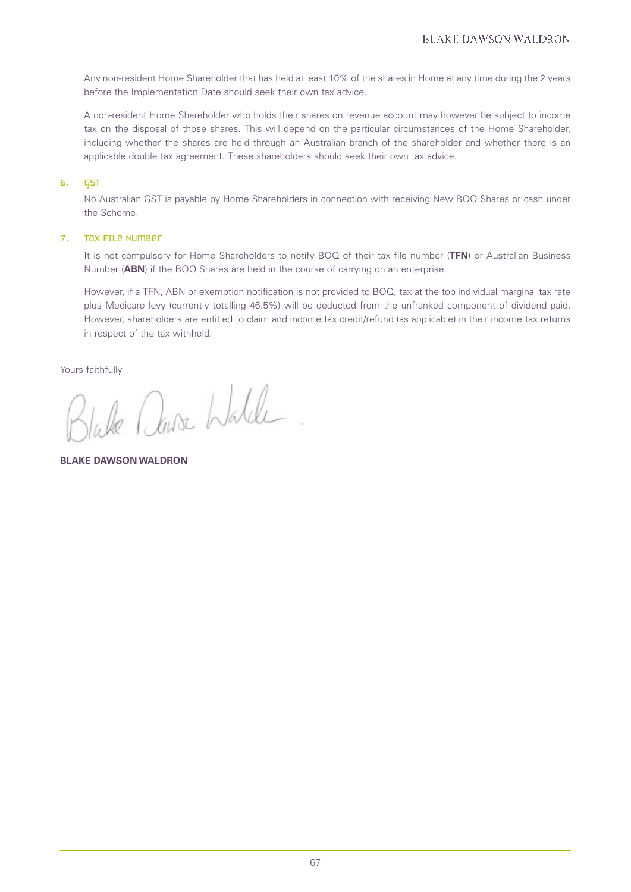Any non-resident Home Shareholder that has held at least 10% of the shares in Home at any time during the 2 years before the Implementation Date should seek their own tax advice.

A non-resident Home Shareholder who holds their shares on revenue account may however be subject to income tax on the disposal of those shares. This will depend on the particular circumstances of the Home Shareholder, including whether the shares are held through an Australian branch of the shareholder and whether there is an applicable double tax agreement. These shareholders should seek their own tax advice.

## 6. GST

No Australian GST is payable by Home Shareholders in connection with receiving New BOQ Shares or cash under the Scheme.

## 7. Tax File Number

It is not compulsory for Home Shareholders to notify BOQ of their tax file number (**TFN**) or Australian Business Number (**ABN**) if the BOQ Shares are held in the course of carrying on an enterprise.

However, if a TFN, ABN or exemption notification is not provided to BOQ, tax at the top individual marginal tax rate plus Medicare levy (currently totalling 46.5%) will be deducted from the unfranked component of dividend paid. However, shareholders are entitled to claim and income tax credit/refund (as applicable) in their income tax returns in respect of the tax withheld.

Yours faithfully

Blake Dawson Waldron

**BLAKE DAWSON WALDRON**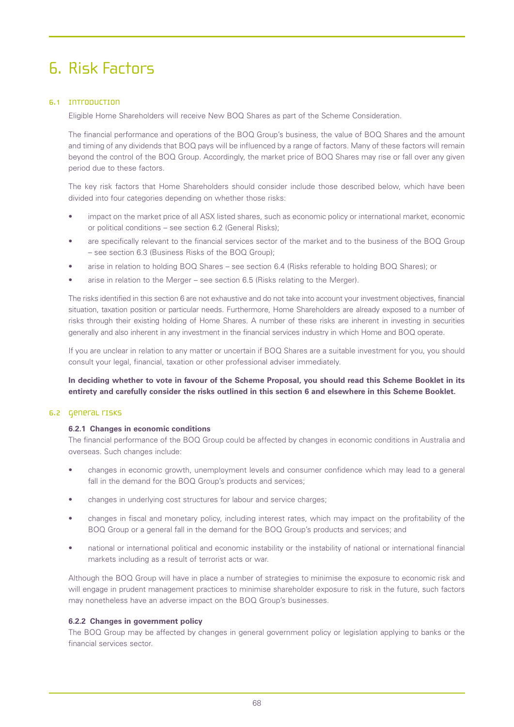# 6. Risk Factors

## 6.1 Introduction

Eligible Home Shareholders will receive New BOQ Shares as part of the Scheme Consideration.

The financial performance and operations of the BOQ Group's business, the value of BOQ Shares and the amount and timing of any dividends that BOQ pays will be influenced by a range of factors. Many of these factors will remain beyond the control of the BOQ Group. Accordingly, the market price of BOQ Shares may rise or fall over any given period due to these factors.

The key risk factors that Home Shareholders should consider include those described below, which have been divided into four categories depending on whether those risks:

- impact on the market price of all ASX listed shares, such as economic policy or international market, economic or political conditions – see section 6.2 (General Risks);
- are specifically relevant to the financial services sector of the market and to the business of the BOQ Group – see section 6.3 (Business Risks of the BOQ Group);
- arise in relation to holding BOQ Shares – see section 6.4 (Risks referable to holding BOQ Shares); or
- arise in relation to the Merger – see section 6.5 (Risks relating to the Merger).

The risks identified in this section 6 are not exhaustive and do not take into account your investment objectives, financial situation, taxation position or particular needs. Furthermore, Home Shareholders are already exposed to a number of risks through their existing holding of Home Shares. A number of these risks are inherent in investing in securities generally and also inherent in any investment in the financial services industry in which Home and BOQ operate.

If you are unclear in relation to any matter or uncertain if BOQ Shares are a suitable investment for you, you should consult your legal, financial, taxation or other professional adviser immediately.

**In deciding whether to vote in favour of the Scheme Proposal, you should read this Scheme Booklet in its entirety and carefully consider the risks outlined in this section 6 and elsewhere in this Scheme Booklet.**

## 6.2 General risks

### 6.2.1 Changes in economic conditions

The financial performance of the BOQ Group could be affected by changes in economic conditions in Australia and overseas. Such changes include:

- changes in economic growth, unemployment levels and consumer confidence which may lead to a general fall in the demand for the BOQ Group's products and services;
- changes in underlying cost structures for labour and service charges;
- changes in fiscal and monetary policy, including interest rates, which may impact on the profitability of the BOQ Group or a general fall in the demand for the BOQ Group's products and services; and
- national or international political and economic instability or the instability of national or international financial markets including as a result of terrorist acts or war.

Although the BOQ Group will have in place a number of strategies to minimise the exposure to economic risk and will engage in prudent management practices to minimise shareholder exposure to risk in the future, such factors may nonetheless have an adverse impact on the BOQ Group's businesses.

### 6.2.2 Changes in government policy

The BOQ Group may be affected by changes in general government policy or legislation applying to banks or the financial services sector.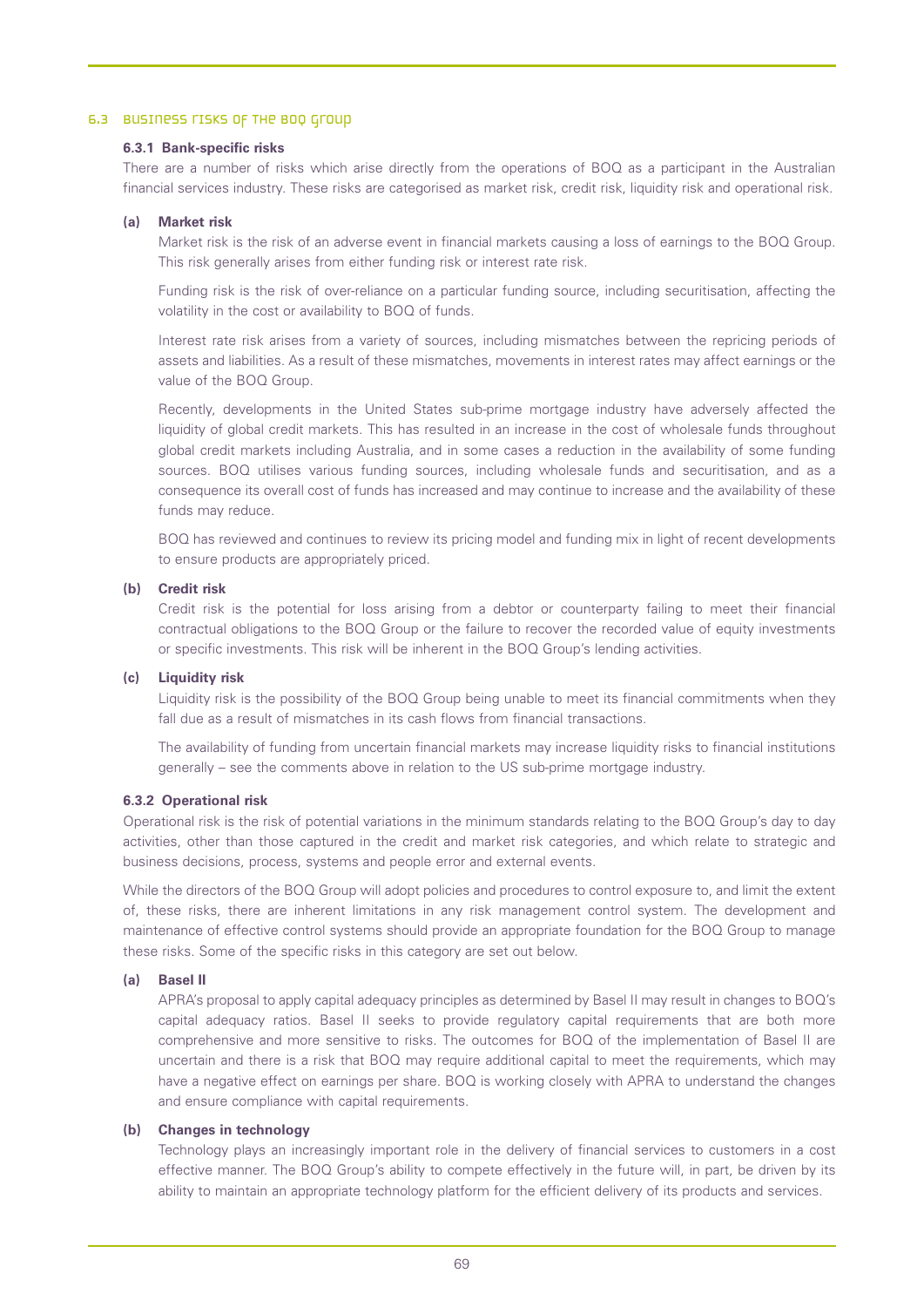## 6.3 Business risks of the BOQ Group

### 6.3.1 Bank-specific risks

There are a number of risks which arise directly from the operations of BOQ as a participant in the Australian financial services industry. These risks are categorised as market risk, credit risk, liquidity risk and operational risk.

**(a) Market risk**

Market risk is the risk of an adverse event in financial markets causing a loss of earnings to the BOQ Group. This risk generally arises from either funding risk or interest rate risk.

Funding risk is the risk of over-reliance on a particular funding source, including securitisation, affecting the volatility in the cost or availability to BOQ of funds.

Interest rate risk arises from a variety of sources, including mismatches between the repricing periods of assets and liabilities. As a result of these mismatches, movements in interest rates may affect earnings or the value of the BOQ Group.

Recently, developments in the United States sub-prime mortgage industry have adversely affected the liquidity of global credit markets. This has resulted in an increase in the cost of wholesale funds throughout global credit markets including Australia, and in some cases a reduction in the availability of some funding sources. BOQ utilises various funding sources, including wholesale funds and securitisation, and as a consequence its overall cost of funds has increased and may continue to increase and the availability of these funds may reduce.

BOQ has reviewed and continues to review its pricing model and funding mix in light of recent developments to ensure products are appropriately priced.

**(b) Credit risk**

Credit risk is the potential for loss arising from a debtor or counterparty failing to meet their financial contractual obligations to the BOQ Group or the failure to recover the recorded value of equity investments or specific investments. This risk will be inherent in the BOQ Group's lending activities.

**(c) Liquidity risk**

Liquidity risk is the possibility of the BOQ Group being unable to meet its financial commitments when they fall due as a result of mismatches in its cash flows from financial transactions.

The availability of funding from uncertain financial markets may increase liquidity risks to financial institutions generally – see the comments above in relation to the US sub-prime mortgage industry.

### 6.3.2 Operational risk

Operational risk is the risk of potential variations in the minimum standards relating to the BOQ Group's day to day activities, other than those captured in the credit and market risk categories, and which relate to strategic and business decisions, process, systems and people error and external events.

While the directors of the BOQ Group will adopt policies and procedures to control exposure to, and limit the extent of, these risks, there are inherent limitations in any risk management control system. The development and maintenance of effective control systems should provide an appropriate foundation for the BOQ Group to manage these risks. Some of the specific risks in this category are set out below.

**(a) Basel II**

APRA's proposal to apply capital adequacy principles as determined by Basel II may result in changes to BOQ's capital adequacy ratios. Basel II seeks to provide regulatory capital requirements that are both more comprehensive and more sensitive to risks. The outcomes for BOQ of the implementation of Basel II are uncertain and there is a risk that BOQ may require additional capital to meet the requirements, which may have a negative effect on earnings per share. BOQ is working closely with APRA to understand the changes and ensure compliance with capital requirements.

**(b) Changes in technology**

Technology plays an increasingly important role in the delivery of financial services to customers in a cost effective manner. The BOQ Group's ability to compete effectively in the future will, in part, be driven by its ability to maintain an appropriate technology platform for the efficient delivery of its products and services.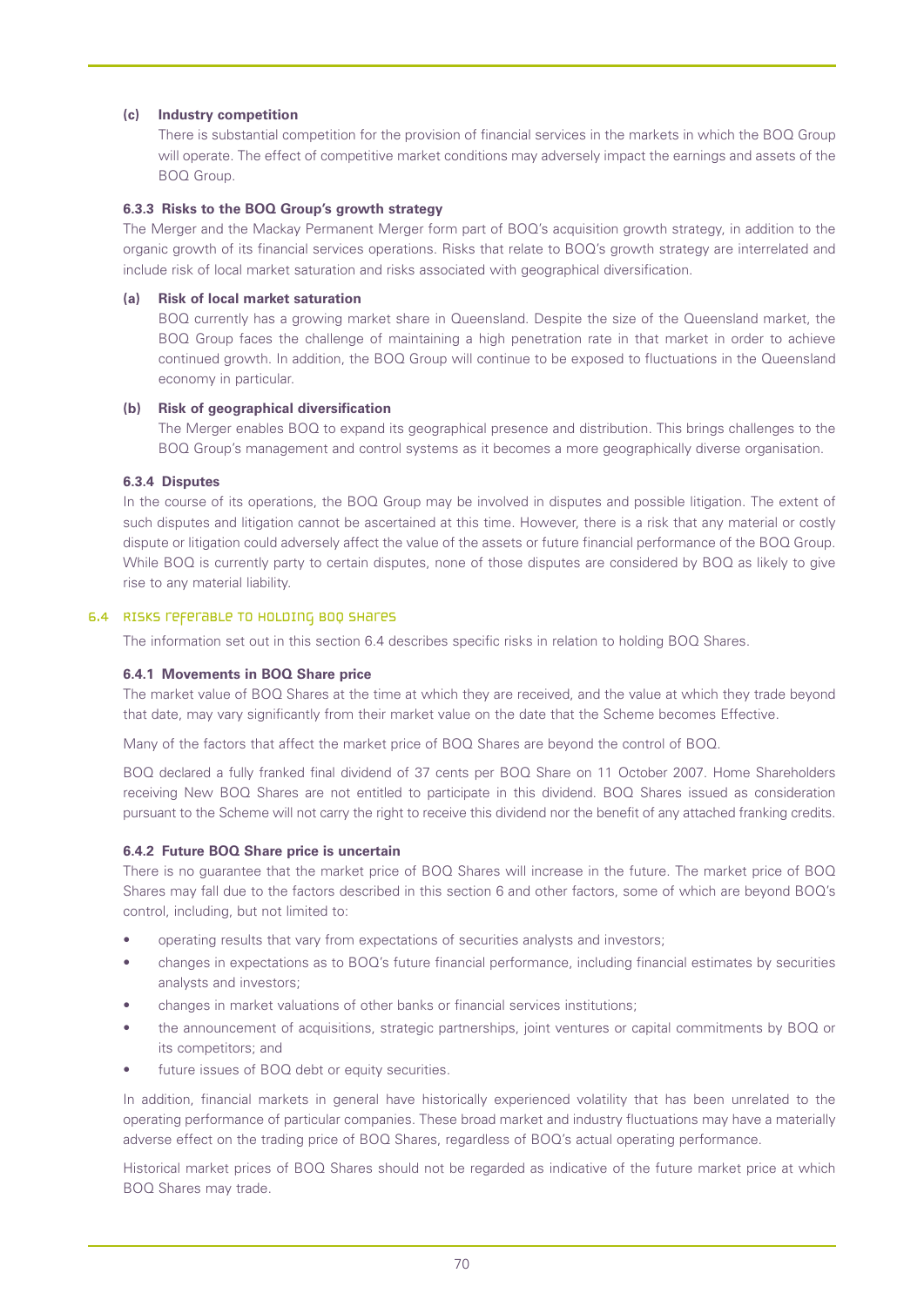#### (c) Industry competition

There is substantial competition for the provision of financial services in the markets in which the BOQ Group will operate. The effect of competitive market conditions may adversely impact the earnings and assets of the BOQ Group.

### 6.3.3 Risks to the BOQ Group's growth strategy

The Merger and the Mackay Permanent Merger form part of BOQ's acquisition growth strategy, in addition to the organic growth of its financial services operations. Risks that relate to BOQ's growth strategy are interrelated and include risk of local market saturation and risks associated with geographical diversification.

#### (a) Risk of local market saturation

BOQ currently has a growing market share in Queensland. Despite the size of the Queensland market, the BOQ Group faces the challenge of maintaining a high penetration rate in that market in order to achieve continued growth. In addition, the BOQ Group will continue to be exposed to fluctuations in the Queensland economy in particular.

#### (b) Risk of geographical diversification

The Merger enables BOQ to expand its geographical presence and distribution. This brings challenges to the BOQ Group's management and control systems as it becomes a more geographically diverse organisation.

### 6.3.4 Disputes

In the course of its operations, the BOQ Group may be involved in disputes and possible litigation. The extent of such disputes and litigation cannot be ascertained at this time. However, there is a risk that any material or costly dispute or litigation could adversely affect the value of the assets or future financial performance of the BOQ Group. While BOQ is currently party to certain disputes, none of those disputes are considered by BOQ as likely to give rise to any material liability.

## 6.4 Risks referable to holding BOQ Shares

The information set out in this section 6.4 describes specific risks in relation to holding BOQ Shares.

### 6.4.1 Movements in BOQ Share price

The market value of BOQ Shares at the time at which they are received, and the value at which they trade beyond that date, may vary significantly from their market value on the date that the Scheme becomes Effective.

Many of the factors that affect the market price of BOQ Shares are beyond the control of BOQ.

BOQ declared a fully franked final dividend of 37 cents per BOQ Share on 11 October 2007. Home Shareholders receiving New BOQ Shares are not entitled to participate in this dividend. BOQ Shares issued as consideration pursuant to the Scheme will not carry the right to receive this dividend nor the benefit of any attached franking credits.

### 6.4.2 Future BOQ Share price is uncertain

There is no guarantee that the market price of BOQ Shares will increase in the future. The market price of BOQ Shares may fall due to the factors described in this section 6 and other factors, some of which are beyond BOQ's control, including, but not limited to:

- operating results that vary from expectations of securities analysts and investors;
- changes in expectations as to BOQ's future financial performance, including financial estimates by securities analysts and investors;
- changes in market valuations of other banks or financial services institutions;
- the announcement of acquisitions, strategic partnerships, joint ventures or capital commitments by BOQ or its competitors; and
- future issues of BOQ debt or equity securities.

In addition, financial markets in general have historically experienced volatility that has been unrelated to the operating performance of particular companies. These broad market and industry fluctuations may have a materially adverse effect on the trading price of BOQ Shares, regardless of BOQ's actual operating performance.

Historical market prices of BOQ Shares should not be regarded as indicative of the future market price at which BOQ Shares may trade.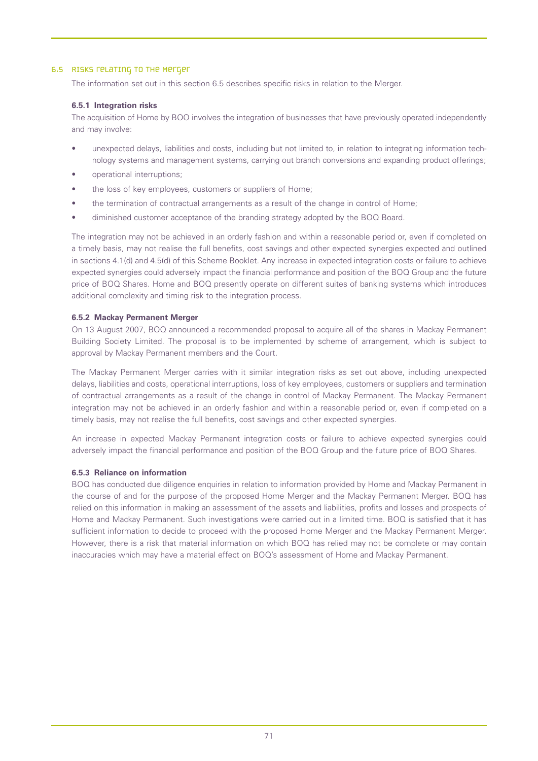## 6.5 Risks relating to the Merger

The information set out in this section 6.5 describes specific risks in relation to the Merger.

### 6.5.1 Integration risks

The acquisition of Home by BOQ involves the integration of businesses that have previously operated independently and may involve:

- unexpected delays, liabilities and costs, including but not limited to, in relation to integrating information technology systems and management systems, carrying out branch conversions and expanding product offerings;
- operational interruptions;
- the loss of key employees, customers or suppliers of Home;
- the termination of contractual arrangements as a result of the change in control of Home;
- diminished customer acceptance of the branding strategy adopted by the BOQ Board.

The integration may not be achieved in an orderly fashion and within a reasonable period or, even if completed on a timely basis, may not realise the full benefits, cost savings and other expected synergies expected and outlined in sections 4.1(d) and 4.5(d) of this Scheme Booklet. Any increase in expected integration costs or failure to achieve expected synergies could adversely impact the financial performance and position of the BOQ Group and the future price of BOQ Shares. Home and BOQ presently operate on different suites of banking systems which introduces additional complexity and timing risk to the integration process.

### 6.5.2 Mackay Permanent Merger

On 13 August 2007, BOQ announced a recommended proposal to acquire all of the shares in Mackay Permanent Building Society Limited. The proposal is to be implemented by scheme of arrangement, which is subject to approval by Mackay Permanent members and the Court.

The Mackay Permanent Merger carries with it similar integration risks as set out above, including unexpected delays, liabilities and costs, operational interruptions, loss of key employees, customers or suppliers and termination of contractual arrangements as a result of the change in control of Mackay Permanent. The Mackay Permanent integration may not be achieved in an orderly fashion and within a reasonable period or, even if completed on a timely basis, may not realise the full benefits, cost savings and other expected synergies.

An increase in expected Mackay Permanent integration costs or failure to achieve expected synergies could adversely impact the financial performance and position of the BOQ Group and the future price of BOQ Shares.

### 6.5.3 Reliance on information

BOQ has conducted due diligence enquiries in relation to information provided by Home and Mackay Permanent in the course of and for the purpose of the proposed Home Merger and the Mackay Permanent Merger. BOQ has relied on this information in making an assessment of the assets and liabilities, profits and losses and prospects of Home and Mackay Permanent. Such investigations were carried out in a limited time. BOQ is satisfied that it has sufficient information to decide to proceed with the proposed Home Merger and the Mackay Permanent Merger. However, there is a risk that material information on which BOQ has relied may not be complete or may contain inaccuracies which may have a material effect on BOQ's assessment of Home and Mackay Permanent.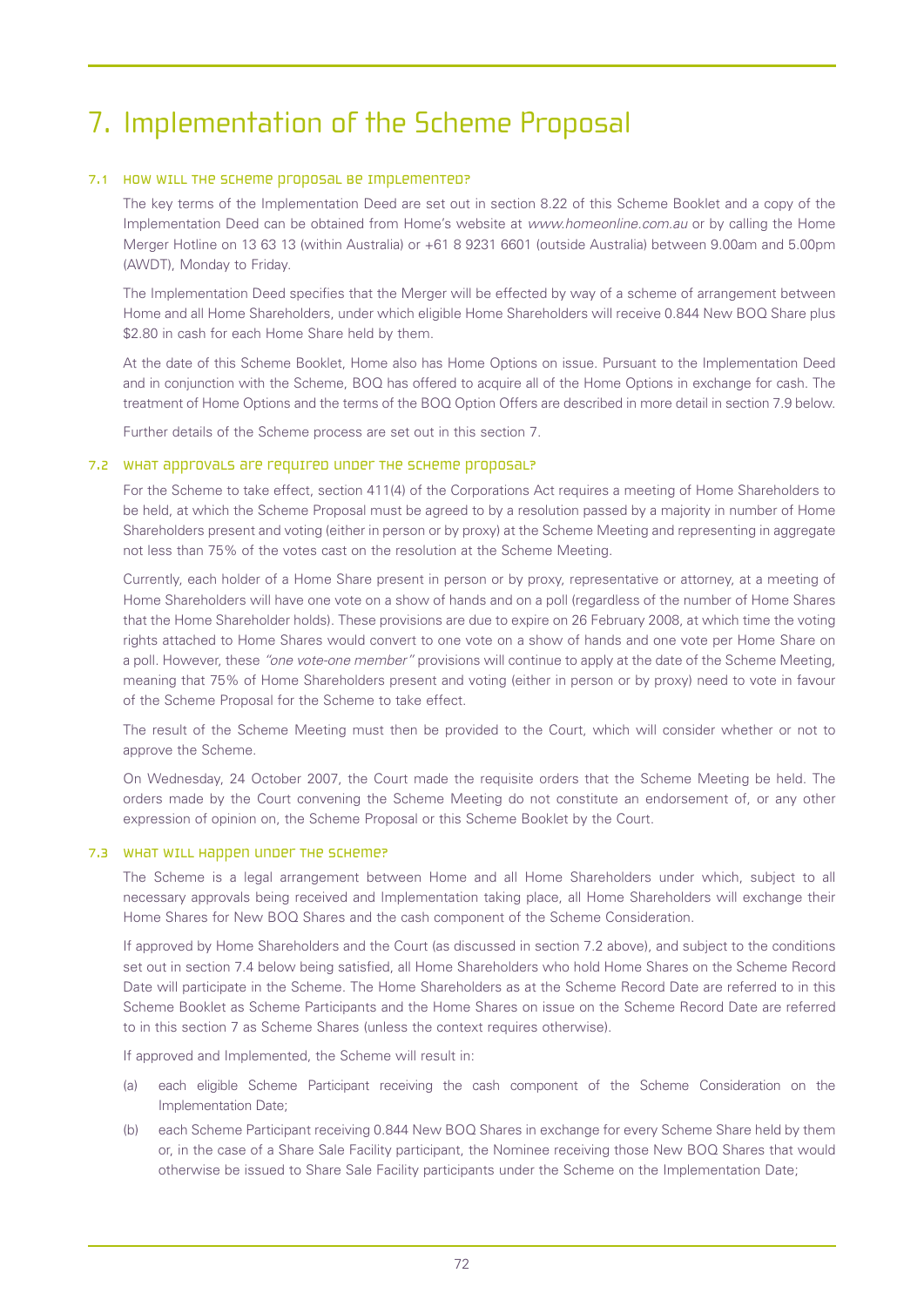# 7. Implementation of the Scheme Proposal

## 7.1 How will the Scheme Proposal be implemented?

The key terms of the Implementation Deed are set out in section 8.22 of this Scheme Booklet and a copy of the Implementation Deed can be obtained from Home's website at *www.homeonline.com.au* or by calling the Home Merger Hotline on 13 63 13 (within Australia) or +61 8 9231 6601 (outside Australia) between 9.00am and 5.00pm (AWDT), Monday to Friday.

The Implementation Deed specifies that the Merger will be effected by way of a scheme of arrangement between Home and all Home Shareholders, under which eligible Home Shareholders will receive 0.844 New BOQ Share plus $2.80 in cash for each Home Share held by them.

At the date of this Scheme Booklet, Home also has Home Options on issue. Pursuant to the Implementation Deed and in conjunction with the Scheme, BOQ has offered to acquire all of the Home Options in exchange for cash. The treatment of Home Options and the terms of the BOQ Option Offers are described in more detail in section 7.9 below.

Further details of the Scheme process are set out in this section 7.

## 7.2 What approvals are required under the Scheme Proposal?

For the Scheme to take effect, section 411(4) of the Corporations Act requires a meeting of Home Shareholders to be held, at which the Scheme Proposal must be agreed to by a resolution passed by a majority in number of Home Shareholders present and voting (either in person or by proxy) at the Scheme Meeting and representing in aggregate not less than 75% of the votes cast on the resolution at the Scheme Meeting.

Currently, each holder of a Home Share present in person or by proxy, representative or attorney, at a meeting of Home Shareholders will have one vote on a show of hands and on a poll (regardless of the number of Home Shares that the Home Shareholder holds). These provisions are due to expire on 26 February 2008, at which time the voting rights attached to Home Shares would convert to one vote on a show of hands and one vote per Home Share on a poll. However, these *"one vote-one member"* provisions will continue to apply at the date of the Scheme Meeting, meaning that 75% of Home Shareholders present and voting (either in person or by proxy) need to vote in favour of the Scheme Proposal for the Scheme to take effect.

The result of the Scheme Meeting must then be provided to the Court, which will consider whether or not to approve the Scheme.

On Wednesday, 24 October 2007, the Court made the requisite orders that the Scheme Meeting be held. The orders made by the Court convening the Scheme Meeting do not constitute an endorsement of, or any other expression of opinion on, the Scheme Proposal or this Scheme Booklet by the Court.

## 7.3 What will happen under the Scheme?

The Scheme is a legal arrangement between Home and all Home Shareholders under which, subject to all necessary approvals being received and Implementation taking place, all Home Shareholders will exchange their Home Shares for New BOQ Shares and the cash component of the Scheme Consideration.

If approved by Home Shareholders and the Court (as discussed in section 7.2 above), and subject to the conditions set out in section 7.4 below being satisfied, all Home Shareholders who hold Home Shares on the Scheme Record Date will participate in the Scheme. The Home Shareholders as at the Scheme Record Date are referred to in this Scheme Booklet as Scheme Participants and the Home Shares on issue on the Scheme Record Date are referred to in this section 7 as Scheme Shares (unless the context requires otherwise).

If approved and Implemented, the Scheme will result in:

(a) each eligible Scheme Participant receiving the cash component of the Scheme Consideration on the Implementation Date;

(b) each Scheme Participant receiving 0.844 New BOQ Shares in exchange for every Scheme Share held by them or, in the case of a Share Sale Facility participant, the Nominee receiving those New BOQ Shares that would otherwise be issued to Share Sale Facility participants under the Scheme on the Implementation Date;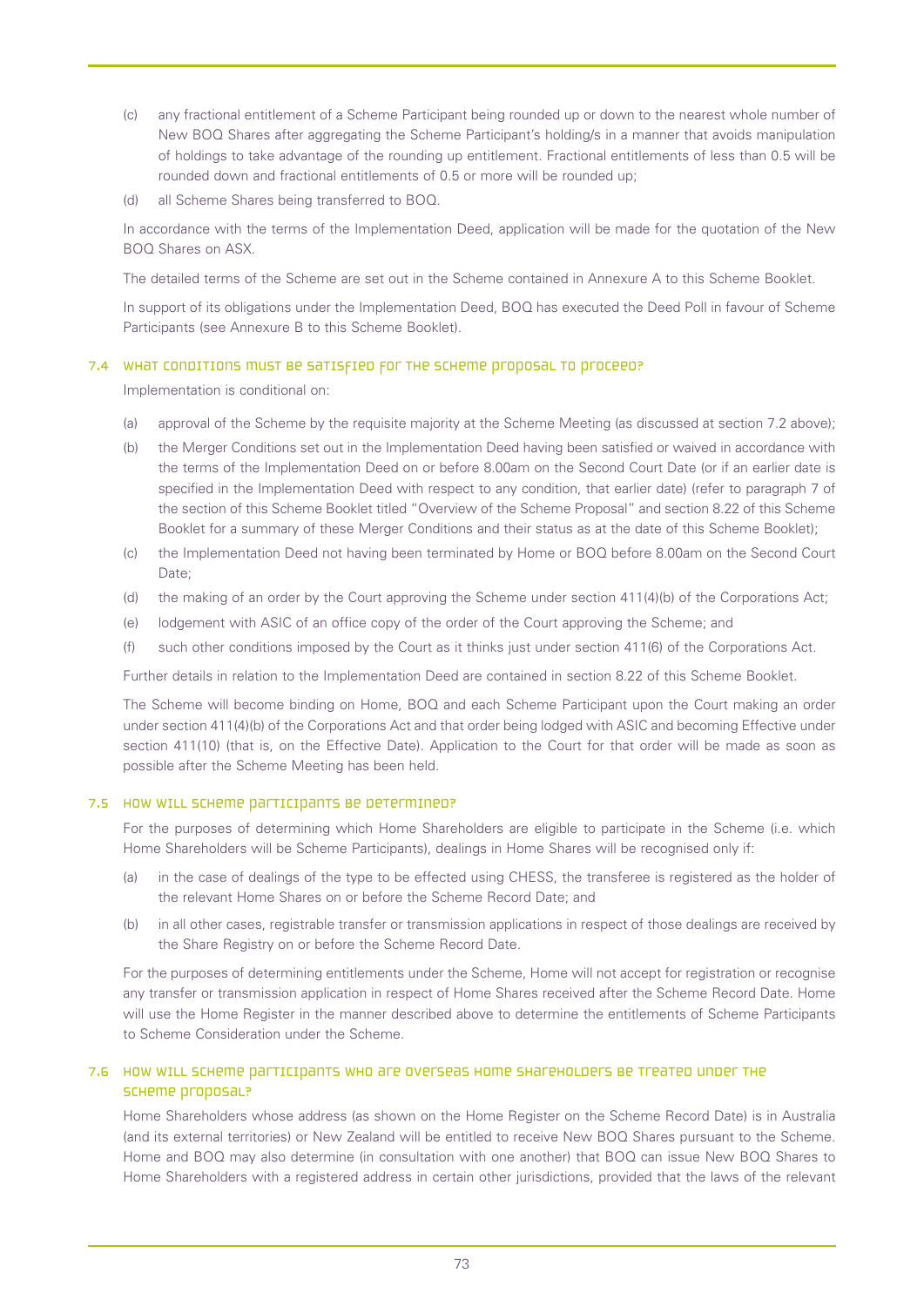(c) any fractional entitlement of a Scheme Participant being rounded up or down to the nearest whole number of New BOQ Shares after aggregating the Scheme Participant's holding/s in a manner that avoids manipulation of holdings to take advantage of the rounding up entitlement. Fractional entitlements of less than 0.5 will be rounded down and fractional entitlements of 0.5 or more will be rounded up;

(d) all Scheme Shares being transferred to BOQ.

In accordance with the terms of the Implementation Deed, application will be made for the quotation of the New BOQ Shares on ASX.

The detailed terms of the Scheme are set out in the Scheme contained in Annexure A to this Scheme Booklet.

In support of its obligations under the Implementation Deed, BOQ has executed the Deed Poll in favour of Scheme Participants (see Annexure B to this Scheme Booklet).

## 7.4 What conditions must be satisfied for the Scheme Proposal to proceed?

Implementation is conditional on:

(a) approval of the Scheme by the requisite majority at the Scheme Meeting (as discussed at section 7.2 above);

(b) the Merger Conditions set out in the Implementation Deed having been satisfied or waived in accordance with the terms of the Implementation Deed on or before 8.00am on the Second Court Date (or if an earlier date is specified in the Implementation Deed with respect to any condition, that earlier date) (refer to paragraph 7 of the section of this Scheme Booklet titled "Overview of the Scheme Proposal" and section 8.22 of this Scheme Booklet for a summary of these Merger Conditions and their status as at the date of this Scheme Booklet);

(c) the Implementation Deed not having been terminated by Home or BOQ before 8.00am on the Second Court Date;

(d) the making of an order by the Court approving the Scheme under section 411(4)(b) of the Corporations Act;

(e) lodgement with ASIC of an office copy of the order of the Court approving the Scheme; and

(f) such other conditions imposed by the Court as it thinks just under section 411(6) of the Corporations Act.

Further details in relation to the Implementation Deed are contained in section 8.22 of this Scheme Booklet.

The Scheme will become binding on Home, BOQ and each Scheme Participant upon the Court making an order under section 411(4)(b) of the Corporations Act and that order being lodged with ASIC and becoming Effective under section 411(10) (that is, on the Effective Date). Application to the Court for that order will be made as soon as possible after the Scheme Meeting has been held.

## 7.5 How will Scheme Participants be determined?

For the purposes of determining which Home Shareholders are eligible to participate in the Scheme (i.e. which Home Shareholders will be Scheme Participants), dealings in Home Shares will be recognised only if:

(a) in the case of dealings of the type to be effected using CHESS, the transferee is registered as the holder of the relevant Home Shares on or before the Scheme Record Date; and

(b) in all other cases, registrable transfer or transmission applications in respect of those dealings are received by the Share Registry on or before the Scheme Record Date.

For the purposes of determining entitlements under the Scheme, Home will not accept for registration or recognise any transfer or transmission application in respect of Home Shares received after the Scheme Record Date. Home will use the Home Register in the manner described above to determine the entitlements of Scheme Participants to Scheme Consideration under the Scheme.

## 7.6 How will Scheme Participants who are overseas Home Shareholders be treated under the Scheme Proposal?

Home Shareholders whose address (as shown on the Home Register on the Scheme Record Date) is in Australia (and its external territories) or New Zealand will be entitled to receive New BOQ Shares pursuant to the Scheme. Home and BOQ may also determine (in consultation with one another) that BOQ can issue New BOQ Shares to Home Shareholders with a registered address in certain other jurisdictions, provided that the laws of the relevant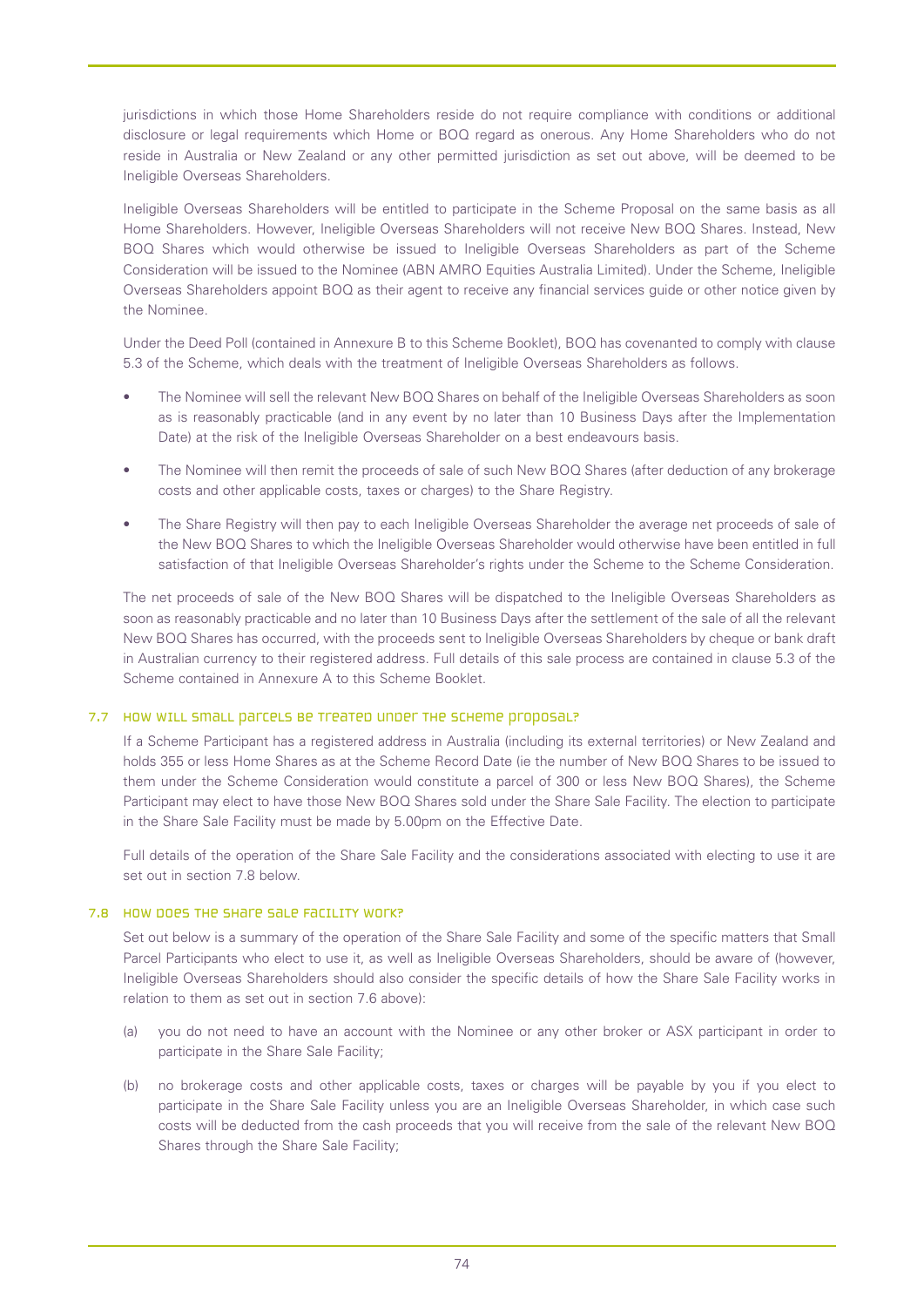jurisdictions in which those Home Shareholders reside do not require compliance with conditions or additional disclosure or legal requirements which Home or BOQ regard as onerous. Any Home Shareholders who do not reside in Australia or New Zealand or any other permitted jurisdiction as set out above, will be deemed to be Ineligible Overseas Shareholders.

Ineligible Overseas Shareholders will be entitled to participate in the Scheme Proposal on the same basis as all Home Shareholders. However, Ineligible Overseas Shareholders will not receive New BOQ Shares. Instead, New BOQ Shares which would otherwise be issued to Ineligible Overseas Shareholders as part of the Scheme Consideration will be issued to the Nominee (ABN AMRO Equities Australia Limited). Under the Scheme, Ineligible Overseas Shareholders appoint BOQ as their agent to receive any financial services guide or other notice given by the Nominee.

Under the Deed Poll (contained in Annexure B to this Scheme Booklet), BOQ has covenanted to comply with clause 5.3 of the Scheme, which deals with the treatment of Ineligible Overseas Shareholders as follows.

- The Nominee will sell the relevant New BOQ Shares on behalf of the Ineligible Overseas Shareholders as soon as is reasonably practicable (and in any event by no later than 10 Business Days after the Implementation Date) at the risk of the Ineligible Overseas Shareholder on a best endeavours basis.
- The Nominee will then remit the proceeds of sale of such New BOQ Shares (after deduction of any brokerage costs and other applicable costs, taxes or charges) to the Share Registry.
- The Share Registry will then pay to each Ineligible Overseas Shareholder the average net proceeds of sale of the New BOQ Shares to which the Ineligible Overseas Shareholder would otherwise have been entitled in full satisfaction of that Ineligible Overseas Shareholder's rights under the Scheme to the Scheme Consideration.

The net proceeds of sale of the New BOQ Shares will be dispatched to the Ineligible Overseas Shareholders as soon as reasonably practicable and no later than 10 Business Days after the settlement of the sale of all the relevant New BOQ Shares has occurred, with the proceeds sent to Ineligible Overseas Shareholders by cheque or bank draft in Australian currency to their registered address. Full details of this sale process are contained in clause 5.3 of the Scheme contained in Annexure A to this Scheme Booklet.

### 7.7 How will small parcels be treated under the Scheme Proposal?

If a Scheme Participant has a registered address in Australia (including its external territories) or New Zealand and holds 355 or less Home Shares as at the Scheme Record Date (ie the number of New BOQ Shares to be issued to them under the Scheme Consideration would constitute a parcel of 300 or less New BOQ Shares), the Scheme Participant may elect to have those New BOQ Shares sold under the Share Sale Facility. The election to participate in the Share Sale Facility must be made by 5.00pm on the Effective Date.

Full details of the operation of the Share Sale Facility and the considerations associated with electing to use it are set out in section 7.8 below.

### 7.8 How does the Share Sale Facility work?

Set out below is a summary of the operation of the Share Sale Facility and some of the specific matters that Small Parcel Participants who elect to use it, as well as Ineligible Overseas Shareholders, should be aware of (however, Ineligible Overseas Shareholders should also consider the specific details of how the Share Sale Facility works in relation to them as set out in section 7.6 above):

(a) you do not need to have an account with the Nominee or any other broker or ASX participant in order to participate in the Share Sale Facility;

(b) no brokerage costs and other applicable costs, taxes or charges will be payable by you if you elect to participate in the Share Sale Facility unless you are an Ineligible Overseas Shareholder, in which case such costs will be deducted from the cash proceeds that you will receive from the sale of the relevant New BOQ Shares through the Share Sale Facility;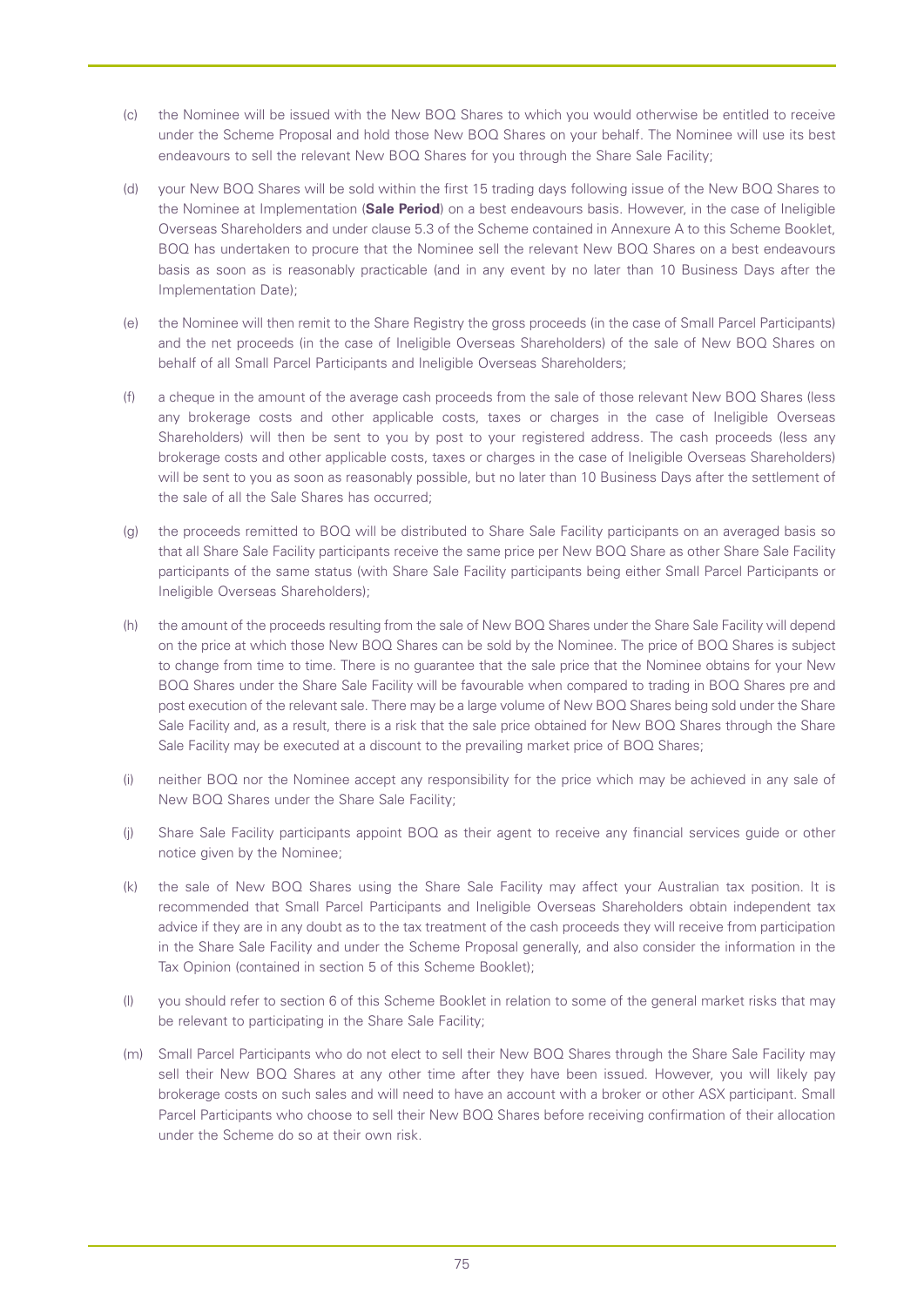(c) the Nominee will be issued with the New BOQ Shares to which you would otherwise be entitled to receive under the Scheme Proposal and hold those New BOQ Shares on your behalf. The Nominee will use its best endeavours to sell the relevant New BOQ Shares for you through the Share Sale Facility;

(d) your New BOQ Shares will be sold within the first 15 trading days following issue of the New BOQ Shares to the Nominee at Implementation (**Sale Period**) on a best endeavours basis. However, in the case of Ineligible Overseas Shareholders and under clause 5.3 of the Scheme contained in Annexure A to this Scheme Booklet, BOQ has undertaken to procure that the Nominee sell the relevant New BOQ Shares on a best endeavours basis as soon as is reasonably practicable (and in any event by no later than 10 Business Days after the Implementation Date);

(e) the Nominee will then remit to the Share Registry the gross proceeds (in the case of Small Parcel Participants) and the net proceeds (in the case of Ineligible Overseas Shareholders) of the sale of New BOQ Shares on behalf of all Small Parcel Participants and Ineligible Overseas Shareholders;

(f) a cheque in the amount of the average cash proceeds from the sale of those relevant New BOQ Shares (less any brokerage costs and other applicable costs, taxes or charges in the case of Ineligible Overseas Shareholders) will then be sent to you by post to your registered address. The cash proceeds (less any brokerage costs and other applicable costs, taxes or charges in the case of Ineligible Overseas Shareholders) will be sent to you as soon as reasonably possible, but no later than 10 Business Days after the settlement of the sale of all the Sale Shares has occurred;

(g) the proceeds remitted to BOQ will be distributed to Share Sale Facility participants on an averaged basis so that all Share Sale Facility participants receive the same price per New BOQ Share as other Share Sale Facility participants of the same status (with Share Sale Facility participants being either Small Parcel Participants or Ineligible Overseas Shareholders);

(h) the amount of the proceeds resulting from the sale of New BOQ Shares under the Share Sale Facility will depend on the price at which those New BOQ Shares can be sold by the Nominee. The price of BOQ Shares is subject to change from time to time. There is no guarantee that the sale price that the Nominee obtains for your New BOQ Shares under the Share Sale Facility will be favourable when compared to trading in BOQ Shares pre and post execution of the relevant sale. There may be a large volume of New BOQ Shares being sold under the Share Sale Facility and, as a result, there is a risk that the sale price obtained for New BOQ Shares through the Share Sale Facility may be executed at a discount to the prevailing market price of BOQ Shares;

(i) neither BOQ nor the Nominee accept any responsibility for the price which may be achieved in any sale of New BOQ Shares under the Share Sale Facility;

(j) Share Sale Facility participants appoint BOQ as their agent to receive any financial services guide or other notice given by the Nominee;

(k) the sale of New BOQ Shares using the Share Sale Facility may affect your Australian tax position. It is recommended that Small Parcel Participants and Ineligible Overseas Shareholders obtain independent tax advice if they are in any doubt as to the tax treatment of the cash proceeds they will receive from participation in the Share Sale Facility and under the Scheme Proposal generally, and also consider the information in the Tax Opinion (contained in section 5 of this Scheme Booklet);

(l) you should refer to section 6 of this Scheme Booklet in relation to some of the general market risks that may be relevant to participating in the Share Sale Facility;

(m) Small Parcel Participants who do not elect to sell their New BOQ Shares through the Share Sale Facility may sell their New BOQ Shares at any other time after they have been issued. However, you will likely pay brokerage costs on such sales and will need to have an account with a broker or other ASX participant. Small Parcel Participants who choose to sell their New BOQ Shares before receiving confirmation of their allocation under the Scheme do so at their own risk.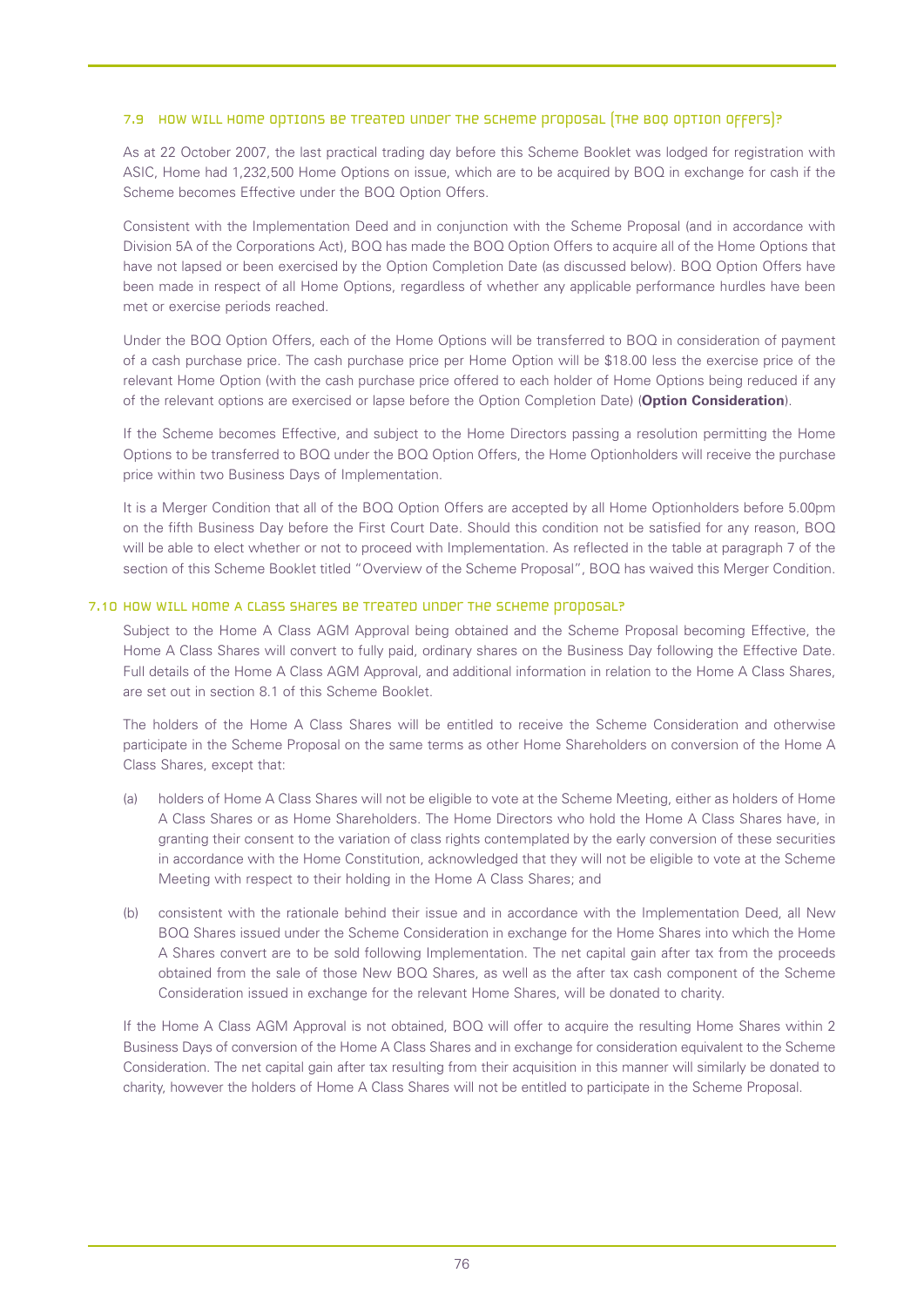### 7.9 How will Home Options be treated under the Scheme Proposal (the BOQ Option Offers)?

As at 22 October 2007, the last practical trading day before this Scheme Booklet was lodged for registration with ASIC, Home had 1,232,500 Home Options on issue, which are to be acquired by BOQ in exchange for cash if the Scheme becomes Effective under the BOQ Option Offers.

Consistent with the Implementation Deed and in conjunction with the Scheme Proposal (and in accordance with Division 5A of the Corporations Act), BOQ has made the BOQ Option Offers to acquire all of the Home Options that have not lapsed or been exercised by the Option Completion Date (as discussed below). BOQ Option Offers have been made in respect of all Home Options, regardless of whether any applicable performance hurdles have been met or exercise periods reached.

Under the BOQ Option Offers, each of the Home Options will be transferred to BOQ in consideration of payment of a cash purchase price. The cash purchase price per Home Option will be $18.00 less the exercise price of the relevant Home Option (with the cash purchase price offered to each holder of Home Options being reduced if any of the relevant options are exercised or lapse before the Option Completion Date) (**Option Consideration**).

If the Scheme becomes Effective, and subject to the Home Directors passing a resolution permitting the Home Options to be transferred to BOQ under the BOQ Option Offers, the Home Optionholders will receive the purchase price within two Business Days of Implementation.

It is a Merger Condition that all of the BOQ Option Offers are accepted by all Home Optionholders before 5.00pm on the fifth Business Day before the First Court Date. Should this condition not be satisfied for any reason, BOQ will be able to elect whether or not to proceed with Implementation. As reflected in the table at paragraph 7 of the section of this Scheme Booklet titled "Overview of the Scheme Proposal", BOQ has waived this Merger Condition.

### 7.10 How will Home A Class Shares be treated under the Scheme Proposal?

Subject to the Home A Class AGM Approval being obtained and the Scheme Proposal becoming Effective, the Home A Class Shares will convert to fully paid, ordinary shares on the Business Day following the Effective Date. Full details of the Home A Class AGM Approval, and additional information in relation to the Home A Class Shares, are set out in section 8.1 of this Scheme Booklet.

The holders of the Home A Class Shares will be entitled to receive the Scheme Consideration and otherwise participate in the Scheme Proposal on the same terms as other Home Shareholders on conversion of the Home A Class Shares, except that:

(a) holders of Home A Class Shares will not be eligible to vote at the Scheme Meeting, either as holders of Home A Class Shares or as Home Shareholders. The Home Directors who hold the Home A Class Shares have, in granting their consent to the variation of class rights contemplated by the early conversion of these securities in accordance with the Home Constitution, acknowledged that they will not be eligible to vote at the Scheme Meeting with respect to their holding in the Home A Class Shares; and

(b) consistent with the rationale behind their issue and in accordance with the Implementation Deed, all New BOQ Shares issued under the Scheme Consideration in exchange for the Home Shares into which the Home A Shares convert are to be sold following Implementation. The net capital gain after tax from the proceeds obtained from the sale of those New BOQ Shares, as well as the after tax cash component of the Scheme Consideration issued in exchange for the relevant Home Shares, will be donated to charity.

If the Home A Class AGM Approval is not obtained, BOQ will offer to acquire the resulting Home Shares within 2 Business Days of conversion of the Home A Class Shares and in exchange for consideration equivalent to the Scheme Consideration. The net capital gain after tax resulting from their acquisition in this manner will similarly be donated to charity, however the holders of Home A Class Shares will not be entitled to participate in the Scheme Proposal.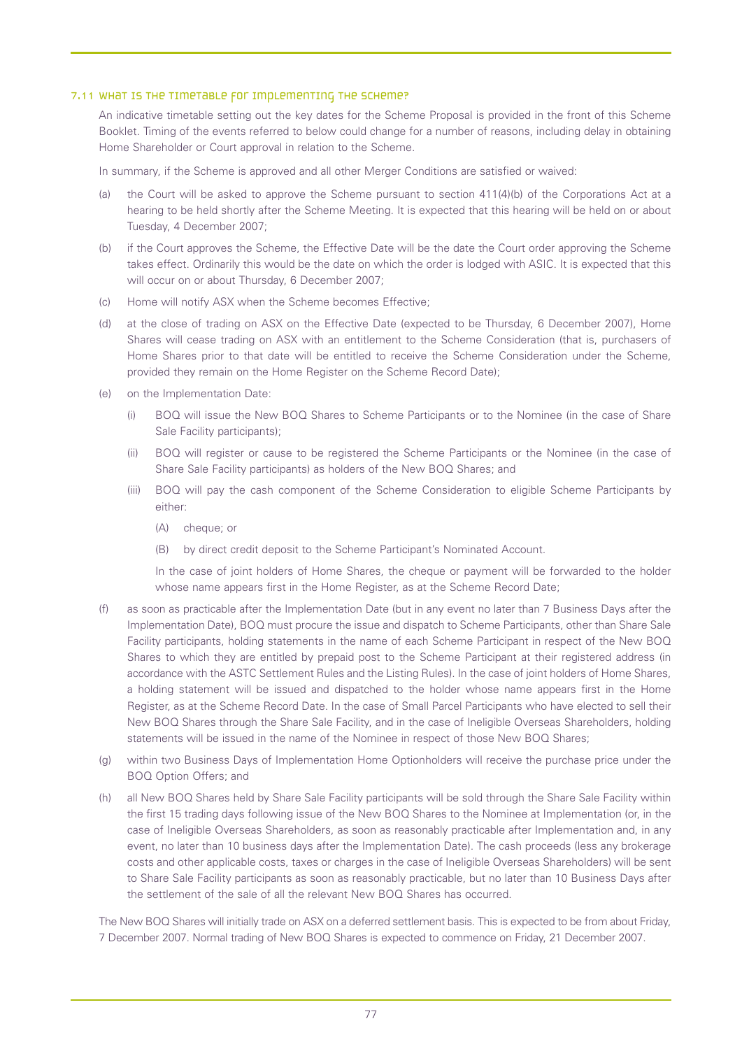### 7.11 What is the timetable for implementing the Scheme?

An indicative timetable setting out the key dates for the Scheme Proposal is provided in the front of this Scheme Booklet. Timing of the events referred to below could change for a number of reasons, including delay in obtaining Home Shareholder or Court approval in relation to the Scheme.

In summary, if the Scheme is approved and all other Merger Conditions are satisfied or waived:

(a) the Court will be asked to approve the Scheme pursuant to section 411(4)(b) of the Corporations Act at a hearing to be held shortly after the Scheme Meeting. It is expected that this hearing will be held on or about Tuesday, 4 December 2007;

(b) if the Court approves the Scheme, the Effective Date will be the date the Court order approving the Scheme takes effect. Ordinarily this would be the date on which the order is lodged with ASIC. It is expected that this will occur on or about Thursday, 6 December 2007;

(c) Home will notify ASX when the Scheme becomes Effective;

(d) at the close of trading on ASX on the Effective Date (expected to be Thursday, 6 December 2007), Home Shares will cease trading on ASX with an entitlement to the Scheme Consideration (that is, purchasers of Home Shares prior to that date will be entitled to receive the Scheme Consideration under the Scheme, provided they remain on the Home Register on the Scheme Record Date);

(e) on the Implementation Date:

  (i) BOQ will issue the New BOQ Shares to Scheme Participants or to the Nominee (in the case of Share Sale Facility participants);

  (ii) BOQ will register or cause to be registered the Scheme Participants or the Nominee (in the case of Share Sale Facility participants) as holders of the New BOQ Shares; and

  (iii) BOQ will pay the cash component of the Scheme Consideration to eligible Scheme Participants by either:

    (A) cheque; or

    (B) by direct credit deposit to the Scheme Participant's Nominated Account.

  In the case of joint holders of Home Shares, the cheque or payment will be forwarded to the holder whose name appears first in the Home Register, as at the Scheme Record Date;

(f) as soon as practicable after the Implementation Date (but in any event no later than 7 Business Days after the Implementation Date), BOQ must procure the issue and dispatch to Scheme Participants, other than Share Sale Facility participants, holding statements in the name of each Scheme Participant in respect of the New BOQ Shares to which they are entitled by prepaid post to the Scheme Participant at their registered address (in accordance with the ASTC Settlement Rules and the Listing Rules). In the case of joint holders of Home Shares, a holding statement will be issued and dispatched to the holder whose name appears first in the Home Register, as at the Scheme Record Date. In the case of Small Parcel Participants who have elected to sell their New BOQ Shares through the Share Sale Facility, and in the case of Ineligible Overseas Shareholders, holding statements will be issued in the name of the Nominee in respect of those New BOQ Shares;

(g) within two Business Days of Implementation Home Optionholders will receive the purchase price under the BOQ Option Offers; and

(h) all New BOQ Shares held by Share Sale Facility participants will be sold through the Share Sale Facility within the first 15 trading days following issue of the New BOQ Shares to the Nominee at Implementation (or, in the case of Ineligible Overseas Shareholders, as soon as reasonably practicable after Implementation and, in any event, no later than 10 business days after the Implementation Date). The cash proceeds (less any brokerage costs and other applicable costs, taxes or charges in the case of Ineligible Overseas Shareholders) will be sent to Share Sale Facility participants as soon as reasonably practicable, but no later than 10 Business Days after the settlement of the sale of all the relevant New BOQ Shares has occurred.

The New BOQ Shares will initially trade on ASX on a deferred settlement basis. This is expected to be from about Friday, 7 December 2007. Normal trading of New BOQ Shares is expected to commence on Friday, 21 December 2007.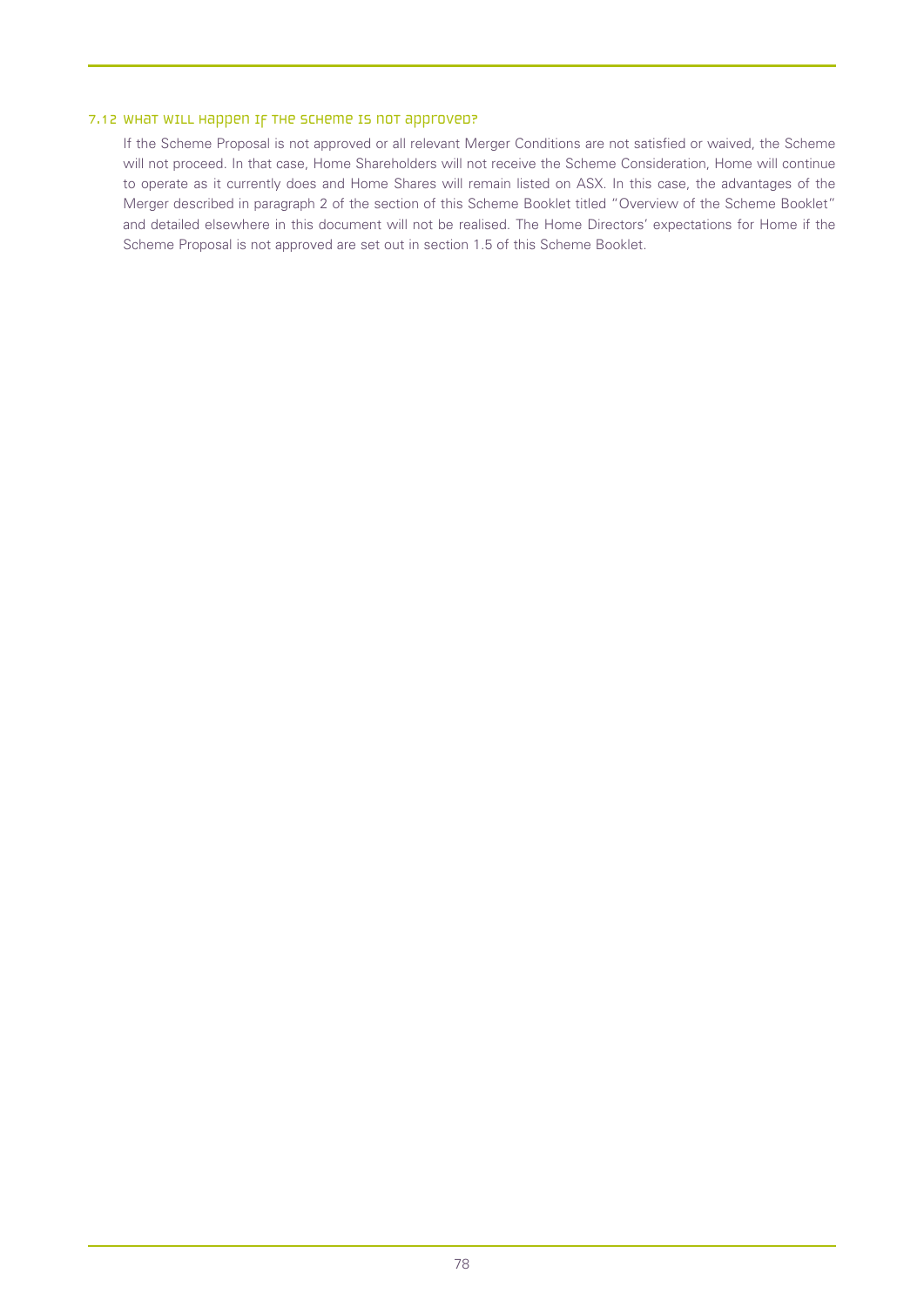### 7.12 What will happen if the Scheme is not approved?

If the Scheme Proposal is not approved or all relevant Merger Conditions are not satisfied or waived, the Scheme will not proceed. In that case, Home Shareholders will not receive the Scheme Consideration, Home will continue to operate as it currently does and Home Shares will remain listed on ASX. In this case, the advantages of the Merger described in paragraph 2 of the section of this Scheme Booklet titled "Overview of the Scheme Booklet" and detailed elsewhere in this document will not be realised. The Home Directors' expectations for Home if the Scheme Proposal is not approved are set out in section 1.5 of this Scheme Booklet.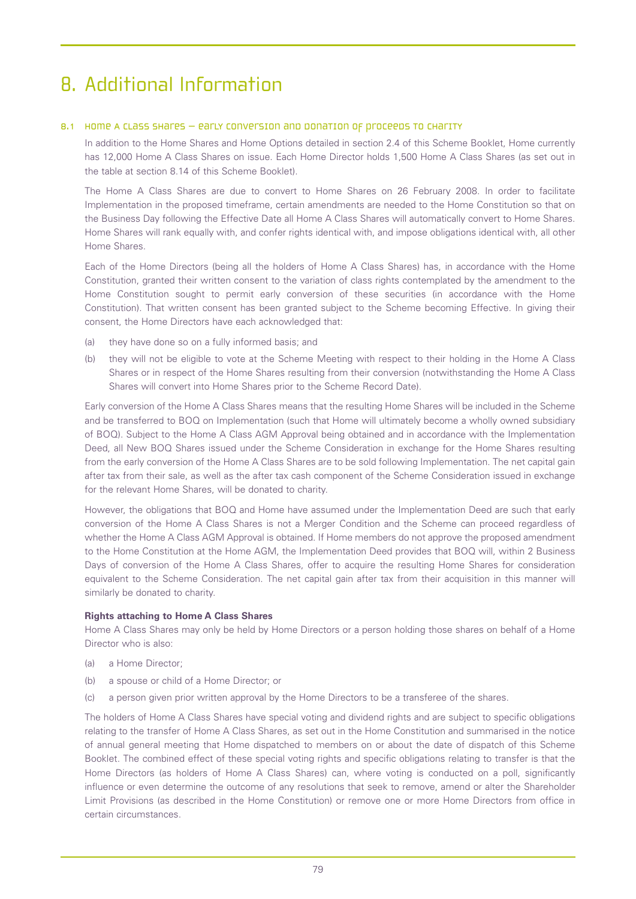# 8. Additional Information

## 8.1 Home A Class Shares – early conversion and donation of proceeds to charity

In addition to the Home Shares and Home Options detailed in section 2.4 of this Scheme Booklet, Home currently has 12,000 Home A Class Shares on issue. Each Home Director holds 1,500 Home A Class Shares (as set out in the table at section 8.14 of this Scheme Booklet).

The Home A Class Shares are due to convert to Home Shares on 26 February 2008. In order to facilitate Implementation in the proposed timeframe, certain amendments are needed to the Home Constitution so that on the Business Day following the Effective Date all Home A Class Shares will automatically convert to Home Shares. Home Shares will rank equally with, and confer rights identical with, and impose obligations identical with, all other Home Shares.

Each of the Home Directors (being all the holders of Home A Class Shares) has, in accordance with the Home Constitution, granted their written consent to the variation of class rights contemplated by the amendment to the Home Constitution sought to permit early conversion of these securities (in accordance with the Home Constitution). That written consent has been granted subject to the Scheme becoming Effective. In giving their consent, the Home Directors have each acknowledged that:

(a) they have done so on a fully informed basis; and

(b) they will not be eligible to vote at the Scheme Meeting with respect to their holding in the Home A Class Shares or in respect of the Home Shares resulting from their conversion (notwithstanding the Home A Class Shares will convert into Home Shares prior to the Scheme Record Date).

Early conversion of the Home A Class Shares means that the resulting Home Shares will be included in the Scheme and be transferred to BOQ on Implementation (such that Home will ultimately become a wholly owned subsidiary of BOQ). Subject to the Home A Class AGM Approval being obtained and in accordance with the Implementation Deed, all New BOQ Shares issued under the Scheme Consideration in exchange for the Home Shares resulting from the early conversion of the Home A Class Shares are to be sold following Implementation. The net capital gain after tax from their sale, as well as the after tax cash component of the Scheme Consideration issued in exchange for the relevant Home Shares, will be donated to charity.

However, the obligations that BOQ and Home have assumed under the Implementation Deed are such that early conversion of the Home A Class Shares is not a Merger Condition and the Scheme can proceed regardless of whether the Home A Class AGM Approval is obtained. If Home members do not approve the proposed amendment to the Home Constitution at the Home AGM, the Implementation Deed provides that BOQ will, within 2 Business Days of conversion of the Home A Class Shares, offer to acquire the resulting Home Shares for consideration equivalent to the Scheme Consideration. The net capital gain after tax from their acquisition in this manner will similarly be donated to charity.

**Rights attaching to Home A Class Shares**

Home A Class Shares may only be held by Home Directors or a person holding those shares on behalf of a Home Director who is also:

(a) a Home Director;

(b) a spouse or child of a Home Director; or

(c) a person given prior written approval by the Home Directors to be a transferee of the shares.

The holders of Home A Class Shares have special voting and dividend rights and are subject to specific obligations relating to the transfer of Home A Class Shares, as set out in the Home Constitution and summarised in the notice of annual general meeting that Home dispatched to members on or about the date of dispatch of this Scheme Booklet. The combined effect of these special voting rights and specific obligations relating to transfer is that the Home Directors (as holders of Home A Class Shares) can, where voting is conducted on a poll, significantly influence or even determine the outcome of any resolutions that seek to remove, amend or alter the Shareholder Limit Provisions (as described in the Home Constitution) or remove one or more Home Directors from office in certain circumstances.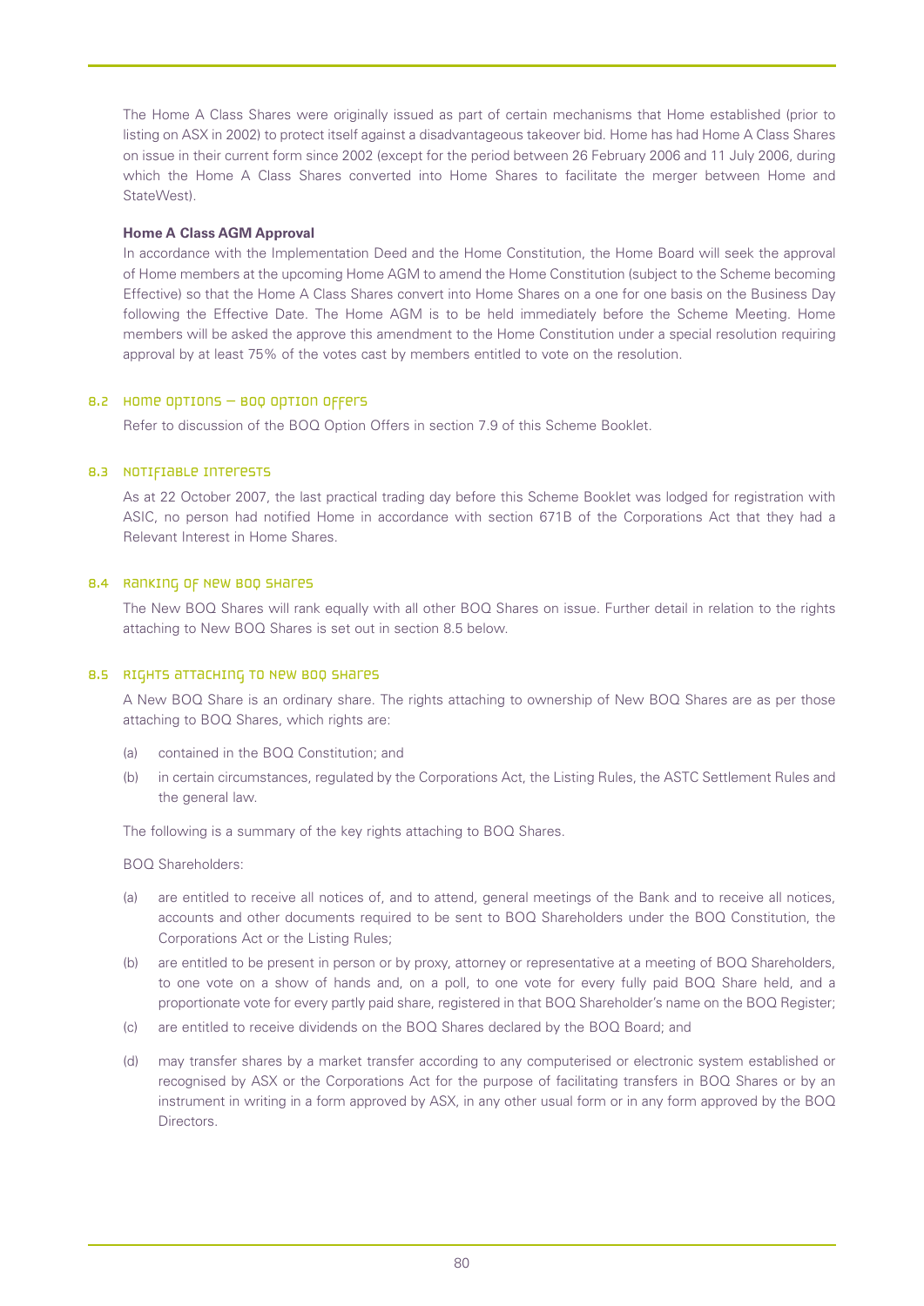The Home A Class Shares were originally issued as part of certain mechanisms that Home established (prior to listing on ASX in 2002) to protect itself against a disadvantageous takeover bid. Home has had Home A Class Shares on issue in their current form since 2002 (except for the period between 26 February 2006 and 11 July 2006, during which the Home A Class Shares converted into Home Shares to facilitate the merger between Home and StateWest).

**Home A Class AGM Approval**

In accordance with the Implementation Deed and the Home Constitution, the Home Board will seek the approval of Home members at the upcoming Home AGM to amend the Home Constitution (subject to the Scheme becoming Effective) so that the Home A Class Shares convert into Home Shares on a one for one basis on the Business Day following the Effective Date. The Home AGM is to be held immediately before the Scheme Meeting. Home members will be asked the approve this amendment to the Home Constitution under a special resolution requiring approval by at least 75% of the votes cast by members entitled to vote on the resolution.

## 8.2 Home Options – BOQ Option Offers

Refer to discussion of the BOQ Option Offers in section 7.9 of this Scheme Booklet.

## 8.3 Notifiable Interests

As at 22 October 2007, the last practical trading day before this Scheme Booklet was lodged for registration with ASIC, no person had notified Home in accordance with section 671B of the Corporations Act that they had a Relevant Interest in Home Shares.

## 8.4 Ranking of New BOQ Shares

The New BOQ Shares will rank equally with all other BOQ Shares on issue. Further detail in relation to the rights attaching to New BOQ Shares is set out in section 8.5 below.

## 8.5 Rights attaching to New BOQ Shares

A New BOQ Share is an ordinary share. The rights attaching to ownership of New BOQ Shares are as per those attaching to BOQ Shares, which rights are:

(a) contained in the BOQ Constitution; and

(b) in certain circumstances, regulated by the Corporations Act, the Listing Rules, the ASTC Settlement Rules and the general law.

The following is a summary of the key rights attaching to BOQ Shares.

BOQ Shareholders:

(a) are entitled to receive all notices of, and to attend, general meetings of the Bank and to receive all notices, accounts and other documents required to be sent to BOQ Shareholders under the BOQ Constitution, the Corporations Act or the Listing Rules;

(b) are entitled to be present in person or by proxy, attorney or representative at a meeting of BOQ Shareholders, to one vote on a show of hands and, on a poll, to one vote for every fully paid BOQ Share held, and a proportionate vote for every partly paid share, registered in that BOQ Shareholder's name on the BOQ Register;

(c) are entitled to receive dividends on the BOQ Shares declared by the BOQ Board; and

(d) may transfer shares by a market transfer according to any computerised or electronic system established or recognised by ASX or the Corporations Act for the purpose of facilitating transfers in BOQ Shares or by an instrument in writing in a form approved by ASX, in any other usual form or in any form approved by the BOQ Directors.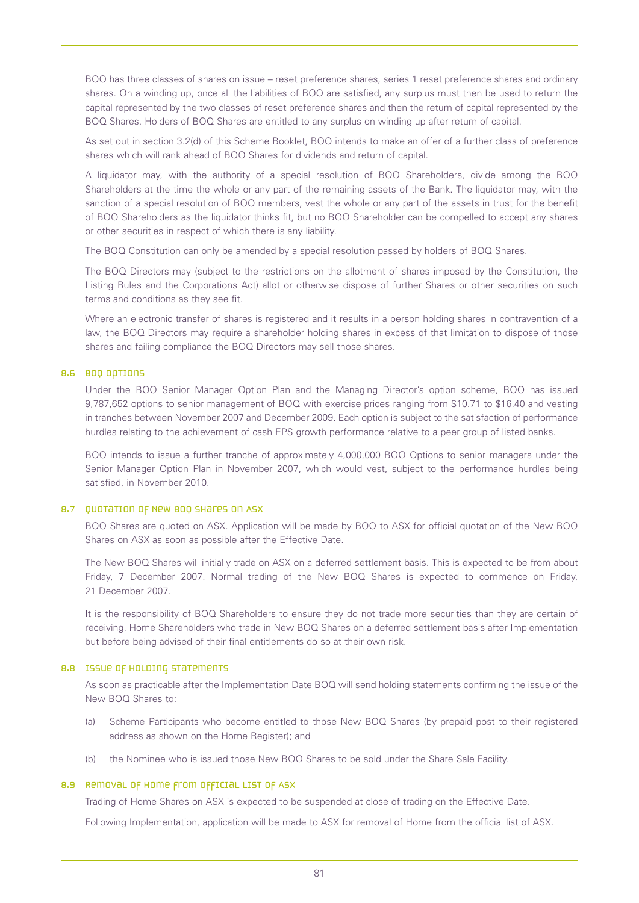BOQ has three classes of shares on issue – reset preference shares, series 1 reset preference shares and ordinary shares. On a winding up, once all the liabilities of BOQ are satisfied, any surplus must then be used to return the capital represented by the two classes of reset preference shares and then the return of capital represented by the BOQ Shares. Holders of BOQ Shares are entitled to any surplus on winding up after return of capital.

As set out in section 3.2(d) of this Scheme Booklet, BOQ intends to make an offer of a further class of preference shares which will rank ahead of BOQ Shares for dividends and return of capital.

A liquidator may, with the authority of a special resolution of BOQ Shareholders, divide among the BOQ Shareholders at the time the whole or any part of the remaining assets of the Bank. The liquidator may, with the sanction of a special resolution of BOQ members, vest the whole or any part of the assets in trust for the benefit of BOQ Shareholders as the liquidator thinks fit, but no BOQ Shareholder can be compelled to accept any shares or other securities in respect of which there is any liability.

The BOQ Constitution can only be amended by a special resolution passed by holders of BOQ Shares.

The BOQ Directors may (subject to the restrictions on the allotment of shares imposed by the Constitution, the Listing Rules and the Corporations Act) allot or otherwise dispose of further Shares or other securities on such terms and conditions as they see fit.

Where an electronic transfer of shares is registered and it results in a person holding shares in contravention of a law, the BOQ Directors may require a shareholder holding shares in excess of that limitation to dispose of those shares and failing compliance the BOQ Directors may sell those shares.

## 8.6 BOQ Options

Under the BOQ Senior Manager Option Plan and the Managing Director's option scheme, BOQ has issued 9,787,652 options to senior management of BOQ with exercise prices ranging from $10.71 to $16.40 and vesting in tranches between November 2007 and December 2009. Each option is subject to the satisfaction of performance hurdles relating to the achievement of cash EPS growth performance relative to a peer group of listed banks.

BOQ intends to issue a further tranche of approximately 4,000,000 BOQ Options to senior managers under the Senior Manager Option Plan in November 2007, which would vest, subject to the performance hurdles being satisfied, in November 2010.

## 8.7 Quotation of New BOQ Shares on ASX

BOQ Shares are quoted on ASX. Application will be made by BOQ to ASX for official quotation of the New BOQ Shares on ASX as soon as possible after the Effective Date.

The New BOQ Shares will initially trade on ASX on a deferred settlement basis. This is expected to be from about Friday, 7 December 2007. Normal trading of the New BOQ Shares is expected to commence on Friday, 21 December 2007.

It is the responsibility of BOQ Shareholders to ensure they do not trade more securities than they are certain of receiving. Home Shareholders who trade in New BOQ Shares on a deferred settlement basis after Implementation but before being advised of their final entitlements do so at their own risk.

## 8.8 Issue of holding statements

As soon as practicable after the Implementation Date BOQ will send holding statements confirming the issue of the New BOQ Shares to:

(a) Scheme Participants who become entitled to those New BOQ Shares (by prepaid post to their registered address as shown on the Home Register); and

(b) the Nominee who is issued those New BOQ Shares to be sold under the Share Sale Facility.

## 8.9 Removal of Home from official list of ASX

Trading of Home Shares on ASX is expected to be suspended at close of trading on the Effective Date.

Following Implementation, application will be made to ASX for removal of Home from the official list of ASX.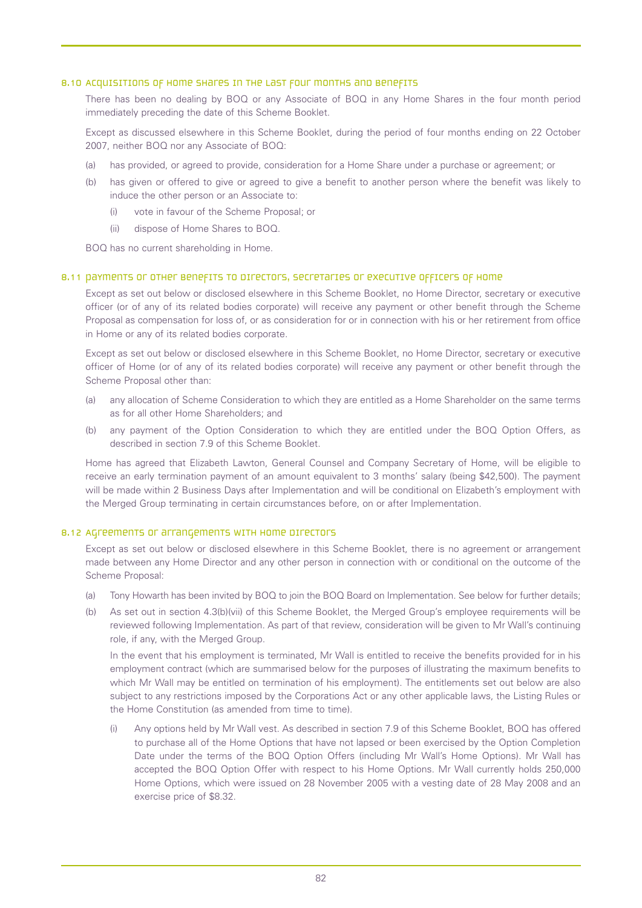## 8.10 Acquisitions of Home Shares in the last four months and benefits

There has been no dealing by BOQ or any Associate of BOQ in any Home Shares in the four month period immediately preceding the date of this Scheme Booklet.

Except as discussed elsewhere in this Scheme Booklet, during the period of four months ending on 22 October 2007, neither BOQ nor any Associate of BOQ:

(a) has provided, or agreed to provide, consideration for a Home Share under a purchase or agreement; or

(b) has given or offered to give or agreed to give a benefit to another person where the benefit was likely to induce the other person or an Associate to:

  (i) vote in favour of the Scheme Proposal; or

  (ii) dispose of Home Shares to BOQ.

BOQ has no current shareholding in Home.

## 8.11 Payments or other benefits to Directors, secretaries or executive officers of Home

Except as set out below or disclosed elsewhere in this Scheme Booklet, no Home Director, secretary or executive officer (or of any of its related bodies corporate) will receive any payment or other benefit through the Scheme Proposal as compensation for loss of, or as consideration for or in connection with his or her retirement from office in Home or any of its related bodies corporate.

Except as set out below or disclosed elsewhere in this Scheme Booklet, no Home Director, secretary or executive officer of Home (or of any of its related bodies corporate) will receive any payment or other benefit through the Scheme Proposal other than:

(a) any allocation of Scheme Consideration to which they are entitled as a Home Shareholder on the same terms as for all other Home Shareholders; and

(b) any payment of the Option Consideration to which they are entitled under the BOQ Option Offers, as described in section 7.9 of this Scheme Booklet.

Home has agreed that Elizabeth Lawton, General Counsel and Company Secretary of Home, will be eligible to receive an early termination payment of an amount equivalent to 3 months' salary (being $42,500). The payment will be made within 2 Business Days after Implementation and will be conditional on Elizabeth's employment with the Merged Group terminating in certain circumstances before, on or after Implementation.

## 8.12 Agreements or arrangements with Home Directors

Except as set out below or disclosed elsewhere in this Scheme Booklet, there is no agreement or arrangement made between any Home Director and any other person in connection with or conditional on the outcome of the Scheme Proposal:

(a) Tony Howarth has been invited by BOQ to join the BOQ Board on Implementation. See below for further details;

(b) As set out in section 4.3(b)(vii) of this Scheme Booklet, the Merged Group's employee requirements will be reviewed following Implementation. As part of that review, consideration will be given to Mr Wall's continuing role, if any, with the Merged Group.

In the event that his employment is terminated, Mr Wall is entitled to receive the benefits provided for in his employment contract (which are summarised below for the purposes of illustrating the maximum benefits to which Mr Wall may be entitled on termination of his employment). The entitlements set out below are also subject to any restrictions imposed by the Corporations Act or any other applicable laws, the Listing Rules or the Home Constitution (as amended from time to time).

  (i) Any options held by Mr Wall vest. As described in section 7.9 of this Scheme Booklet, BOQ has offered to purchase all of the Home Options that have not lapsed or been exercised by the Option Completion Date under the terms of the BOQ Option Offers (including Mr Wall's Home Options). Mr Wall has accepted the BOQ Option Offer with respect to his Home Options. Mr Wall currently holds 250,000 Home Options, which were issued on 28 November 2005 with a vesting date of 28 May 2008 and an exercise price of $8.32.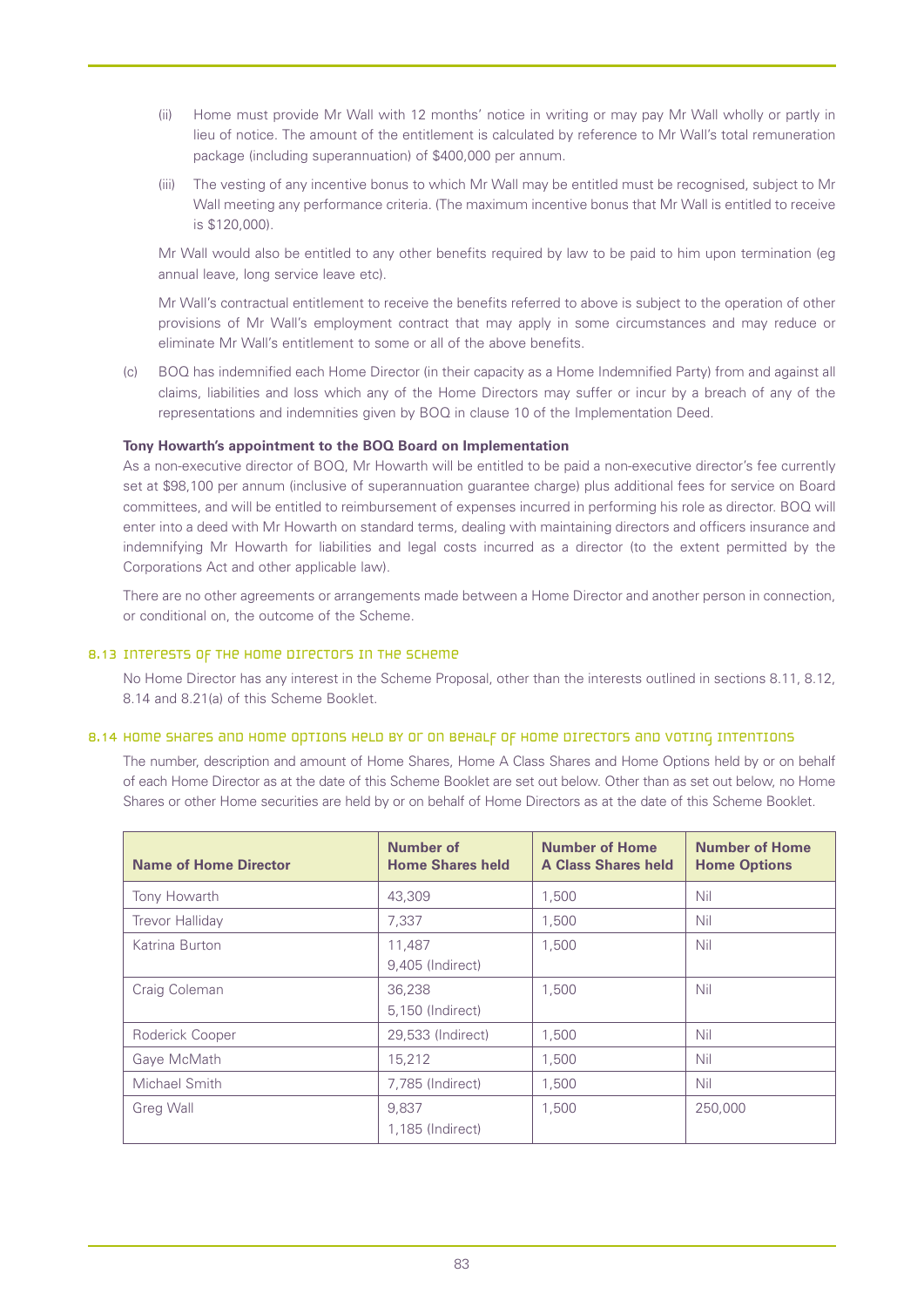(ii) Home must provide Mr Wall with 12 months' notice in writing or may pay Mr Wall wholly or partly in lieu of notice. The amount of the entitlement is calculated by reference to Mr Wall's total remuneration package (including superannuation) of $400,000 per annum.

(iii) The vesting of any incentive bonus to which Mr Wall may be entitled must be recognised, subject to Mr Wall meeting any performance criteria. (The maximum incentive bonus that Mr Wall is entitled to receive is $120,000).

Mr Wall would also be entitled to any other benefits required by law to be paid to him upon termination (eg annual leave, long service leave etc).

Mr Wall's contractual entitlement to receive the benefits referred to above is subject to the operation of other provisions of Mr Wall's employment contract that may apply in some circumstances and may reduce or eliminate Mr Wall's entitlement to some or all of the above benefits.

(c) BOQ has indemnified each Home Director (in their capacity as a Home Indemnified Party) from and against all claims, liabilities and loss which any of the Home Directors may suffer or incur by a breach of any of the representations and indemnities given by BOQ in clause 10 of the Implementation Deed.

**Tony Howarth's appointment to the BOQ Board on Implementation**

As a non-executive director of BOQ, Mr Howarth will be entitled to be paid a non-executive director's fee currently set at $98,100 per annum (inclusive of superannuation guarantee charge) plus additional fees for service on Board committees, and will be entitled to reimbursement of expenses incurred in performing his role as director. BOQ will enter into a deed with Mr Howarth on standard terms, dealing with maintaining directors and officers insurance and indemnifying Mr Howarth for liabilities and legal costs incurred as a director (to the extent permitted by the Corporations Act and other applicable law).

There are no other agreements or arrangements made between a Home Director and another person in connection, or conditional on, the outcome of the Scheme.

## 8.13 Interests of the Home Directors in the Scheme

No Home Director has any interest in the Scheme Proposal, other than the interests outlined in sections 8.11, 8.12, 8.14 and 8.21(a) of this Scheme Booklet.

## 8.14 Home Shares and Home Options held by or on behalf of Home Directors and voting intentions

The number, description and amount of Home Shares, Home A Class Shares and Home Options held by or on behalf of each Home Director as at the date of this Scheme Booklet are set out below. Other than as set out below, no Home Shares or other Home securities are held by or on behalf of Home Directors as at the date of this Scheme Booklet.

| Name of Home Director | Number of Home Shares held | Number of Home A Class Shares held | Number of Home Home Options |
|---|---|---|---|
| Tony Howarth | 43,309 | 1,500 | Nil |
| Trevor Halliday | 7,337 | 1,500 | Nil |
| Katrina Burton | 11,487<br>9,405 (Indirect) | 1,500 | Nil |
| Craig Coleman | 36,238<br>5,150 (Indirect) | 1,500 | Nil |
| Roderick Cooper | 29,533 (Indirect) | 1,500 | Nil |
| Gaye McMath | 15,212 | 1,500 | Nil |
| Michael Smith | 7,785 (Indirect) | 1,500 | Nil |
| Greg Wall | 9,837<br>1,185 (Indirect) | 1,500 | 250,000 |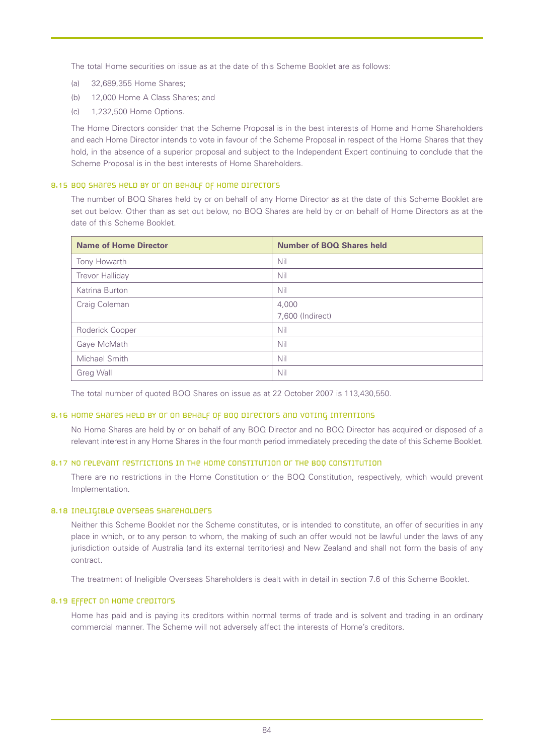The total Home securities on issue as at the date of this Scheme Booklet are as follows:

(a) 32,689,355 Home Shares;

(b) 12,000 Home A Class Shares; and

(c) 1,232,500 Home Options.

The Home Directors consider that the Scheme Proposal is in the best interests of Home and Home Shareholders and each Home Director intends to vote in favour of the Scheme Proposal in respect of the Home Shares that they hold, in the absence of a superior proposal and subject to the Independent Expert continuing to conclude that the Scheme Proposal is in the best interests of Home Shareholders.

## 8.15 BOQ Shares held by or on behalf of Home Directors

The number of BOQ Shares held by or on behalf of any Home Director as at the date of this Scheme Booklet are set out below. Other than as set out below, no BOQ Shares are held by or on behalf of Home Directors as at the date of this Scheme Booklet.

| Name of Home Director | Number of BOQ Shares held |
|---|---|
| Tony Howarth | Nil |
| Trevor Halliday | Nil |
| Katrina Burton | Nil |
| Craig Coleman | 4,000<br>7,600 (Indirect) |
| Roderick Cooper | Nil |
| Gaye McMath | Nil |
| Michael Smith | Nil |
| Greg Wall | Nil |

The total number of quoted BOQ Shares on issue as at 22 October 2007 is 113,430,550.

## 8.16 Home Shares held by or on behalf of BOQ Directors and voting intentions

No Home Shares are held by or on behalf of any BOQ Director and no BOQ Director has acquired or disposed of a relevant interest in any Home Shares in the four month period immediately preceding the date of this Scheme Booklet.

## 8.17 No relevant restrictions in the Home Constitution or the BOQ Constitution

There are no restrictions in the Home Constitution or the BOQ Constitution, respectively, which would prevent Implementation.

## 8.18 Ineligible Overseas Shareholders

Neither this Scheme Booklet nor the Scheme constitutes, or is intended to constitute, an offer of securities in any place in which, or to any person to whom, the making of such an offer would not be lawful under the laws of any jurisdiction outside of Australia (and its external territories) and New Zealand and shall not form the basis of any contract.

The treatment of Ineligible Overseas Shareholders is dealt with in detail in section 7.6 of this Scheme Booklet.

## 8.19 Effect on Home creditors

Home has paid and is paying its creditors within normal terms of trade and is solvent and trading in an ordinary commercial manner. The Scheme will not adversely affect the interests of Home's creditors.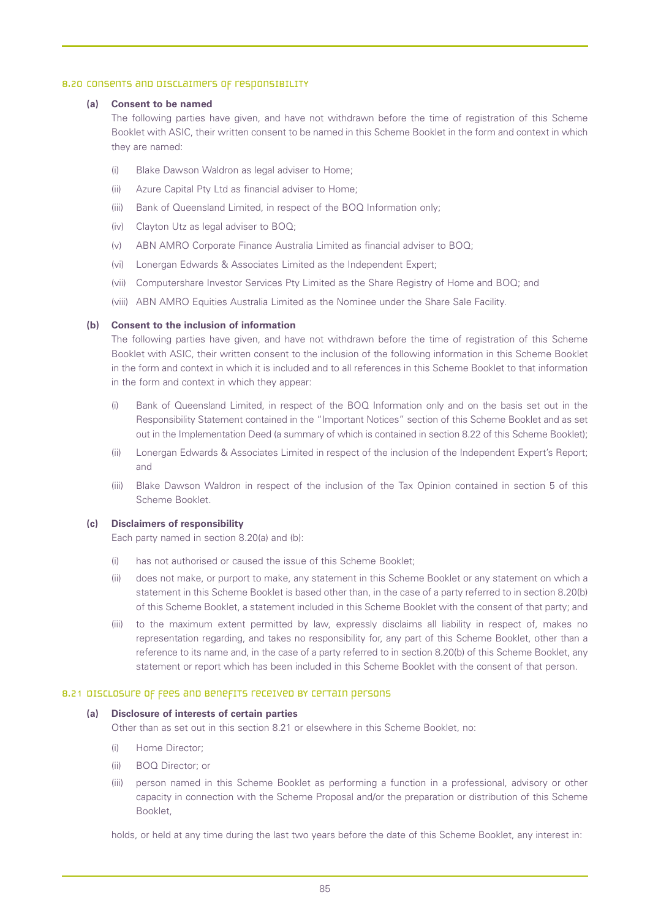## 8.20 Consents and disclaimers of responsibility

**(a) Consent to be named**

The following parties have given, and have not withdrawn before the time of registration of this Scheme Booklet with ASIC, their written consent to be named in this Scheme Booklet in the form and context in which they are named:

(i) Blake Dawson Waldron as legal adviser to Home;

(ii) Azure Capital Pty Ltd as financial adviser to Home;

(iii) Bank of Queensland Limited, in respect of the BOQ Information only;

(iv) Clayton Utz as legal adviser to BOQ;

(v) ABN AMRO Corporate Finance Australia Limited as financial adviser to BOQ;

(vi) Lonergan Edwards & Associates Limited as the Independent Expert;

(vii) Computershare Investor Services Pty Limited as the Share Registry of Home and BOQ; and

(viii) ABN AMRO Equities Australia Limited as the Nominee under the Share Sale Facility.

**(b) Consent to the inclusion of information**

The following parties have given, and have not withdrawn before the time of registration of this Scheme Booklet with ASIC, their written consent to the inclusion of the following information in this Scheme Booklet in the form and context in which it is included and to all references in this Scheme Booklet to that information in the form and context in which they appear:

(i) Bank of Queensland Limited, in respect of the BOQ Information only and on the basis set out in the Responsibility Statement contained in the "Important Notices" section of this Scheme Booklet and as set out in the Implementation Deed (a summary of which is contained in section 8.22 of this Scheme Booklet);

(ii) Lonergan Edwards & Associates Limited in respect of the inclusion of the Independent Expert's Report; and

(iii) Blake Dawson Waldron in respect of the inclusion of the Tax Opinion contained in section 5 of this Scheme Booklet.

**(c) Disclaimers of responsibility**

Each party named in section 8.20(a) and (b):

(i) has not authorised or caused the issue of this Scheme Booklet;

(ii) does not make, or purport to make, any statement in this Scheme Booklet or any statement on which a statement in this Scheme Booklet is based other than, in the case of a party referred to in section 8.20(b) of this Scheme Booklet, a statement included in this Scheme Booklet with the consent of that party; and

(iii) to the maximum extent permitted by law, expressly disclaims all liability in respect of, makes no representation regarding, and takes no responsibility for, any part of this Scheme Booklet, other than a reference to its name and, in the case of a party referred to in section 8.20(b) of this Scheme Booklet, any statement or report which has been included in this Scheme Booklet with the consent of that person.

## 8.21 Disclosure of fees and benefits received by certain persons

**(a) Disclosure of interests of certain parties**

Other than as set out in this section 8.21 or elsewhere in this Scheme Booklet, no:

(i) Home Director;

(ii) BOQ Director; or

(iii) person named in this Scheme Booklet as performing a function in a professional, advisory or other capacity in connection with the Scheme Proposal and/or the preparation or distribution of this Scheme Booklet,

holds, or held at any time during the last two years before the date of this Scheme Booklet, any interest in: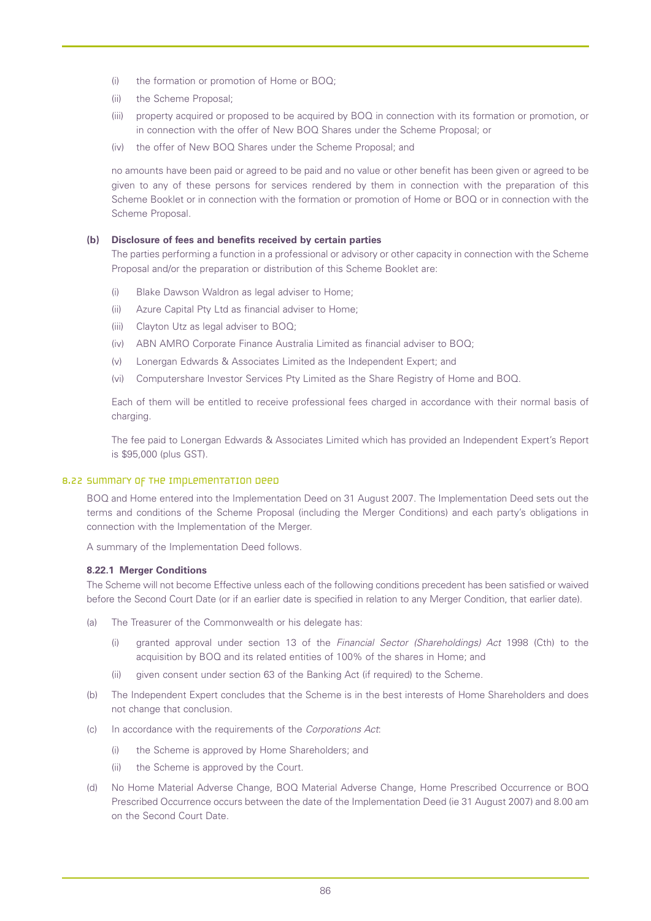(i) the formation or promotion of Home or BOQ;

(ii) the Scheme Proposal;

(iii) property acquired or proposed to be acquired by BOQ in connection with its formation or promotion, or in connection with the offer of New BOQ Shares under the Scheme Proposal; or

(iv) the offer of New BOQ Shares under the Scheme Proposal; and

no amounts have been paid or agreed to be paid and no value or other benefit has been given or agreed to be given to any of these persons for services rendered by them in connection with the preparation of this Scheme Booklet or in connection with the formation or promotion of Home or BOQ or in connection with the Scheme Proposal.

**(b) Disclosure of fees and benefits received by certain parties**

The parties performing a function in a professional or advisory or other capacity in connection with the Scheme Proposal and/or the preparation or distribution of this Scheme Booklet are:

(i) Blake Dawson Waldron as legal adviser to Home;

(ii) Azure Capital Pty Ltd as financial adviser to Home;

(iii) Clayton Utz as legal adviser to BOQ;

(iv) ABN AMRO Corporate Finance Australia Limited as financial adviser to BOQ;

(v) Lonergan Edwards & Associates Limited as the Independent Expert; and

(vi) Computershare Investor Services Pty Limited as the Share Registry of Home and BOQ.

Each of them will be entitled to receive professional fees charged in accordance with their normal basis of charging.

The fee paid to Lonergan Edwards & Associates Limited which has provided an Independent Expert's Report is $95,000 (plus GST).

## 8.22 Summary of the Implementation Deed

BOQ and Home entered into the Implementation Deed on 31 August 2007. The Implementation Deed sets out the terms and conditions of the Scheme Proposal (including the Merger Conditions) and each party's obligations in connection with the Implementation of the Merger.

A summary of the Implementation Deed follows.

### 8.22.1 Merger Conditions

The Scheme will not become Effective unless each of the following conditions precedent has been satisfied or waived before the Second Court Date (or if an earlier date is specified in relation to any Merger Condition, that earlier date).

(a) The Treasurer of the Commonwealth or his delegate has:

(i) granted approval under section 13 of the *Financial Sector (Shareholdings) Act* 1998 (Cth) to the acquisition by BOQ and its related entities of 100% of the shares in Home; and

(ii) given consent under section 63 of the Banking Act (if required) to the Scheme.

(b) The Independent Expert concludes that the Scheme is in the best interests of Home Shareholders and does not change that conclusion.

(c) In accordance with the requirements of the *Corporations Act*:

(i) the Scheme is approved by Home Shareholders; and

(ii) the Scheme is approved by the Court.

(d) No Home Material Adverse Change, BOQ Material Adverse Change, Home Prescribed Occurrence or BOQ Prescribed Occurrence occurs between the date of the Implementation Deed (ie 31 August 2007) and 8.00 am on the Second Court Date.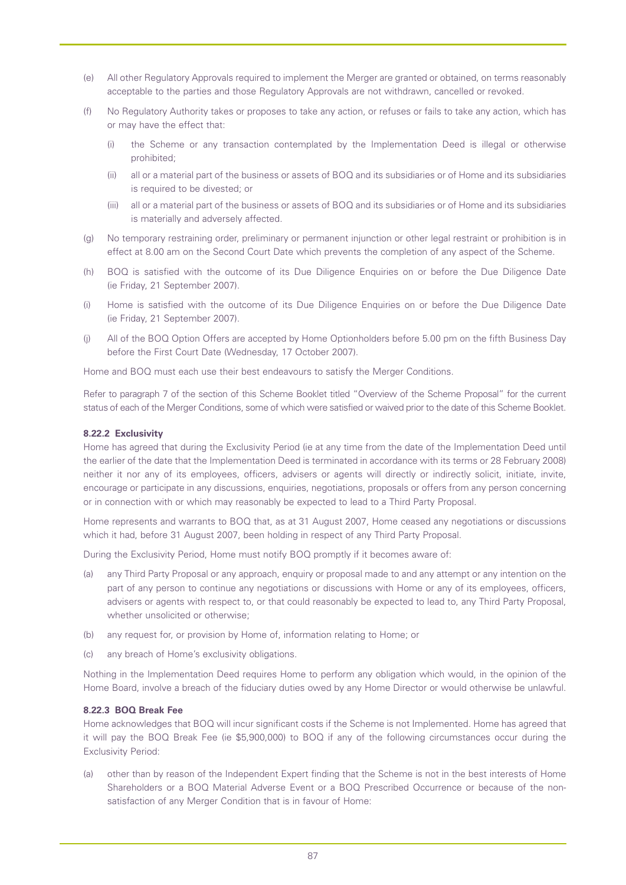(e) All other Regulatory Approvals required to implement the Merger are granted or obtained, on terms reasonably acceptable to the parties and those Regulatory Approvals are not withdrawn, cancelled or revoked.

(f) No Regulatory Authority takes or proposes to take any action, or refuses or fails to take any action, which has or may have the effect that:

   (i) the Scheme or any transaction contemplated by the Implementation Deed is illegal or otherwise prohibited;

   (ii) all or a material part of the business or assets of BOQ and its subsidiaries or of Home and its subsidiaries is required to be divested; or

   (iii) all or a material part of the business or assets of BOQ and its subsidiaries or of Home and its subsidiaries is materially and adversely affected.

(g) No temporary restraining order, preliminary or permanent injunction or other legal restraint or prohibition is in effect at 8.00 am on the Second Court Date which prevents the completion of any aspect of the Scheme.

(h) BOQ is satisfied with the outcome of its Due Diligence Enquiries on or before the Due Diligence Date (ie Friday, 21 September 2007).

(i) Home is satisfied with the outcome of its Due Diligence Enquiries on or before the Due Diligence Date (ie Friday, 21 September 2007).

(j) All of the BOQ Option Offers are accepted by Home Optionholders before 5.00 pm on the fifth Business Day before the First Court Date (Wednesday, 17 October 2007).

Home and BOQ must each use their best endeavours to satisfy the Merger Conditions.

Refer to paragraph 7 of the section of this Scheme Booklet titled "Overview of the Scheme Proposal" for the current status of each of the Merger Conditions, some of which were satisfied or waived prior to the date of this Scheme Booklet.

#### 8.22.2 Exclusivity

Home has agreed that during the Exclusivity Period (ie at any time from the date of the Implementation Deed until the earlier of the date that the Implementation Deed is terminated in accordance with its terms or 28 February 2008) neither it nor any of its employees, officers, advisers or agents will directly or indirectly solicit, initiate, invite, encourage or participate in any discussions, enquiries, negotiations, proposals or offers from any person concerning or in connection with or which may reasonably be expected to lead to a Third Party Proposal.

Home represents and warrants to BOQ that, as at 31 August 2007, Home ceased any negotiations or discussions which it had, before 31 August 2007, been holding in respect of any Third Party Proposal.

During the Exclusivity Period, Home must notify BOQ promptly if it becomes aware of:

(a) any Third Party Proposal or any approach, enquiry or proposal made to and any attempt or any intention on the part of any person to continue any negotiations or discussions with Home or any of its employees, officers, advisers or agents with respect to, or that could reasonably be expected to lead to, any Third Party Proposal, whether unsolicited or otherwise;

(b) any request for, or provision by Home of, information relating to Home; or

(c) any breach of Home's exclusivity obligations.

Nothing in the Implementation Deed requires Home to perform any obligation which would, in the opinion of the Home Board, involve a breach of the fiduciary duties owed by any Home Director or would otherwise be unlawful.

#### 8.22.3 BOQ Break Fee

Home acknowledges that BOQ will incur significant costs if the Scheme is not Implemented. Home has agreed that it will pay the BOQ Break Fee (ie $5,900,000) to BOQ if any of the following circumstances occur during the Exclusivity Period:

(a) other than by reason of the Independent Expert finding that the Scheme is not in the best interests of Home Shareholders or a BOQ Material Adverse Event or a BOQ Prescribed Occurrence or because of the non-satisfaction of any Merger Condition that is in favour of Home: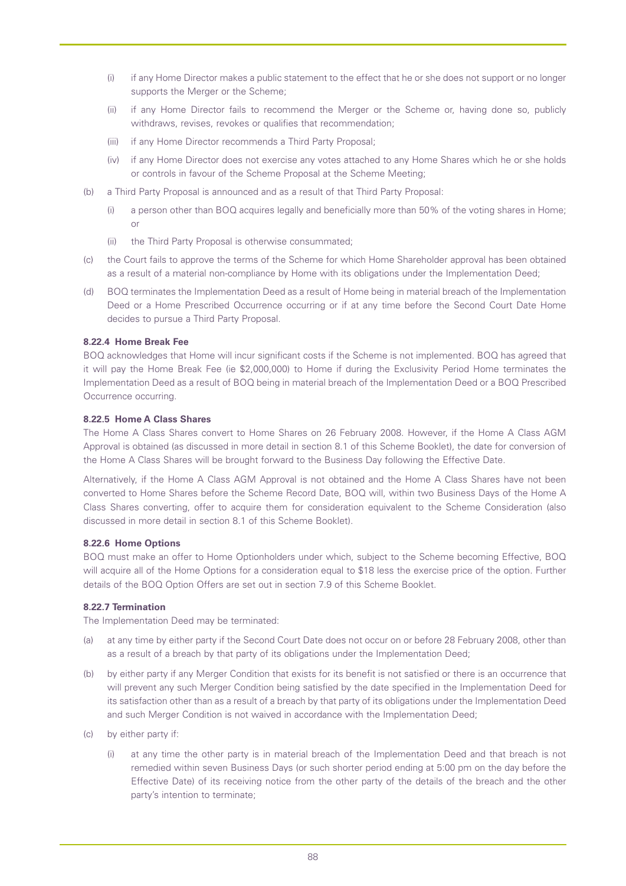(i) if any Home Director makes a public statement to the effect that he or she does not support or no longer supports the Merger or the Scheme;

(ii) if any Home Director fails to recommend the Merger or the Scheme or, having done so, publicly withdraws, revises, revokes or qualifies that recommendation;

(iii) if any Home Director recommends a Third Party Proposal;

(iv) if any Home Director does not exercise any votes attached to any Home Shares which he or she holds or controls in favour of the Scheme Proposal at the Scheme Meeting;

(b) a Third Party Proposal is announced and as a result of that Third Party Proposal:

(i) a person other than BOQ acquires legally and beneficially more than 50% of the voting shares in Home; or

(ii) the Third Party Proposal is otherwise consummated;

(c) the Court fails to approve the terms of the Scheme for which Home Shareholder approval has been obtained as a result of a material non-compliance by Home with its obligations under the Implementation Deed;

(d) BOQ terminates the Implementation Deed as a result of Home being in material breach of the Implementation Deed or a Home Prescribed Occurrence occurring or if at any time before the Second Court Date Home decides to pursue a Third Party Proposal.

#### 8.22.4 Home Break Fee

BOQ acknowledges that Home will incur significant costs if the Scheme is not implemented. BOQ has agreed that it will pay the Home Break Fee (ie $2,000,000) to Home if during the Exclusivity Period Home terminates the Implementation Deed as a result of BOQ being in material breach of the Implementation Deed or a BOQ Prescribed Occurrence occurring.

#### 8.22.5 Home A Class Shares

The Home A Class Shares convert to Home Shares on 26 February 2008. However, if the Home A Class AGM Approval is obtained (as discussed in more detail in section 8.1 of this Scheme Booklet), the date for conversion of the Home A Class Shares will be brought forward to the Business Day following the Effective Date.

Alternatively, if the Home A Class AGM Approval is not obtained and the Home A Class Shares have not been converted to Home Shares before the Scheme Record Date, BOQ will, within two Business Days of the Home A Class Shares converting, offer to acquire them for consideration equivalent to the Scheme Consideration (also discussed in more detail in section 8.1 of this Scheme Booklet).

#### 8.22.6 Home Options

BOQ must make an offer to Home Optionholders under which, subject to the Scheme becoming Effective, BOQ will acquire all of the Home Options for a consideration equal to $18 less the exercise price of the option. Further details of the BOQ Option Offers are set out in section 7.9 of this Scheme Booklet.

#### 8.22.7 Termination

The Implementation Deed may be terminated:

(a) at any time by either party if the Second Court Date does not occur on or before 28 February 2008, other than as a result of a breach by that party of its obligations under the Implementation Deed;

(b) by either party if any Merger Condition that exists for its benefit is not satisfied or there is an occurrence that will prevent any such Merger Condition being satisfied by the date specified in the Implementation Deed for its satisfaction other than as a result of a breach by that party of its obligations under the Implementation Deed and such Merger Condition is not waived in accordance with the Implementation Deed;

(c) by either party if:

(i) at any time the other party is in material breach of the Implementation Deed and that breach is not remedied within seven Business Days (or such shorter period ending at 5:00 pm on the day before the Effective Date) of its receiving notice from the other party of the details of the breach and the other party's intention to terminate;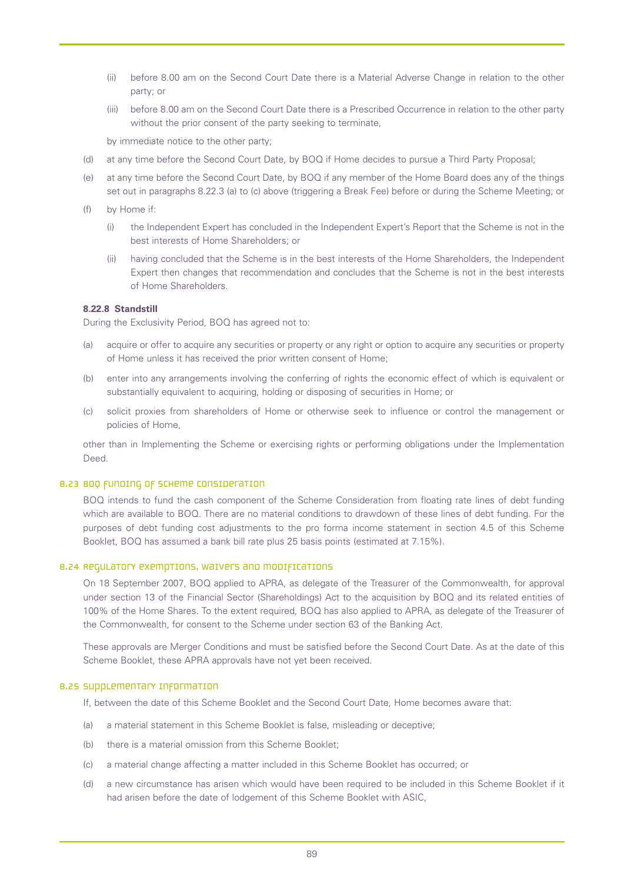(ii) before 8.00 am on the Second Court Date there is a Material Adverse Change in relation to the other party; or

(iii) before 8.00 am on the Second Court Date there is a Prescribed Occurrence in relation to the other party without the prior consent of the party seeking to terminate,

by immediate notice to the other party;

(d) at any time before the Second Court Date, by BOQ if Home decides to pursue a Third Party Proposal;

(e) at any time before the Second Court Date, by BOQ if any member of the Home Board does any of the things set out in paragraphs 8.22.3 (a) to (c) above (triggering a Break Fee) before or during the Scheme Meeting; or

(f) by Home if:

(i) the Independent Expert has concluded in the Independent Expert's Report that the Scheme is not in the best interests of Home Shareholders; or

(ii) having concluded that the Scheme is in the best interests of the Home Shareholders, the Independent Expert then changes that recommendation and concludes that the Scheme is not in the best interests of Home Shareholders.

**8.22.8 Standstill**

During the Exclusivity Period, BOQ has agreed not to:

(a) acquire or offer to acquire any securities or property or any right or option to acquire any securities or property of Home unless it has received the prior written consent of Home;

(b) enter into any arrangements involving the conferring of rights the economic effect of which is equivalent or substantially equivalent to acquiring, holding or disposing of securities in Home; or

(c) solicit proxies from shareholders of Home or otherwise seek to influence or control the management or policies of Home,

other than in Implementing the Scheme or exercising rights or performing obligations under the Implementation Deed.

## 8.23 BOQ funding of Scheme Consideration

BOQ intends to fund the cash component of the Scheme Consideration from floating rate lines of debt funding which are available to BOQ. There are no material conditions to drawdown of these lines of debt funding. For the purposes of debt funding cost adjustments to the pro forma income statement in section 4.5 of this Scheme Booklet, BOQ has assumed a bank bill rate plus 25 basis points (estimated at 7.15%).

## 8.24 Regulatory exemptions, waivers and modifications

On 18 September 2007, BOQ applied to APRA, as delegate of the Treasurer of the Commonwealth, for approval under section 13 of the Financial Sector (Shareholdings) Act to the acquisition by BOQ and its related entities of 100% of the Home Shares. To the extent required, BOQ has also applied to APRA, as delegate of the Treasurer of the Commonwealth, for consent to the Scheme under section 63 of the Banking Act.

These approvals are Merger Conditions and must be satisfied before the Second Court Date. As at the date of this Scheme Booklet, these APRA approvals have not yet been received.

## 8.25 Supplementary information

If, between the date of this Scheme Booklet and the Second Court Date, Home becomes aware that:

(a) a material statement in this Scheme Booklet is false, misleading or deceptive;

(b) there is a material omission from this Scheme Booklet;

(c) a material change affecting a matter included in this Scheme Booklet has occurred; or

(d) a new circumstance has arisen which would have been required to be included in this Scheme Booklet if it had arisen before the date of lodgement of this Scheme Booklet with ASIC,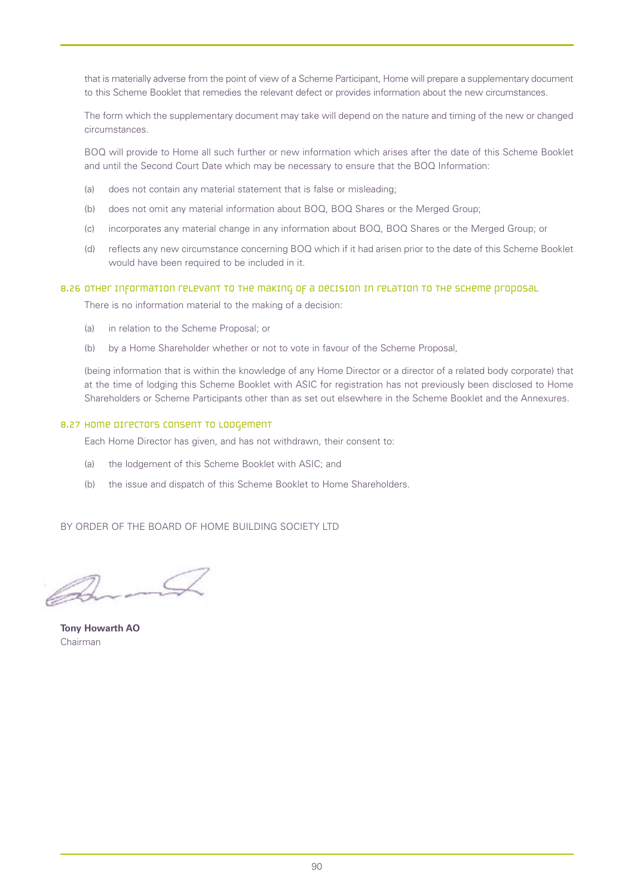that is materially adverse from the point of view of a Scheme Participant, Home will prepare a supplementary document to this Scheme Booklet that remedies the relevant defect or provides information about the new circumstances.

The form which the supplementary document may take will depend on the nature and timing of the new or changed circumstances.

BOQ will provide to Home all such further or new information which arises after the date of this Scheme Booklet and until the Second Court Date which may be necessary to ensure that the BOQ Information:

(a) does not contain any material statement that is false or misleading;

(b) does not omit any material information about BOQ, BOQ Shares or the Merged Group;

(c) incorporates any material change in any information about BOQ, BOQ Shares or the Merged Group; or

(d) reflects any new circumstance concerning BOQ which if it had arisen prior to the date of this Scheme Booklet would have been required to be included in it.

### 8.26 Other information relevant to the making of a decision in relation to the Scheme Proposal

There is no information material to the making of a decision:

(a) in relation to the Scheme Proposal; or

(b) by a Home Shareholder whether or not to vote in favour of the Scheme Proposal,

(being information that is within the knowledge of any Home Director or a director of a related body corporate) that at the time of lodging this Scheme Booklet with ASIC for registration has not previously been disclosed to Home Shareholders or Scheme Participants other than as set out elsewhere in the Scheme Booklet and the Annexures.

### 8.27 Home Directors consent to lodgement

Each Home Director has given, and has not withdrawn, their consent to:

(a) the lodgement of this Scheme Booklet with ASIC; and

(b) the issue and dispatch of this Scheme Booklet to Home Shareholders.

BY ORDER OF THE BOARD OF HOME BUILDING SOCIETY LTD

**Tony Howarth AO**
Chairman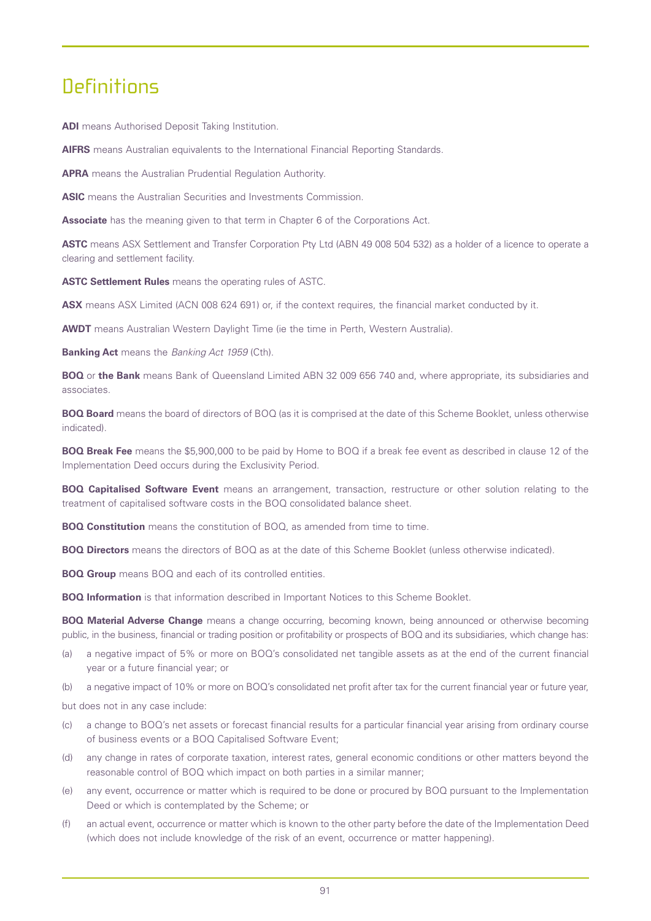# Definitions

**ADI** means Authorised Deposit Taking Institution.

**AIFRS** means Australian equivalents to the International Financial Reporting Standards.

**APRA** means the Australian Prudential Regulation Authority.

**ASIC** means the Australian Securities and Investments Commission.

**Associate** has the meaning given to that term in Chapter 6 of the Corporations Act.

**ASTC** means ASX Settlement and Transfer Corporation Pty Ltd (ABN 49 008 504 532) as a holder of a licence to operate a clearing and settlement facility.

**ASTC Settlement Rules** means the operating rules of ASTC.

**ASX** means ASX Limited (ACN 008 624 691) or, if the context requires, the financial market conducted by it.

**AWDT** means Australian Western Daylight Time (ie the time in Perth, Western Australia).

**Banking Act** means the *Banking Act 1959* (Cth).

**BOQ** or **the Bank** means Bank of Queensland Limited ABN 32 009 656 740 and, where appropriate, its subsidiaries and associates.

**BOQ Board** means the board of directors of BOQ (as it is comprised at the date of this Scheme Booklet, unless otherwise indicated).

**BOQ Break Fee** means the $5,900,000 to be paid by Home to BOQ if a break fee event as described in clause 12 of the Implementation Deed occurs during the Exclusivity Period.

**BOQ Capitalised Software Event** means an arrangement, transaction, restructure or other solution relating to the treatment of capitalised software costs in the BOQ consolidated balance sheet.

**BOQ Constitution** means the constitution of BOQ, as amended from time to time.

**BOQ Directors** means the directors of BOQ as at the date of this Scheme Booklet (unless otherwise indicated).

**BOQ Group** means BOQ and each of its controlled entities.

**BOQ Information** is that information described in Important Notices to this Scheme Booklet.

**BOQ Material Adverse Change** means a change occurring, becoming known, being announced or otherwise becoming public, in the business, financial or trading position or profitability or prospects of BOQ and its subsidiaries, which change has:

(a) a negative impact of 5% or more on BOQ's consolidated net tangible assets as at the end of the current financial year or a future financial year; or

(b) a negative impact of 10% or more on BOQ's consolidated net profit after tax for the current financial year or future year,

but does not in any case include:

(c) a change to BOQ's net assets or forecast financial results for a particular financial year arising from ordinary course of business events or a BOQ Capitalised Software Event;

(d) any change in rates of corporate taxation, interest rates, general economic conditions or other matters beyond the reasonable control of BOQ which impact on both parties in a similar manner;

(e) any event, occurrence or matter which is required to be done or procured by BOQ pursuant to the Implementation Deed or which is contemplated by the Scheme; or

(f) an actual event, occurrence or matter which is known to the other party before the date of the Implementation Deed (which does not include knowledge of the risk of an event, occurrence or matter happening).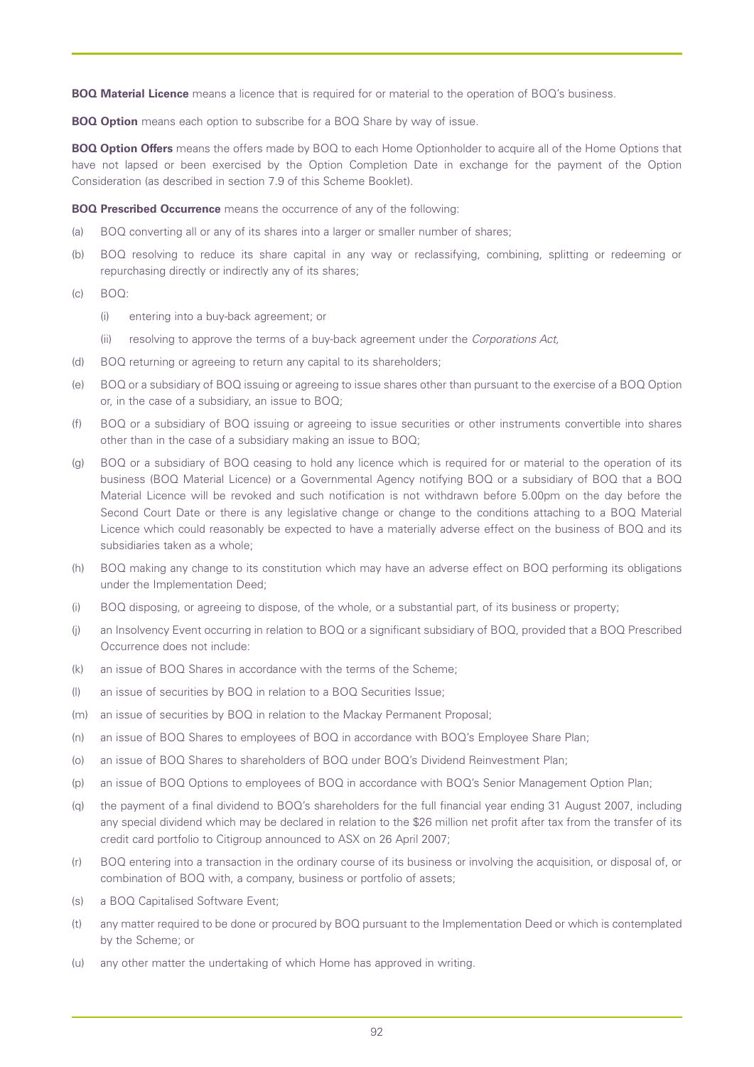**BOQ Material Licence** means a licence that is required for or material to the operation of BOQ's business.

**BOQ Option** means each option to subscribe for a BOQ Share by way of issue.

**BOQ Option Offers** means the offers made by BOQ to each Home Optionholder to acquire all of the Home Options that have not lapsed or been exercised by the Option Completion Date in exchange for the payment of the Option Consideration (as described in section 7.9 of this Scheme Booklet).

**BOQ Prescribed Occurrence** means the occurrence of any of the following:

(a) BOQ converting all or any of its shares into a larger or smaller number of shares;

(b) BOQ resolving to reduce its share capital in any way or reclassifying, combining, splitting or redeeming or repurchasing directly or indirectly any of its shares;

(c) BOQ:

  (i) entering into a buy-back agreement; or

  (ii) resolving to approve the terms of a buy-back agreement under the *Corporations Act,*

(d) BOQ returning or agreeing to return any capital to its shareholders;

(e) BOQ or a subsidiary of BOQ issuing or agreeing to issue shares other than pursuant to the exercise of a BOQ Option or, in the case of a subsidiary, an issue to BOQ;

(f) BOQ or a subsidiary of BOQ issuing or agreeing to issue securities or other instruments convertible into shares other than in the case of a subsidiary making an issue to BOQ;

(g) BOQ or a subsidiary of BOQ ceasing to hold any licence which is required for or material to the operation of its business (BOQ Material Licence) or a Governmental Agency notifying BOQ or a subsidiary of BOQ that a BOQ Material Licence will be revoked and such notification is not withdrawn before 5.00pm on the day before the Second Court Date or there is any legislative change or change to the conditions attaching to a BOQ Material Licence which could reasonably be expected to have a materially adverse effect on the business of BOQ and its subsidiaries taken as a whole;

(h) BOQ making any change to its constitution which may have an adverse effect on BOQ performing its obligations under the Implementation Deed;

(i) BOQ disposing, or agreeing to dispose, of the whole, or a substantial part, of its business or property;

(j) an Insolvency Event occurring in relation to BOQ or a significant subsidiary of BOQ, provided that a BOQ Prescribed Occurrence does not include:

(k) an issue of BOQ Shares in accordance with the terms of the Scheme;

(l) an issue of securities by BOQ in relation to a BOQ Securities Issue;

(m) an issue of securities by BOQ in relation to the Mackay Permanent Proposal;

(n) an issue of BOQ Shares to employees of BOQ in accordance with BOQ's Employee Share Plan;

(o) an issue of BOQ Shares to shareholders of BOQ under BOQ's Dividend Reinvestment Plan;

(p) an issue of BOQ Options to employees of BOQ in accordance with BOQ's Senior Management Option Plan;

(q) the payment of a final dividend to BOQ's shareholders for the full financial year ending 31 August 2007, including any special dividend which may be declared in relation to the $26 million net profit after tax from the transfer of its credit card portfolio to Citigroup announced to ASX on 26 April 2007;

(r) BOQ entering into a transaction in the ordinary course of its business or involving the acquisition, or disposal of, or combination of BOQ with, a company, business or portfolio of assets;

(s) a BOQ Capitalised Software Event;

(t) any matter required to be done or procured by BOQ pursuant to the Implementation Deed or which is contemplated by the Scheme; or

(u) any other matter the undertaking of which Home has approved in writing.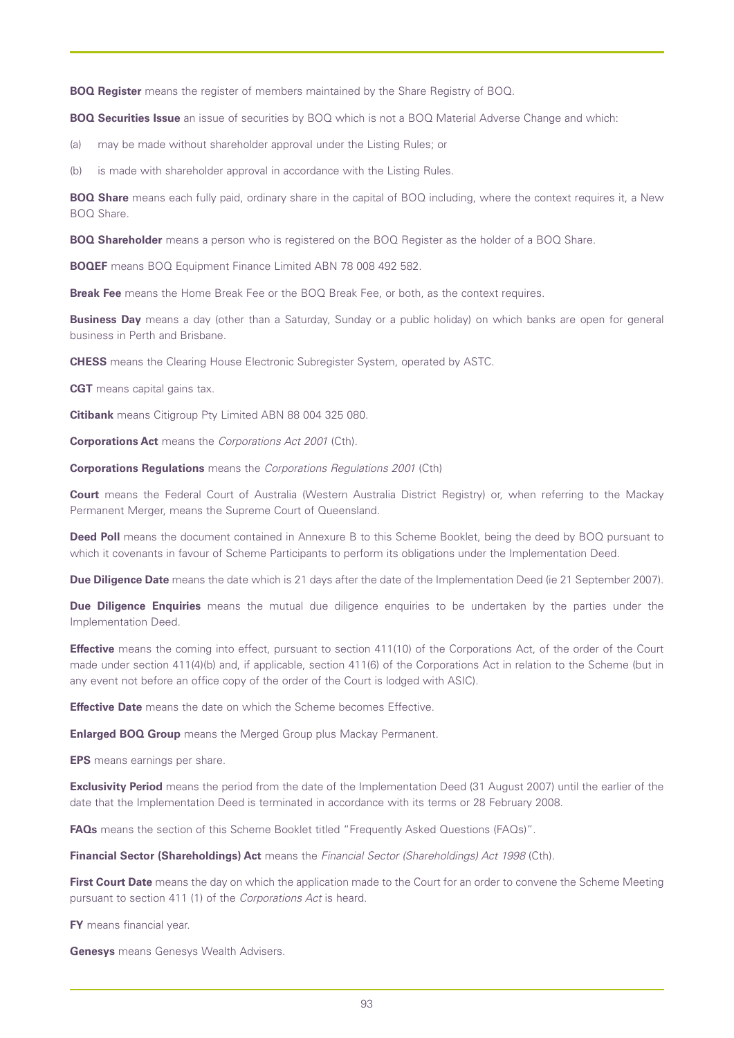**BOQ Register** means the register of members maintained by the Share Registry of BOQ.

**BOQ Securities Issue** an issue of securities by BOQ which is not a BOQ Material Adverse Change and which:

(a) may be made without shareholder approval under the Listing Rules; or

(b) is made with shareholder approval in accordance with the Listing Rules.

**BOQ Share** means each fully paid, ordinary share in the capital of BOQ including, where the context requires it, a New BOQ Share.

**BOQ Shareholder** means a person who is registered on the BOQ Register as the holder of a BOQ Share.

**BOQEF** means BOQ Equipment Finance Limited ABN 78 008 492 582.

**Break Fee** means the Home Break Fee or the BOQ Break Fee, or both, as the context requires.

**Business Day** means a day (other than a Saturday, Sunday or a public holiday) on which banks are open for general business in Perth and Brisbane.

**CHESS** means the Clearing House Electronic Subregister System, operated by ASTC.

**CGT** means capital gains tax.

**Citibank** means Citigroup Pty Limited ABN 88 004 325 080.

**Corporations Act** means the *Corporations Act 2001* (Cth).

**Corporations Regulations** means the *Corporations Regulations 2001* (Cth)

**Court** means the Federal Court of Australia (Western Australia District Registry) or, when referring to the Mackay Permanent Merger, means the Supreme Court of Queensland.

**Deed Poll** means the document contained in Annexure B to this Scheme Booklet, being the deed by BOQ pursuant to which it covenants in favour of Scheme Participants to perform its obligations under the Implementation Deed.

**Due Diligence Date** means the date which is 21 days after the date of the Implementation Deed (ie 21 September 2007).

**Due Diligence Enquiries** means the mutual due diligence enquiries to be undertaken by the parties under the Implementation Deed.

**Effective** means the coming into effect, pursuant to section 411(10) of the Corporations Act, of the order of the Court made under section 411(4)(b) and, if applicable, section 411(6) of the Corporations Act in relation to the Scheme (but in any event not before an office copy of the order of the Court is lodged with ASIC).

**Effective Date** means the date on which the Scheme becomes Effective.

**Enlarged BOQ Group** means the Merged Group plus Mackay Permanent.

**EPS** means earnings per share.

**Exclusivity Period** means the period from the date of the Implementation Deed (31 August 2007) until the earlier of the date that the Implementation Deed is terminated in accordance with its terms or 28 February 2008.

**FAQs** means the section of this Scheme Booklet titled "Frequently Asked Questions (FAQs)".

**Financial Sector (Shareholdings) Act** means the *Financial Sector (Shareholdings) Act 1998* (Cth).

**First Court Date** means the day on which the application made to the Court for an order to convene the Scheme Meeting pursuant to section 411 (1) of the *Corporations Act* is heard.

**FY** means financial year.

**Genesys** means Genesys Wealth Advisers.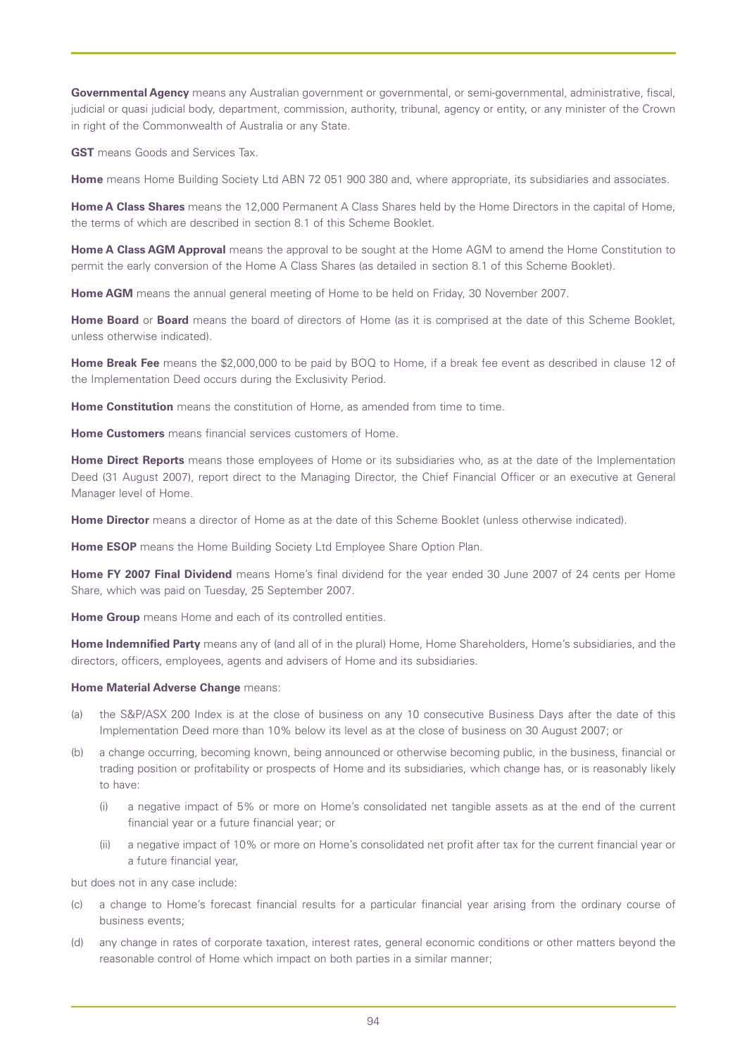**Governmental Agency** means any Australian government or governmental, or semi-governmental, administrative, fiscal, judicial or quasi judicial body, department, commission, authority, tribunal, agency or entity, or any minister of the Crown in right of the Commonwealth of Australia or any State.

**GST** means Goods and Services Tax.

**Home** means Home Building Society Ltd ABN 72 051 900 380 and, where appropriate, its subsidiaries and associates.

**Home A Class Shares** means the 12,000 Permanent A Class Shares held by the Home Directors in the capital of Home, the terms of which are described in section 8.1 of this Scheme Booklet.

**Home A Class AGM Approval** means the approval to be sought at the Home AGM to amend the Home Constitution to permit the early conversion of the Home A Class Shares (as detailed in section 8.1 of this Scheme Booklet).

**Home AGM** means the annual general meeting of Home to be held on Friday, 30 November 2007.

**Home Board** or **Board** means the board of directors of Home (as it is comprised at the date of this Scheme Booklet, unless otherwise indicated).

**Home Break Fee** means the $2,000,000 to be paid by BOQ to Home, if a break fee event as described in clause 12 of the Implementation Deed occurs during the Exclusivity Period.

**Home Constitution** means the constitution of Home, as amended from time to time.

**Home Customers** means financial services customers of Home.

**Home Direct Reports** means those employees of Home or its subsidiaries who, as at the date of the Implementation Deed (31 August 2007), report direct to the Managing Director, the Chief Financial Officer or an executive at General Manager level of Home.

**Home Director** means a director of Home as at the date of this Scheme Booklet (unless otherwise indicated).

**Home ESOP** means the Home Building Society Ltd Employee Share Option Plan.

**Home FY 2007 Final Dividend** means Home's final dividend for the year ended 30 June 2007 of 24 cents per Home Share, which was paid on Tuesday, 25 September 2007.

**Home Group** means Home and each of its controlled entities.

**Home Indemnified Party** means any of (and all of in the plural) Home, Home Shareholders, Home's subsidiaries, and the directors, officers, employees, agents and advisers of Home and its subsidiaries.

**Home Material Adverse Change** means:

(a) the S&P/ASX 200 Index is at the close of business on any 10 consecutive Business Days after the date of this Implementation Deed more than 10% below its level as at the close of business on 30 August 2007; or

(b) a change occurring, becoming known, being announced or otherwise becoming public, in the business, financial or trading position or profitability or prospects of Home and its subsidiaries, which change has, or is reasonably likely to have:

   (i) a negative impact of 5% or more on Home's consolidated net tangible assets as at the end of the current financial year or a future financial year; or

   (ii) a negative impact of 10% or more on Home's consolidated net profit after tax for the current financial year or a future financial year,

but does not in any case include:

(c) a change to Home's forecast financial results for a particular financial year arising from the ordinary course of business events;

(d) any change in rates of corporate taxation, interest rates, general economic conditions or other matters beyond the reasonable control of Home which impact on both parties in a similar manner;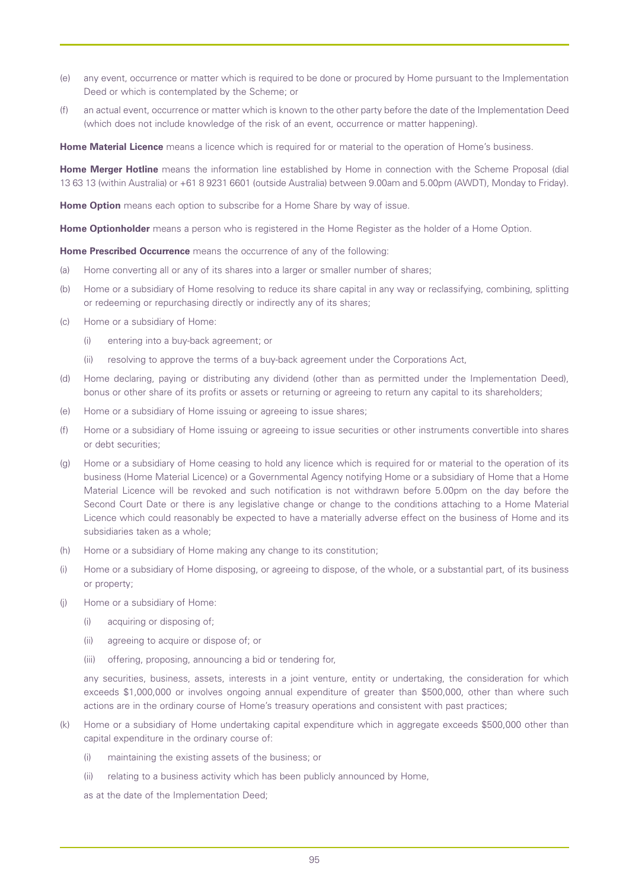(e) any event, occurrence or matter which is required to be done or procured by Home pursuant to the Implementation Deed or which is contemplated by the Scheme; or

(f) an actual event, occurrence or matter which is known to the other party before the date of the Implementation Deed (which does not include knowledge of the risk of an event, occurrence or matter happening).

**Home Material Licence** means a licence which is required for or material to the operation of Home's business.

**Home Merger Hotline** means the information line established by Home in connection with the Scheme Proposal (dial 13 63 13 (within Australia) or +61 8 9231 6601 (outside Australia) between 9.00am and 5.00pm (AWDT), Monday to Friday).

**Home Option** means each option to subscribe for a Home Share by way of issue.

**Home Optionholder** means a person who is registered in the Home Register as the holder of a Home Option.

**Home Prescribed Occurrence** means the occurrence of any of the following:

(a) Home converting all or any of its shares into a larger or smaller number of shares;

(b) Home or a subsidiary of Home resolving to reduce its share capital in any way or reclassifying, combining, splitting or redeeming or repurchasing directly or indirectly any of its shares;

(c) Home or a subsidiary of Home:

  (i) entering into a buy-back agreement; or

  (ii) resolving to approve the terms of a buy-back agreement under the Corporations Act,

(d) Home declaring, paying or distributing any dividend (other than as permitted under the Implementation Deed), bonus or other share of its profits or assets or returning or agreeing to return any capital to its shareholders;

(e) Home or a subsidiary of Home issuing or agreeing to issue shares;

(f) Home or a subsidiary of Home issuing or agreeing to issue securities or other instruments convertible into shares or debt securities;

(g) Home or a subsidiary of Home ceasing to hold any licence which is required for or material to the operation of its business (Home Material Licence) or a Governmental Agency notifying Home or a subsidiary of Home that a Home Material Licence will be revoked and such notification is not withdrawn before 5.00pm on the day before the Second Court Date or there is any legislative change or change to the conditions attaching to a Home Material Licence which could reasonably be expected to have a materially adverse effect on the business of Home and its subsidiaries taken as a whole;

(h) Home or a subsidiary of Home making any change to its constitution;

(i) Home or a subsidiary of Home disposing, or agreeing to dispose, of the whole, or a substantial part, of its business or property;

(j) Home or a subsidiary of Home:

  (i) acquiring or disposing of;

  (ii) agreeing to acquire or dispose of; or

  (iii) offering, proposing, announcing a bid or tendering for,

  any securities, business, assets, interests in a joint venture, entity or undertaking, the consideration for which exceeds $1,000,000 or involves ongoing annual expenditure of greater than $500,000, other than where such actions are in the ordinary course of Home's treasury operations and consistent with past practices;

(k) Home or a subsidiary of Home undertaking capital expenditure which in aggregate exceeds $500,000 other than capital expenditure in the ordinary course of:

  (i) maintaining the existing assets of the business; or

  (ii) relating to a business activity which has been publicly announced by Home,

  as at the date of the Implementation Deed;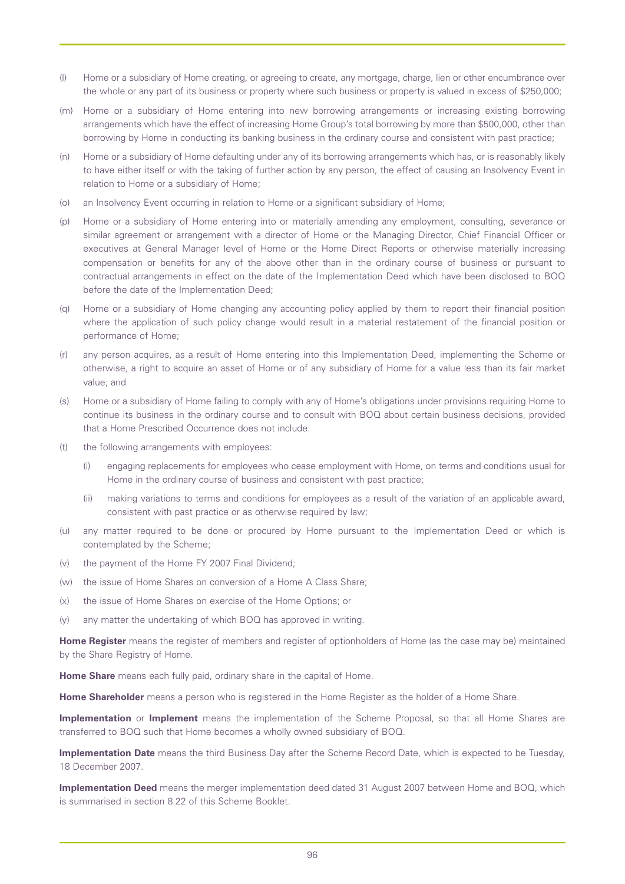(l) Home or a subsidiary of Home creating, or agreeing to create, any mortgage, charge, lien or other encumbrance over the whole or any part of its business or property where such business or property is valued in excess of $250,000;

(m) Home or a subsidiary of Home entering into new borrowing arrangements or increasing existing borrowing arrangements which have the effect of increasing Home Group's total borrowing by more than $500,000, other than borrowing by Home in conducting its banking business in the ordinary course and consistent with past practice;

(n) Home or a subsidiary of Home defaulting under any of its borrowing arrangements which has, or is reasonably likely to have either itself or with the taking of further action by any person, the effect of causing an Insolvency Event in relation to Home or a subsidiary of Home;

(o) an Insolvency Event occurring in relation to Home or a significant subsidiary of Home;

(p) Home or a subsidiary of Home entering into or materially amending any employment, consulting, severance or similar agreement or arrangement with a director of Home or the Managing Director, Chief Financial Officer or executives at General Manager level of Home or the Home Direct Reports or otherwise materially increasing compensation or benefits for any of the above other than in the ordinary course of business or pursuant to contractual arrangements in effect on the date of the Implementation Deed which have been disclosed to BOQ before the date of the Implementation Deed;

(q) Home or a subsidiary of Home changing any accounting policy applied by them to report their financial position where the application of such policy change would result in a material restatement of the financial position or performance of Home;

(r) any person acquires, as a result of Home entering into this Implementation Deed, implementing the Scheme or otherwise, a right to acquire an asset of Home or of any subsidiary of Home for a value less than its fair market value; and

(s) Home or a subsidiary of Home failing to comply with any of Home's obligations under provisions requiring Home to continue its business in the ordinary course and to consult with BOQ about certain business decisions, provided that a Home Prescribed Occurrence does not include:

(t) the following arrangements with employees:

   (i) engaging replacements for employees who cease employment with Home, on terms and conditions usual for Home in the ordinary course of business and consistent with past practice;

   (ii) making variations to terms and conditions for employees as a result of the variation of an applicable award, consistent with past practice or as otherwise required by law;

(u) any matter required to be done or procured by Home pursuant to the Implementation Deed or which is contemplated by the Scheme;

(v) the payment of the Home FY 2007 Final Dividend;

(w) the issue of Home Shares on conversion of a Home A Class Share;

(x) the issue of Home Shares on exercise of the Home Options; or

(y) any matter the undertaking of which BOQ has approved in writing.

**Home Register** means the register of members and register of optionholders of Home (as the case may be) maintained by the Share Registry of Home.

**Home Share** means each fully paid, ordinary share in the capital of Home.

**Home Shareholder** means a person who is registered in the Home Register as the holder of a Home Share.

**Implementation** or **Implement** means the implementation of the Scheme Proposal, so that all Home Shares are transferred to BOQ such that Home becomes a wholly owned subsidiary of BOQ.

**Implementation Date** means the third Business Day after the Scheme Record Date, which is expected to be Tuesday, 18 December 2007.

**Implementation Deed** means the merger implementation deed dated 31 August 2007 between Home and BOQ, which is summarised in section 8.22 of this Scheme Booklet.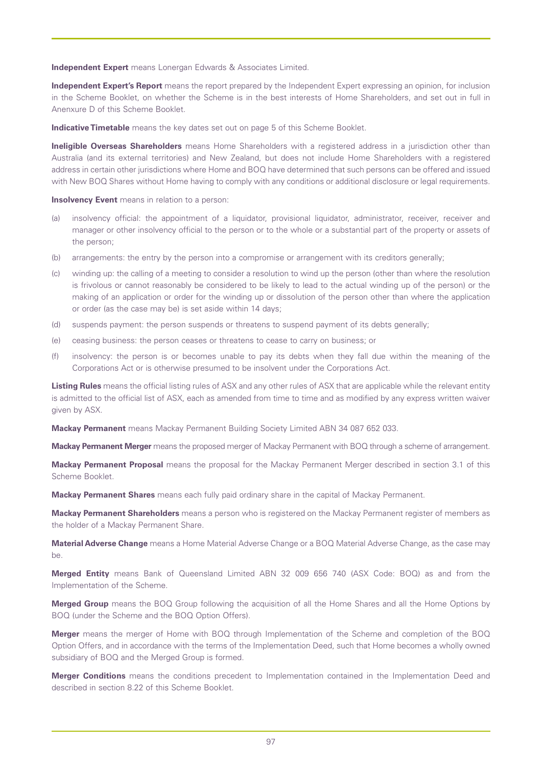**Independent Expert** means Lonergan Edwards & Associates Limited.

**Independent Expert's Report** means the report prepared by the Independent Expert expressing an opinion, for inclusion in the Scheme Booklet, on whether the Scheme is in the best interests of Home Shareholders, and set out in full in Anenxure D of this Scheme Booklet.

**Indicative Timetable** means the key dates set out on page 5 of this Scheme Booklet.

**Ineligible Overseas Shareholders** means Home Shareholders with a registered address in a jurisdiction other than Australia (and its external territories) and New Zealand, but does not include Home Shareholders with a registered address in certain other jurisdictions where Home and BOQ have determined that such persons can be offered and issued with New BOQ Shares without Home having to comply with any conditions or additional disclosure or legal requirements.

**Insolvency Event** means in relation to a person:

(a) insolvency official: the appointment of a liquidator, provisional liquidator, administrator, receiver, receiver and manager or other insolvency official to the person or to the whole or a substantial part of the property or assets of the person;

(b) arrangements: the entry by the person into a compromise or arrangement with its creditors generally;

(c) winding up: the calling of a meeting to consider a resolution to wind up the person (other than where the resolution is frivolous or cannot reasonably be considered to be likely to lead to the actual winding up of the person) or the making of an application or order for the winding up or dissolution of the person other than where the application or order (as the case may be) is set aside within 14 days;

(d) suspends payment: the person suspends or threatens to suspend payment of its debts generally;

(e) ceasing business: the person ceases or threatens to cease to carry on business; or

(f) insolvency: the person is or becomes unable to pay its debts when they fall due within the meaning of the Corporations Act or is otherwise presumed to be insolvent under the Corporations Act.

**Listing Rules** means the official listing rules of ASX and any other rules of ASX that are applicable while the relevant entity is admitted to the official list of ASX, each as amended from time to time and as modified by any express written waiver given by ASX.

**Mackay Permanent** means Mackay Permanent Building Society Limited ABN 34 087 652 033.

**Mackay Permanent Merger** means the proposed merger of Mackay Permanent with BOQ through a scheme of arrangement.

**Mackay Permanent Proposal** means the proposal for the Mackay Permanent Merger described in section 3.1 of this Scheme Booklet.

**Mackay Permanent Shares** means each fully paid ordinary share in the capital of Mackay Permanent.

**Mackay Permanent Shareholders** means a person who is registered on the Mackay Permanent register of members as the holder of a Mackay Permanent Share.

**Material Adverse Change** means a Home Material Adverse Change or a BOQ Material Adverse Change, as the case may be.

**Merged Entity** means Bank of Queensland Limited ABN 32 009 656 740 (ASX Code: BOQ) as and from the Implementation of the Scheme.

**Merged Group** means the BOQ Group following the acquisition of all the Home Shares and all the Home Options by BOQ (under the Scheme and the BOQ Option Offers).

**Merger** means the merger of Home with BOQ through Implementation of the Scheme and completion of the BOQ Option Offers, and in accordance with the terms of the Implementation Deed, such that Home becomes a wholly owned subsidiary of BOQ and the Merged Group is formed.

**Merger Conditions** means the conditions precedent to Implementation contained in the Implementation Deed and described in section 8.22 of this Scheme Booklet.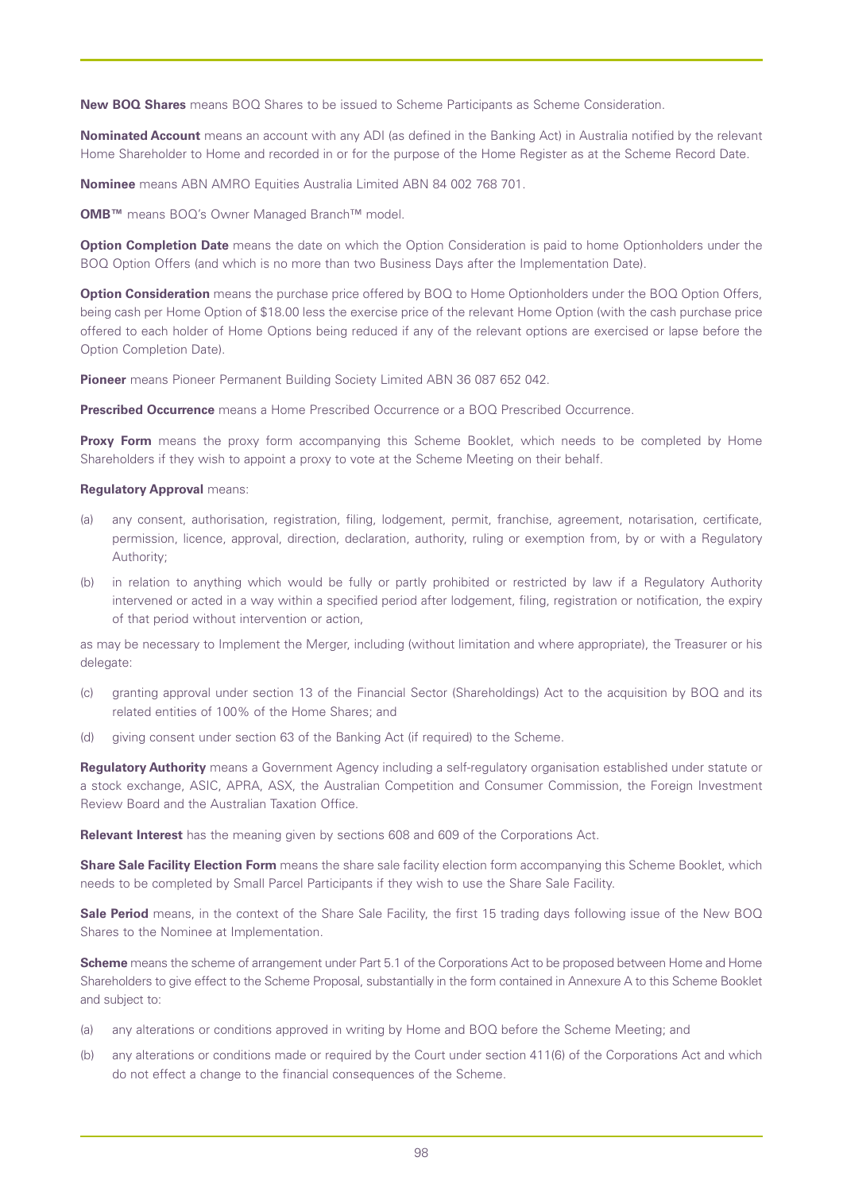**New BOQ Shares** means BOQ Shares to be issued to Scheme Participants as Scheme Consideration.

**Nominated Account** means an account with any ADI (as defined in the Banking Act) in Australia notified by the relevant Home Shareholder to Home and recorded in or for the purpose of the Home Register as at the Scheme Record Date.

**Nominee** means ABN AMRO Equities Australia Limited ABN 84 002 768 701.

**OMB™** means BOQ's Owner Managed Branch™ model.

**Option Completion Date** means the date on which the Option Consideration is paid to home Optionholders under the BOQ Option Offers (and which is no more than two Business Days after the Implementation Date).

**Option Consideration** means the purchase price offered by BOQ to Home Optionholders under the BOQ Option Offers, being cash per Home Option of $18.00 less the exercise price of the relevant Home Option (with the cash purchase price offered to each holder of Home Options being reduced if any of the relevant options are exercised or lapse before the Option Completion Date).

**Pioneer** means Pioneer Permanent Building Society Limited ABN 36 087 652 042.

**Prescribed Occurrence** means a Home Prescribed Occurrence or a BOQ Prescribed Occurrence.

**Proxy Form** means the proxy form accompanying this Scheme Booklet, which needs to be completed by Home Shareholders if they wish to appoint a proxy to vote at the Scheme Meeting on their behalf.

**Regulatory Approval** means:

(a) any consent, authorisation, registration, filing, lodgement, permit, franchise, agreement, notarisation, certificate, permission, licence, approval, direction, declaration, authority, ruling or exemption from, by or with a Regulatory Authority;

(b) in relation to anything which would be fully or partly prohibited or restricted by law if a Regulatory Authority intervened or acted in a way within a specified period after lodgement, filing, registration or notification, the expiry of that period without intervention or action,

as may be necessary to Implement the Merger, including (without limitation and where appropriate), the Treasurer or his delegate:

(c) granting approval under section 13 of the Financial Sector (Shareholdings) Act to the acquisition by BOQ and its related entities of 100% of the Home Shares; and

(d) giving consent under section 63 of the Banking Act (if required) to the Scheme.

**Regulatory Authority** means a Government Agency including a self-regulatory organisation established under statute or a stock exchange, ASIC, APRA, ASX, the Australian Competition and Consumer Commission, the Foreign Investment Review Board and the Australian Taxation Office.

**Relevant Interest** has the meaning given by sections 608 and 609 of the Corporations Act.

**Share Sale Facility Election Form** means the share sale facility election form accompanying this Scheme Booklet, which needs to be completed by Small Parcel Participants if they wish to use the Share Sale Facility.

**Sale Period** means, in the context of the Share Sale Facility, the first 15 trading days following issue of the New BOQ Shares to the Nominee at Implementation.

**Scheme** means the scheme of arrangement under Part 5.1 of the Corporations Act to be proposed between Home and Home Shareholders to give effect to the Scheme Proposal, substantially in the form contained in Annexure A to this Scheme Booklet and subject to:

(a) any alterations or conditions approved in writing by Home and BOQ before the Scheme Meeting; and

(b) any alterations or conditions made or required by the Court under section 411(6) of the Corporations Act and which do not effect a change to the financial consequences of the Scheme.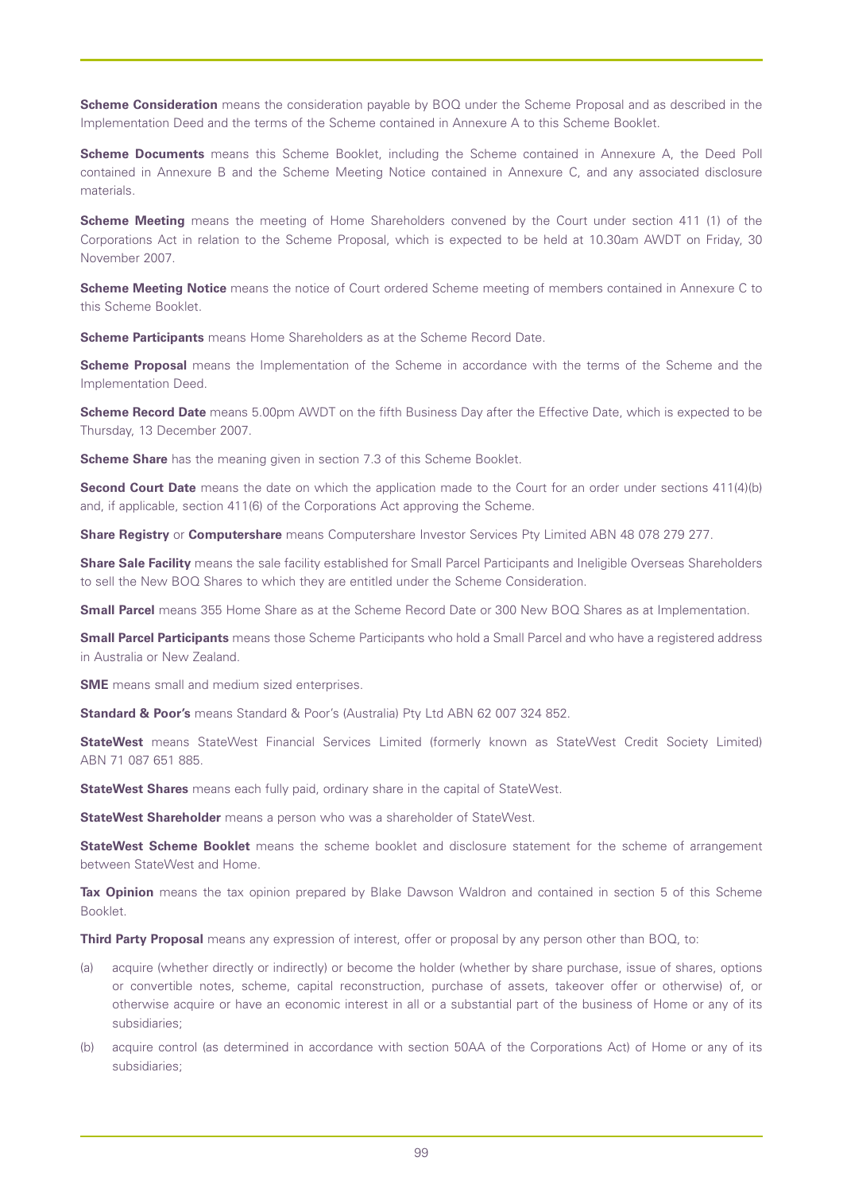**Scheme Consideration** means the consideration payable by BOQ under the Scheme Proposal and as described in the Implementation Deed and the terms of the Scheme contained in Annexure A to this Scheme Booklet.

**Scheme Documents** means this Scheme Booklet, including the Scheme contained in Annexure A, the Deed Poll contained in Annexure B and the Scheme Meeting Notice contained in Annexure C, and any associated disclosure materials.

**Scheme Meeting** means the meeting of Home Shareholders convened by the Court under section 411 (1) of the Corporations Act in relation to the Scheme Proposal, which is expected to be held at 10.30am AWDT on Friday, 30 November 2007.

**Scheme Meeting Notice** means the notice of Court ordered Scheme meeting of members contained in Annexure C to this Scheme Booklet.

**Scheme Participants** means Home Shareholders as at the Scheme Record Date.

**Scheme Proposal** means the Implementation of the Scheme in accordance with the terms of the Scheme and the Implementation Deed.

**Scheme Record Date** means 5.00pm AWDT on the fifth Business Day after the Effective Date, which is expected to be Thursday, 13 December 2007.

**Scheme Share** has the meaning given in section 7.3 of this Scheme Booklet.

**Second Court Date** means the date on which the application made to the Court for an order under sections 411(4)(b) and, if applicable, section 411(6) of the Corporations Act approving the Scheme.

**Share Registry** or **Computershare** means Computershare Investor Services Pty Limited ABN 48 078 279 277.

**Share Sale Facility** means the sale facility established for Small Parcel Participants and Ineligible Overseas Shareholders to sell the New BOQ Shares to which they are entitled under the Scheme Consideration.

**Small Parcel** means 355 Home Share as at the Scheme Record Date or 300 New BOQ Shares as at Implementation.

**Small Parcel Participants** means those Scheme Participants who hold a Small Parcel and who have a registered address in Australia or New Zealand.

**SME** means small and medium sized enterprises.

**Standard & Poor's** means Standard & Poor's (Australia) Pty Ltd ABN 62 007 324 852.

**StateWest** means StateWest Financial Services Limited (formerly known as StateWest Credit Society Limited) ABN 71 087 651 885.

**StateWest Shares** means each fully paid, ordinary share in the capital of StateWest.

**StateWest Shareholder** means a person who was a shareholder of StateWest.

**StateWest Scheme Booklet** means the scheme booklet and disclosure statement for the scheme of arrangement between StateWest and Home.

**Tax Opinion** means the tax opinion prepared by Blake Dawson Waldron and contained in section 5 of this Scheme Booklet.

**Third Party Proposal** means any expression of interest, offer or proposal by any person other than BOQ, to:

(a) acquire (whether directly or indirectly) or become the holder (whether by share purchase, issue of shares, options or convertible notes, scheme, capital reconstruction, purchase of assets, takeover offer or otherwise) of, or otherwise acquire or have an economic interest in all or a substantial part of the business of Home or any of its subsidiaries;

(b) acquire control (as determined in accordance with section 50AA of the Corporations Act) of Home or any of its subsidiaries;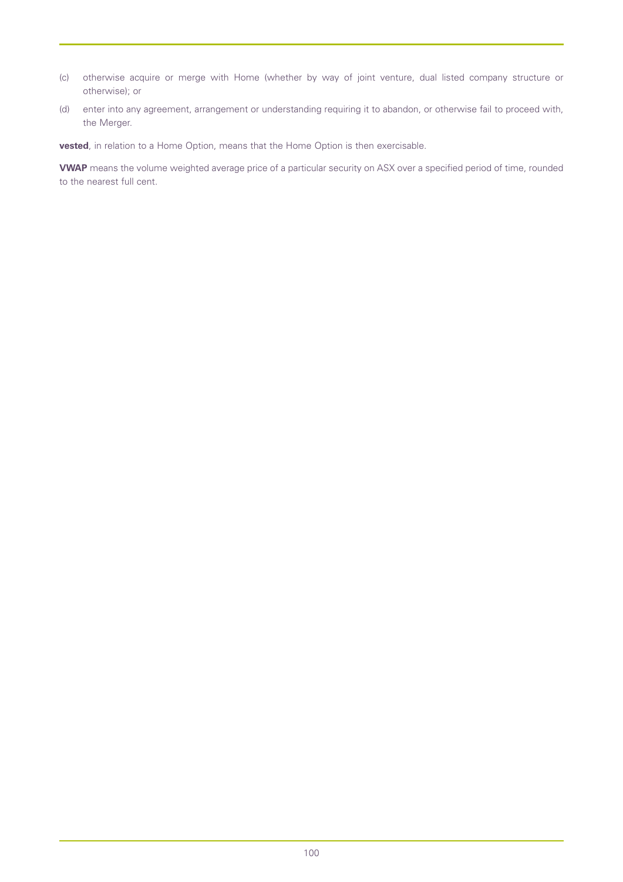(c) otherwise acquire or merge with Home (whether by way of joint venture, dual listed company structure or otherwise); or

(d) enter into any agreement, arrangement or understanding requiring it to abandon, or otherwise fail to proceed with, the Merger.

**vested**, in relation to a Home Option, means that the Home Option is then exercisable.

**VWAP** means the volume weighted average price of a particular security on ASX over a specified period of time, rounded to the nearest full cent.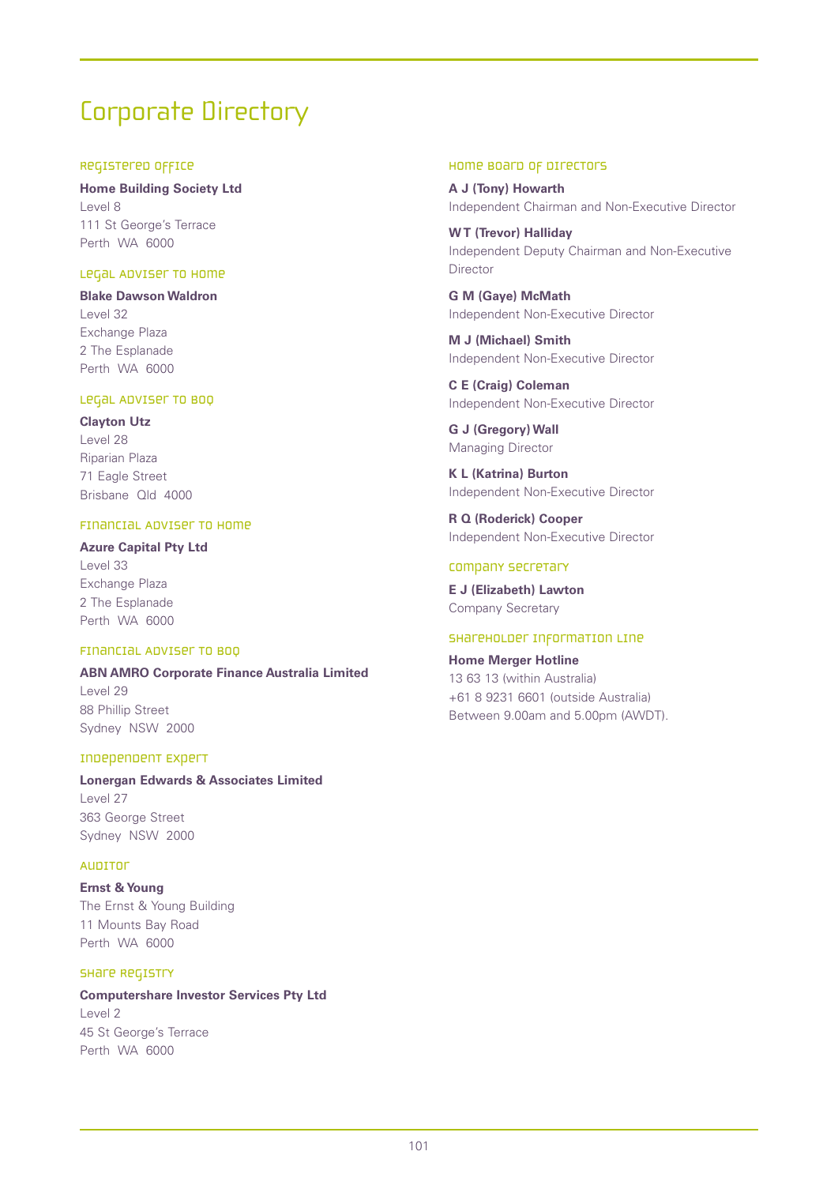# Corporate Directory

### Registered Office

**Home Building Society Ltd**
Level 8
111 St George's Terrace
Perth WA 6000

### Legal Adviser to Home

**Blake Dawson Waldron**
Level 32
Exchange Plaza
2 The Esplanade
Perth WA 6000

### Legal Adviser to BOQ

**Clayton Utz**
Level 28
Riparian Plaza
71 Eagle Street
Brisbane Qld 4000

### Financial Adviser to Home

**Azure Capital Pty Ltd**
Level 33
Exchange Plaza
2 The Esplanade
Perth WA 6000

### Financial Adviser to BOQ

**ABN AMRO Corporate Finance Australia Limited**
Level 29
88 Phillip Street
Sydney NSW 2000

### Independent Expert

**Lonergan Edwards & Associates Limited**
Level 27
363 George Street
Sydney NSW 2000

### Auditor

**Ernst & Young**
The Ernst & Young Building
11 Mounts Bay Road
Perth WA 6000

### Share Registry

**Computershare Investor Services Pty Ltd**
Level 2
45 St George's Terrace
Perth WA 6000

### Home Board of Directors

**A J (Tony) Howarth**
Independent Chairman and Non-Executive Director

**W T (Trevor) Halliday**
Independent Deputy Chairman and Non-Executive Director

**G M (Gaye) McMath**
Independent Non-Executive Director

**M J (Michael) Smith**
Independent Non-Executive Director

**C E (Craig) Coleman**
Independent Non-Executive Director

**G J (Gregory) Wall**
Managing Director

**K L (Katrina) Burton**
Independent Non-Executive Director

**R Q (Roderick) Cooper**
Independent Non-Executive Director

### Company Secretary

**E J (Elizabeth) Lawton**
Company Secretary

### Shareholder Information Line

**Home Merger Hotline**
13 63 13 (within Australia)
+61 8 9231 6601 (outside Australia)
Between 9.00am and 5.00pm (AWDT).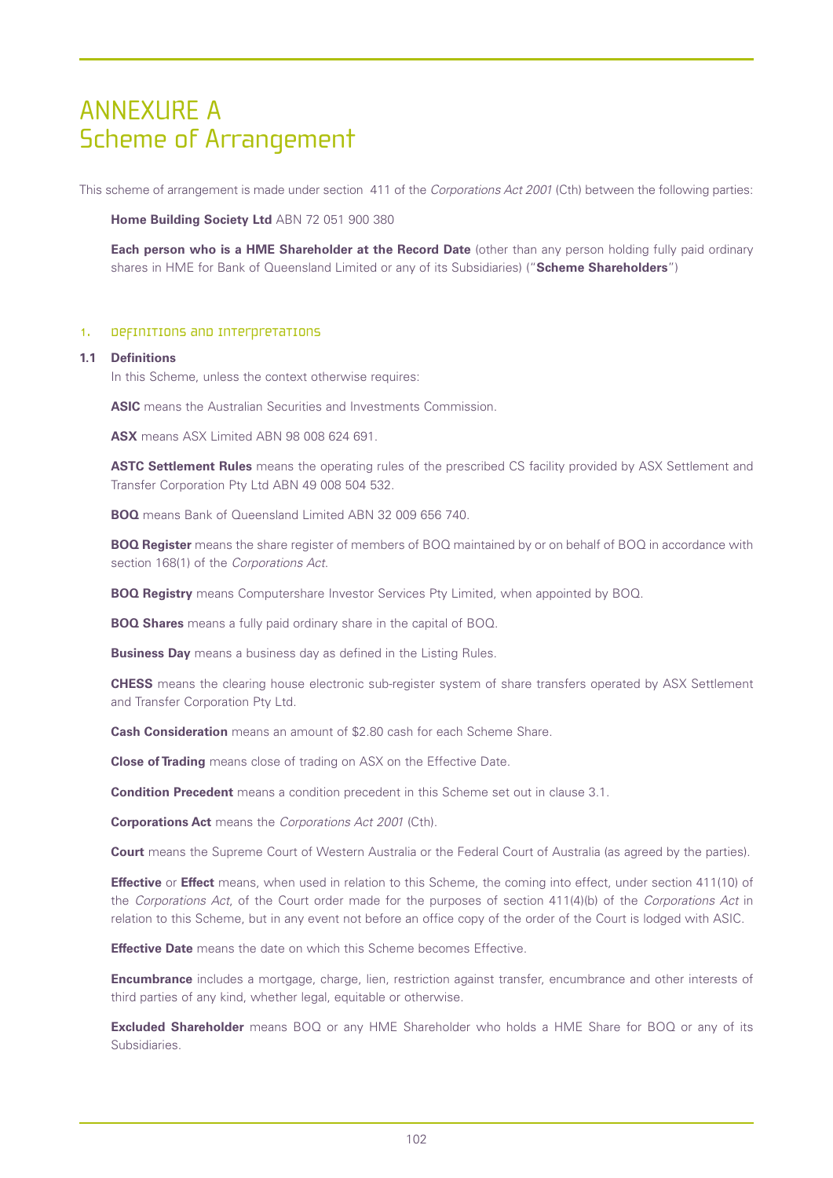# ANNEXURE A
# Scheme of Arrangement

This scheme of arrangement is made under section 411 of the *Corporations Act 2001* (Cth) between the following parties:

**Home Building Society Ltd** ABN 72 051 900 380

**Each person who is a HME Shareholder at the Record Date** (other than any person holding fully paid ordinary shares in HME for Bank of Queensland Limited or any of its Subsidiaries) ("**Scheme Shareholders**")

## 1. Definitions and interpretations

### 1.1 Definitions

In this Scheme, unless the context otherwise requires:

**ASIC** means the Australian Securities and Investments Commission.

**ASX** means ASX Limited ABN 98 008 624 691.

**ASTC Settlement Rules** means the operating rules of the prescribed CS facility provided by ASX Settlement and Transfer Corporation Pty Ltd ABN 49 008 504 532.

**BOQ** means Bank of Queensland Limited ABN 32 009 656 740.

**BOQ Register** means the share register of members of BOQ maintained by or on behalf of BOQ in accordance with section 168(1) of the *Corporations Act*.

**BOQ Registry** means Computershare Investor Services Pty Limited, when appointed by BOQ.

**BOQ Shares** means a fully paid ordinary share in the capital of BOQ.

**Business Day** means a business day as defined in the Listing Rules.

**CHESS** means the clearing house electronic sub-register system of share transfers operated by ASX Settlement and Transfer Corporation Pty Ltd.

**Cash Consideration** means an amount of $2.80 cash for each Scheme Share.

**Close of Trading** means close of trading on ASX on the Effective Date.

**Condition Precedent** means a condition precedent in this Scheme set out in clause 3.1.

**Corporations Act** means the *Corporations Act 2001* (Cth).

**Court** means the Supreme Court of Western Australia or the Federal Court of Australia (as agreed by the parties).

**Effective** or **Effect** means, when used in relation to this Scheme, the coming into effect, under section 411(10) of the *Corporations Act*, of the Court order made for the purposes of section 411(4)(b) of the *Corporations Act* in relation to this Scheme, but in any event not before an office copy of the order of the Court is lodged with ASIC.

**Effective Date** means the date on which this Scheme becomes Effective.

**Encumbrance** includes a mortgage, charge, lien, restriction against transfer, encumbrance and other interests of third parties of any kind, whether legal, equitable or otherwise.

**Excluded Shareholder** means BOQ or any HME Shareholder who holds a HME Share for BOQ or any of its Subsidiaries.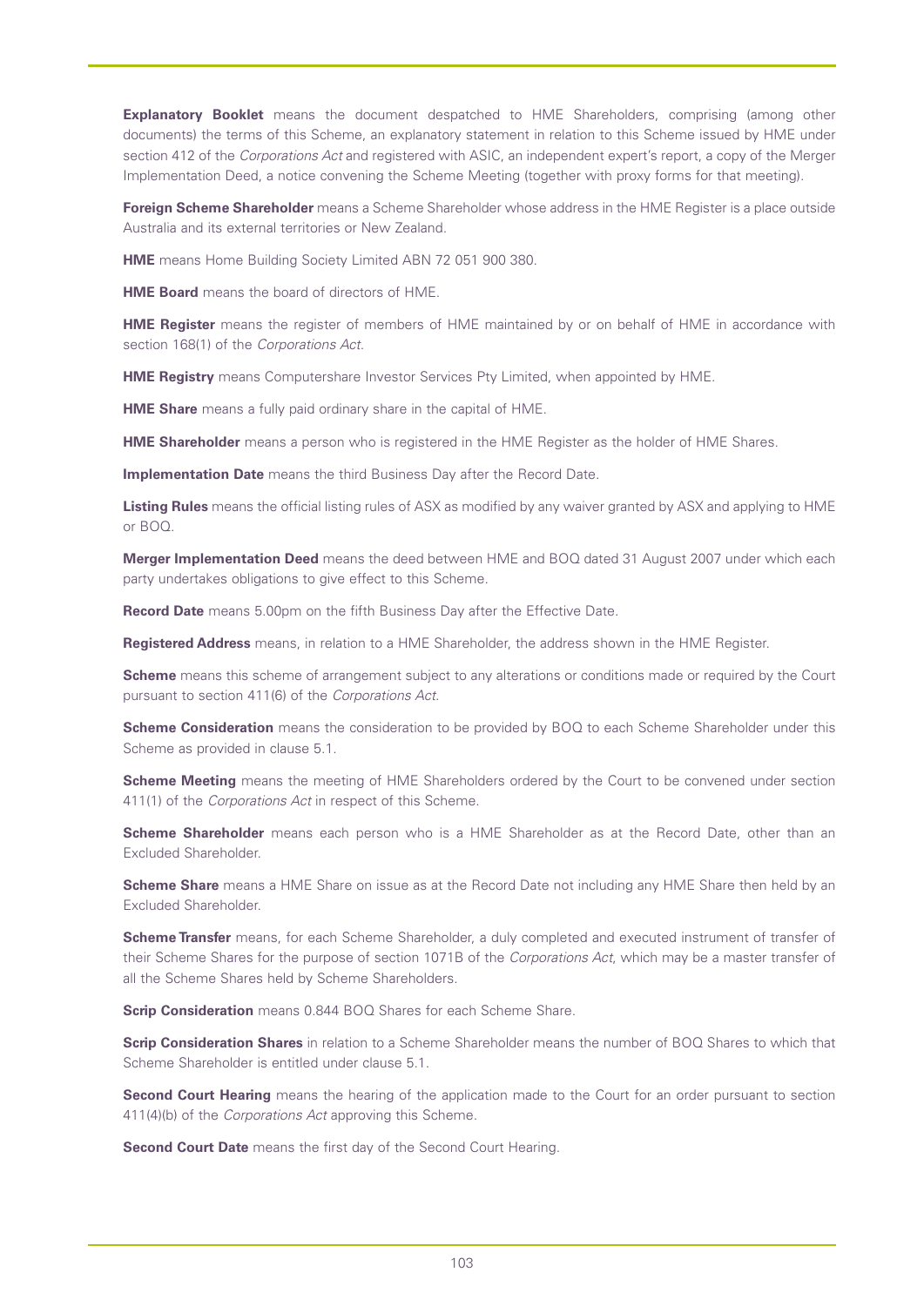**Explanatory Booklet** means the document despatched to HME Shareholders, comprising (among other documents) the terms of this Scheme, an explanatory statement in relation to this Scheme issued by HME under section 412 of the *Corporations Act* and registered with ASIC, an independent expert's report, a copy of the Merger Implementation Deed, a notice convening the Scheme Meeting (together with proxy forms for that meeting).

**Foreign Scheme Shareholder** means a Scheme Shareholder whose address in the HME Register is a place outside Australia and its external territories or New Zealand.

**HME** means Home Building Society Limited ABN 72 051 900 380.

**HME Board** means the board of directors of HME.

**HME Register** means the register of members of HME maintained by or on behalf of HME in accordance with section 168(1) of the *Corporations Act*.

**HME Registry** means Computershare Investor Services Pty Limited, when appointed by HME.

**HME Share** means a fully paid ordinary share in the capital of HME.

**HME Shareholder** means a person who is registered in the HME Register as the holder of HME Shares.

**Implementation Date** means the third Business Day after the Record Date.

**Listing Rules** means the official listing rules of ASX as modified by any waiver granted by ASX and applying to HME or BOQ.

**Merger Implementation Deed** means the deed between HME and BOQ dated 31 August 2007 under which each party undertakes obligations to give effect to this Scheme.

**Record Date** means 5.00pm on the fifth Business Day after the Effective Date.

**Registered Address** means, in relation to a HME Shareholder, the address shown in the HME Register.

**Scheme** means this scheme of arrangement subject to any alterations or conditions made or required by the Court pursuant to section 411(6) of the *Corporations Act*.

**Scheme Consideration** means the consideration to be provided by BOQ to each Scheme Shareholder under this Scheme as provided in clause 5.1.

**Scheme Meeting** means the meeting of HME Shareholders ordered by the Court to be convened under section 411(1) of the *Corporations Act* in respect of this Scheme.

**Scheme Shareholder** means each person who is a HME Shareholder as at the Record Date, other than an Excluded Shareholder.

**Scheme Share** means a HME Share on issue as at the Record Date not including any HME Share then held by an Excluded Shareholder.

**Scheme Transfer** means, for each Scheme Shareholder, a duly completed and executed instrument of transfer of their Scheme Shares for the purpose of section 1071B of the *Corporations Act*, which may be a master transfer of all the Scheme Shares held by Scheme Shareholders.

**Scrip Consideration** means 0.844 BOQ Shares for each Scheme Share.

**Scrip Consideration Shares** in relation to a Scheme Shareholder means the number of BOQ Shares to which that Scheme Shareholder is entitled under clause 5.1.

**Second Court Hearing** means the hearing of the application made to the Court for an order pursuant to section 411(4)(b) of the *Corporations Act* approving this Scheme.

**Second Court Date** means the first day of the Second Court Hearing.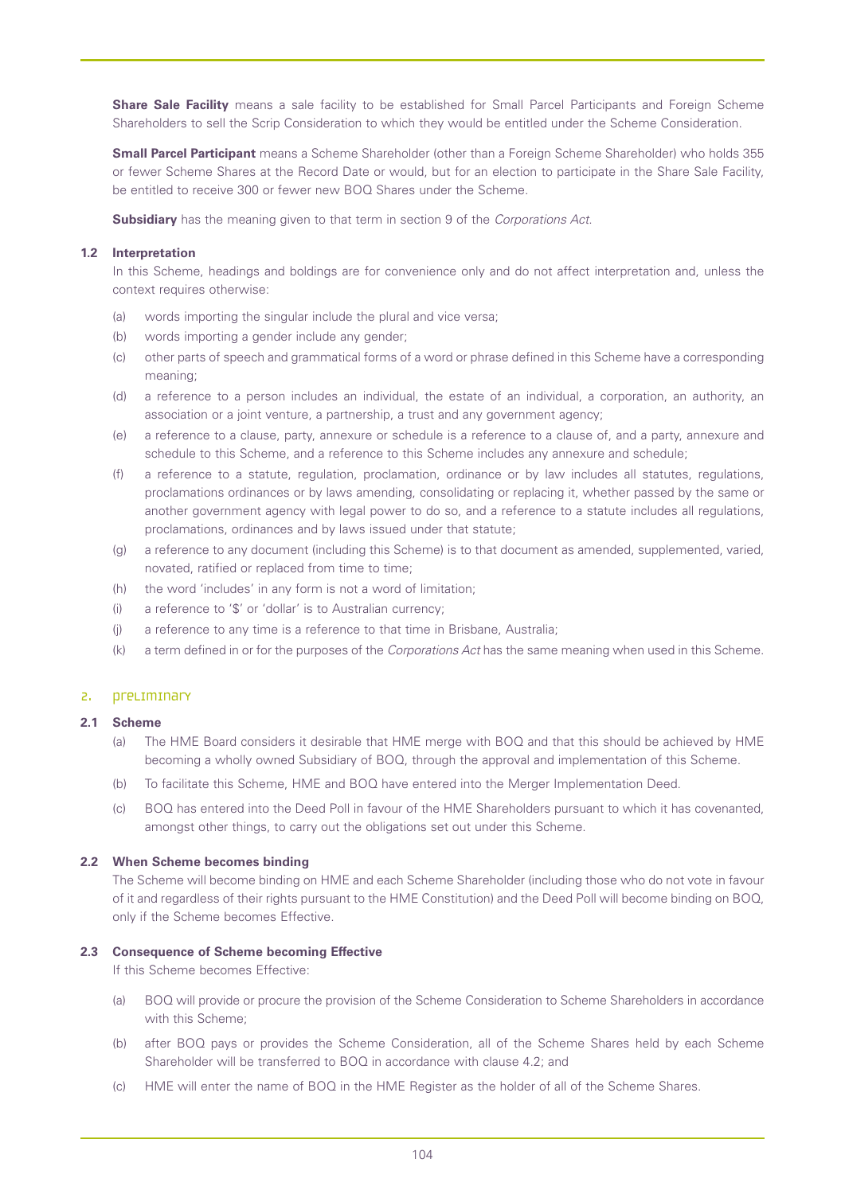**Share Sale Facility** means a sale facility to be established for Small Parcel Participants and Foreign Scheme Shareholders to sell the Scrip Consideration to which they would be entitled under the Scheme Consideration.

**Small Parcel Participant** means a Scheme Shareholder (other than a Foreign Scheme Shareholder) who holds 355 or fewer Scheme Shares at the Record Date or would, but for an election to participate in the Share Sale Facility, be entitled to receive 300 or fewer new BOQ Shares under the Scheme.

**Subsidiary** has the meaning given to that term in section 9 of the *Corporations Act*.

### 1.2 Interpretation

In this Scheme, headings and boldings are for convenience only and do not affect interpretation and, unless the context requires otherwise:

(a) words importing the singular include the plural and vice versa;

(b) words importing a gender include any gender;

(c) other parts of speech and grammatical forms of a word or phrase defined in this Scheme have a corresponding meaning;

(d) a reference to a person includes an individual, the estate of an individual, a corporation, an authority, an association or a joint venture, a partnership, a trust and any government agency;

(e) a reference to a clause, party, annexure or schedule is a reference to a clause of, and a party, annexure and schedule to this Scheme, and a reference to this Scheme includes any annexure and schedule;

(f) a reference to a statute, regulation, proclamation, ordinance or by law includes all statutes, regulations, proclamations ordinances or by laws amending, consolidating or replacing it, whether passed by the same or another government agency with legal power to do so, and a reference to a statute includes all regulations, proclamations, ordinances and by laws issued under that statute;

(g) a reference to any document (including this Scheme) is to that document as amended, supplemented, varied, novated, ratified or replaced from time to time;

(h) the word 'includes' in any form is not a word of limitation;

(i) a reference to '$' or 'dollar' is to Australian currency;

(j) a reference to any time is a reference to that time in Brisbane, Australia;

(k) a term defined in or for the purposes of the *Corporations Act* has the same meaning when used in this Scheme.

## 2. Preliminary

### 2.1 Scheme

(a) The HME Board considers it desirable that HME merge with BOQ and that this should be achieved by HME becoming a wholly owned Subsidiary of BOQ, through the approval and implementation of this Scheme.

(b) To facilitate this Scheme, HME and BOQ have entered into the Merger Implementation Deed.

(c) BOQ has entered into the Deed Poll in favour of the HME Shareholders pursuant to which it has covenanted, amongst other things, to carry out the obligations set out under this Scheme.

### 2.2 When Scheme becomes binding

The Scheme will become binding on HME and each Scheme Shareholder (including those who do not vote in favour of it and regardless of their rights pursuant to the HME Constitution) and the Deed Poll will become binding on BOQ, only if the Scheme becomes Effective.

### 2.3 Consequence of Scheme becoming Effective

If this Scheme becomes Effective:

(a) BOQ will provide or procure the provision of the Scheme Consideration to Scheme Shareholders in accordance with this Scheme;

(b) after BOQ pays or provides the Scheme Consideration, all of the Scheme Shares held by each Scheme Shareholder will be transferred to BOQ in accordance with clause 4.2; and

(c) HME will enter the name of BOQ in the HME Register as the holder of all of the Scheme Shares.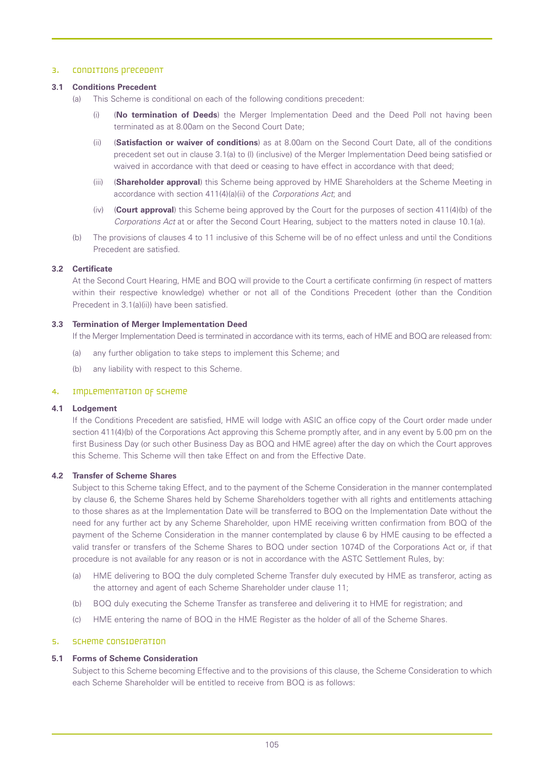## 3. CONDITIONS PRECEDENT

### 3.1 Conditions Precedent

(a) This Scheme is conditional on each of the following conditions precedent:

(i) (**No termination of Deeds**) the Merger Implementation Deed and the Deed Poll not having been terminated as at 8.00am on the Second Court Date;

(ii) (**Satisfaction or waiver of conditions**) as at 8.00am on the Second Court Date, all of the conditions precedent set out in clause 3.1(a) to (l) (inclusive) of the Merger Implementation Deed being satisfied or waived in accordance with that deed or ceasing to have effect in accordance with that deed;

(iii) (**Shareholder approval**) this Scheme being approved by HME Shareholders at the Scheme Meeting in accordance with section 411(4)(a)(ii) of the *Corporations Act*; and

(iv) (**Court approval**) this Scheme being approved by the Court for the purposes of section 411(4)(b) of the *Corporations Act* at or after the Second Court Hearing, subject to the matters noted in clause 10.1(a).

(b) The provisions of clauses 4 to 11 inclusive of this Scheme will be of no effect unless and until the Conditions Precedent are satisfied.

### 3.2 Certificate

At the Second Court Hearing, HME and BOQ will provide to the Court a certificate confirming (in respect of matters within their respective knowledge) whether or not all of the Conditions Precedent (other than the Condition Precedent in 3.1(a)(ii)) have been satisfied.

### 3.3 Termination of Merger Implementation Deed

If the Merger Implementation Deed is terminated in accordance with its terms, each of HME and BOQ are released from:

(a) any further obligation to take steps to implement this Scheme; and

(b) any liability with respect to this Scheme.

## 4. IMPLEMENTATION OF SCHEME

### 4.1 Lodgement

If the Conditions Precedent are satisfied, HME will lodge with ASIC an office copy of the Court order made under section 411(4)(b) of the Corporations Act approving this Scheme promptly after, and in any event by 5.00 pm on the first Business Day (or such other Business Day as BOQ and HME agree) after the day on which the Court approves this Scheme. This Scheme will then take Effect on and from the Effective Date.

### 4.2 Transfer of Scheme Shares

Subject to this Scheme taking Effect, and to the payment of the Scheme Consideration in the manner contemplated by clause 6, the Scheme Shares held by Scheme Shareholders together with all rights and entitlements attaching to those shares as at the Implementation Date will be transferred to BOQ on the Implementation Date without the need for any further act by any Scheme Shareholder, upon HME receiving written confirmation from BOQ of the payment of the Scheme Consideration in the manner contemplated by clause 6 by HME causing to be effected a valid transfer or transfers of the Scheme Shares to BOQ under section 1074D of the Corporations Act or, if that procedure is not available for any reason or is not in accordance with the ASTC Settlement Rules, by:

(a) HME delivering to BOQ the duly completed Scheme Transfer duly executed by HME as transferor, acting as the attorney and agent of each Scheme Shareholder under clause 11;

(b) BOQ duly executing the Scheme Transfer as transferee and delivering it to HME for registration; and

(c) HME entering the name of BOQ in the HME Register as the holder of all of the Scheme Shares.

## 5. SCHEME CONSIDERATION

### 5.1 Forms of Scheme Consideration

Subject to this Scheme becoming Effective and to the provisions of this clause, the Scheme Consideration to which each Scheme Shareholder will be entitled to receive from BOQ is as follows: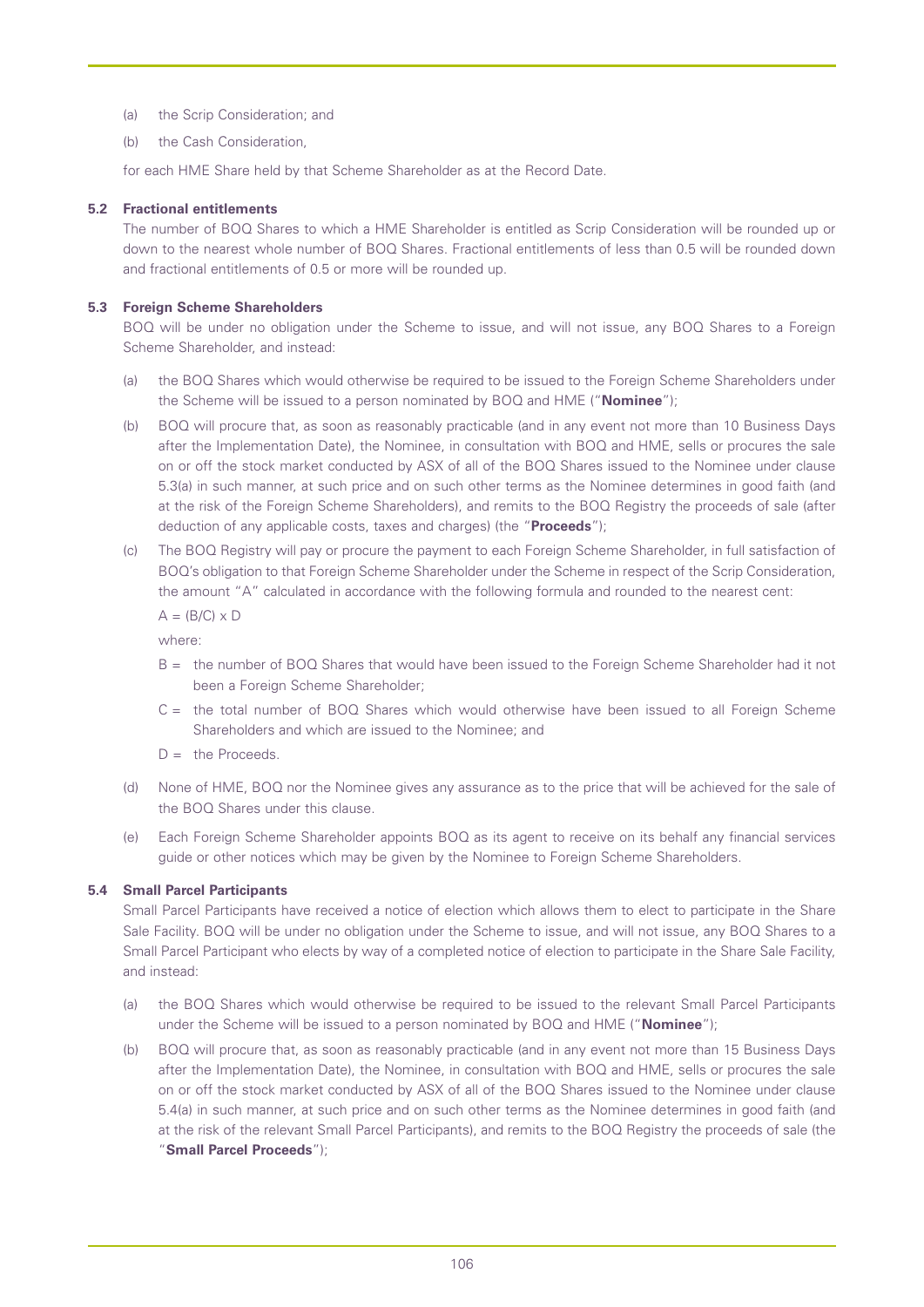(a) the Scrip Consideration; and

(b) the Cash Consideration,

for each HME Share held by that Scheme Shareholder as at the Record Date.

### 5.2 Fractional entitlements

The number of BOQ Shares to which a HME Shareholder is entitled as Scrip Consideration will be rounded up or down to the nearest whole number of BOQ Shares. Fractional entitlements of less than 0.5 will be rounded down and fractional entitlements of 0.5 or more will be rounded up.

### 5.3 Foreign Scheme Shareholders

BOQ will be under no obligation under the Scheme to issue, and will not issue, any BOQ Shares to a Foreign Scheme Shareholder, and instead:

(a) the BOQ Shares which would otherwise be required to be issued to the Foreign Scheme Shareholders under the Scheme will be issued to a person nominated by BOQ and HME ("**Nominee**");

(b) BOQ will procure that, as soon as reasonably practicable (and in any event not more than 10 Business Days after the Implementation Date), the Nominee, in consultation with BOQ and HME, sells or procures the sale on or off the stock market conducted by ASX of all of the BOQ Shares issued to the Nominee under clause 5.3(a) in such manner, at such price and on such other terms as the Nominee determines in good faith (and at the risk of the Foreign Scheme Shareholders), and remits to the BOQ Registry the proceeds of sale (after deduction of any applicable costs, taxes and charges) (the "**Proceeds**");

(c) The BOQ Registry will pay or procure the payment to each Foreign Scheme Shareholder, in full satisfaction of BOQ's obligation to that Foreign Scheme Shareholder under the Scheme in respect of the Scrip Consideration, the amount "A" calculated in accordance with the following formula and rounded to the nearest cent:

$A = (B/C) \times D$

where:

B = the number of BOQ Shares that would have been issued to the Foreign Scheme Shareholder had it not been a Foreign Scheme Shareholder;

C = the total number of BOQ Shares which would otherwise have been issued to all Foreign Scheme Shareholders and which are issued to the Nominee; and

D = the Proceeds.

(d) None of HME, BOQ nor the Nominee gives any assurance as to the price that will be achieved for the sale of the BOQ Shares under this clause.

(e) Each Foreign Scheme Shareholder appoints BOQ as its agent to receive on its behalf any financial services guide or other notices which may be given by the Nominee to Foreign Scheme Shareholders.

### 5.4 Small Parcel Participants

Small Parcel Participants have received a notice of election which allows them to elect to participate in the Share Sale Facility. BOQ will be under no obligation under the Scheme to issue, and will not issue, any BOQ Shares to a Small Parcel Participant who elects by way of a completed notice of election to participate in the Share Sale Facility, and instead:

(a) the BOQ Shares which would otherwise be required to be issued to the relevant Small Parcel Participants under the Scheme will be issued to a person nominated by BOQ and HME ("**Nominee**");

(b) BOQ will procure that, as soon as reasonably practicable (and in any event not more than 15 Business Days after the Implementation Date), the Nominee, in consultation with BOQ and HME, sells or procures the sale on or off the stock market conducted by ASX of all of the BOQ Shares issued to the Nominee under clause 5.4(a) in such manner, at such price and on such other terms as the Nominee determines in good faith (and at the risk of the relevant Small Parcel Participants), and remits to the BOQ Registry the proceeds of sale (the "**Small Parcel Proceeds**");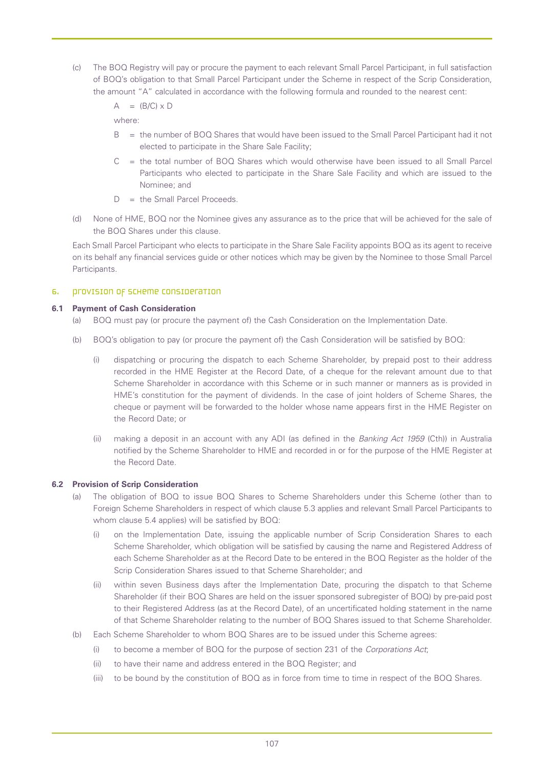(c) The BOQ Registry will pay or procure the payment to each relevant Small Parcel Participant, in full satisfaction of BOQ's obligation to that Small Parcel Participant under the Scheme in respect of the Scrip Consideration, the amount "A" calculated in accordance with the following formula and rounded to the nearest cent:

$$A = (B/C) \times D$$

where:

B = the number of BOQ Shares that would have been issued to the Small Parcel Participant had it not elected to participate in the Share Sale Facility;

C = the total number of BOQ Shares which would otherwise have been issued to all Small Parcel Participants who elected to participate in the Share Sale Facility and which are issued to the Nominee; and

D = the Small Parcel Proceeds.

(d) None of HME, BOQ nor the Nominee gives any assurance as to the price that will be achieved for the sale of the BOQ Shares under this clause.

Each Small Parcel Participant who elects to participate in the Share Sale Facility appoints BOQ as its agent to receive on its behalf any financial services guide or other notices which may be given by the Nominee to those Small Parcel Participants.

## 6. Provision of Scheme Consideration

### 6.1 Payment of Cash Consideration

(a) BOQ must pay (or procure the payment of) the Cash Consideration on the Implementation Date.

(b) BOQ's obligation to pay (or procure the payment of) the Cash Consideration will be satisfied by BOQ:

(i) dispatching or procuring the dispatch to each Scheme Shareholder, by prepaid post to their address recorded in the HME Register at the Record Date, of a cheque for the relevant amount due to that Scheme Shareholder in accordance with this Scheme or in such manner or manners as is provided in HME's constitution for the payment of dividends. In the case of joint holders of Scheme Shares, the cheque or payment will be forwarded to the holder whose name appears first in the HME Register on the Record Date; or

(ii) making a deposit in an account with any ADI (as defined in the *Banking Act 1959* (Cth)) in Australia notified by the Scheme Shareholder to HME and recorded in or for the purpose of the HME Register at the Record Date.

### 6.2 Provision of Scrip Consideration

(a) The obligation of BOQ to issue BOQ Shares to Scheme Shareholders under this Scheme (other than to Foreign Scheme Shareholders in respect of which clause 5.3 applies and relevant Small Parcel Participants to whom clause 5.4 applies) will be satisfied by BOQ:

(i) on the Implementation Date, issuing the applicable number of Scrip Consideration Shares to each Scheme Shareholder, which obligation will be satisfied by causing the name and Registered Address of each Scheme Shareholder as at the Record Date to be entered in the BOQ Register as the holder of the Scrip Consideration Shares issued to that Scheme Shareholder; and

(ii) within seven Business days after the Implementation Date, procuring the dispatch to that Scheme Shareholder (if their BOQ Shares are held on the issuer sponsored subregister of BOQ) by pre-paid post to their Registered Address (as at the Record Date), of an uncertificated holding statement in the name of that Scheme Shareholder relating to the number of BOQ Shares issued to that Scheme Shareholder.

(b) Each Scheme Shareholder to whom BOQ Shares are to be issued under this Scheme agrees:

(i) to become a member of BOQ for the purpose of section 231 of the *Corporations Act*;

(ii) to have their name and address entered in the BOQ Register; and

(iii) to be bound by the constitution of BOQ as in force from time to time in respect of the BOQ Shares.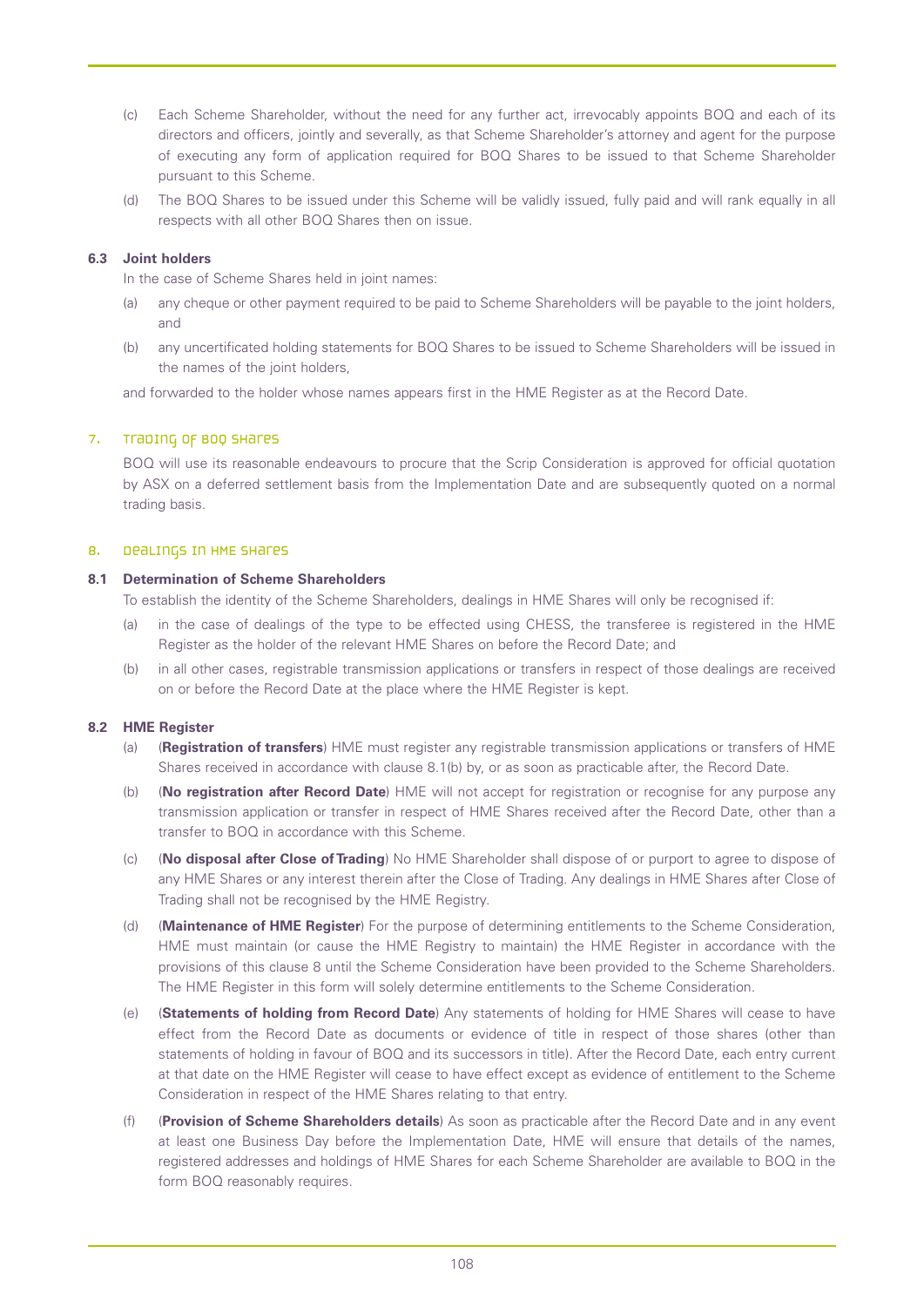(c) Each Scheme Shareholder, without the need for any further act, irrevocably appoints BOQ and each of its directors and officers, jointly and severally, as that Scheme Shareholder's attorney and agent for the purpose of executing any form of application required for BOQ Shares to be issued to that Scheme Shareholder pursuant to this Scheme.

(d) The BOQ Shares to be issued under this Scheme will be validly issued, fully paid and will rank equally in all respects with all other BOQ Shares then on issue.

**6.3 Joint holders**

In the case of Scheme Shares held in joint names:

(a) any cheque or other payment required to be paid to Scheme Shareholders will be payable to the joint holders, and

(b) any uncertificated holding statements for BOQ Shares to be issued to Scheme Shareholders will be issued in the names of the joint holders,

and forwarded to the holder whose names appears first in the HME Register as at the Record Date.

## 7. Trading of BOQ Shares

BOQ will use its reasonable endeavours to procure that the Scrip Consideration is approved for official quotation by ASX on a deferred settlement basis from the Implementation Date and are subsequently quoted on a normal trading basis.

## 8. Dealings in HME Shares

**8.1 Determination of Scheme Shareholders**

To establish the identity of the Scheme Shareholders, dealings in HME Shares will only be recognised if:

(a) in the case of dealings of the type to be effected using CHESS, the transferee is registered in the HME Register as the holder of the relevant HME Shares on before the Record Date; and

(b) in all other cases, registrable transmission applications or transfers in respect of those dealings are received on or before the Record Date at the place where the HME Register is kept.

**8.2 HME Register**

(a) (**Registration of transfers**) HME must register any registrable transmission applications or transfers of HME Shares received in accordance with clause 8.1(b) by, or as soon as practicable after, the Record Date.

(b) (**No registration after Record Date**) HME will not accept for registration or recognise for any purpose any transmission application or transfer in respect of HME Shares received after the Record Date, other than a transfer to BOQ in accordance with this Scheme.

(c) (**No disposal after Close of Trading**) No HME Shareholder shall dispose of or purport to agree to dispose of any HME Shares or any interest therein after the Close of Trading. Any dealings in HME Shares after Close of Trading shall not be recognised by the HME Registry.

(d) (**Maintenance of HME Register**) For the purpose of determining entitlements to the Scheme Consideration, HME must maintain (or cause the HME Registry to maintain) the HME Register in accordance with the provisions of this clause 8 until the Scheme Consideration have been provided to the Scheme Shareholders. The HME Register in this form will solely determine entitlements to the Scheme Consideration.

(e) (**Statements of holding from Record Date**) Any statements of holding for HME Shares will cease to have effect from the Record Date as documents or evidence of title in respect of those shares (other than statements of holding in favour of BOQ and its successors in title). After the Record Date, each entry current at that date on the HME Register will cease to have effect except as evidence of entitlement to the Scheme Consideration in respect of the HME Shares relating to that entry.

(f) (**Provision of Scheme Shareholders details**) As soon as practicable after the Record Date and in any event at least one Business Day before the Implementation Date, HME will ensure that details of the names, registered addresses and holdings of HME Shares for each Scheme Shareholder are available to BOQ in the form BOQ reasonably requires.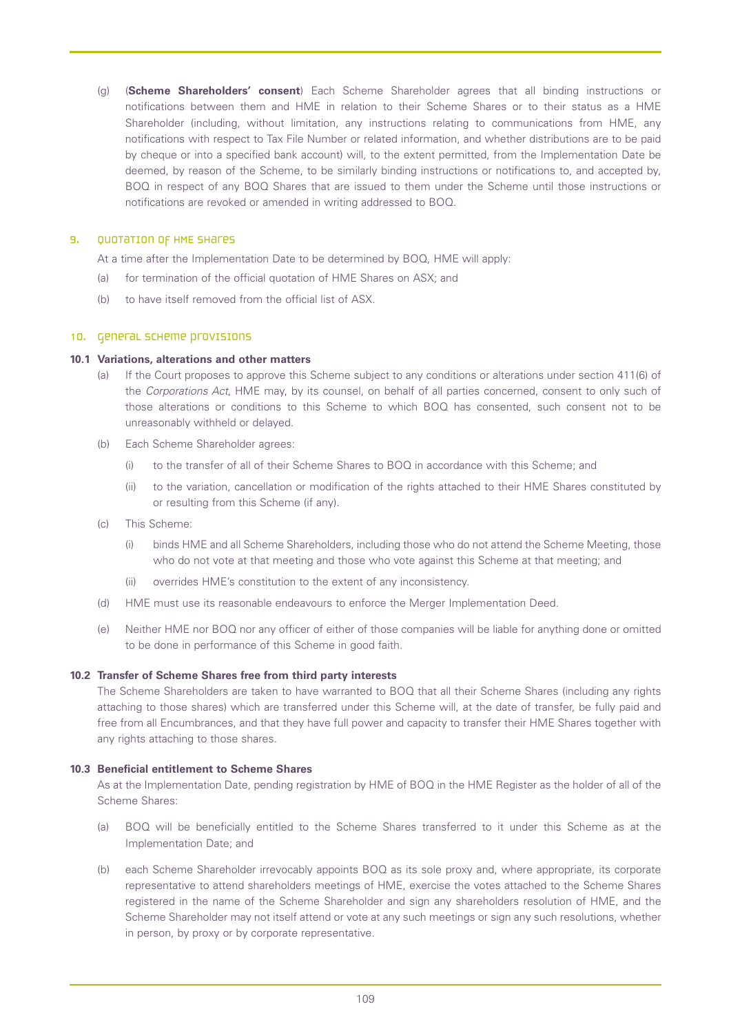(g) (**Scheme Shareholders' consent**) Each Scheme Shareholder agrees that all binding instructions or notifications between them and HME in relation to their Scheme Shares or to their status as a HME Shareholder (including, without limitation, any instructions relating to communications from HME, any notifications with respect to Tax File Number or related information, and whether distributions are to be paid by cheque or into a specified bank account) will, to the extent permitted, from the Implementation Date be deemed, by reason of the Scheme, to be similarly binding instructions or notifications to, and accepted by, BOQ in respect of any BOQ Shares that are issued to them under the Scheme until those instructions or notifications are revoked or amended in writing addressed to BOQ.

## 9. Quotation of HME Shares

At a time after the Implementation Date to be determined by BOQ, HME will apply:

(a) for termination of the official quotation of HME Shares on ASX; and

(b) to have itself removed from the official list of ASX.

## 10. General Scheme provisions

### 10.1 Variations, alterations and other matters

(a) If the Court proposes to approve this Scheme subject to any conditions or alterations under section 411(6) of the *Corporations Act*, HME may, by its counsel, on behalf of all parties concerned, consent to only such of those alterations or conditions to this Scheme to which BOQ has consented, such consent not to be unreasonably withheld or delayed.

(b) Each Scheme Shareholder agrees:

(i) to the transfer of all of their Scheme Shares to BOQ in accordance with this Scheme; and

(ii) to the variation, cancellation or modification of the rights attached to their HME Shares constituted by or resulting from this Scheme (if any).

(c) This Scheme:

(i) binds HME and all Scheme Shareholders, including those who do not attend the Scheme Meeting, those who do not vote at that meeting and those who vote against this Scheme at that meeting; and

(ii) overrides HME's constitution to the extent of any inconsistency.

(d) HME must use its reasonable endeavours to enforce the Merger Implementation Deed.

(e) Neither HME nor BOQ nor any officer of either of those companies will be liable for anything done or omitted to be done in performance of this Scheme in good faith.

### 10.2 Transfer of Scheme Shares free from third party interests

The Scheme Shareholders are taken to have warranted to BOQ that all their Scheme Shares (including any rights attaching to those shares) which are transferred under this Scheme will, at the date of transfer, be fully paid and free from all Encumbrances, and that they have full power and capacity to transfer their HME Shares together with any rights attaching to those shares.

### 10.3 Beneficial entitlement to Scheme Shares

As at the Implementation Date, pending registration by HME of BOQ in the HME Register as the holder of all of the Scheme Shares:

(a) BOQ will be beneficially entitled to the Scheme Shares transferred to it under this Scheme as at the Implementation Date; and

(b) each Scheme Shareholder irrevocably appoints BOQ as its sole proxy and, where appropriate, its corporate representative to attend shareholders meetings of HME, exercise the votes attached to the Scheme Shares registered in the name of the Scheme Shareholder and sign any shareholders resolution of HME, and the Scheme Shareholder may not itself attend or vote at any such meetings or sign any such resolutions, whether in person, by proxy or by corporate representative.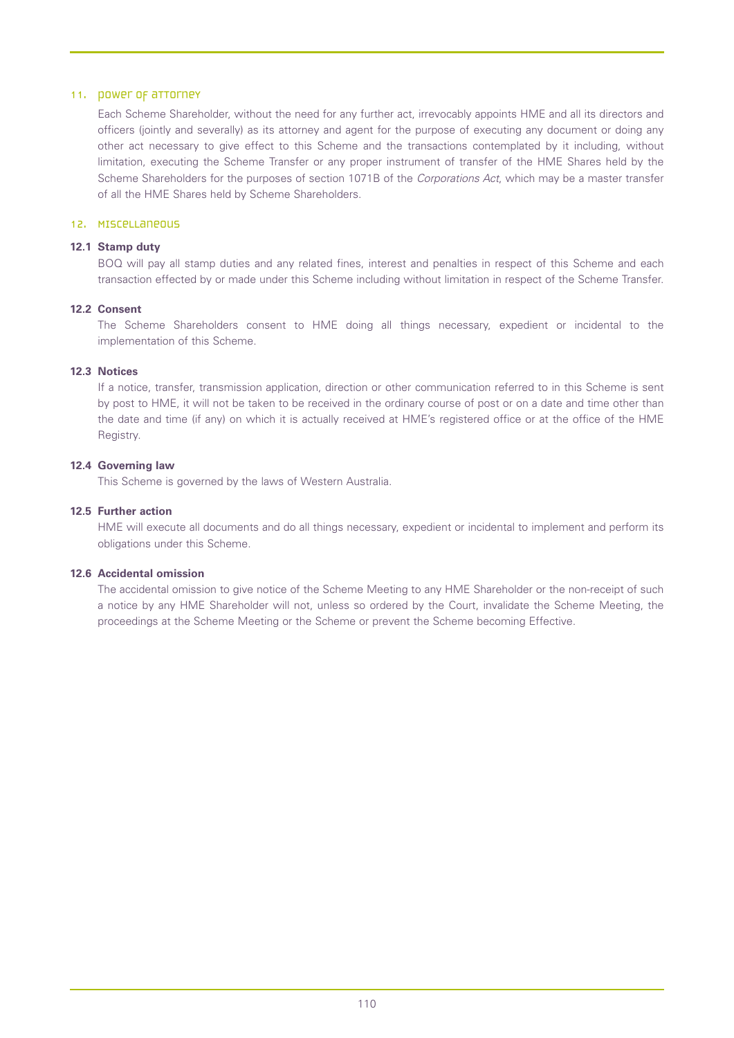## 11. Power of attorney

Each Scheme Shareholder, without the need for any further act, irrevocably appoints HME and all its directors and officers (jointly and severally) as its attorney and agent for the purpose of executing any document or doing any other act necessary to give effect to this Scheme and the transactions contemplated by it including, without limitation, executing the Scheme Transfer or any proper instrument of transfer of the HME Shares held by the Scheme Shareholders for the purposes of section 1071B of the *Corporations Act*, which may be a master transfer of all the HME Shares held by Scheme Shareholders.

## 12. Miscellaneous

### 12.1 Stamp duty

BOQ will pay all stamp duties and any related fines, interest and penalties in respect of this Scheme and each transaction effected by or made under this Scheme including without limitation in respect of the Scheme Transfer.

### 12.2 Consent

The Scheme Shareholders consent to HME doing all things necessary, expedient or incidental to the implementation of this Scheme.

### 12.3 Notices

If a notice, transfer, transmission application, direction or other communication referred to in this Scheme is sent by post to HME, it will not be taken to be received in the ordinary course of post or on a date and time other than the date and time (if any) on which it is actually received at HME's registered office or at the office of the HME Registry.

### 12.4 Governing law

This Scheme is governed by the laws of Western Australia.

### 12.5 Further action

HME will execute all documents and do all things necessary, expedient or incidental to implement and perform its obligations under this Scheme.

### 12.6 Accidental omission

The accidental omission to give notice of the Scheme Meeting to any HME Shareholder or the non-receipt of such a notice by any HME Shareholder will not, unless so ordered by the Court, invalidate the Scheme Meeting, the proceedings at the Scheme Meeting or the Scheme or prevent the Scheme becoming Effective.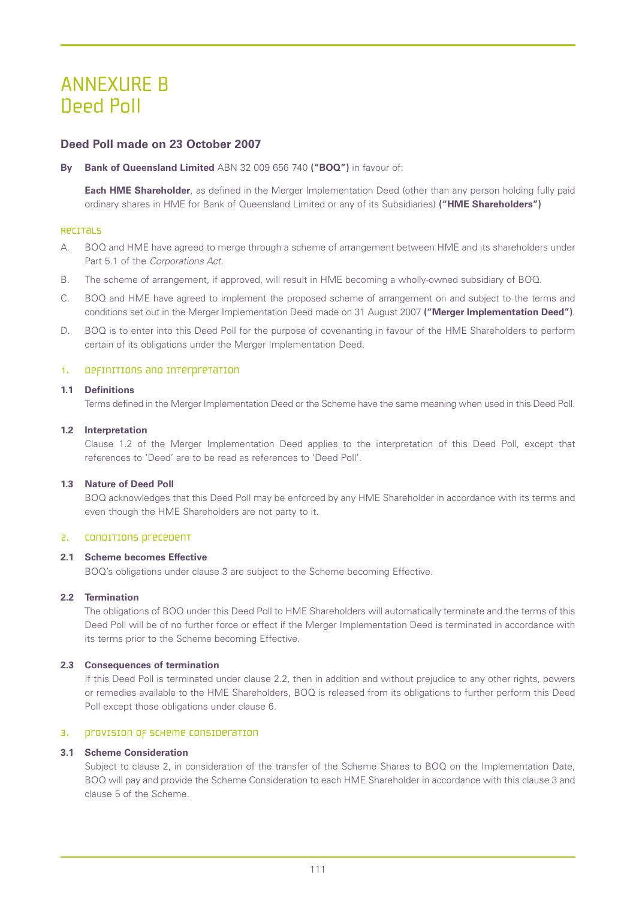# ANNEXURE B
# Deed Poll

## Deed Poll made on 23 October 2007

**By** **Bank of Queensland Limited** ABN 32 009 656 740 **("BOQ")** in favour of:

**Each HME Shareholder**, as defined in the Merger Implementation Deed (other than any person holding fully paid ordinary shares in HME for Bank of Queensland Limited or any of its Subsidiaries) **("HME Shareholders")**

### RECITALS

A. BOQ and HME have agreed to merge through a scheme of arrangement between HME and its shareholders under Part 5.1 of the *Corporations Act*.

B. The scheme of arrangement, if approved, will result in HME becoming a wholly-owned subsidiary of BOQ.

C. BOQ and HME have agreed to implement the proposed scheme of arrangement on and subject to the terms and conditions set out in the Merger Implementation Deed made on 31 August 2007 **("Merger Implementation Deed")**.

D. BOQ is to enter into this Deed Poll for the purpose of covenanting in favour of the HME Shareholders to perform certain of its obligations under the Merger Implementation Deed.

### 1. DEFINITIONS AND INTERPRETATION

**1.1 Definitions**

Terms defined in the Merger Implementation Deed or the Scheme have the same meaning when used in this Deed Poll.

**1.2 Interpretation**

Clause 1.2 of the Merger Implementation Deed applies to the interpretation of this Deed Poll, except that references to 'Deed' are to be read as references to 'Deed Poll'.

**1.3 Nature of Deed Poll**

BOQ acknowledges that this Deed Poll may be enforced by any HME Shareholder in accordance with its terms and even though the HME Shareholders are not party to it.

### 2. CONDITIONS PRECEDENT

**2.1 Scheme becomes Effective**

BOQ's obligations under clause 3 are subject to the Scheme becoming Effective.

**2.2 Termination**

The obligations of BOQ under this Deed Poll to HME Shareholders will automatically terminate and the terms of this Deed Poll will be of no further force or effect if the Merger Implementation Deed is terminated in accordance with its terms prior to the Scheme becoming Effective.

**2.3 Consequences of termination**

If this Deed Poll is terminated under clause 2.2, then in addition and without prejudice to any other rights, powers or remedies available to the HME Shareholders, BOQ is released from its obligations to further perform this Deed Poll except those obligations under clause 6.

### 3. PROVISION OF SCHEME CONSIDERATION

**3.1 Scheme Consideration**

Subject to clause 2, in consideration of the transfer of the Scheme Shares to BOQ on the Implementation Date, BOQ will pay and provide the Scheme Consideration to each HME Shareholder in accordance with this clause 3 and clause 5 of the Scheme.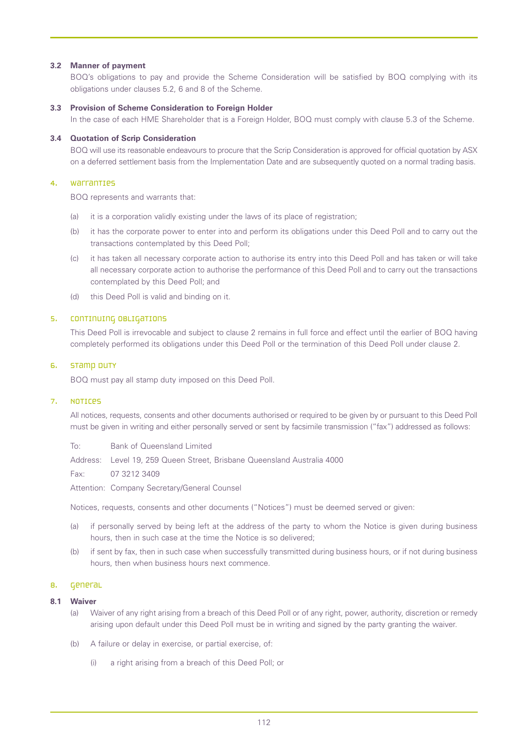### 3.2 Manner of payment

BOQ's obligations to pay and provide the Scheme Consideration will be satisfied by BOQ complying with its obligations under clauses 5.2, 6 and 8 of the Scheme.

### 3.3 Provision of Scheme Consideration to Foreign Holder

In the case of each HME Shareholder that is a Foreign Holder, BOQ must comply with clause 5.3 of the Scheme.

### 3.4 Quotation of Scrip Consideration

BOQ will use its reasonable endeavours to procure that the Scrip Consideration is approved for official quotation by ASX on a deferred settlement basis from the Implementation Date and are subsequently quoted on a normal trading basis.

## 4. Warranties

BOQ represents and warrants that:

(a) it is a corporation validly existing under the laws of its place of registration;

(b) it has the corporate power to enter into and perform its obligations under this Deed Poll and to carry out the transactions contemplated by this Deed Poll;

(c) it has taken all necessary corporate action to authorise its entry into this Deed Poll and has taken or will take all necessary corporate action to authorise the performance of this Deed Poll and to carry out the transactions contemplated by this Deed Poll; and

(d) this Deed Poll is valid and binding on it.

## 5. Continuing obligations

This Deed Poll is irrevocable and subject to clause 2 remains in full force and effect until the earlier of BOQ having completely performed its obligations under this Deed Poll or the termination of this Deed Poll under clause 2.

## 6. Stamp duty

BOQ must pay all stamp duty imposed on this Deed Poll.

## 7. Notices

All notices, requests, consents and other documents authorised or required to be given by or pursuant to this Deed Poll must be given in writing and either personally served or sent by facsimile transmission ("fax") addressed as follows:

To: Bank of Queensland Limited

Address: Level 19, 259 Queen Street, Brisbane Queensland Australia 4000

Fax: 07 3212 3409

Attention: Company Secretary/General Counsel

Notices, requests, consents and other documents ("Notices") must be deemed served or given:

(a) if personally served by being left at the address of the party to whom the Notice is given during business hours, then in such case at the time the Notice is so delivered;

(b) if sent by fax, then in such case when successfully transmitted during business hours, or if not during business hours, then when business hours next commence.

## 8. General

### 8.1 Waiver

(a) Waiver of any right arising from a breach of this Deed Poll or of any right, power, authority, discretion or remedy arising upon default under this Deed Poll must be in writing and signed by the party granting the waiver.

(b) A failure or delay in exercise, or partial exercise, of:

(i) a right arising from a breach of this Deed Poll; or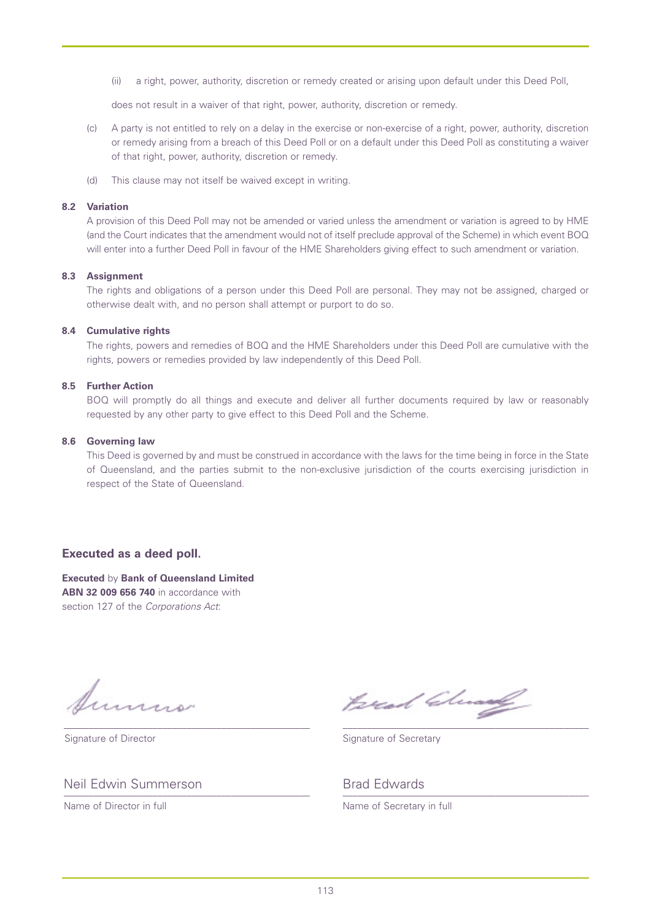(ii) a right, power, authority, discretion or remedy created or arising upon default under this Deed Poll,

does not result in a waiver of that right, power, authority, discretion or remedy.

(c) A party is not entitled to rely on a delay in the exercise or non-exercise of a right, power, authority, discretion or remedy arising from a breach of this Deed Poll or on a default under this Deed Poll as constituting a waiver of that right, power, authority, discretion or remedy.

(d) This clause may not itself be waived except in writing.

**8.2 Variation**

A provision of this Deed Poll may not be amended or varied unless the amendment or variation is agreed to by HME (and the Court indicates that the amendment would not of itself preclude approval of the Scheme) in which event BOQ will enter into a further Deed Poll in favour of the HME Shareholders giving effect to such amendment or variation.

**8.3 Assignment**

The rights and obligations of a person under this Deed Poll are personal. They may not be assigned, charged or otherwise dealt with, and no person shall attempt or purport to do so.

**8.4 Cumulative rights**

The rights, powers and remedies of BOQ and the HME Shareholders under this Deed Poll are cumulative with the rights, powers or remedies provided by law independently of this Deed Poll.

**8.5 Further Action**

BOQ will promptly do all things and execute and deliver all further documents required by law or reasonably requested by any other party to give effect to this Deed Poll and the Scheme.

**8.6 Governing law**

This Deed is governed by and must be construed in accordance with the laws for the time being in force in the State of Queensland, and the parties submit to the non-exclusive jurisdiction of the courts exercising jurisdiction in respect of the State of Queensland.

**Executed as a deed poll.**

**Executed** by **Bank of Queensland Limited ABN 32 009 656 740** in accordance with section 127 of the *Corporations Act*:

| | |
|---|---|
| Signature of Director | Signature of Secretary |
| Neil Edwin Summerson | Brad Edwards |
| Name of Director in full | Name of Secretary in full |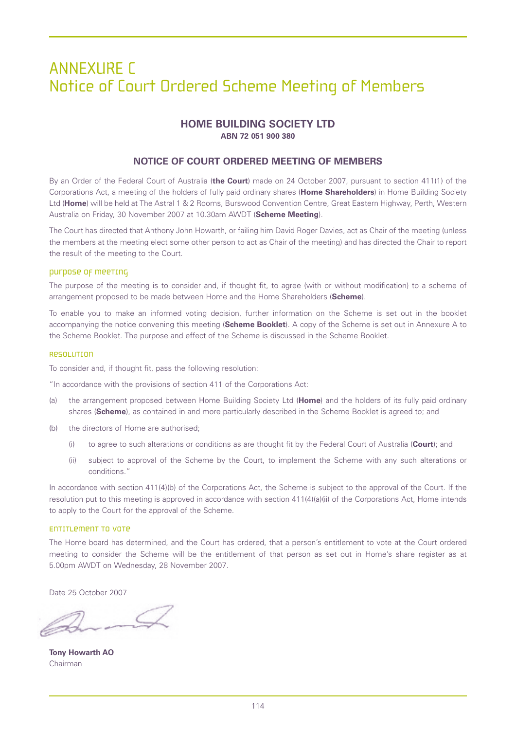# ANNEXURE C
# Notice of Court Ordered Scheme Meeting of Members

## HOME BUILDING SOCIETY LTD

**ABN 72 051 900 380**

## NOTICE OF COURT ORDERED MEETING OF MEMBERS

By an Order of the Federal Court of Australia (**the Court**) made on 24 October 2007, pursuant to section 411(1) of the Corporations Act, a meeting of the holders of fully paid ordinary shares (**Home Shareholders**) in Home Building Society Ltd (**Home**) will be held at The Astral 1 & 2 Rooms, Burswood Convention Centre, Great Eastern Highway, Perth, Western Australia on Friday, 30 November 2007 at 10.30am AWDT (**Scheme Meeting**).

The Court has directed that Anthony John Howarth, or failing him David Roger Davies, act as Chair of the meeting (unless the members at the meeting elect some other person to act as Chair of the meeting) and has directed the Chair to report the result of the meeting to the Court.

### Purpose of meeting

The purpose of the meeting is to consider and, if thought fit, to agree (with or without modification) to a scheme of arrangement proposed to be made between Home and the Home Shareholders (**Scheme**).

To enable you to make an informed voting decision, further information on the Scheme is set out in the booklet accompanying the notice convening this meeting (**Scheme Booklet**). A copy of the Scheme is set out in Annexure A to the Scheme Booklet. The purpose and effect of the Scheme is discussed in the Scheme Booklet.

### Resolution

To consider and, if thought fit, pass the following resolution:

"In accordance with the provisions of section 411 of the Corporations Act:

(a) the arrangement proposed between Home Building Society Ltd (**Home**) and the holders of its fully paid ordinary shares (**Scheme**), as contained in and more particularly described in the Scheme Booklet is agreed to; and

(b) the directors of Home are authorised;

  (i) to agree to such alterations or conditions as are thought fit by the Federal Court of Australia (**Court**); and

  (ii) subject to approval of the Scheme by the Court, to implement the Scheme with any such alterations or conditions."

In accordance with section 411(4)(b) of the Corporations Act, the Scheme is subject to the approval of the Court. If the resolution put to this meeting is approved in accordance with section 411(4)(a)(ii) of the Corporations Act, Home intends to apply to the Court for the approval of the Scheme.

### Entitlement to vote

The Home board has determined, and the Court has ordered, that a person's entitlement to vote at the Court ordered meeting to consider the Scheme will be the entitlement of that person as set out in Home's share register as at 5.00pm AWDT on Wednesday, 28 November 2007.

Date 25 October 2007

**Tony Howarth AO**
Chairman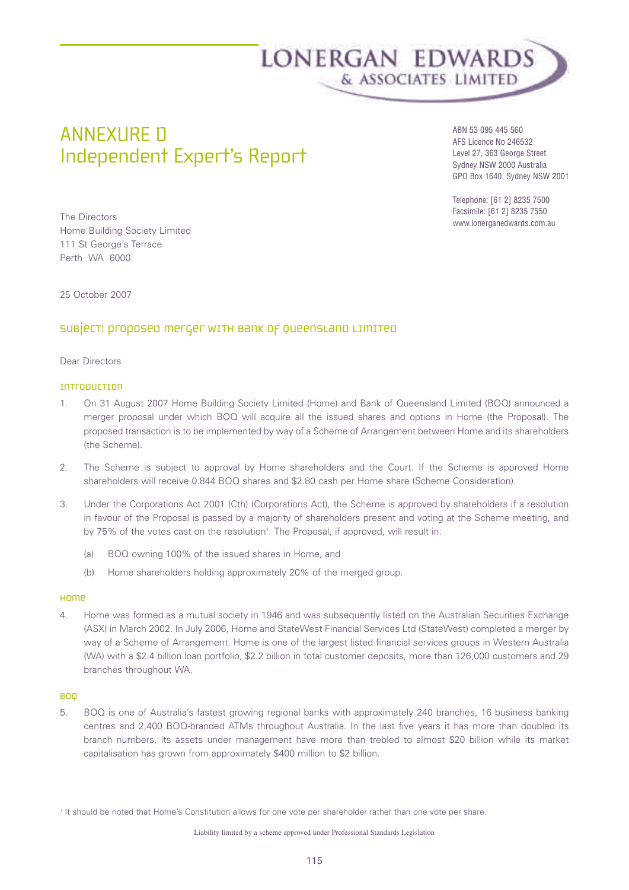LONERGAN EDWARDS
& ASSOCIATES LIMITED

# ANNEXURE D
# Independent Expert's Report

ABN 53 095 445 560
AFS Licence No 246532
Level 27, 363 George Street
Sydney NSW 2000 Australia
GPO Box 1640, Sydney NSW 2001

Telephone: [61 2] 8235 7500
Facsimile: [61 2] 8235 7550
www.lonerganedwards.com.au

The Directors
Home Building Society Limited
111 St George's Terrace
Perth WA 6000

25 October 2007

## Subject: Proposed merger with Bank of Queensland Limited

Dear Directors

### Introduction

1. On 31 August 2007 Home Building Society Limited (Home) and Bank of Queensland Limited (BOQ) announced a merger proposal under which BOQ will acquire all the issued shares and options in Home (the Proposal). The proposed transaction is to be implemented by way of a Scheme of Arrangement between Home and its shareholders (the Scheme).

2. The Scheme is subject to approval by Home shareholders and the Court. If the Scheme is approved Home shareholders will receive 0.844 BOQ shares and $2.80 cash per Home share (Scheme Consideration).

3. Under the Corporations Act 2001 (Cth) (Corporations Act), the Scheme is approved by shareholders if a resolution in favour of the Proposal is passed by a majority of shareholders present and voting at the Scheme meeting, and by 75% of the votes cast on the resolution[1]. The Proposal, if approved, will result in:

   (a) BOQ owning 100% of the issued shares in Home, and

   (b) Home shareholders holding approximately 20% of the merged group.

### Home

4. Home was formed as a mutual society in 1946 and was subsequently listed on the Australian Securities Exchange (ASX) in March 2002. In July 2006, Home and StateWest Financial Services Ltd (StateWest) completed a merger by way of a Scheme of Arrangement. Home is one of the largest listed financial services groups in Western Australia (WA) with a $2.4 billion loan portfolio, $2.2 billion in total customer deposits, more than 126,000 customers and 29 branches throughout WA.

### BOQ

5. BOQ is one of Australia's fastest growing regional banks with approximately 240 branches, 16 business banking centres and 2,400 BOQ-branded ATMs throughout Australia. In the last five years it has more than doubled its branch numbers, its assets under management have more than trebled to almost $20 billion while its market capitalisation has grown from approximately $400 million to $2 billion.

[1] It should be noted that Home's Constitution allows for one vote per shareholder rather than one vote per share.

Liability limited by a scheme approved under Professional Standards Legislation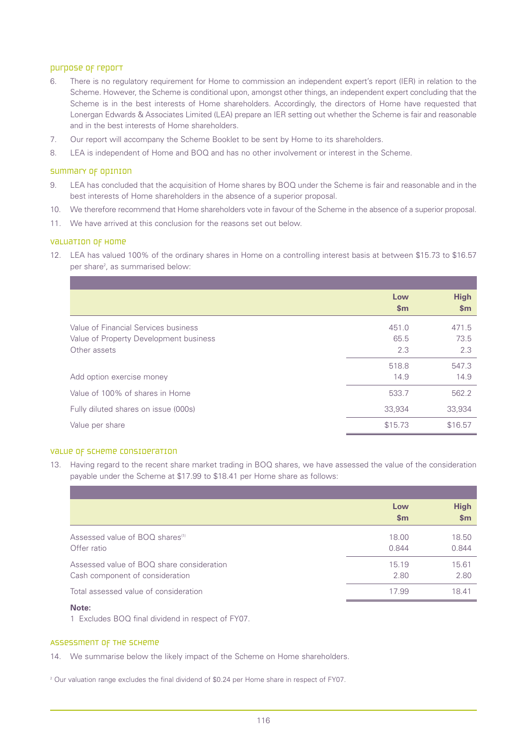## Purpose of report

6. There is no regulatory requirement for Home to commission an independent expert's report (IER) in relation to the Scheme. However, the Scheme is conditional upon, amongst other things, an independent expert concluding that the Scheme is in the best interests of Home shareholders. Accordingly, the directors of Home have requested that Lonergan Edwards & Associates Limited (LEA) prepare an IER setting out whether the Scheme is fair and reasonable and in the best interests of Home shareholders.
7. Our report will accompany the Scheme Booklet to be sent by Home to its shareholders.
8. LEA is independent of Home and BOQ and has no other involvement or interest in the Scheme.

## Summary of opinion

9. LEA has concluded that the acquisition of Home shares by BOQ under the Scheme is fair and reasonable and in the best interests of Home shareholders in the absence of a superior proposal.
10. We therefore recommend that Home shareholders vote in favour of the Scheme in the absence of a superior proposal.
11. We have arrived at this conclusion for the reasons set out below.

## Valuation of Home

12. LEA has valued 100% of the ordinary shares in Home on a controlling interest basis at between $15.73 to $16.57 per share[2], as summarised below:

| | Low $m | High $m |
|---|---|---|
| Value of Financial Services business | 451.0 | 471.5 |
| Value of Property Development business | 65.5 | 73.5 |
| Other assets | 2.3 | 2.3 |
| | 518.8 | 547.3 |
| Add option exercise money | 14.9 | 14.9 |
| Value of 100% of shares in Home | 533.7 | 562.2 |
| Fully diluted shares on issue (000s) | 33,934 | 33,934 |
| Value per share | $15.73 | $16.57 |

## Value of Scheme consideration

13. Having regard to the recent share market trading in BOQ shares, we have assessed the value of the consideration payable under the Scheme at $17.99 to $18.41 per Home share as follows:

| | Low $m | High $m |
|---|---|---|
| Assessed value of BOQ shares[1] | 18.00 | 18.50 |
| Offer ratio | 0.844 | 0.844 |
| Assessed value of BOQ share consideration | 15.19 | 15.61 |
| Cash component of consideration | 2.80 | 2.80 |
| Total assessed value of consideration | 17.99 | 18.41 |

**Note:**

1 Excludes BOQ final dividend in respect of FY07.

## Assessment of the Scheme

14. We summarise below the likely impact of the Scheme on Home shareholders.

[2] Our valuation range excludes the final dividend of $0.24 per Home share in respect of FY07.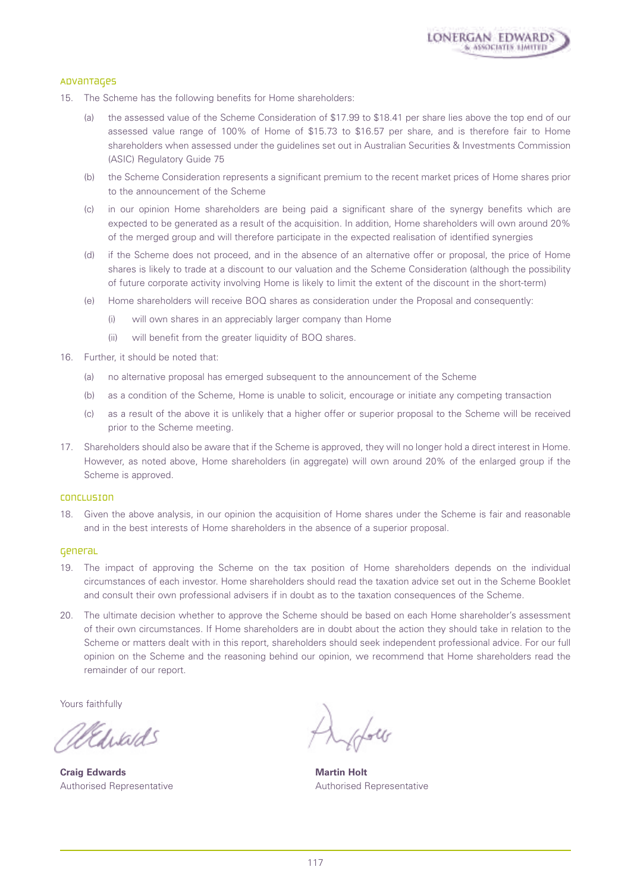## Advantages

15. The Scheme has the following benefits for Home shareholders:

    (a) the assessed value of the Scheme Consideration of $17.99 to $18.41 per share lies above the top end of our assessed value range of 100% of Home of $15.73 to $16.57 per share, and is therefore fair to Home shareholders when assessed under the guidelines set out in Australian Securities & Investments Commission (ASIC) Regulatory Guide 75

    (b) the Scheme Consideration represents a significant premium to the recent market prices of Home shares prior to the announcement of the Scheme

    (c) in our opinion Home shareholders are being paid a significant share of the synergy benefits which are expected to be generated as a result of the acquisition. In addition, Home shareholders will own around 20% of the merged group and will therefore participate in the expected realisation of identified synergies

    (d) if the Scheme does not proceed, and in the absence of an alternative offer or proposal, the price of Home shares is likely to trade at a discount to our valuation and the Scheme Consideration (although the possibility of future corporate activity involving Home is likely to limit the extent of the discount in the short-term)

    (e) Home shareholders will receive BOQ shares as consideration under the Proposal and consequently:

        (i) will own shares in an appreciably larger company than Home

        (ii) will benefit from the greater liquidity of BOQ shares.

16. Further, it should be noted that:

    (a) no alternative proposal has emerged subsequent to the announcement of the Scheme

    (b) as a condition of the Scheme, Home is unable to solicit, encourage or initiate any competing transaction

    (c) as a result of the above it is unlikely that a higher offer or superior proposal to the Scheme will be received prior to the Scheme meeting.

17. Shareholders should also be aware that if the Scheme is approved, they will no longer hold a direct interest in Home. However, as noted above, Home shareholders (in aggregate) will own around 20% of the enlarged group if the Scheme is approved.

## Conclusion

18. Given the above analysis, in our opinion the acquisition of Home shares under the Scheme is fair and reasonable and in the best interests of Home shareholders in the absence of a superior proposal.

## General

19. The impact of approving the Scheme on the tax position of Home shareholders depends on the individual circumstances of each investor. Home shareholders should read the taxation advice set out in the Scheme Booklet and consult their own professional advisers if in doubt as to the taxation consequences of the Scheme.

20. The ultimate decision whether to approve the Scheme should be based on each Home shareholder's assessment of their own circumstances. If Home shareholders are in doubt about the action they should take in relation to the Scheme or matters dealt with in this report, shareholders should seek independent professional advice. For our full opinion on the Scheme and the reasoning behind our opinion, we recommend that Home shareholders read the remainder of our report.

Yours faithfully

**Craig Edwards**
Authorised Representative

**Martin Holt**
Authorised Representative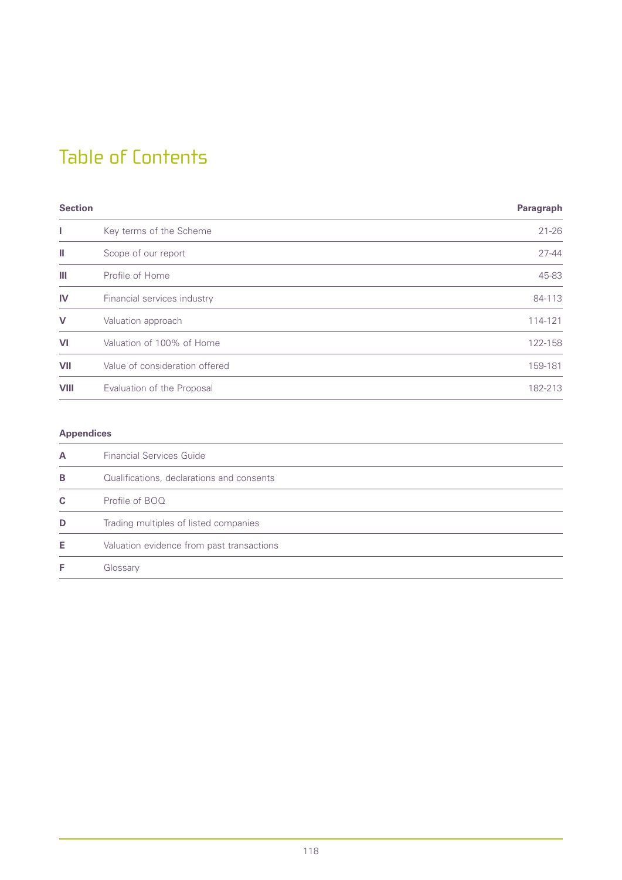# Table of Contents

| Section | | Paragraph |
|---|---|---|
| **I** | Key terms of the Scheme | 21-26 |
| **II** | Scope of our report | 27-44 |
| **III** | Profile of Home | 45-83 |
| **IV** | Financial services industry | 84-113 |
| **V** | Valuation approach | 114-121 |
| **VI** | Valuation of 100% of Home | 122-158 |
| **VII** | Value of consideration offered | 159-181 |
| **VIII** | Evaluation of the Proposal | 182-213 |

| Appendices | |
|---|---|
| **A** | Financial Services Guide |
| **B** | Qualifications, declarations and consents |
| **C** | Profile of BOQ |
| **D** | Trading multiples of listed companies |
| **E** | Valuation evidence from past transactions |
| **F** | Glossary |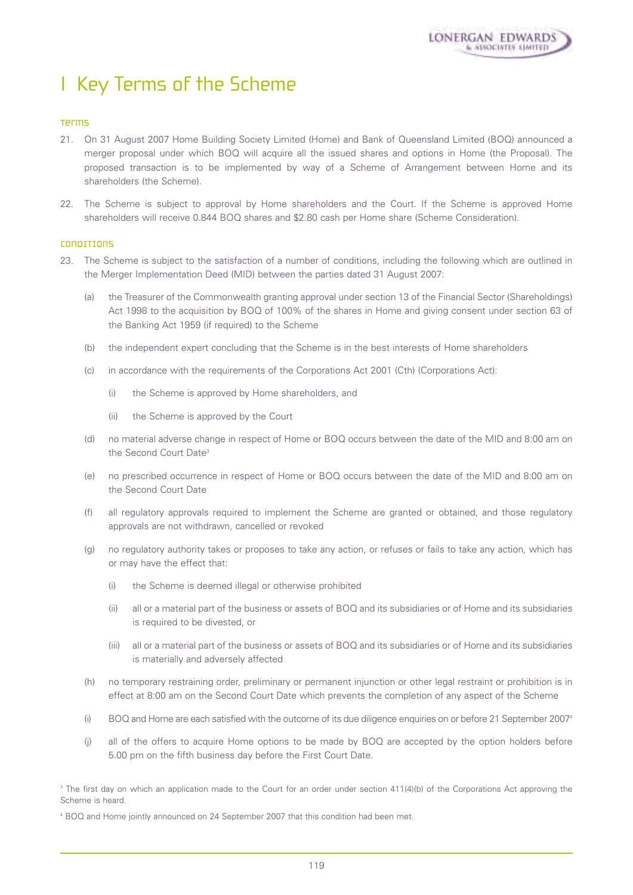# 1 Key Terms of the Scheme

### Terms

21. On 31 August 2007 Home Building Society Limited (Home) and Bank of Queensland Limited (BOQ) announced a merger proposal under which BOQ will acquire all the issued shares and options in Home (the Proposal). The proposed transaction is to be implemented by way of a Scheme of Arrangement between Home and its shareholders (the Scheme).

22. The Scheme is subject to approval by Home shareholders and the Court. If the Scheme is approved Home shareholders will receive 0.844 BOQ shares and $2.80 cash per Home share (Scheme Consideration).

### Conditions

23. The Scheme is subject to the satisfaction of a number of conditions, including the following which are outlined in the Merger Implementation Deed (MID) between the parties dated 31 August 2007:

    (a) the Treasurer of the Commonwealth granting approval under section 13 of the Financial Sector (Shareholdings) Act 1998 to the acquisition by BOQ of 100% of the shares in Home and giving consent under section 63 of the Banking Act 1959 (if required) to the Scheme

    (b) the independent expert concluding that the Scheme is in the best interests of Home shareholders

    (c) in accordance with the requirements of the Corporations Act 2001 (Cth) (Corporations Act):

    - (i) the Scheme is approved by Home shareholders, and
    - (ii) the Scheme is approved by the Court

    (d) no material adverse change in respect of Home or BOQ occurs between the date of the MID and 8:00 am on the Second Court Date[3]

    (e) no prescribed occurrence in respect of Home or BOQ occurs between the date of the MID and 8:00 am on the Second Court Date

    (f) all regulatory approvals required to implement the Scheme are granted or obtained, and those regulatory approvals are not withdrawn, cancelled or revoked

    (g) no regulatory authority takes or proposes to take any action, or refuses or fails to take any action, which has or may have the effect that:

    - (i) the Scheme is deemed illegal or otherwise prohibited
    - (ii) all or a material part of the business or assets of BOQ and its subsidiaries or of Home and its subsidiaries is required to be divested, or
    - (iii) all or a material part of the business or assets of BOQ and its subsidiaries or of Home and its subsidiaries is materially and adversely affected

    (h) no temporary restraining order, preliminary or permanent injunction or other legal restraint or prohibition is in effect at 8:00 am on the Second Court Date which prevents the completion of any aspect of the Scheme

    (i) BOQ and Home are each satisfied with the outcome of its due diligence enquiries on or before 21 September 2007[4]

    (j) all of the offers to acquire Home options to be made by BOQ are accepted by the option holders before 5.00 pm on the fifth business day before the First Court Date.

[3] The first day on which an application made to the Court for an order under section 411(4)(b) of the Corporations Act approving the Scheme is heard.

[4] BOQ and Home jointly announced on 24 September 2007 that this condition had been met.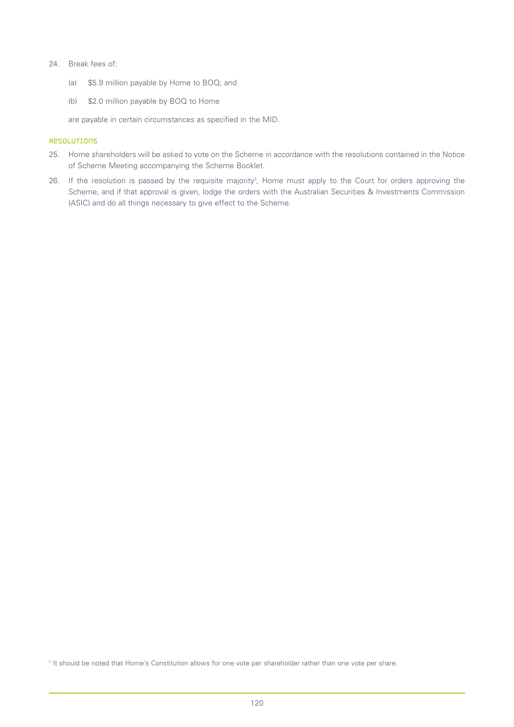24. Break fees of:

    (a) $5.9 million payable by Home to BOQ; and

    (b) $2.0 million payable by BOQ to Home

    are payable in certain circumstances as specified in the MID.

## Resolutions

25. Home shareholders will be asked to vote on the Scheme in accordance with the resolutions contained in the Notice of Scheme Meeting accompanying the Scheme Booklet.

26. If the resolution is passed by the requisite majority[3], Home must apply to the Court for orders approving the Scheme, and if that approval is given, lodge the orders with the Australian Securities & Investments Commission (ASIC) and do all things necessary to give effect to the Scheme.

[3] It should be noted that Home's Constitution allows for one vote per shareholder rather than one vote per share.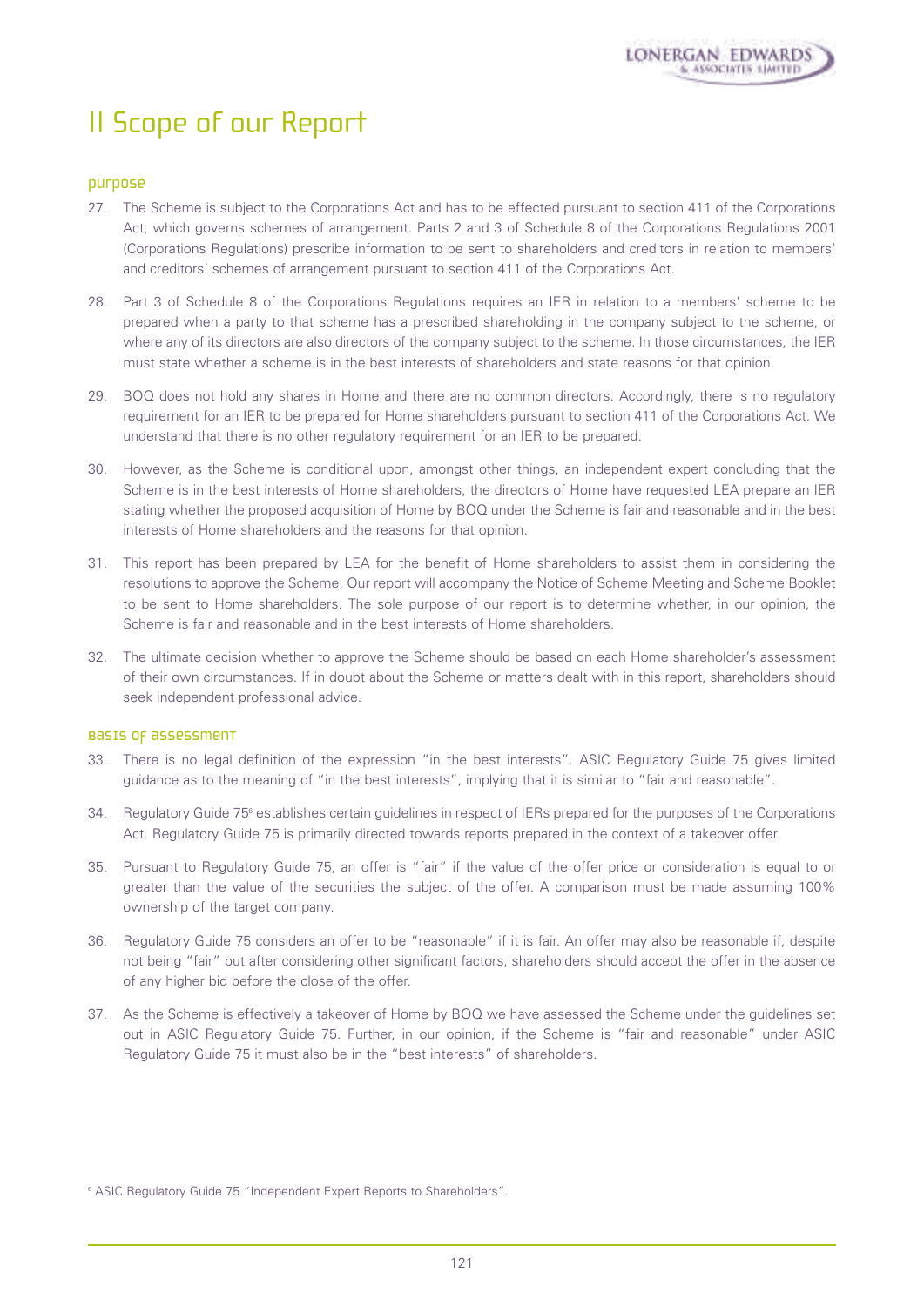# II Scope of our Report

## Purpose

27. The Scheme is subject to the Corporations Act and has to be effected pursuant to section 411 of the Corporations Act, which governs schemes of arrangement. Parts 2 and 3 of Schedule 8 of the Corporations Regulations 2001 (Corporations Regulations) prescribe information to be sent to shareholders and creditors in relation to members' and creditors' schemes of arrangement pursuant to section 411 of the Corporations Act.

28. Part 3 of Schedule 8 of the Corporations Regulations requires an IER in relation to a members' scheme to be prepared when a party to that scheme has a prescribed shareholding in the company subject to the scheme, or where any of its directors are also directors of the company subject to the scheme. In those circumstances, the IER must state whether a scheme is in the best interests of shareholders and state reasons for that opinion.

29. BOQ does not hold any shares in Home and there are no common directors. Accordingly, there is no regulatory requirement for an IER to be prepared for Home shareholders pursuant to section 411 of the Corporations Act. We understand that there is no other regulatory requirement for an IER to be prepared.

30. However, as the Scheme is conditional upon, amongst other things, an independent expert concluding that the Scheme is in the best interests of Home shareholders, the directors of Home have requested LEA prepare an IER stating whether the proposed acquisition of Home by BOQ under the Scheme is fair and reasonable and in the best interests of Home shareholders and the reasons for that opinion.

31. This report has been prepared by LEA for the benefit of Home shareholders to assist them in considering the resolutions to approve the Scheme. Our report will accompany the Notice of Scheme Meeting and Scheme Booklet to be sent to Home shareholders. The sole purpose of our report is to determine whether, in our opinion, the Scheme is fair and reasonable and in the best interests of Home shareholders.

32. The ultimate decision whether to approve the Scheme should be based on each Home shareholder's assessment of their own circumstances. If in doubt about the Scheme or matters dealt with in this report, shareholders should seek independent professional advice.

## Basis of assessment

33. There is no legal definition of the expression "in the best interests". ASIC Regulatory Guide 75 gives limited guidance as to the meaning of "in the best interests", implying that it is similar to "fair and reasonable".

34. Regulatory Guide 75[6] establishes certain guidelines in respect of IERs prepared for the purposes of the Corporations Act. Regulatory Guide 75 is primarily directed towards reports prepared in the context of a takeover offer.

35. Pursuant to Regulatory Guide 75, an offer is "fair" if the value of the offer price or consideration is equal to or greater than the value of the securities the subject of the offer. A comparison must be made assuming 100% ownership of the target company.

36. Regulatory Guide 75 considers an offer to be "reasonable" if it is fair. An offer may also be reasonable if, despite not being "fair" but after considering other significant factors, shareholders should accept the offer in the absence of any higher bid before the close of the offer.

37. As the Scheme is effectively a takeover of Home by BOQ we have assessed the Scheme under the guidelines set out in ASIC Regulatory Guide 75. Further, in our opinion, if the Scheme is "fair and reasonable" under ASIC Regulatory Guide 75 it must also be in the "best interests" of shareholders.

---

[6] ASIC Regulatory Guide 75 "Independent Expert Reports to Shareholders".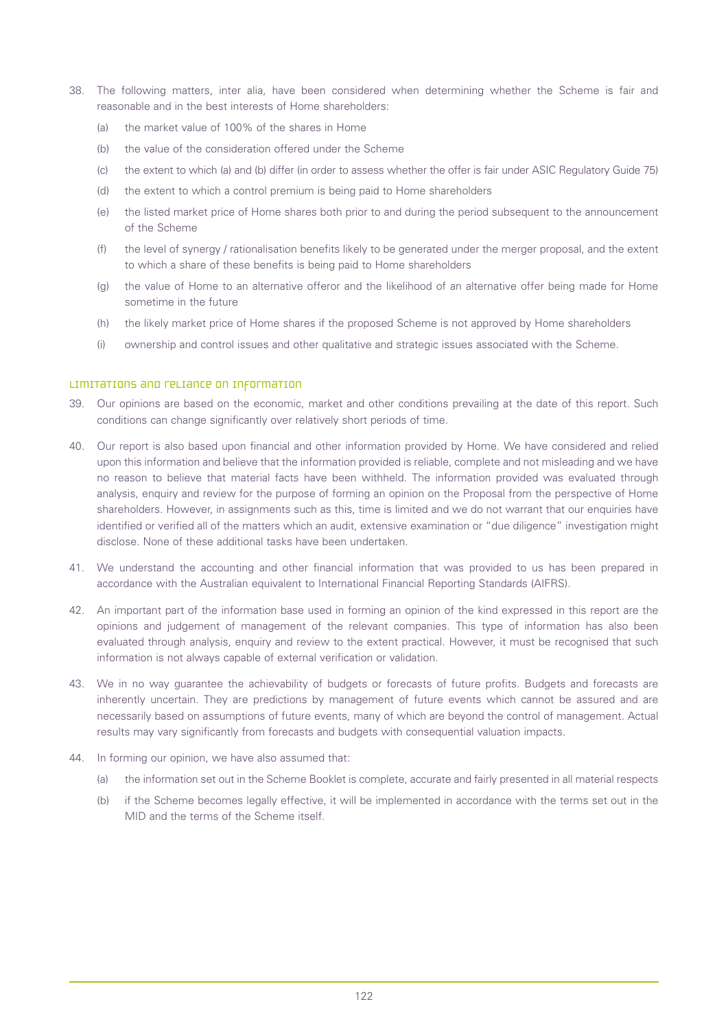38. The following matters, inter alia, have been considered when determining whether the Scheme is fair and reasonable and in the best interests of Home shareholders:

    (a) the market value of 100% of the shares in Home

    (b) the value of the consideration offered under the Scheme

    (c) the extent to which (a) and (b) differ (in order to assess whether the offer is fair under ASIC Regulatory Guide 75)

    (d) the extent to which a control premium is being paid to Home shareholders

    (e) the listed market price of Home shares both prior to and during the period subsequent to the announcement of the Scheme

    (f) the level of synergy / rationalisation benefits likely to be generated under the merger proposal, and the extent to which a share of these benefits is being paid to Home shareholders

    (g) the value of Home to an alternative offeror and the likelihood of an alternative offer being made for Home sometime in the future

    (h) the likely market price of Home shares if the proposed Scheme is not approved by Home shareholders

    (i) ownership and control issues and other qualitative and strategic issues associated with the Scheme.

## Limitations and reliance on information

39. Our opinions are based on the economic, market and other conditions prevailing at the date of this report. Such conditions can change significantly over relatively short periods of time.

40. Our report is also based upon financial and other information provided by Home. We have considered and relied upon this information and believe that the information provided is reliable, complete and not misleading and we have no reason to believe that material facts have been withheld. The information provided was evaluated through analysis, enquiry and review for the purpose of forming an opinion on the Proposal from the perspective of Home shareholders. However, in assignments such as this, time is limited and we do not warrant that our enquiries have identified or verified all of the matters which an audit, extensive examination or "due diligence" investigation might disclose. None of these additional tasks have been undertaken.

41. We understand the accounting and other financial information that was provided to us has been prepared in accordance with the Australian equivalent to International Financial Reporting Standards (AIFRS).

42. An important part of the information base used in forming an opinion of the kind expressed in this report are the opinions and judgement of management of the relevant companies. This type of information has also been evaluated through analysis, enquiry and review to the extent practical. However, it must be recognised that such information is not always capable of external verification or validation.

43. We in no way guarantee the achievability of budgets or forecasts of future profits. Budgets and forecasts are inherently uncertain. They are predictions by management of future events which cannot be assured and are necessarily based on assumptions of future events, many of which are beyond the control of management. Actual results may vary significantly from forecasts and budgets with consequential valuation impacts.

44. In forming our opinion, we have also assumed that:

    (a) the information set out in the Scheme Booklet is complete, accurate and fairly presented in all material respects

    (b) if the Scheme becomes legally effective, it will be implemented in accordance with the terms set out in the MID and the terms of the Scheme itself.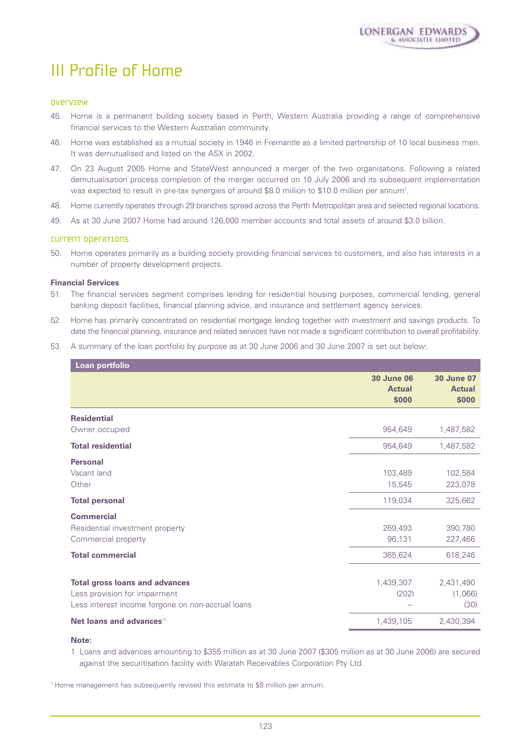# III Profile of Home

## Overview

45. Home is a permanent building society based in Perth, Western Australia providing a range of comprehensive financial services to the Western Australian community.

46. Home was established as a mutual society in 1946 in Fremantle as a limited partnership of 10 local business men. It was demutualised and listed on the ASX in 2002.

47. On 23 August 2005 Home and StateWest announced a merger of the two organisations. Following a related demutualisation process completion of the merger occurred on 10 July 2006 and its subsequent implementation was expected to result in pre-tax synergies of around $8.0 million to $10.0 million per annum[7].

48. Home currently operates through 29 branches spread across the Perth Metropolitan area and selected regional locations.

49. As at 30 June 2007 Home had around 126,000 member accounts and total assets of around $3.0 billion.

## Current operations

50. Home operates primarily as a building society providing financial services to customers, and also has interests in a number of property development projects.

**Financial Services**

51. The financial services segment comprises lending for residential housing purposes, commercial lending, general banking deposit facilities, financial planning advice, and insurance and settlement agency services.

52. Home has primarily concentrated on residential mortgage lending together with investment and savings products. To date the financial planning, insurance and related services have not made a significant contribution to overall profitability.

53. A summary of the loan portfolio by purpose as at 30 June 2006 and 30 June 2007 is set out below:

| Loan portfolio | 30 June 06 Actual $000 | 30 June 07 Actual $000 |
|---|---|---|
| **Residential** | | |
| Owner occupied | 954,649 | 1,487,582 |
| **Total residential** | 954,649 | 1,487,582 |
| **Personal** | | |
| Vacant land | 103,489 | 102,584 |
| Other | 15,545 | 223,078 |
| **Total personal** | 119,034 | 325,662 |
| **Commercial** | | |
| Residential investment property | 269,493 | 390,780 |
| Commercial property | 96,131 | 227,466 |
| **Total commercial** | 365,624 | 618,246 |
| **Total gross loans and advances** | 1,439,307 | 2,431,490 |
| Less provision for impairment | (202) | (1,066) |
| Less interest income forgone on non-accrual loans | – | (30) |
| **Net loans and advances**[1] | 1,439,105 | 2,430,394 |

**Note:**

1 Loans and advances amounting to $355 million as at 30 June 2007 ($305 million as at 30 June 2006) are secured against the securitisation facility with Waratah Receivables Corporation Pty Ltd.

[7] Home management has subsequently revised this estimate to $8 million per annum.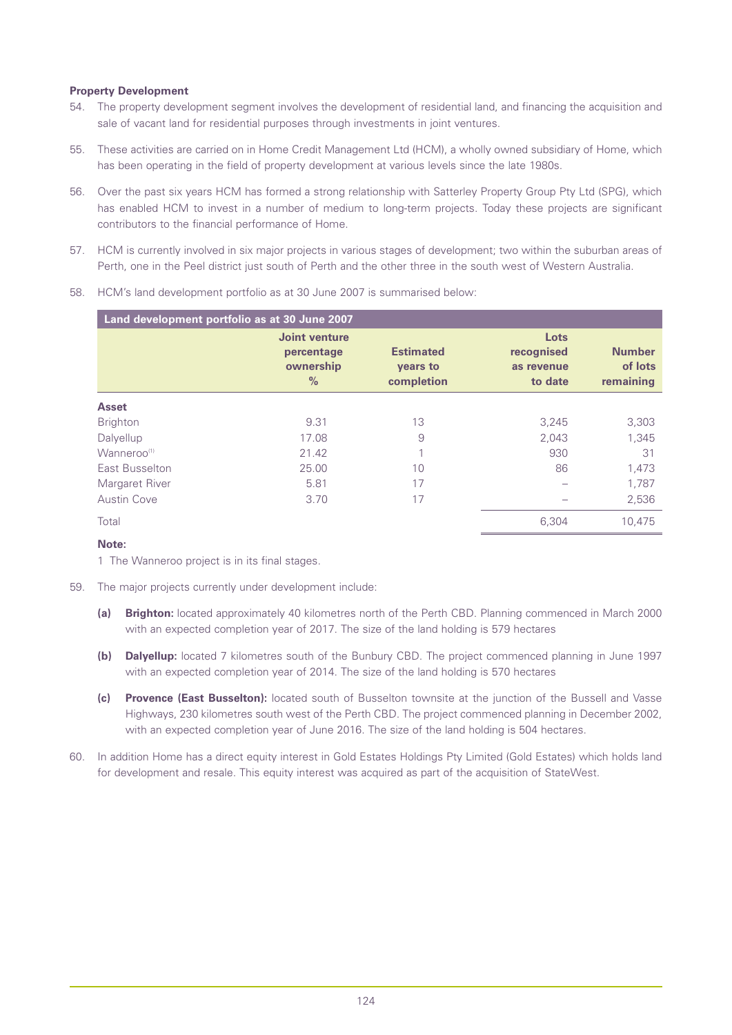**Property Development**

54. The property development segment involves the development of residential land, and financing the acquisition and sale of vacant land for residential purposes through investments in joint ventures.

55. These activities are carried on in Home Credit Management Ltd (HCM), a wholly owned subsidiary of Home, which has been operating in the field of property development at various levels since the late 1980s.

56. Over the past six years HCM has formed a strong relationship with Satterley Property Group Pty Ltd (SPG), which has enabled HCM to invest in a number of medium to long-term projects. Today these projects are significant contributors to the financial performance of Home.

57. HCM is currently involved in six major projects in various stages of development; two within the suburban areas of Perth, one in the Peel district just south of Perth and the other three in the south west of Western Australia.

58. HCM's land development portfolio as at 30 June 2007 is summarised below:

**Land development portfolio as at 30 June 2007**

| | Joint venture percentage ownership % | Estimated years to completion | Lots recognised as revenue to date | Number of lots remaining |
|---|---|---|---|---|
| **Asset** | | | | |
| Brighton | 9.31 | 13 | 3,245 | 3,303 |
| Dalyellup | 17.08 | 9 | 2,043 | 1,345 |
| Wanneroo[1] | 21.42 | 1 | 930 | 31 |
| East Busselton | 25.00 | 10 | 86 | 1,473 |
| Margaret River | 5.81 | 17 | – | 1,787 |
| Austin Cove | 3.70 | 17 | – | 2,536 |
| Total | | | 6,304 | 10,475 |

**Note:**

1 The Wanneroo project is in its final stages.

59. The major projects currently under development include:

   **(a)** **Brighton:** located approximately 40 kilometres north of the Perth CBD. Planning commenced in March 2000 with an expected completion year of 2017. The size of the land holding is 579 hectares

   **(b)** **Dalyellup:** located 7 kilometres south of the Bunbury CBD. The project commenced planning in June 1997 with an expected completion year of 2014. The size of the land holding is 570 hectares

   **(c)** **Provence (East Busselton):** located south of Busselton townsite at the junction of the Bussell and Vasse Highways, 230 kilometres south west of the Perth CBD. The project commenced planning in December 2002, with an expected completion year of June 2016. The size of the land holding is 504 hectares.

60. In addition Home has a direct equity interest in Gold Estates Holdings Pty Limited (Gold Estates) which holds land for development and resale. This equity interest was acquired as part of the acquisition of StateWest.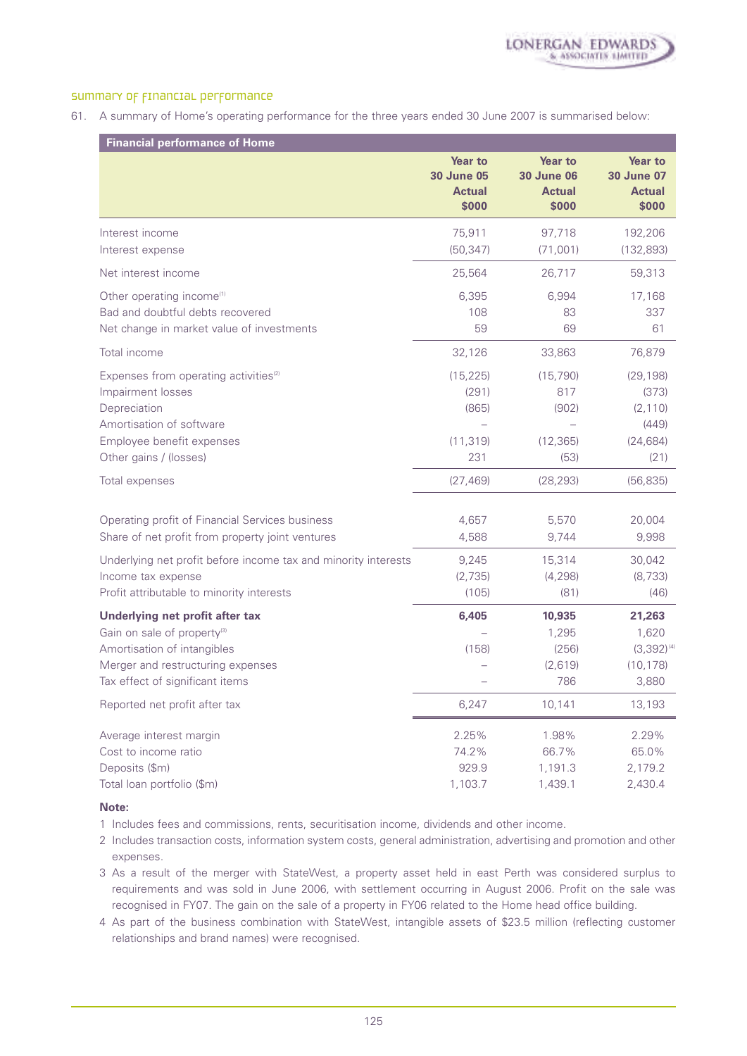## Summary of financial performance

61. A summary of Home's operating performance for the three years ended 30 June 2007 is summarised below:

| Financial performance of Home | Year to 30 June 05 Actual $000 | Year to 30 June 06 Actual $000 | Year to 30 June 07 Actual $000 |
|---|---|---|---|
| Interest income | 75,911 | 97,718 | 192,206 |
| Interest expense | (50,347) | (71,001) | (132,893) |
| Net interest income | 25,564 | 26,717 | 59,313 |
| Other operating income[1] | 6,395 | 6,994 | 17,168 |
| Bad and doubtful debts recovered | 108 | 83 | 337 |
| Net change in market value of investments | 59 | 69 | 61 |
| Total income | 32,126 | 33,863 | 76,879 |
| Expenses from operating activities[2] | (15,225) | (15,790) | (29,198) |
| Impairment losses | (291) | 817 | (373) |
| Depreciation | (865) | (902) | (2,110) |
| Amortisation of software | – | – | (449) |
| Employee benefit expenses | (11,319) | (12,365) | (24,684) |
| Other gains / (losses) | 231 | (53) | (21) |
| Total expenses | (27,469) | (28,293) | (56,835) |
| Operating profit of Financial Services business | 4,657 | 5,570 | 20,004 |
| Share of net profit from property joint ventures | 4,588 | 9,744 | 9,998 |
| Underlying net profit before income tax and minority interests | 9,245 | 15,314 | 30,042 |
| Income tax expense | (2,735) | (4,298) | (8,733) |
| Profit attributable to minority interests | (105) | (81) | (46) |
| **Underlying net profit after tax** | **6,405** | **10,935** | **21,263** |
| Gain on sale of property[3] | – | 1,295 | 1,620 |
| Amortisation of intangibles | (158) | (256) | (3,392)[4] |
| Merger and restructuring expenses | – | (2,619) | (10,178) |
| Tax effect of significant items | – | 786 | 3,880 |
| Reported net profit after tax | 6,247 | 10,141 | 13,193 |
| Average interest margin | 2.25% | 1.98% | 2.29% |
| Cost to income ratio | 74.2% | 66.7% | 65.0% |
| Deposits ($m) | 929.9 | 1,191.3 | 2,179.2 |
| Total loan portfolio ($m) | 1,103.7 | 1,439.1 | 2,430.4 |

**Note:**

1 Includes fees and commissions, rents, securitisation income, dividends and other income.

2 Includes transaction costs, information system costs, general administration, advertising and promotion and other expenses.

3 As a result of the merger with StateWest, a property asset held in east Perth was considered surplus to requirements and was sold in June 2006, with settlement occurring in August 2006. Profit on the sale was recognised in FY07. The gain on the sale of a property in FY06 related to the Home head office building.

4 As part of the business combination with StateWest, intangible assets of $23.5 million (reflecting customer relationships and brand names) were recognised.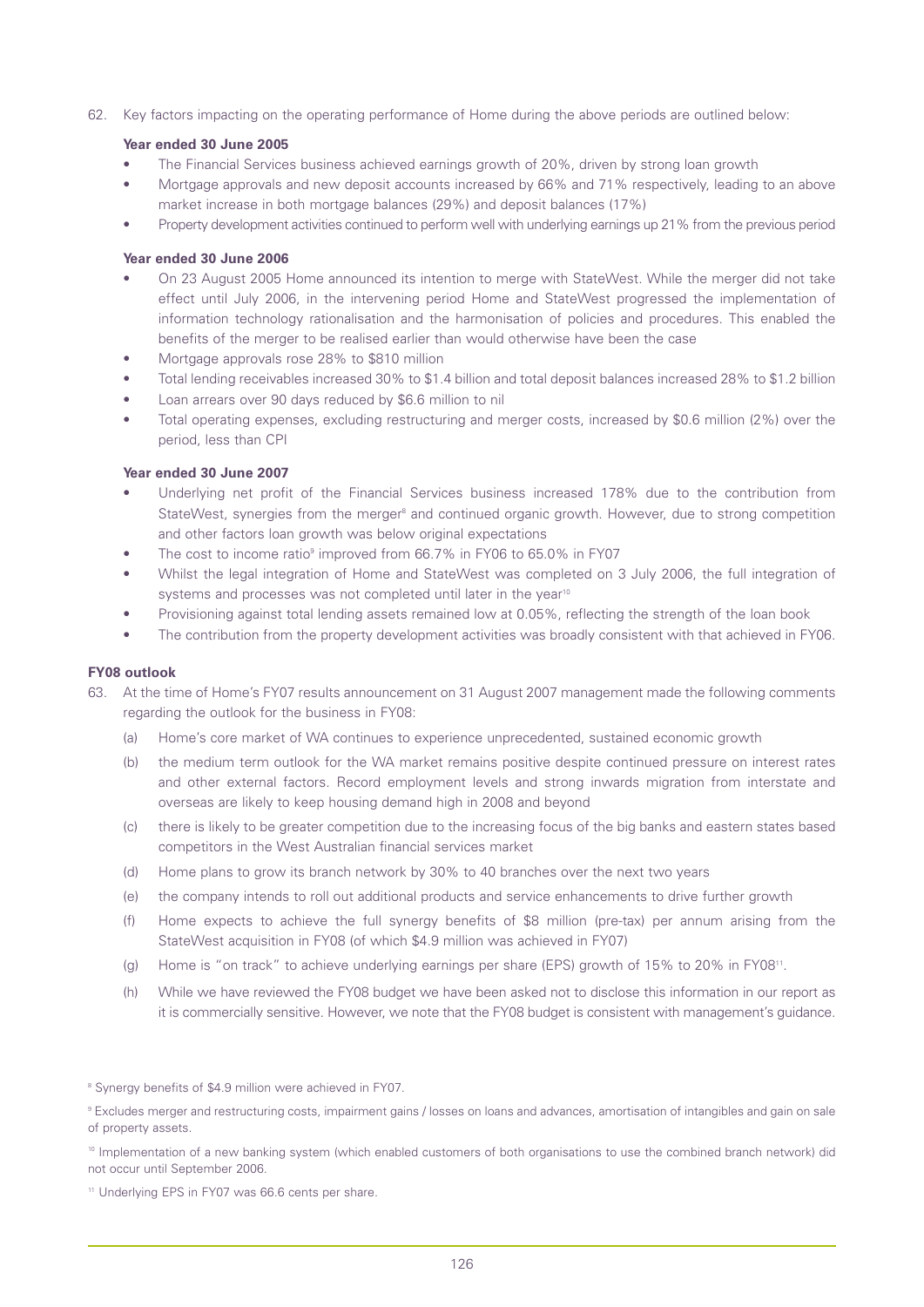62. Key factors impacting on the operating performance of Home during the above periods are outlined below:

**Year ended 30 June 2005**

- The Financial Services business achieved earnings growth of 20%, driven by strong loan growth
- Mortgage approvals and new deposit accounts increased by 66% and 71% respectively, leading to an above market increase in both mortgage balances (29%) and deposit balances (17%)
- Property development activities continued to perform well with underlying earnings up 21% from the previous period

**Year ended 30 June 2006**

- On 23 August 2005 Home announced its intention to merge with StateWest. While the merger did not take effect until July 2006, in the intervening period Home and StateWest progressed the implementation of information technology rationalisation and the harmonisation of policies and procedures. This enabled the benefits of the merger to be realised earlier than would otherwise have been the case
- Mortgage approvals rose 28% to $810 million
- Total lending receivables increased 30% to $1.4 billion and total deposit balances increased 28% to $1.2 billion
- Loan arrears over 90 days reduced by $6.6 million to nil
- Total operating expenses, excluding restructuring and merger costs, increased by $0.6 million (2%) over the period, less than CPI

**Year ended 30 June 2007**

- Underlying net profit of the Financial Services business increased 178% due to the contribution from StateWest, synergies from the merger[8] and continued organic growth. However, due to strong competition and other factors loan growth was below original expectations
- The cost to income ratio[9] improved from 66.7% in FY06 to 65.0% in FY07
- Whilst the legal integration of Home and StateWest was completed on 3 July 2006, the full integration of systems and processes was not completed until later in the year[10]
- Provisioning against total lending assets remained low at 0.05%, reflecting the strength of the loan book
- The contribution from the property development activities was broadly consistent with that achieved in FY06.

**FY08 outlook**

63. At the time of Home's FY07 results announcement on 31 August 2007 management made the following comments regarding the outlook for the business in FY08:

    (a) Home's core market of WA continues to experience unprecedented, sustained economic growth

    (b) the medium term outlook for the WA market remains positive despite continued pressure on interest rates and other external factors. Record employment levels and strong inwards migration from interstate and overseas are likely to keep housing demand high in 2008 and beyond

    (c) there is likely to be greater competition due to the increasing focus of the big banks and eastern states based competitors in the West Australian financial services market

    (d) Home plans to grow its branch network by 30% to 40 branches over the next two years

    (e) the company intends to roll out additional products and service enhancements to drive further growth

    (f) Home expects to achieve the full synergy benefits of $8 million (pre-tax) per annum arising from the StateWest acquisition in FY08 (of which $4.9 million was achieved in FY07)

    (g) Home is "on track" to achieve underlying earnings per share (EPS) growth of 15% to 20% in FY08[11].

    (h) While we have reviewed the FY08 budget we have been asked not to disclose this information in our report as it is commercially sensitive. However, we note that the FY08 budget is consistent with management's guidance.

[8] Synergy benefits of $4.9 million were achieved in FY07.

[9] Excludes merger and restructuring costs, impairment gains / losses on loans and advances, amortisation of intangibles and gain on sale of property assets.

[10] Implementation of a new banking system (which enabled customers of both organisations to use the combined branch network) did not occur until September 2006.

[11] Underlying EPS in FY07 was 66.6 cents per share.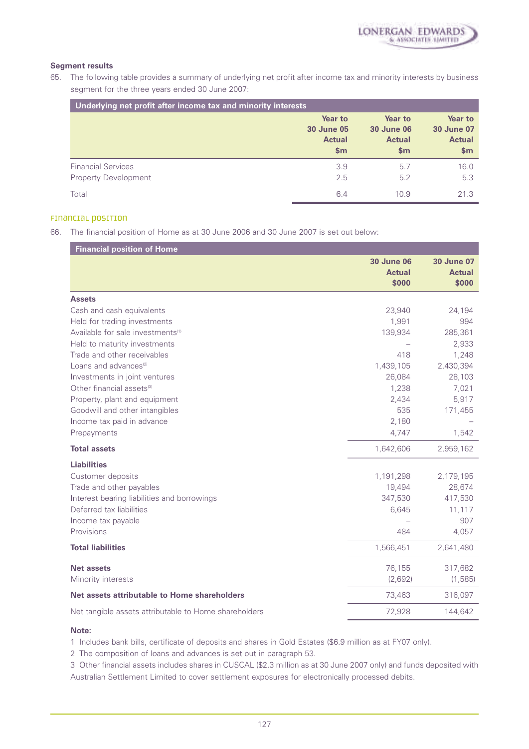### Segment results

65. The following table provides a summary of underlying net profit after income tax and minority interests by business segment for the three years ended 30 June 2007:

| Underlying net profit after income tax and minority interests | Year to 30 June 05 Actual $m | Year to 30 June 06 Actual $m | Year to 30 June 07 Actual $m |
|---|---|---|---|
| Financial Services | 3.9 | 5.7 | 16.0 |
| Property Development | 2.5 | 5.2 | 5.3 |
| Total | 6.4 | 10.9 | 21.3 |

## Financial position

66. The financial position of Home as at 30 June 2006 and 30 June 2007 is set out below:

| Financial position of Home | 30 June 06 Actual $000 | 30 June 07 Actual $000 |
|---|---|---|
| **Assets** | | |
| Cash and cash equivalents | 23,940 | 24,194 |
| Held for trading investments | 1,991 | 994 |
| Available for sale investments[1] | 139,934 | 285,361 |
| Held to maturity investments | – | 2,933 |
| Trade and other receivables | 418 | 1,248 |
| Loans and advances[2] | 1,439,105 | 2,430,394 |
| Investments in joint ventures | 26,084 | 28,103 |
| Other financial assets[3] | 1,238 | 7,021 |
| Property, plant and equipment | 2,434 | 5,917 |
| Goodwill and other intangibles | 535 | 171,455 |
| Income tax paid in advance | 2,180 | – |
| Prepayments | 4,747 | 1,542 |
| **Total assets** | 1,642,606 | 2,959,162 |
| **Liabilities** | | |
| Customer deposits | 1,191,298 | 2,179,195 |
| Trade and other payables | 19,494 | 28,674 |
| Interest bearing liabilities and borrowings | 347,530 | 417,530 |
| Deferred tax liabilities | 6,645 | 11,117 |
| Income tax payable | – | 907 |
| Provisions | 484 | 4,057 |
| **Total liabilities** | 1,566,451 | 2,641,480 |
| **Net assets** | 76,155 | 317,682 |
| Minority interests | (2,692) | (1,585) |
| **Net assets attributable to Home shareholders** | 73,463 | 316,097 |
| Net tangible assets attributable to Home shareholders | 72,928 | 144,642 |

**Note:**

1 Includes bank bills, certificate of deposits and shares in Gold Estates ($6.9 million as at FY07 only).

2 The composition of loans and advances is set out in paragraph 53.

3 Other financial assets includes shares in CUSCAL ($2.3 million as at 30 June 2007 only) and funds deposited with Australian Settlement Limited to cover settlement exposures for electronically processed debits.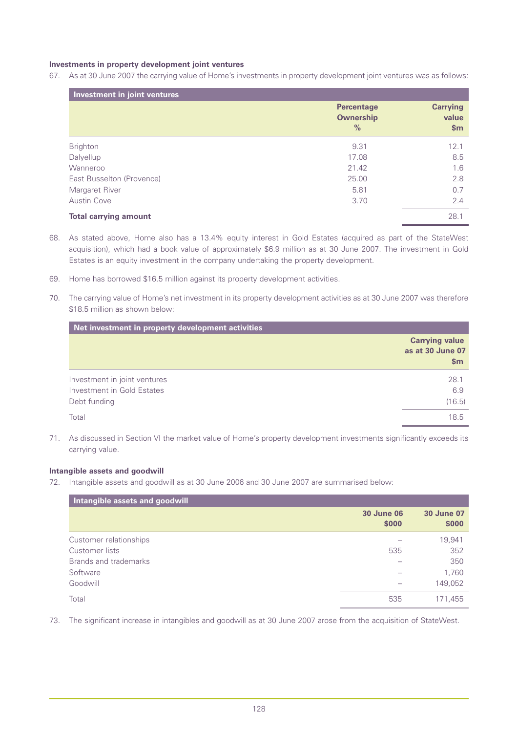**Investments in property development joint ventures**

67. As at 30 June 2007 the carrying value of Home's investments in property development joint ventures was as follows:

| Investment in joint ventures | Percentage Ownership % | Carrying value $m |
|---|---|---|
| Brighton | 9.31 | 12.1 |
| Dalyellup | 17.08 | 8.5 |
| Wanneroo | 21.42 | 1.6 |
| East Busselton (Provence) | 25.00 | 2.8 |
| Margaret River | 5.81 | 0.7 |
| Austin Cove | 3.70 | 2.4 |
| **Total carrying amount** | | 28.1 |

68. As stated above, Home also has a 13.4% equity interest in Gold Estates (acquired as part of the StateWest acquisition), which had a book value of approximately $6.9 million as at 30 June 2007. The investment in Gold Estates is an equity investment in the company undertaking the property development.

69. Home has borrowed $16.5 million against its property development activities.

70. The carrying value of Home's net investment in its property development activities as at 30 June 2007 was therefore $18.5 million as shown below:

| Net investment in property development activities | Carrying value as at 30 June 07 $m |
|---|---|
| Investment in joint ventures | 28.1 |
| Investment in Gold Estates | 6.9 |
| Debt funding | (16.5) |
| Total | 18.5 |

71. As discussed in Section VI the market value of Home's property development investments significantly exceeds its carrying value.

**Intangible assets and goodwill**

72. Intangible assets and goodwill as at 30 June 2006 and 30 June 2007 are summarised below:

| Intangible assets and goodwill | 30 June 06 $000 | 30 June 07 $000 |
|---|---|---|
| Customer relationships | – | 19,941 |
| Customer lists | 535 | 352 |
| Brands and trademarks | – | 350 |
| Software | – | 1,760 |
| Goodwill | – | 149,052 |
| Total | 535 | 171,455 |

73. The significant increase in intangibles and goodwill as at 30 June 2007 arose from the acquisition of StateWest.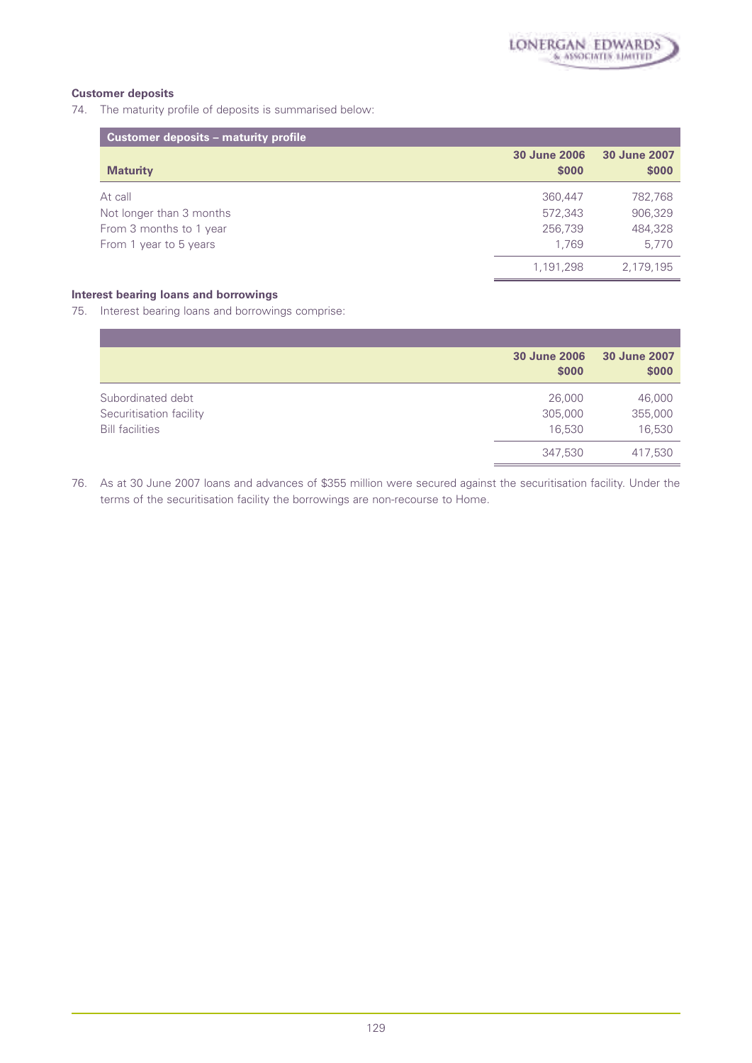### Customer deposits

74. The maturity profile of deposits is summarised below:

| Customer deposits – maturity profile | | |
|---|---|---|
| **Maturity** | **30 June 2006 $000** | **30 June 2007 $000** |
| At call | 360,447 | 782,768 |
| Not longer than 3 months | 572,343 | 906,329 |
| From 3 months to 1 year | 256,739 | 484,328 |
| From 1 year to 5 years | 1,769 | 5,770 |
| | 1,191,298 | 2,179,195 |

### Interest bearing loans and borrowings

75. Interest bearing loans and borrowings comprise:

| | **30 June 2006 $000** | **30 June 2007 $000** |
|---|---|---|
| Subordinated debt | 26,000 | 46,000 |
| Securitisation facility | 305,000 | 355,000 |
| Bill facilities | 16,530 | 16,530 |
| | 347,530 | 417,530 |

76. As at 30 June 2007 loans and advances of $355 million were secured against the securitisation facility. Under the terms of the securitisation facility the borrowings are non-recourse to Home.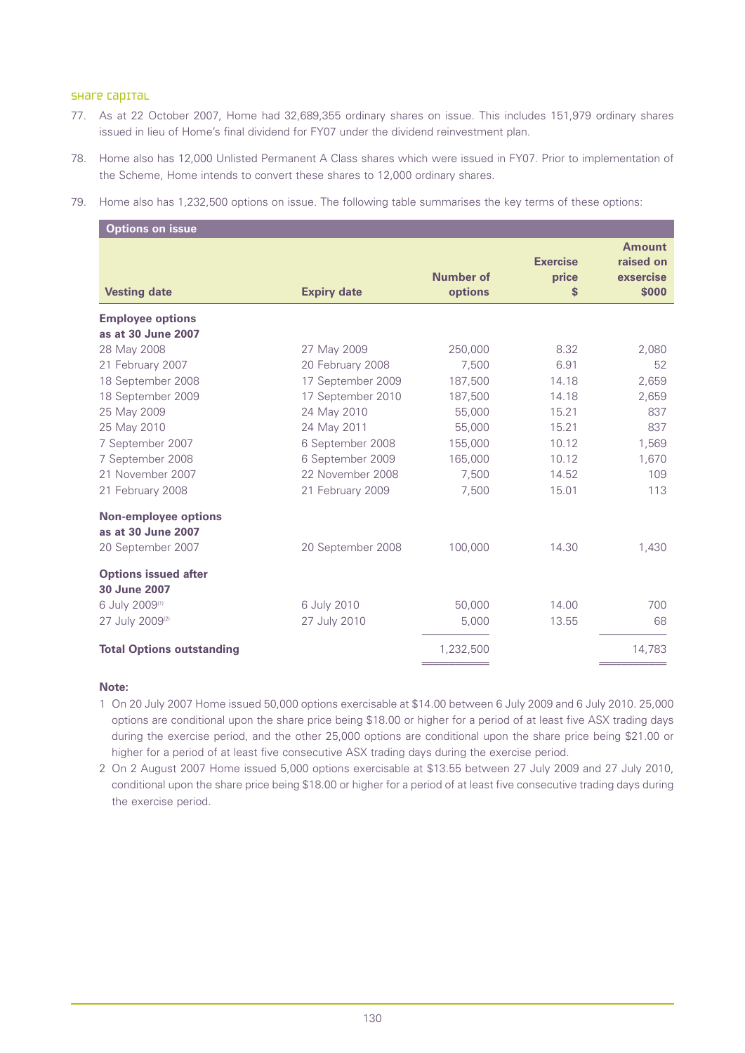## Share capital

77. As at 22 October 2007, Home had 32,689,355 ordinary shares on issue. This includes 151,979 ordinary shares issued in lieu of Home's final dividend for FY07 under the dividend reinvestment plan.

78. Home also has 12,000 Unlisted Permanent A Class shares which were issued in FY07. Prior to implementation of the Scheme, Home intends to convert these shares to 12,000 ordinary shares.

79. Home also has 1,232,500 options on issue. The following table summarises the key terms of these options:

| Options on issue | | | | |
|---|---|---|---|---|
| **Vesting date** | **Expiry date** | **Number of options** | **Exercise price $** | **Amount raised on exsercise $000** |
| **Employee options as at 30 June 2007** | | | | |
| 28 May 2008 | 27 May 2009 | 250,000 | 8.32 | 2,080 |
| 21 February 2007 | 20 February 2008 | 7,500 | 6.91 | 52 |
| 18 September 2008 | 17 September 2009 | 187,500 | 14.18 | 2,659 |
| 18 September 2009 | 17 September 2010 | 187,500 | 14.18 | 2,659 |
| 25 May 2009 | 24 May 2010 | 55,000 | 15.21 | 837 |
| 25 May 2010 | 24 May 2011 | 55,000 | 15.21 | 837 |
| 7 September 2007 | 6 September 2008 | 155,000 | 10.12 | 1,569 |
| 7 September 2008 | 6 September 2009 | 165,000 | 10.12 | 1,670 |
| 21 November 2007 | 22 November 2008 | 7,500 | 14.52 | 109 |
| 21 February 2008 | 21 February 2009 | 7,500 | 15.01 | 113 |
| **Non-employee options as at 30 June 2007** | | | | |
| 20 September 2007 | 20 September 2008 | 100,000 | 14.30 | 1,430 |
| **Options issued after 30 June 2007** | | | | |
| 6 July 2009[1] | 6 July 2010 | 50,000 | 14.00 | 700 |
| 27 July 2009[2] | 27 July 2010 | 5,000 | 13.55 | 68 |
| **Total Options outstanding** | | 1,232,500 | | 14,783 |

**Note:**

1. On 20 July 2007 Home issued 50,000 options exercisable at $14.00 between 6 July 2009 and 6 July 2010. 25,000 options are conditional upon the share price being $18.00 or higher for a period of at least five ASX trading days during the exercise period, and the other 25,000 options are conditional upon the share price being $21.00 or higher for a period of at least five consecutive ASX trading days during the exercise period.
2. On 2 August 2007 Home issued 5,000 options exercisable at $13.55 between 27 July 2009 and 27 July 2010, conditional upon the share price being $18.00 or higher for a period of at least five consecutive trading days during the exercise period.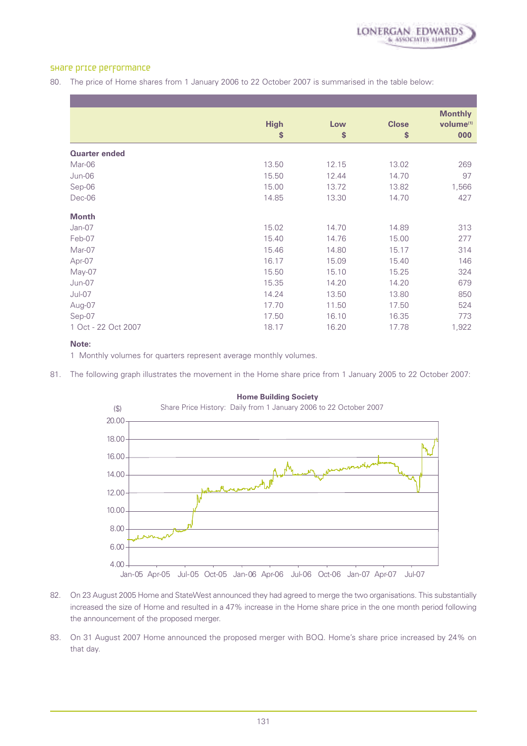## Share price performance

80. The price of Home shares from 1 January 2006 to 22 October 2007 is summarised in the table below:

| | High $ | Low $ | Close $ | Monthly volume[1] 000 |
|---|---|---|---|---|
| **Quarter ended** | | | | |
| Mar-06 | 13.50 | 12.15 | 13.02 | 269 |
| Jun-06 | 15.50 | 12.44 | 14.70 | 97 |
| Sep-06 | 15.00 | 13.72 | 13.82 | 1,566 |
| Dec-06 | 14.85 | 13.30 | 14.70 | 427 |
| **Month** | | | | |
| Jan-07 | 15.02 | 14.70 | 14.89 | 313 |
| Feb-07 | 15.40 | 14.76 | 15.00 | 277 |
| Mar-07 | 15.46 | 14.80 | 15.17 | 314 |
| Apr-07 | 16.17 | 15.09 | 15.40 | 146 |
| May-07 | 15.50 | 15.10 | 15.25 | 324 |
| Jun-07 | 15.35 | 14.20 | 14.20 | 679 |
| Jul-07 | 14.24 | 13.50 | 13.80 | 850 |
| Aug-07 | 17.70 | 11.50 | 17.50 | 524 |
| Sep-07 | 17.50 | 16.10 | 16.35 | 773 |
| 1 Oct - 22 Oct 2007 | 18.17 | 16.20 | 17.78 | 1,922 |

**Note:**

1 Monthly volumes for quarters represent average monthly volumes.

81. The following graph illustrates the movement in the Home share price from 1 January 2005 to 22 October 2007:

**Home Building Society**

Share Price History: Daily from 1 January 2006 to 22 October 2007

82. On 23 August 2005 Home and StateWest announced they had agreed to merge the two organisations. This substantially increased the size of Home and resulted in a 47% increase in the Home share price in the one month period following the announcement of the proposed merger.

83. On 31 August 2007 Home announced the proposed merger with BOQ. Home's share price increased by 24% on that day.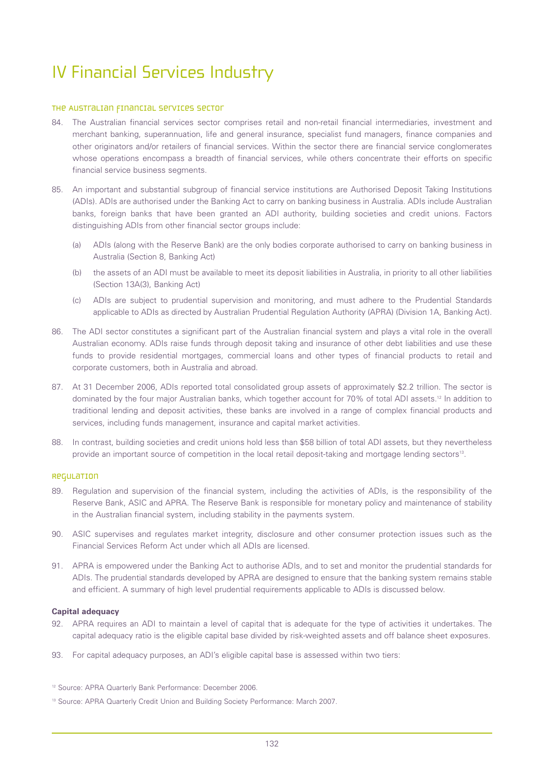# IV Financial Services Industry

## The Australian financial services sector

84. The Australian financial services sector comprises retail and non-retail financial intermediaries, investment and merchant banking, superannuation, life and general insurance, specialist fund managers, finance companies and other originators and/or retailers of financial services. Within the sector there are financial service conglomerates whose operations encompass a breadth of financial services, while others concentrate their efforts on specific financial service business segments.

85. An important and substantial subgroup of financial service institutions are Authorised Deposit Taking Institutions (ADIs). ADIs are authorised under the Banking Act to carry on banking business in Australia. ADIs include Australian banks, foreign banks that have been granted an ADI authority, building societies and credit unions. Factors distinguishing ADIs from other financial sector groups include:

    (a) ADIs (along with the Reserve Bank) are the only bodies corporate authorised to carry on banking business in Australia (Section 8, Banking Act)

    (b) the assets of an ADI must be available to meet its deposit liabilities in Australia, in priority to all other liabilities (Section 13A(3), Banking Act)

    (c) ADIs are subject to prudential supervision and monitoring, and must adhere to the Prudential Standards applicable to ADIs as directed by Australian Prudential Regulation Authority (APRA) (Division 1A, Banking Act).

86. The ADI sector constitutes a significant part of the Australian financial system and plays a vital role in the overall Australian economy. ADIs raise funds through deposit taking and insurance of other debt liabilities and use these funds to provide residential mortgages, commercial loans and other types of financial products to retail and corporate customers, both in Australia and abroad.

87. At 31 December 2006, ADIs reported total consolidated group assets of approximately $2.2 trillion. The sector is dominated by the four major Australian banks, which together account for 70% of total ADI assets.[12] In addition to traditional lending and deposit activities, these banks are involved in a range of complex financial products and services, including funds management, insurance and capital market activities.

88. In contrast, building societies and credit unions hold less than $58 billion of total ADI assets, but they nevertheless provide an important source of competition in the local retail deposit-taking and mortgage lending sectors[13].

## Regulation

89. Regulation and supervision of the financial system, including the activities of ADIs, is the responsibility of the Reserve Bank, ASIC and APRA. The Reserve Bank is responsible for monetary policy and maintenance of stability in the Australian financial system, including stability in the payments system.

90. ASIC supervises and regulates market integrity, disclosure and other consumer protection issues such as the Financial Services Reform Act under which all ADIs are licensed.

91. APRA is empowered under the Banking Act to authorise ADIs, and to set and monitor the prudential standards for ADIs. The prudential standards developed by APRA are designed to ensure that the banking system remains stable and efficient. A summary of high level prudential requirements applicable to ADIs is discussed below.

### Capital adequacy

92. APRA requires an ADI to maintain a level of capital that is adequate for the type of activities it undertakes. The capital adequacy ratio is the eligible capital base divided by risk-weighted assets and off balance sheet exposures.

93. For capital adequacy purposes, an ADI's eligible capital base is assessed within two tiers:

[12] Source: APRA Quarterly Bank Performance: December 2006.

[13] Source: APRA Quarterly Credit Union and Building Society Performance: March 2007.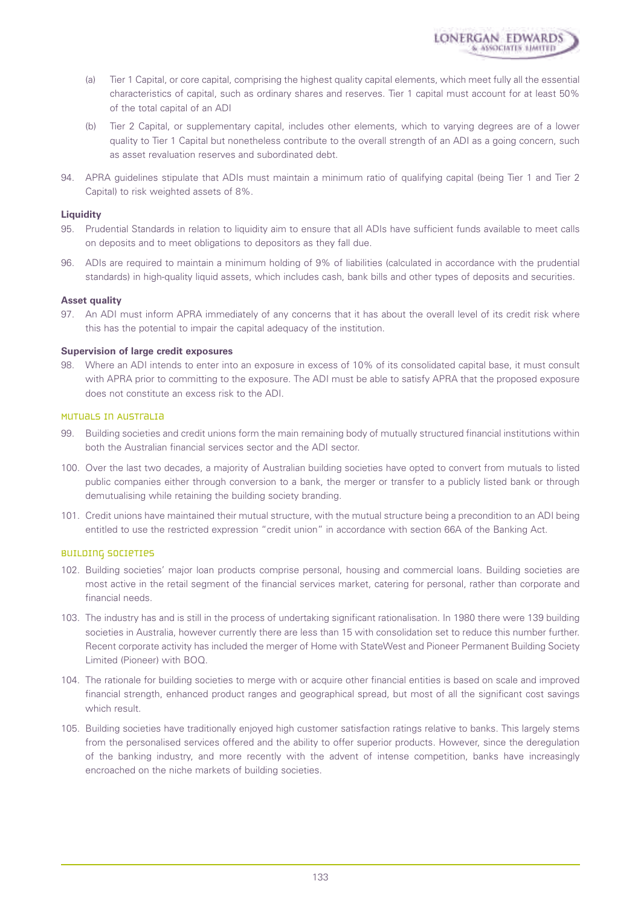(a) Tier 1 Capital, or core capital, comprising the highest quality capital elements, which meet fully all the essential characteristics of capital, such as ordinary shares and reserves. Tier 1 capital must account for at least 50% of the total capital of an ADI

(b) Tier 2 Capital, or supplementary capital, includes other elements, which to varying degrees are of a lower quality to Tier 1 Capital but nonetheless contribute to the overall strength of an ADI as a going concern, such as asset revaluation reserves and subordinated debt.

94. APRA guidelines stipulate that ADIs must maintain a minimum ratio of qualifying capital (being Tier 1 and Tier 2 Capital) to risk weighted assets of 8%.

**Liquidity**

95. Prudential Standards in relation to liquidity aim to ensure that all ADIs have sufficient funds available to meet calls on deposits and to meet obligations to depositors as they fall due.

96. ADIs are required to maintain a minimum holding of 9% of liabilities (calculated in accordance with the prudential standards) in high-quality liquid assets, which includes cash, bank bills and other types of deposits and securities.

**Asset quality**

97. An ADI must inform APRA immediately of any concerns that it has about the overall level of its credit risk where this has the potential to impair the capital adequacy of the institution.

**Supervision of large credit exposures**

98. Where an ADI intends to enter into an exposure in excess of 10% of its consolidated capital base, it must consult with APRA prior to committing to the exposure. The ADI must be able to satisfy APRA that the proposed exposure does not constitute an excess risk to the ADI.

## Mutuals in Australia

99. Building societies and credit unions form the main remaining body of mutually structured financial institutions within both the Australian financial services sector and the ADI sector.

100. Over the last two decades, a majority of Australian building societies have opted to convert from mutuals to listed public companies either through conversion to a bank, the merger or transfer to a publicly listed bank or through demutualising while retaining the building society branding.

101. Credit unions have maintained their mutual structure, with the mutual structure being a precondition to an ADI being entitled to use the restricted expression "credit union" in accordance with section 66A of the Banking Act.

## Building societies

102. Building societies' major loan products comprise personal, housing and commercial loans. Building societies are most active in the retail segment of the financial services market, catering for personal, rather than corporate and financial needs.

103. The industry has and is still in the process of undertaking significant rationalisation. In 1980 there were 139 building societies in Australia, however currently there are less than 15 with consolidation set to reduce this number further. Recent corporate activity has included the merger of Home with StateWest and Pioneer Permanent Building Society Limited (Pioneer) with BOQ.

104. The rationale for building societies to merge with or acquire other financial entities is based on scale and improved financial strength, enhanced product ranges and geographical spread, but most of all the significant cost savings which result.

105. Building societies have traditionally enjoyed high customer satisfaction ratings relative to banks. This largely stems from the personalised services offered and the ability to offer superior products. However, since the deregulation of the banking industry, and more recently with the advent of intense competition, banks have increasingly encroached on the niche markets of building societies.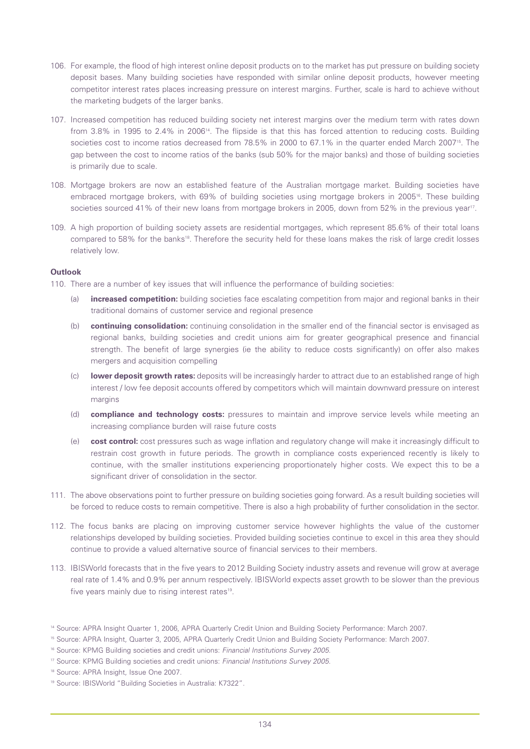106. For example, the flood of high interest online deposit products on to the market has put pressure on building society deposit bases. Many building societies have responded with similar online deposit products, however meeting competitor interest rates places increasing pressure on interest margins. Further, scale is hard to achieve without the marketing budgets of the larger banks.

107. Increased competition has reduced building society net interest margins over the medium term with rates down from 3.8% in 1995 to 2.4% in 2006[14]. The flipside is that this has forced attention to reducing costs. Building societies cost to income ratios decreased from 78.5% in 2000 to 67.1% in the quarter ended March 2007[15]. The gap between the cost to income ratios of the banks (sub 50% for the major banks) and those of building societies is primarily due to scale.

108. Mortgage brokers are now an established feature of the Australian mortgage market. Building societies have embraced mortgage brokers, with 69% of building societies using mortgage brokers in 2005[16]. These building societies sourced 41% of their new loans from mortgage brokers in 2005, down from 52% in the previous year[17].

109. A high proportion of building society assets are residential mortgages, which represent 85.6% of their total loans compared to 58% for the banks[18]. Therefore the security held for these loans makes the risk of large credit losses relatively low.

**Outlook**

110. There are a number of key issues that will influence the performance of building societies:

    (a) **increased competition:** building societies face escalating competition from major and regional banks in their traditional domains of customer service and regional presence

    (b) **continuing consolidation:** continuing consolidation in the smaller end of the financial sector is envisaged as regional banks, building societies and credit unions aim for greater geographical presence and financial strength. The benefit of large synergies (ie the ability to reduce costs significantly) on offer also makes mergers and acquisition compelling

    (c) **lower deposit growth rates:** deposits will be increasingly harder to attract due to an established range of high interest / low fee deposit accounts offered by competitors which will maintain downward pressure on interest margins

    (d) **compliance and technology costs:** pressures to maintain and improve service levels while meeting an increasing compliance burden will raise future costs

    (e) **cost control:** cost pressures such as wage inflation and regulatory change will make it increasingly difficult to restrain cost growth in future periods. The growth in compliance costs experienced recently is likely to continue, with the smaller institutions experiencing proportionately higher costs. We expect this to be a significant driver of consolidation in the sector.

111. The above observations point to further pressure on building societies going forward. As a result building societies will be forced to reduce costs to remain competitive. There is also a high probability of further consolidation in the sector.

112. The focus banks are placing on improving customer service however highlights the value of the customer relationships developed by building societies. Provided building societies continue to excel in this area they should continue to provide a valued alternative source of financial services to their members.

113. IBISWorld forecasts that in the five years to 2012 Building Society industry assets and revenue will grow at average real rate of 1.4% and 0.9% per annum respectively. IBISWorld expects asset growth to be slower than the previous five years mainly due to rising interest rates[19].

[14] Source: APRA Insight Quarter 1, 2006, APRA Quarterly Credit Union and Building Society Performance: March 2007.

[15] Source: APRA Insight, Quarter 3, 2005, APRA Quarterly Credit Union and Building Society Performance: March 2007.

[16] Source: KPMG Building societies and credit unions: *Financial Institutions Survey 2005*.

[17] Source: KPMG Building societies and credit unions: *Financial Institutions Survey 2005*.

[18] Source: APRA Insight, Issue One 2007.

[19] Source: IBISWorld "Building Societies in Australia: K7322".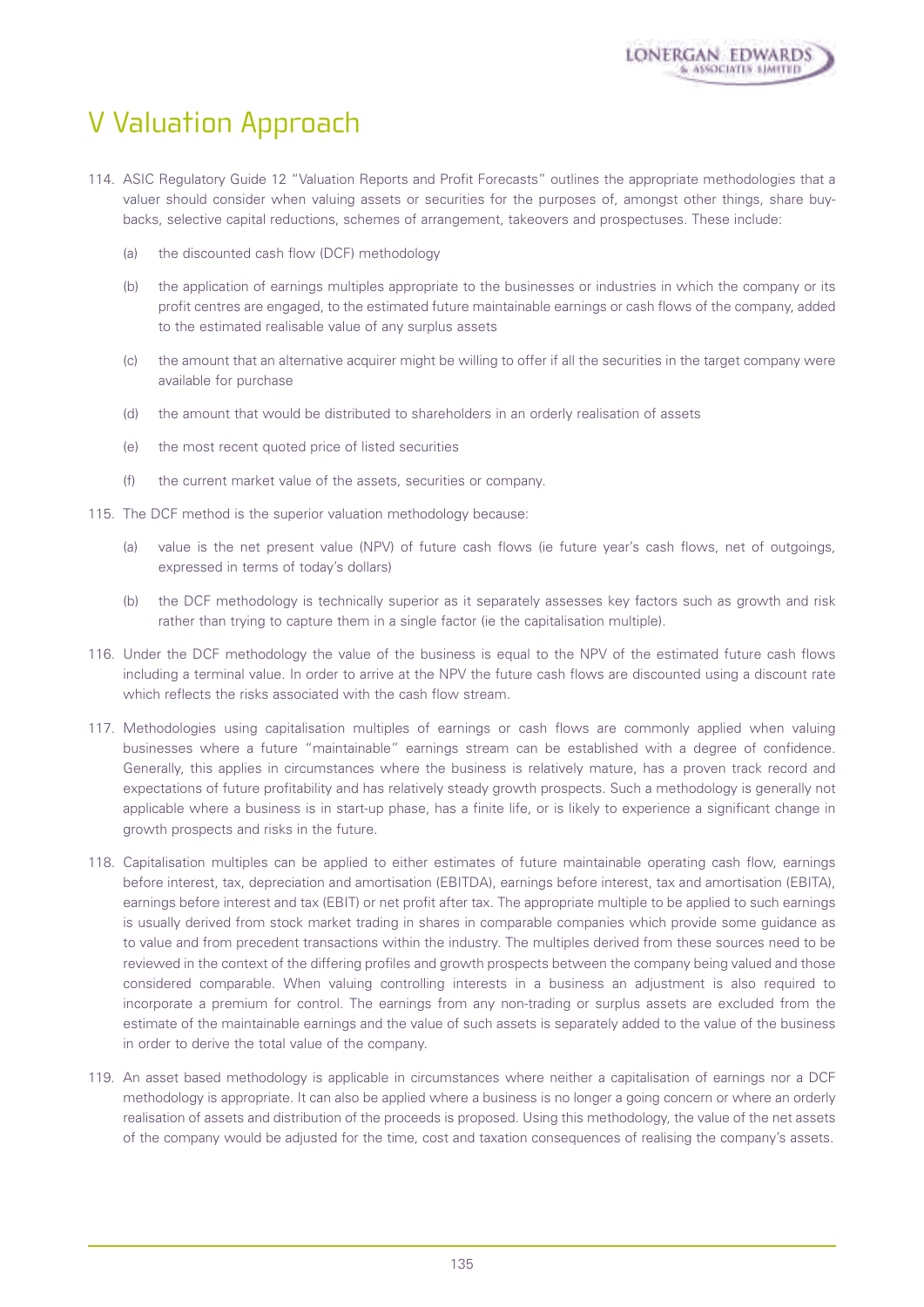# V Valuation Approach

114. ASIC Regulatory Guide 12 "Valuation Reports and Profit Forecasts" outlines the appropriate methodologies that a valuer should consider when valuing assets or securities for the purposes of, amongst other things, share buy-backs, selective capital reductions, schemes of arrangement, takeovers and prospectuses. These include:

    (a) the discounted cash flow (DCF) methodology

    (b) the application of earnings multiples appropriate to the businesses or industries in which the company or its profit centres are engaged, to the estimated future maintainable earnings or cash flows of the company, added to the estimated realisable value of any surplus assets

    (c) the amount that an alternative acquirer might be willing to offer if all the securities in the target company were available for purchase

    (d) the amount that would be distributed to shareholders in an orderly realisation of assets

    (e) the most recent quoted price of listed securities

    (f) the current market value of the assets, securities or company.

115. The DCF method is the superior valuation methodology because:

    (a) value is the net present value (NPV) of future cash flows (ie future year's cash flows, net of outgoings, expressed in terms of today's dollars)

    (b) the DCF methodology is technically superior as it separately assesses key factors such as growth and risk rather than trying to capture them in a single factor (ie the capitalisation multiple).

116. Under the DCF methodology the value of the business is equal to the NPV of the estimated future cash flows including a terminal value. In order to arrive at the NPV the future cash flows are discounted using a discount rate which reflects the risks associated with the cash flow stream.

117. Methodologies using capitalisation multiples of earnings or cash flows are commonly applied when valuing businesses where a future "maintainable" earnings stream can be established with a degree of confidence. Generally, this applies in circumstances where the business is relatively mature, has a proven track record and expectations of future profitability and has relatively steady growth prospects. Such a methodology is generally not applicable where a business is in start-up phase, has a finite life, or is likely to experience a significant change in growth prospects and risks in the future.

118. Capitalisation multiples can be applied to either estimates of future maintainable operating cash flow, earnings before interest, tax, depreciation and amortisation (EBITDA), earnings before interest, tax and amortisation (EBITA), earnings before interest and tax (EBIT) or net profit after tax. The appropriate multiple to be applied to such earnings is usually derived from stock market trading in shares in comparable companies which provide some guidance as to value and from precedent transactions within the industry. The multiples derived from these sources need to be reviewed in the context of the differing profiles and growth prospects between the company being valued and those considered comparable. When valuing controlling interests in a business an adjustment is also required to incorporate a premium for control. The earnings from any non-trading or surplus assets are excluded from the estimate of the maintainable earnings and the value of such assets is separately added to the value of the business in order to derive the total value of the company.

119. An asset based methodology is applicable in circumstances where neither a capitalisation of earnings nor a DCF methodology is appropriate. It can also be applied where a business is no longer a going concern or where an orderly realisation of assets and distribution of the proceeds is proposed. Using this methodology, the value of the net assets of the company would be adjusted for the time, cost and taxation consequences of realising the company's assets.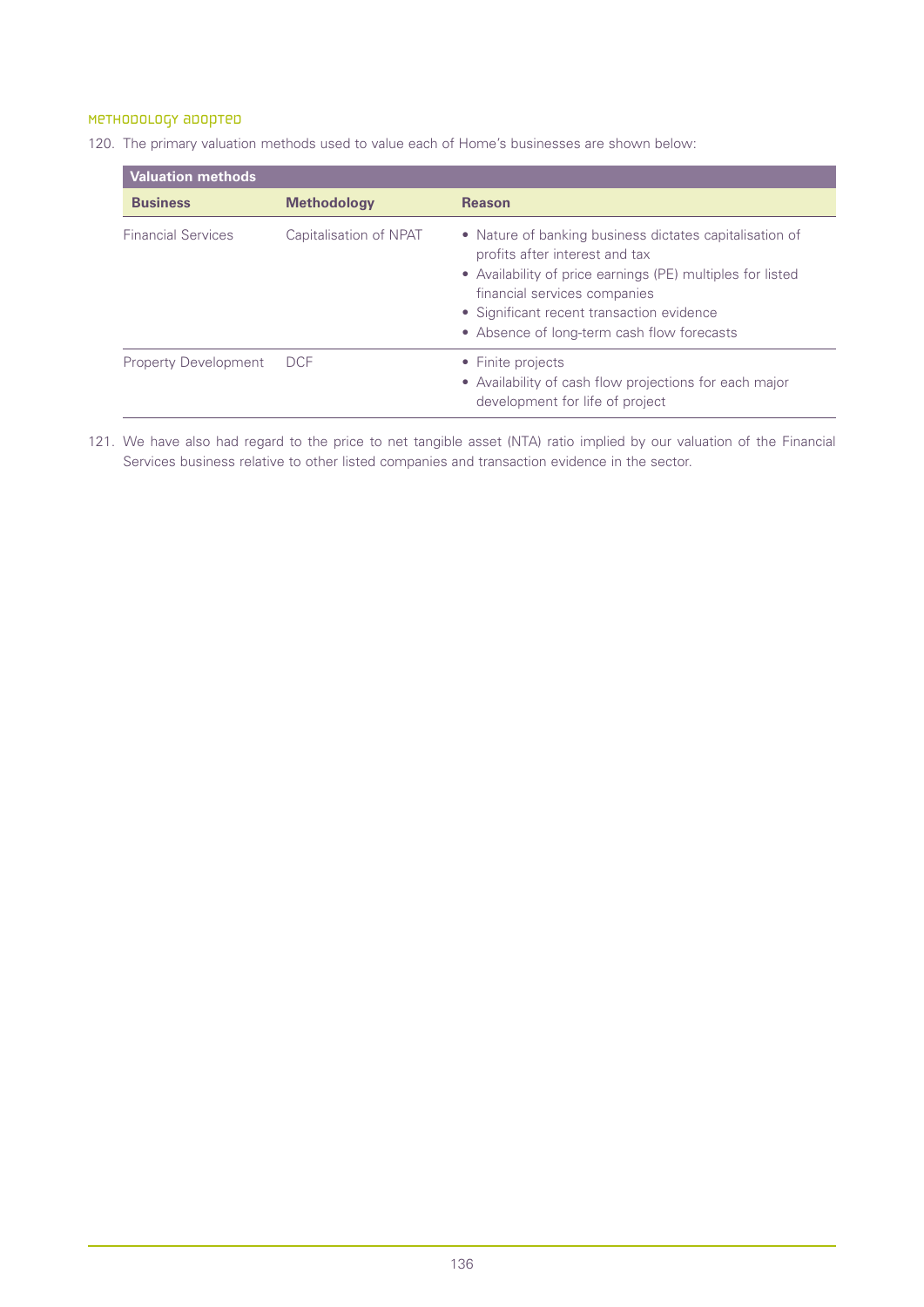### Methodology adopted

120. The primary valuation methods used to value each of Home's businesses are shown below:

| Valuation methods | | |
|---|---|---|
| **Business** | **Methodology** | **Reason** |
| Financial Services | Capitalisation of NPAT | • Nature of banking business dictates capitalisation of profits after interest and tax<br>• Availability of price earnings (PE) multiples for listed financial services companies<br>• Significant recent transaction evidence<br>• Absence of long-term cash flow forecasts |
| Property Development | DCF | • Finite projects<br>• Availability of cash flow projections for each major development for life of project |

121. We have also had regard to the price to net tangible asset (NTA) ratio implied by our valuation of the Financial Services business relative to other listed companies and transaction evidence in the sector.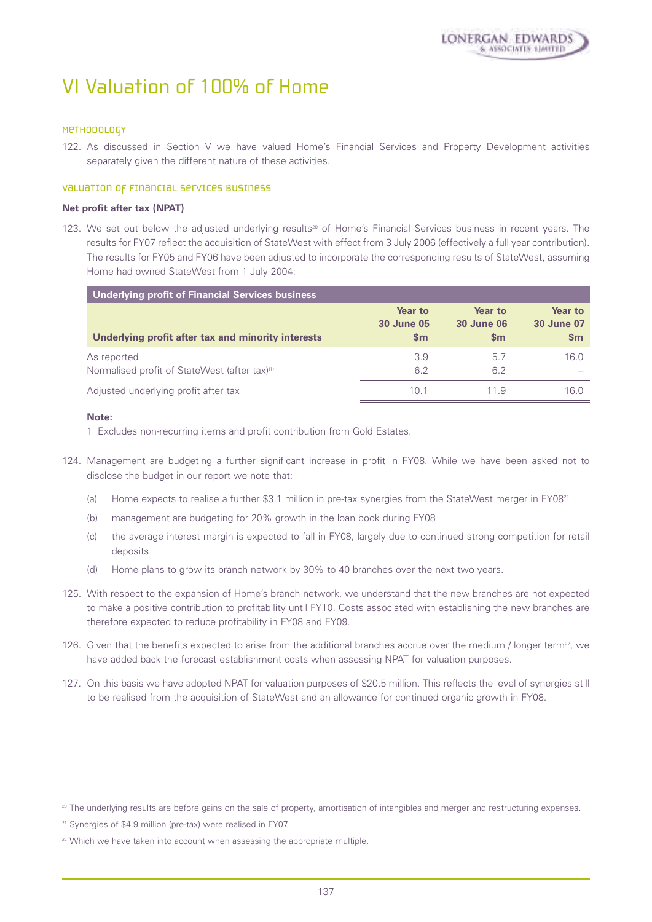# VI Valuation of 100% of Home

## Methodology

122. As discussed in Section V we have valued Home's Financial Services and Property Development activities separately given the different nature of these activities.

## Valuation of Financial Services Business

**Net profit after tax (NPAT)**

123. We set out below the adjusted underlying results[20] of Home's Financial Services business in recent years. The results for FY07 reflect the acquisition of StateWest with effect from 3 July 2006 (effectively a full year contribution). The results for FY05 and FY06 have been adjusted to incorporate the corresponding results of StateWest, assuming Home had owned StateWest from 1 July 2004:

| Underlying profit of Financial Services business | | | |
|---|---|---|---|
| **Underlying profit after tax and minority interests** | **Year to 30 June 05 $m** | **Year to 30 June 06 $m** | **Year to 30 June 07 $m** |
| As reported | 3.9 | 5.7 | 16.0 |
| Normalised profit of StateWest (after tax)[1] | 6.2 | 6.2 | – |
| Adjusted underlying profit after tax | 10.1 | 11.9 | 16.0 |

**Note:**

1 Excludes non-recurring items and profit contribution from Gold Estates.

124. Management are budgeting a further significant increase in profit in FY08. While we have been asked not to disclose the budget in our report we note that:

    (a) Home expects to realise a further $3.1 million in pre-tax synergies from the StateWest merger in FY08[21]

    (b) management are budgeting for 20% growth in the loan book during FY08

    (c) the average interest margin is expected to fall in FY08, largely due to continued strong competition for retail deposits

    (d) Home plans to grow its branch network by 30% to 40 branches over the next two years.

125. With respect to the expansion of Home's branch network, we understand that the new branches are not expected to make a positive contribution to profitability until FY10. Costs associated with establishing the new branches are therefore expected to reduce profitability in FY08 and FY09.

126. Given that the benefits expected to arise from the additional branches accrue over the medium / longer term[22], we have added back the forecast establishment costs when assessing NPAT for valuation purposes.

127. On this basis we have adopted NPAT for valuation purposes of $20.5 million. This reflects the level of synergies still to be realised from the acquisition of StateWest and an allowance for continued organic growth in FY08.

[20] The underlying results are before gains on the sale of property, amortisation of intangibles and merger and restructuring expenses.

[21] Synergies of $4.9 million (pre-tax) were realised in FY07.

[22] Which we have taken into account when assessing the appropriate multiple.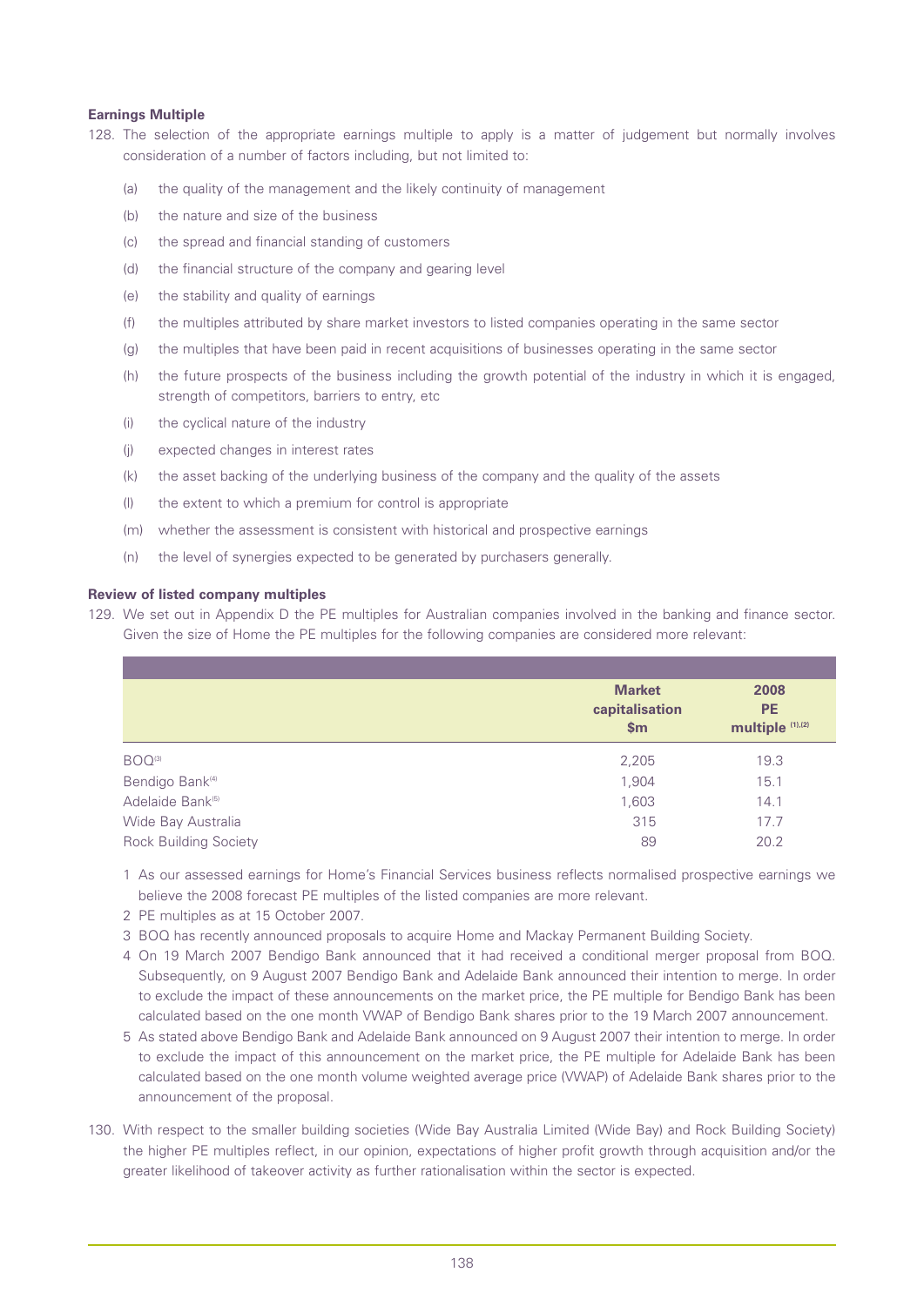**Earnings Multiple**

128. The selection of the appropriate earnings multiple to apply is a matter of judgement but normally involves consideration of a number of factors including, but not limited to:

   (a) the quality of the management and the likely continuity of management

   (b) the nature and size of the business

   (c) the spread and financial standing of customers

   (d) the financial structure of the company and gearing level

   (e) the stability and quality of earnings

   (f) the multiples attributed by share market investors to listed companies operating in the same sector

   (g) the multiples that have been paid in recent acquisitions of businesses operating in the same sector

   (h) the future prospects of the business including the growth potential of the industry in which it is engaged, strength of competitors, barriers to entry, etc

   (i) the cyclical nature of the industry

   (j) expected changes in interest rates

   (k) the asset backing of the underlying business of the company and the quality of the assets

   (l) the extent to which a premium for control is appropriate

   (m) whether the assessment is consistent with historical and prospective earnings

   (n) the level of synergies expected to be generated by purchasers generally.

**Review of listed company multiples**

129. We set out in Appendix D the PE multiples for Australian companies involved in the banking and finance sector. Given the size of Home the PE multiples for the following companies are considered more relevant:

| | Market capitalisation $m | 2008 PE multiple [1],[2] |
|---|---|---|
| BOQ[3] | 2,205 | 19.3 |
| Bendigo Bank[4] | 1,904 | 15.1 |
| Adelaide Bank[5] | 1,603 | 14.1 |
| Wide Bay Australia | 315 | 17.7 |
| Rock Building Society | 89 | 20.2 |

1 As our assessed earnings for Home's Financial Services business reflects normalised prospective earnings we believe the 2008 forecast PE multiples of the listed companies are more relevant.

2 PE multiples as at 15 October 2007.

3 BOQ has recently announced proposals to acquire Home and Mackay Permanent Building Society.

4 On 19 March 2007 Bendigo Bank announced that it had received a conditional merger proposal from BOQ. Subsequently, on 9 August 2007 Bendigo Bank and Adelaide Bank announced their intention to merge. In order to exclude the impact of these announcements on the market price, the PE multiple for Bendigo Bank has been calculated based on the one month VWAP of Bendigo Bank shares prior to the 19 March 2007 announcement.

5 As stated above Bendigo Bank and Adelaide Bank announced on 9 August 2007 their intention to merge. In order to exclude the impact of this announcement on the market price, the PE multiple for Adelaide Bank has been calculated based on the one month volume weighted average price (VWAP) of Adelaide Bank shares prior to the announcement of the proposal.

130. With respect to the smaller building societies (Wide Bay Australia Limited (Wide Bay) and Rock Building Society) the higher PE multiples reflect, in our opinion, expectations of higher profit growth through acquisition and/or the greater likelihood of takeover activity as further rationalisation within the sector is expected.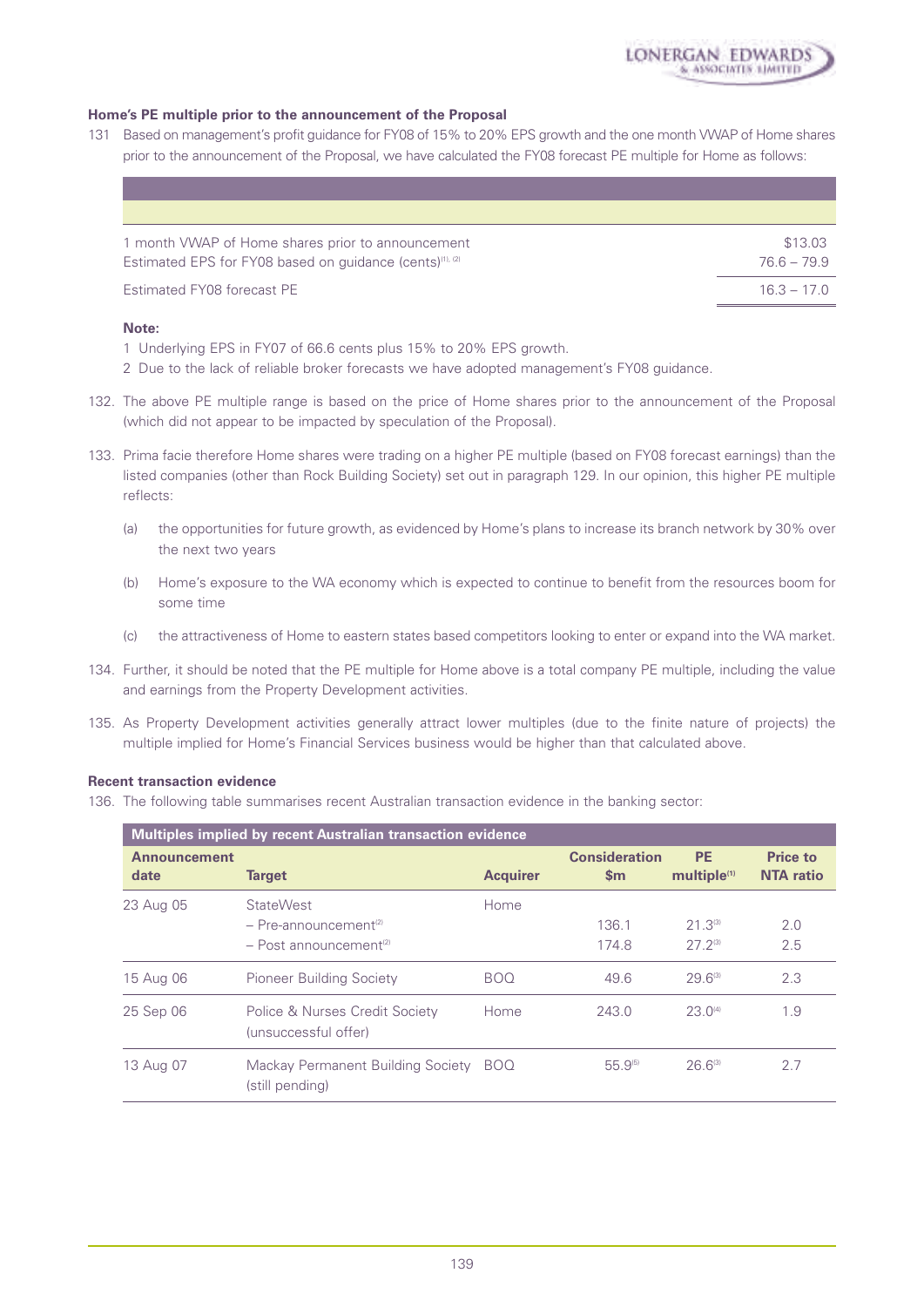**Home's PE multiple prior to the announcement of the Proposal**

131 Based on management's profit guidance for FY08 of 15% to 20% EPS growth and the one month VWAP of Home shares prior to the announcement of the Proposal, we have calculated the FY08 forecast PE multiple for Home as follows:

| | |
|---|---|
| 1 month VWAP of Home shares prior to announcement | $13.03 |
| Estimated EPS for FY08 based on guidance (cents)[1], [2] | 76.6 – 79.9 |
| Estimated FY08 forecast PE | 16.3 – 17.0 |

**Note:**

1 Underlying EPS in FY07 of 66.6 cents plus 15% to 20% EPS growth.

2 Due to the lack of reliable broker forecasts we have adopted management's FY08 guidance.

132. The above PE multiple range is based on the price of Home shares prior to the announcement of the Proposal (which did not appear to be impacted by speculation of the Proposal).

133. Prima facie therefore Home shares were trading on a higher PE multiple (based on FY08 forecast earnings) than the listed companies (other than Rock Building Society) set out in paragraph 129. In our opinion, this higher PE multiple reflects:

(a) the opportunities for future growth, as evidenced by Home's plans to increase its branch network by 30% over the next two years

(b) Home's exposure to the WA economy which is expected to continue to benefit from the resources boom for some time

(c) the attractiveness of Home to eastern states based competitors looking to enter or expand into the WA market.

134. Further, it should be noted that the PE multiple for Home above is a total company PE multiple, including the value and earnings from the Property Development activities.

135. As Property Development activities generally attract lower multiples (due to the finite nature of projects) the multiple implied for Home's Financial Services business would be higher than that calculated above.

**Recent transaction evidence**

136. The following table summarises recent Australian transaction evidence in the banking sector:

| Multiples implied by recent Australian transaction evidence | | | | | |
|---|---|---|---|---|---|
| **Announcement date** | **Target** | **Acquirer** | **Consideration $m** | **PE multiple[1]** | **Price to NTA ratio** |
| 23 Aug 05 | StateWest | Home | | | |
| | – Pre-announcement[2] | | 136.1 | 21.3[3] | 2.0 |
| | – Post announcement[2] | | 174.8 | 27.2[3] | 2.5 |
| 15 Aug 06 | Pioneer Building Society | BOQ | 49.6 | 29.6[3] | 2.3 |
| 25 Sep 06 | Police & Nurses Credit Society (unsuccessful offer) | Home | 243.0 | 23.0[4] | 1.9 |
| 13 Aug 07 | Mackay Permanent Building Society (still pending) | BOQ | 55.9[5] | 26.6[3] | 2.7 |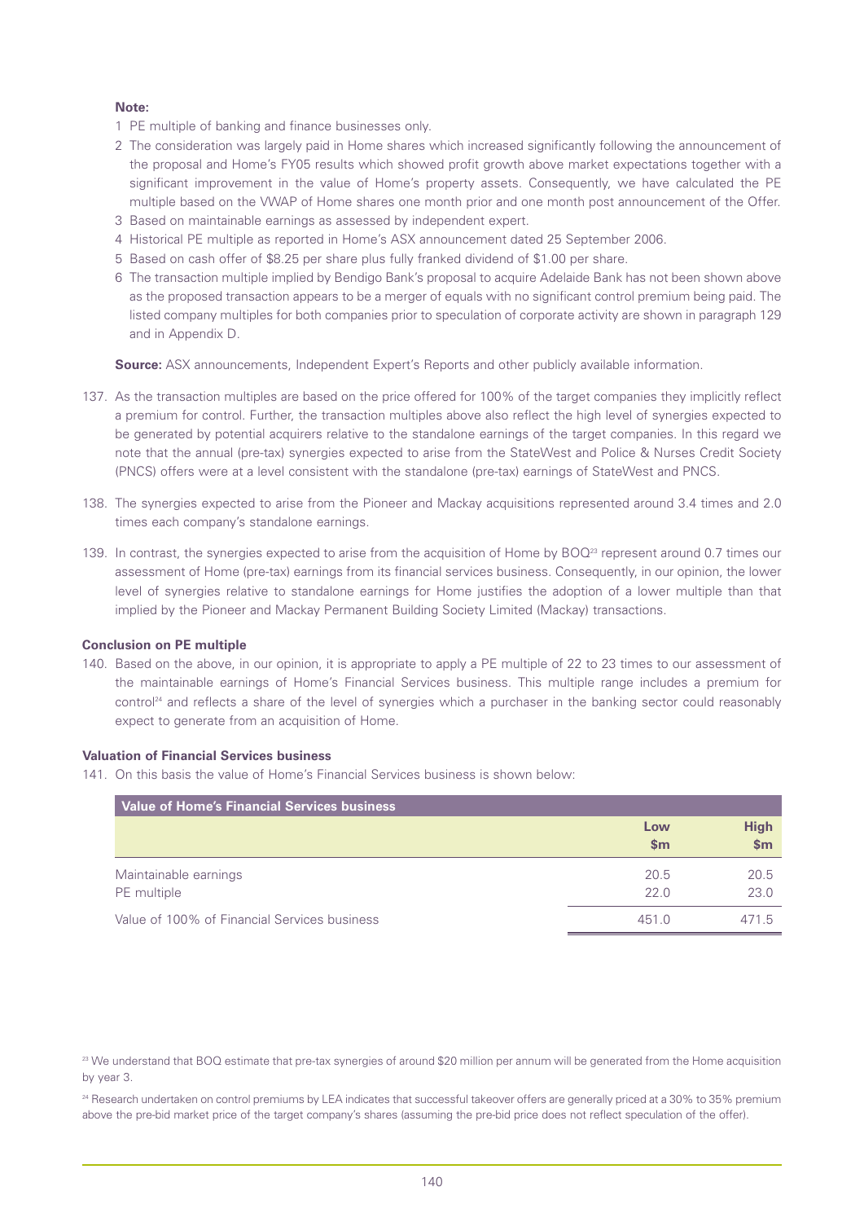**Note:**

1 PE multiple of banking and finance businesses only.

2 The consideration was largely paid in Home shares which increased significantly following the announcement of the proposal and Home's FY05 results which showed profit growth above market expectations together with a significant improvement in the value of Home's property assets. Consequently, we have calculated the PE multiple based on the VWAP of Home shares one month prior and one month post announcement of the Offer.

3 Based on maintainable earnings as assessed by independent expert.

4 Historical PE multiple as reported in Home's ASX announcement dated 25 September 2006.

5 Based on cash offer of $8.25 per share plus fully franked dividend of $1.00 per share.

6 The transaction multiple implied by Bendigo Bank's proposal to acquire Adelaide Bank has not been shown above as the proposed transaction appears to be a merger of equals with no significant control premium being paid. The listed company multiples for both companies prior to speculation of corporate activity are shown in paragraph 129 and in Appendix D.

**Source:** ASX announcements, Independent Expert's Reports and other publicly available information.

137. As the transaction multiples are based on the price offered for 100% of the target companies they implicitly reflect a premium for control. Further, the transaction multiples above also reflect the high level of synergies expected to be generated by potential acquirers relative to the standalone earnings of the target companies. In this regard we note that the annual (pre-tax) synergies expected to arise from the StateWest and Police & Nurses Credit Society (PNCS) offers were at a level consistent with the standalone (pre-tax) earnings of StateWest and PNCS.

138. The synergies expected to arise from the Pioneer and Mackay acquisitions represented around 3.4 times and 2.0 times each company's standalone earnings.

139. In contrast, the synergies expected to arise from the acquisition of Home by BOQ[23] represent around 0.7 times our assessment of Home (pre-tax) earnings from its financial services business. Consequently, in our opinion, the lower level of synergies relative to standalone earnings for Home justifies the adoption of a lower multiple than that implied by the Pioneer and Mackay Permanent Building Society Limited (Mackay) transactions.

**Conclusion on PE multiple**

140. Based on the above, in our opinion, it is appropriate to apply a PE multiple of 22 to 23 times to our assessment of the maintainable earnings of Home's Financial Services business. This multiple range includes a premium for control[24] and reflects a share of the level of synergies which a purchaser in the banking sector could reasonably expect to generate from an acquisition of Home.

**Valuation of Financial Services business**

141. On this basis the value of Home's Financial Services business is shown below:

| Value of Home's Financial Services business | Low $m | High $m |
|---|---|---|
| Maintainable earnings | 20.5 | 20.5 |
| PE multiple | 22.0 | 23.0 |
| Value of 100% of Financial Services business | 451.0 | 471.5 |

[23] We understand that BOQ estimate that pre-tax synergies of around $20 million per annum will be generated from the Home acquisition by year 3.

[24] Research undertaken on control premiums by LEA indicates that successful takeover offers are generally priced at a 30% to 35% premium above the pre-bid market price of the target company's shares (assuming the pre-bid price does not reflect speculation of the offer).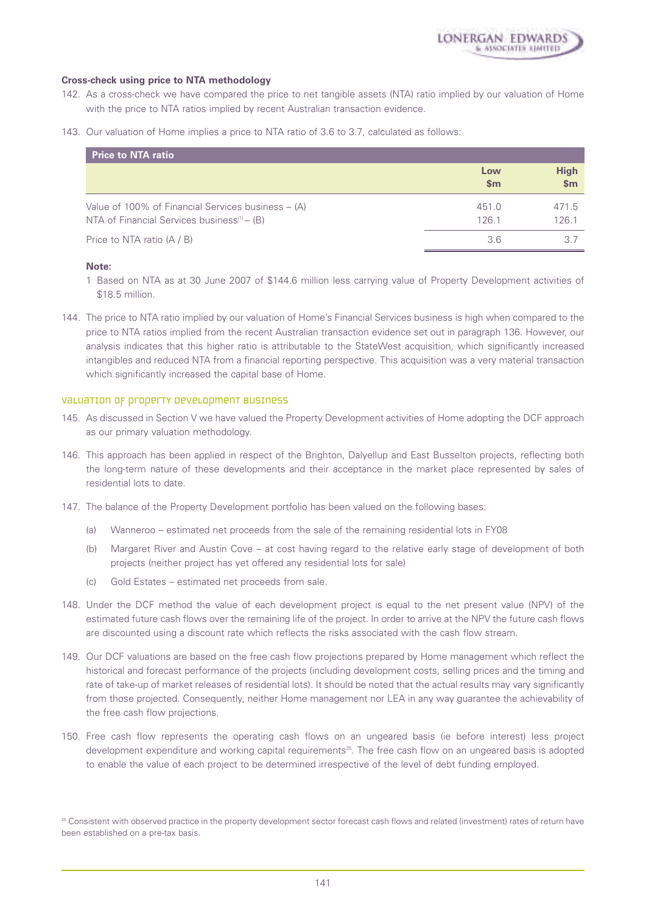### Cross-check using price to NTA methodology

142. As a cross-check we have compared the price to net tangible assets (NTA) ratio implied by our valuation of Home with the price to NTA ratios implied by recent Australian transaction evidence.

143. Our valuation of Home implies a price to NTA ratio of 3.6 to 3.7, calculated as follows:

| Price to NTA ratio | Low $m | High $m |
|---|---|---|
| Value of 100% of Financial Services business – (A) | 451.0 | 471.5 |
| NTA of Financial Services business[1] – (B) | 126.1 | 126.1 |
| Price to NTA ratio (A / B) | 3.6 | 3.7 |

**Note:**

1 Based on NTA as at 30 June 2007 of $144.6 million less carrying value of Property Development activities of $18.5 million.

144. The price to NTA ratio implied by our valuation of Home's Financial Services business is high when compared to the price to NTA ratios implied from the recent Australian transaction evidence set out in paragraph 136. However, our analysis indicates that this higher ratio is attributable to the StateWest acquisition, which significantly increased intangibles and reduced NTA from a financial reporting perspective. This acquisition was a very material transaction which significantly increased the capital base of Home.

## Valuation of Property Development business

145. As discussed in Section V we have valued the Property Development activities of Home adopting the DCF approach as our primary valuation methodology.

146. This approach has been applied in respect of the Brighton, Dalyellup and East Busselton projects, reflecting both the long-term nature of these developments and their acceptance in the market place represented by sales of residential lots to date.

147. The balance of the Property Development portfolio has been valued on the following bases:

    (a) Wanneroo – estimated net proceeds from the sale of the remaining residential lots in FY08

    (b) Margaret River and Austin Cove – at cost having regard to the relative early stage of development of both projects (neither project has yet offered any residential lots for sale)

    (c) Gold Estates – estimated net proceeds from sale.

148. Under the DCF method the value of each development project is equal to the net present value (NPV) of the estimated future cash flows over the remaining life of the project. In order to arrive at the NPV the future cash flows are discounted using a discount rate which reflects the risks associated with the cash flow stream.

149. Our DCF valuations are based on the free cash flow projections prepared by Home management which reflect the historical and forecast performance of the projects (including development costs, selling prices and the timing and rate of take-up of market releases of residential lots). It should be noted that the actual results may vary significantly from those projected. Consequently, neither Home management nor LEA in any way guarantee the achievability of the free cash flow projections.

150. Free cash flow represents the operating cash flows on an ungeared basis (ie before interest) less project development expenditure and working capital requirements[25]. The free cash flow on an ungeared basis is adopted to enable the value of each project to be determined irrespective of the level of debt funding employed.

[25] Consistent with observed practice in the property development sector forecast cash flows and related (investment) rates of return have been established on a pre-tax basis.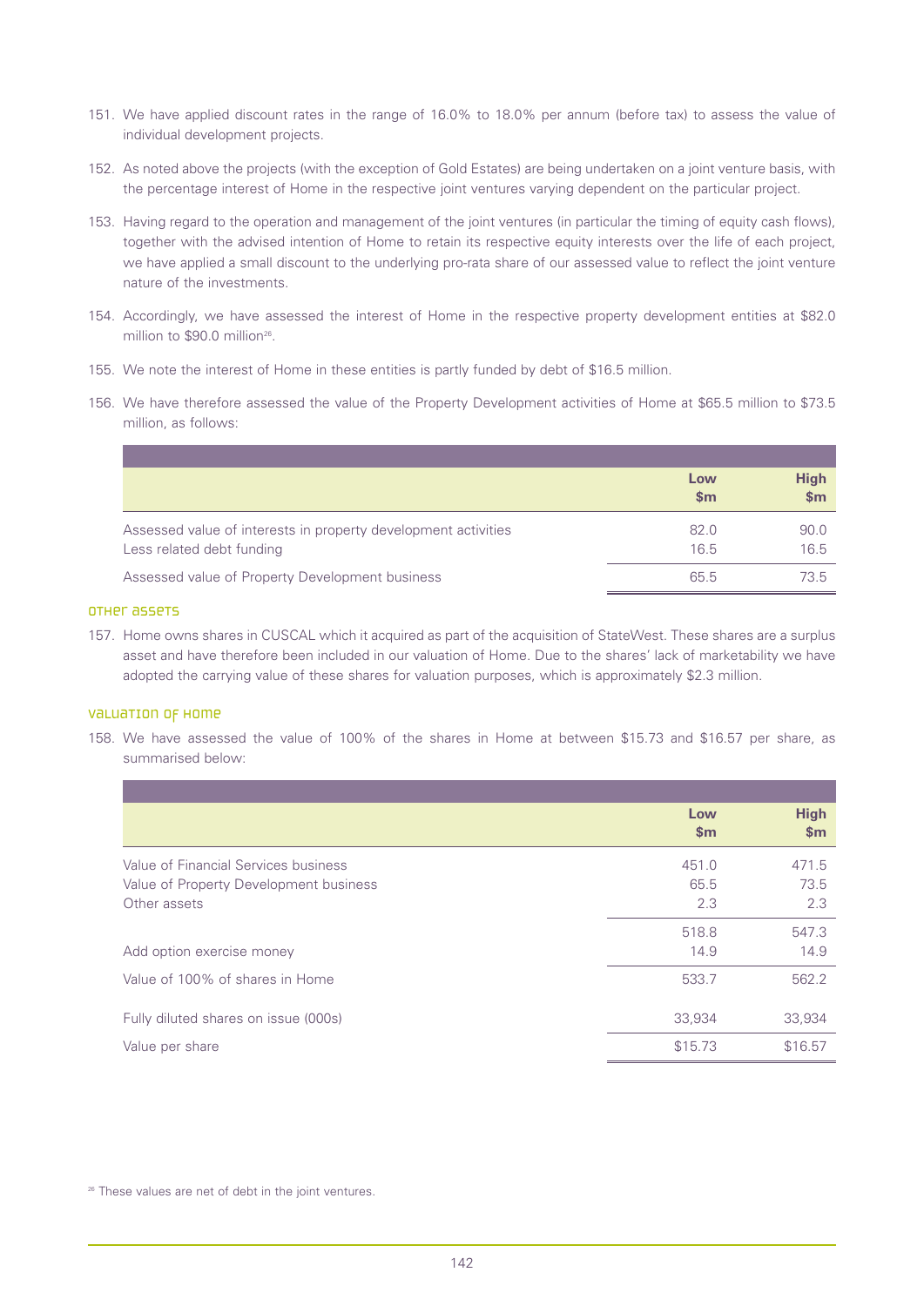151. We have applied discount rates in the range of 16.0% to 18.0% per annum (before tax) to assess the value of individual development projects.

152. As noted above the projects (with the exception of Gold Estates) are being undertaken on a joint venture basis, with the percentage interest of Home in the respective joint ventures varying dependent on the particular project.

153. Having regard to the operation and management of the joint ventures (in particular the timing of equity cash flows), together with the advised intention of Home to retain its respective equity interests over the life of each project, we have applied a small discount to the underlying pro-rata share of our assessed value to reflect the joint venture nature of the investments.

154. Accordingly, we have assessed the interest of Home in the respective property development entities at $82.0 million to $90.0 million[26].

155. We note the interest of Home in these entities is partly funded by debt of $16.5 million.

156. We have therefore assessed the value of the Property Development activities of Home at $65.5 million to $73.5 million, as follows:

| | Low $m | High $m |
|---|---|---|
| Assessed value of interests in property development activities | 82.0 | 90.0 |
| Less related debt funding | 16.5 | 16.5 |
| Assessed value of Property Development business | 65.5 | 73.5 |

## Other assets

157. Home owns shares in CUSCAL which it acquired as part of the acquisition of StateWest. These shares are a surplus asset and have therefore been included in our valuation of Home. Due to the shares' lack of marketability we have adopted the carrying value of these shares for valuation purposes, which is approximately $2.3 million.

## Valuation of Home

158. We have assessed the value of 100% of the shares in Home at between $15.73 and $16.57 per share, as summarised below:

| | Low $m | High $m |
|---|---|---|
| Value of Financial Services business | 451.0 | 471.5 |
| Value of Property Development business | 65.5 | 73.5 |
| Other assets | 2.3 | 2.3 |
| | 518.8 | 547.3 |
| Add option exercise money | 14.9 | 14.9 |
| Value of 100% of shares in Home | 533.7 | 562.2 |
| Fully diluted shares on issue (000s) | 33,934 | 33,934 |
| Value per share | $15.73 | $16.57 |

[26] These values are net of debt in the joint ventures.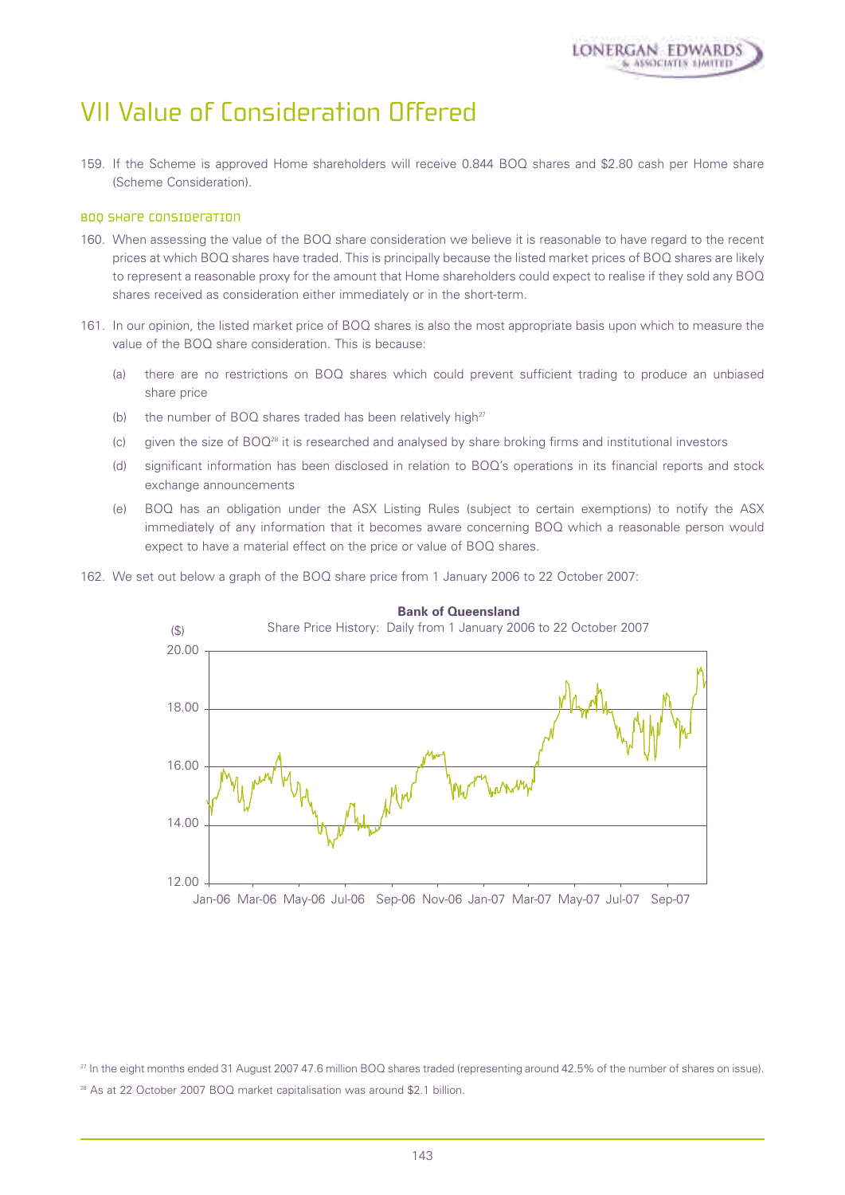# VII Value of Consideration Offered

159. If the Scheme is approved Home shareholders will receive 0.844 BOQ shares and $2.80 cash per Home share (Scheme Consideration).

### BOQ share consideration

160. When assessing the value of the BOQ share consideration we believe it is reasonable to have regard to the recent prices at which BOQ shares have traded. This is principally because the listed market prices of BOQ shares are likely to represent a reasonable proxy for the amount that Home shareholders could expect to realise if they sold any BOQ shares received as consideration either immediately or in the short-term.

161. In our opinion, the listed market price of BOQ shares is also the most appropriate basis upon which to measure the value of the BOQ share consideration. This is because:

    (a) there are no restrictions on BOQ shares which could prevent sufficient trading to produce an unbiased share price

    (b) the number of BOQ shares traded has been relatively high[27]

    (c) given the size of BOQ[28] it is researched and analysed by share broking firms and institutional investors

    (d) significant information has been disclosed in relation to BOQ's operations in its financial reports and stock exchange announcements

    (e) BOQ has an obligation under the ASX Listing Rules (subject to certain exemptions) to notify the ASX immediately of any information that it becomes aware concerning BOQ which a reasonable person would expect to have a material effect on the price or value of BOQ shares.

162. We set out below a graph of the BOQ share price from 1 January 2006 to 22 October 2007:

**Bank of Queensland**
Share Price History: Daily from 1 January 2006 to 22 October 2007

[27] In the eight months ended 31 August 2007 47.6 million BOQ shares traded (representing around 42.5% of the number of shares on issue).

[28] As at 22 October 2007 BOQ market capitalisation was around $2.1 billion.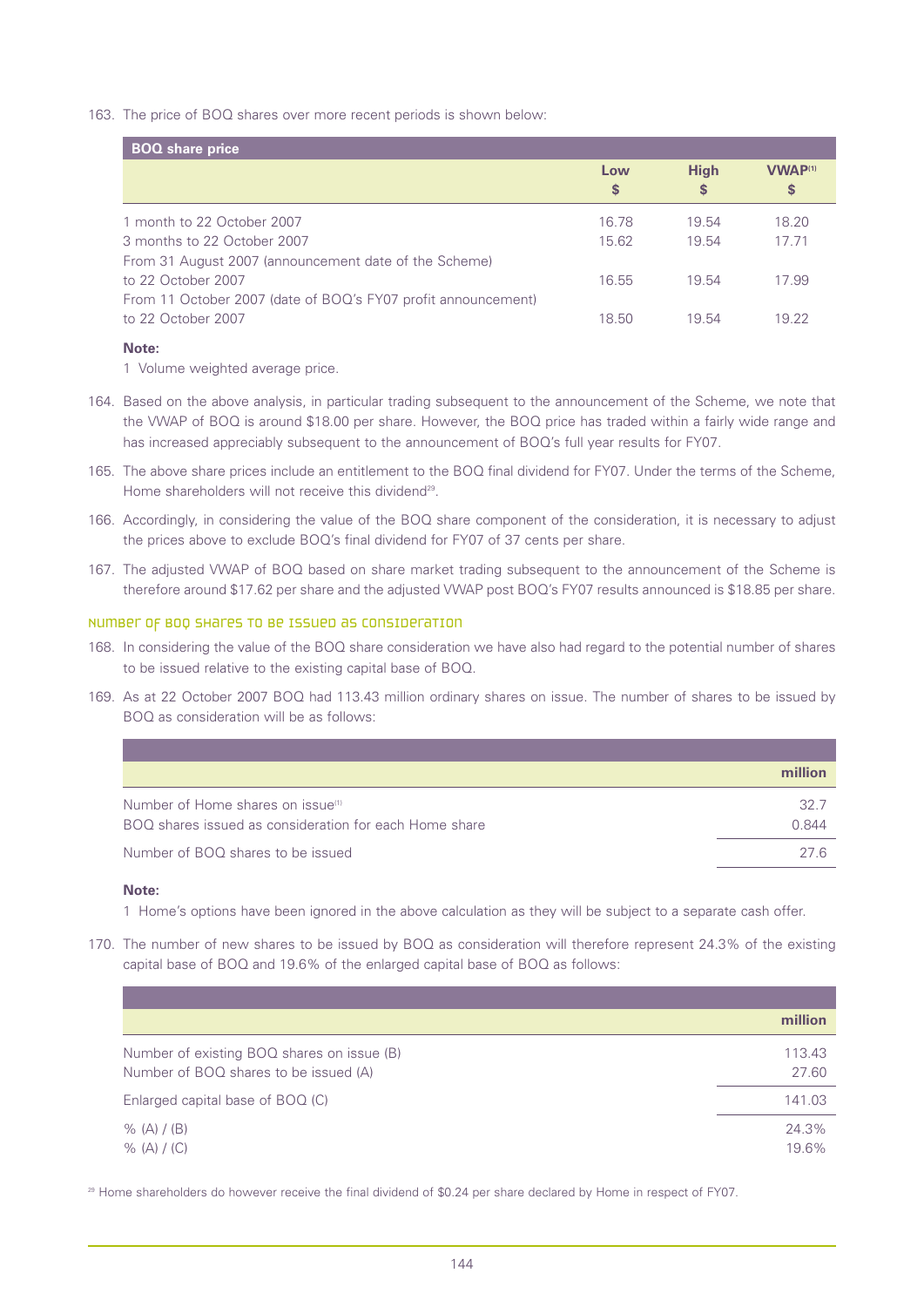163. The price of BOQ shares over more recent periods is shown below:

| BOQ share price | Low $ | High $ | VWAP[1] $ |
|---|---|---|---|
| 1 month to 22 October 2007 | 16.78 | 19.54 | 18.20 |
| 3 months to 22 October 2007 | 15.62 | 19.54 | 17.71 |
| From 31 August 2007 (announcement date of the Scheme) to 22 October 2007 | 16.55 | 19.54 | 17.99 |
| From 11 October 2007 (date of BOQ's FY07 profit announcement) to 22 October 2007 | 18.50 | 19.54 | 19.22 |

**Note:**

1 Volume weighted average price.

164. Based on the above analysis, in particular trading subsequent to the announcement of the Scheme, we note that the VWAP of BOQ is around $18.00 per share. However, the BOQ price has traded within a fairly wide range and has increased appreciably subsequent to the announcement of BOQ's full year results for FY07.

165. The above share prices include an entitlement to the BOQ final dividend for FY07. Under the terms of the Scheme, Home shareholders will not receive this dividend[29].

166. Accordingly, in considering the value of the BOQ share component of the consideration, it is necessary to adjust the prices above to exclude BOQ's final dividend for FY07 of 37 cents per share.

167. The adjusted VWAP of BOQ based on share market trading subsequent to the announcement of the Scheme is therefore around $17.62 per share and the adjusted VWAP post BOQ's FY07 results announced is $18.85 per share.

### Number of BOQ shares to be issued as consideration

168. In considering the value of the BOQ share consideration we have also had regard to the potential number of shares to be issued relative to the existing capital base of BOQ.

169. As at 22 October 2007 BOQ had 113.43 million ordinary shares on issue. The number of shares to be issued by BOQ as consideration will be as follows:

| | million |
|---|---|
| Number of Home shares on issue[1] | 32.7 |
| BOQ shares issued as consideration for each Home share | 0.844 |
| Number of BOQ shares to be issued | 27.6 |

**Note:**

1 Home's options have been ignored in the above calculation as they will be subject to a separate cash offer.

170. The number of new shares to be issued by BOQ as consideration will therefore represent 24.3% of the existing capital base of BOQ and 19.6% of the enlarged capital base of BOQ as follows:

| | million |
|---|---|
| Number of existing BOQ shares on issue (B) | 113.43 |
| Number of BOQ shares to be issued (A) | 27.60 |
| Enlarged capital base of BOQ (C) | 141.03 |
| % (A) / (B) | 24.3% |
| % (A) / (C) | 19.6% |

[29] Home shareholders do however receive the final dividend of $0.24 per share declared by Home in respect of FY07.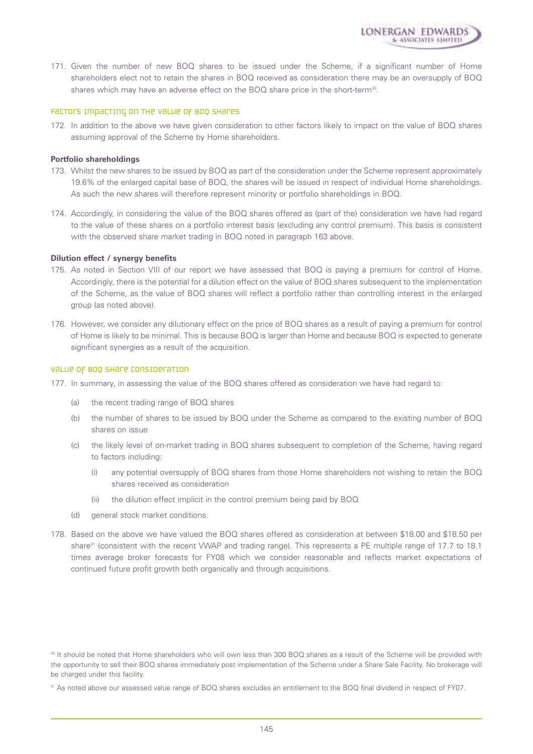171. Given the number of new BOQ shares to be issued under the Scheme, if a significant number of Home shareholders elect not to retain the shares in BOQ received as consideration there may be an oversupply of BOQ shares which may have an adverse effect on the BOQ share price in the short-term[30].

## Factors impacting on the value of BOQ shares

172. In addition to the above we have given consideration to other factors likely to impact on the value of BOQ shares assuming approval of the Scheme by Home shareholders.

**Portfolio shareholdings**

173. Whilst the new shares to be issued by BOQ as part of the consideration under the Scheme represent approximately 19.6% of the enlarged capital base of BOQ, the shares will be issued in respect of individual Home shareholdings. As such the new shares will therefore represent minority or portfolio shareholdings in BOQ.

174. Accordingly, in considering the value of the BOQ shares offered as (part of the) consideration we have had regard to the value of these shares on a portfolio interest basis (excluding any control premium). This basis is consistent with the observed share market trading in BOQ noted in paragraph 163 above.

**Dilution effect / synergy benefits**

175. As noted in Section VIII of our report we have assessed that BOQ is paying a premium for control of Home. Accordingly, there is the potential for a dilution effect on the value of BOQ shares subsequent to the implementation of the Scheme, as the value of BOQ shares will reflect a portfolio rather than controlling interest in the enlarged group (as noted above).

176. However, we consider any dilutionary effect on the price of BOQ shares as a result of paying a premium for control of Home is likely to be minimal. This is because BOQ is larger than Home and because BOQ is expected to generate significant synergies as a result of the acquisition.

## Value of BOQ share consideration

177. In summary, in assessing the value of the BOQ shares offered as consideration we have had regard to:

   (a) the recent trading range of BOQ shares

   (b) the number of shares to be issued by BOQ under the Scheme as compared to the existing number of BOQ shares on issue

   (c) the likely level of on-market trading in BOQ shares subsequent to completion of the Scheme, having regard to factors including:

      (i) any potential oversupply of BOQ shares from those Home shareholders not wishing to retain the BOQ shares received as consideration

      (ii) the dilution effect implicit in the control premium being paid by BOQ

   (d) general stock market conditions.

178. Based on the above we have valued the BOQ shares offered as consideration at between \$18.00 and \$18.50 per share[31] (consistent with the recent VWAP and trading range). This represents a PE multiple range of 17.7 to 18.1 times average broker forecasts for FY08 which we consider reasonable and reflects market expectations of continued future profit growth both organically and through acquisitions.

---

[30] It should be noted that Home shareholders who will own less than 300 BOQ shares as a result of the Scheme will be provided with the opportunity to sell their BOQ shares immediately post implementation of the Scheme under a Share Sale Facility. No brokerage will be charged under this facility.

[31] As noted above our assessed value range of BOQ shares excludes an entitlement to the BOQ final dividend in respect of FY07.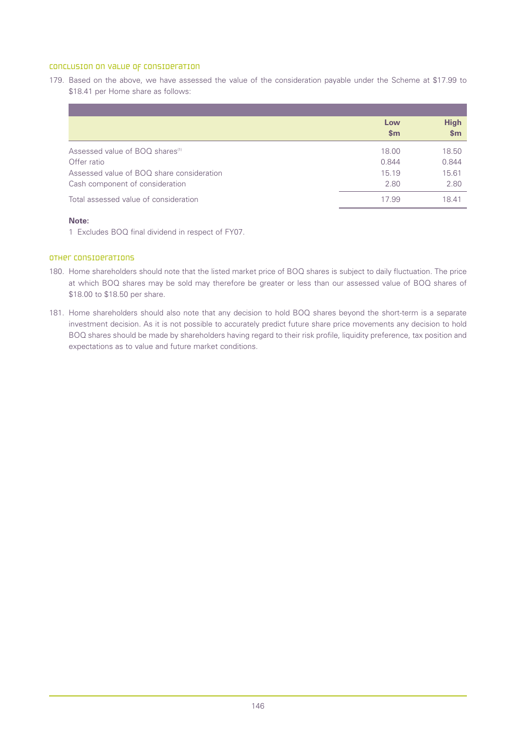## Conclusion on value of consideration

179. Based on the above, we have assessed the value of the consideration payable under the Scheme at $17.99 to $18.41 per Home share as follows:

| | Low<br>$m | High<br>$m |
|---|---|---|
| Assessed value of BOQ shares[1] | 18.00 | 18.50 |
| Offer ratio | 0.844 | 0.844 |
| Assessed value of BOQ share consideration | 15.19 | 15.61 |
| Cash component of consideration | 2.80 | 2.80 |
| Total assessed value of consideration | 17.99 | 18.41 |

**Note:**

1 Excludes BOQ final dividend in respect of FY07.

## Other considerations

180. Home shareholders should note that the listed market price of BOQ shares is subject to daily fluctuation. The price at which BOQ shares may be sold may therefore be greater or less than our assessed value of BOQ shares of $18.00 to $18.50 per share.

181. Home shareholders should also note that any decision to hold BOQ shares beyond the short-term is a separate investment decision. As it is not possible to accurately predict future share price movements any decision to hold BOQ shares should be made by shareholders having regard to their risk profile, liquidity preference, tax position and expectations as to value and future market conditions.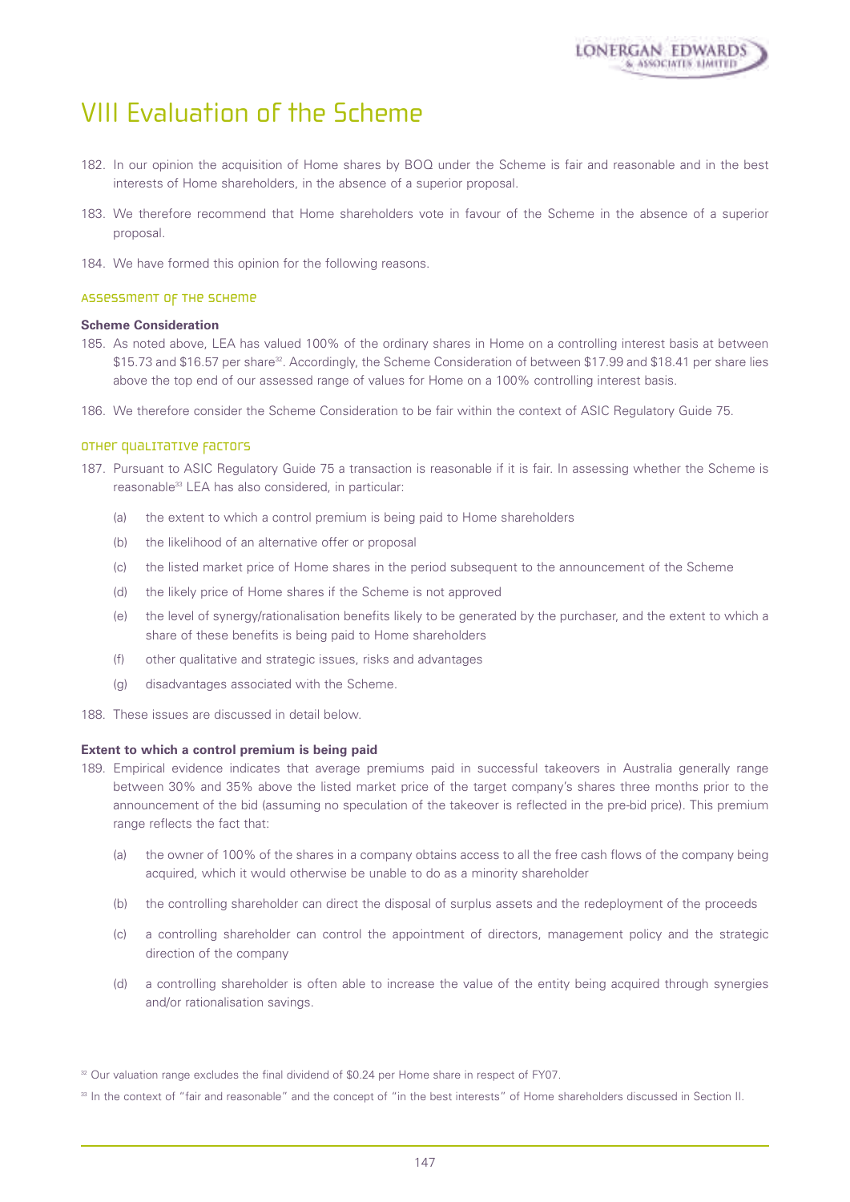# VIII Evaluation of the Scheme

182. In our opinion the acquisition of Home shares by BOQ under the Scheme is fair and reasonable and in the best interests of Home shareholders, in the absence of a superior proposal.

183. We therefore recommend that Home shareholders vote in favour of the Scheme in the absence of a superior proposal.

184. We have formed this opinion for the following reasons.

## Assessment of the Scheme

**Scheme Consideration**

185. As noted above, LEA has valued 100% of the ordinary shares in Home on a controlling interest basis at between $15.73 and $16.57 per share[32]. Accordingly, the Scheme Consideration of between $17.99 and $18.41 per share lies above the top end of our assessed range of values for Home on a 100% controlling interest basis.

186. We therefore consider the Scheme Consideration to be fair within the context of ASIC Regulatory Guide 75.

## Other qualitative factors

187. Pursuant to ASIC Regulatory Guide 75 a transaction is reasonable if it is fair. In assessing whether the Scheme is reasonable[33] LEA has also considered, in particular:

    (a) the extent to which a control premium is being paid to Home shareholders

    (b) the likelihood of an alternative offer or proposal

    (c) the listed market price of Home shares in the period subsequent to the announcement of the Scheme

    (d) the likely price of Home shares if the Scheme is not approved

    (e) the level of synergy/rationalisation benefits likely to be generated by the purchaser, and the extent to which a share of these benefits is being paid to Home shareholders

    (f) other qualitative and strategic issues, risks and advantages

    (g) disadvantages associated with the Scheme.

188. These issues are discussed in detail below.

**Extent to which a control premium is being paid**

189. Empirical evidence indicates that average premiums paid in successful takeovers in Australia generally range between 30% and 35% above the listed market price of the target company's shares three months prior to the announcement of the bid (assuming no speculation of the takeover is reflected in the pre-bid price). This premium range reflects the fact that:

    (a) the owner of 100% of the shares in a company obtains access to all the free cash flows of the company being acquired, which it would otherwise be unable to do as a minority shareholder

    (b) the controlling shareholder can direct the disposal of surplus assets and the redeployment of the proceeds

    (c) a controlling shareholder can control the appointment of directors, management policy and the strategic direction of the company

    (d) a controlling shareholder is often able to increase the value of the entity being acquired through synergies and/or rationalisation savings.

[32] Our valuation range excludes the final dividend of $0.24 per Home share in respect of FY07.

[33] In the context of "fair and reasonable" and the concept of "in the best interests" of Home shareholders discussed in Section II.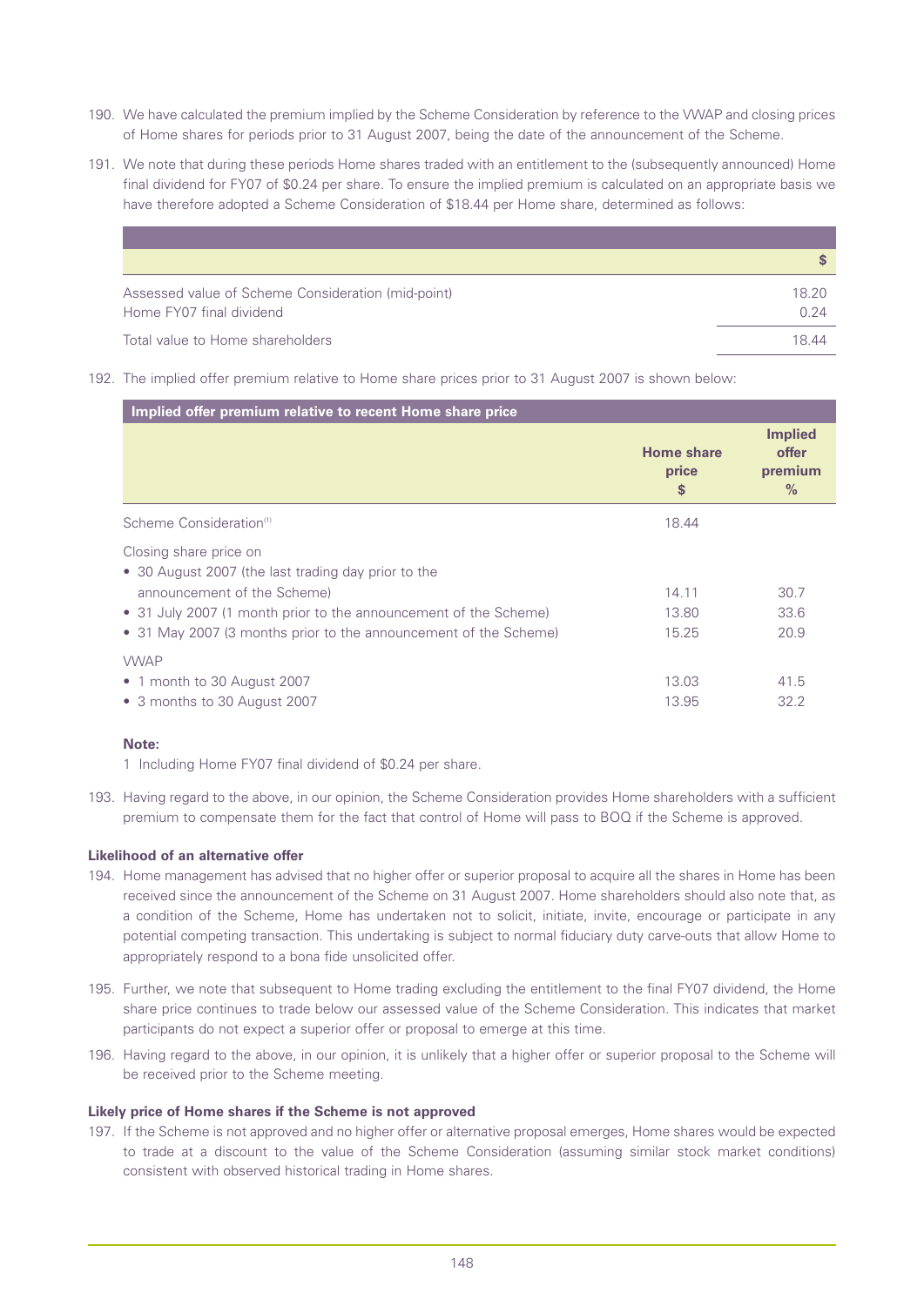190. We have calculated the premium implied by the Scheme Consideration by reference to the VWAP and closing prices of Home shares for periods prior to 31 August 2007, being the date of the announcement of the Scheme.

191. We note that during these periods Home shares traded with an entitlement to the (subsequently announced) Home final dividend for FY07 of $0.24 per share. To ensure the implied premium is calculated on an appropriate basis we have therefore adopted a Scheme Consideration of $18.44 per Home share, determined as follows:

| | $ |
|---|---|
| Assessed value of Scheme Consideration (mid-point) | 18.20 |
| Home FY07 final dividend | 0.24 |
| Total value to Home shareholders | 18.44 |

192. The implied offer premium relative to Home share prices prior to 31 August 2007 is shown below:

| Implied offer premium relative to recent Home share price | Home share price $ | Implied offer premium % |
|---|---|---|
| Scheme Consideration[1] | 18.44 | |
| Closing share price on | | |
| • 30 August 2007 (the last trading day prior to the announcement of the Scheme) | 14.11 | 30.7 |
| • 31 July 2007 (1 month prior to the announcement of the Scheme) | 13.80 | 33.6 |
| • 31 May 2007 (3 months prior to the announcement of the Scheme) | 15.25 | 20.9 |
| VWAP | | |
| • 1 month to 30 August 2007 | 13.03 | 41.5 |
| • 3 months to 30 August 2007 | 13.95 | 32.2 |

**Note:**

1 Including Home FY07 final dividend of $0.24 per share.

193. Having regard to the above, in our opinion, the Scheme Consideration provides Home shareholders with a sufficient premium to compensate them for the fact that control of Home will pass to BOQ if the Scheme is approved.

**Likelihood of an alternative offer**

194. Home management has advised that no higher offer or superior proposal to acquire all the shares in Home has been received since the announcement of the Scheme on 31 August 2007. Home shareholders should also note that, as a condition of the Scheme, Home has undertaken not to solicit, initiate, invite, encourage or participate in any potential competing transaction. This undertaking is subject to normal fiduciary duty carve-outs that allow Home to appropriately respond to a bona fide unsolicited offer.

195. Further, we note that subsequent to Home trading excluding the entitlement to the final FY07 dividend, the Home share price continues to trade below our assessed value of the Scheme Consideration. This indicates that market participants do not expect a superior offer or proposal to emerge at this time.

196. Having regard to the above, in our opinion, it is unlikely that a higher offer or superior proposal to the Scheme will be received prior to the Scheme meeting.

**Likely price of Home shares if the Scheme is not approved**

197. If the Scheme is not approved and no higher offer or alternative proposal emerges, Home shares would be expected to trade at a discount to the value of the Scheme Consideration (assuming similar stock market conditions) consistent with observed historical trading in Home shares.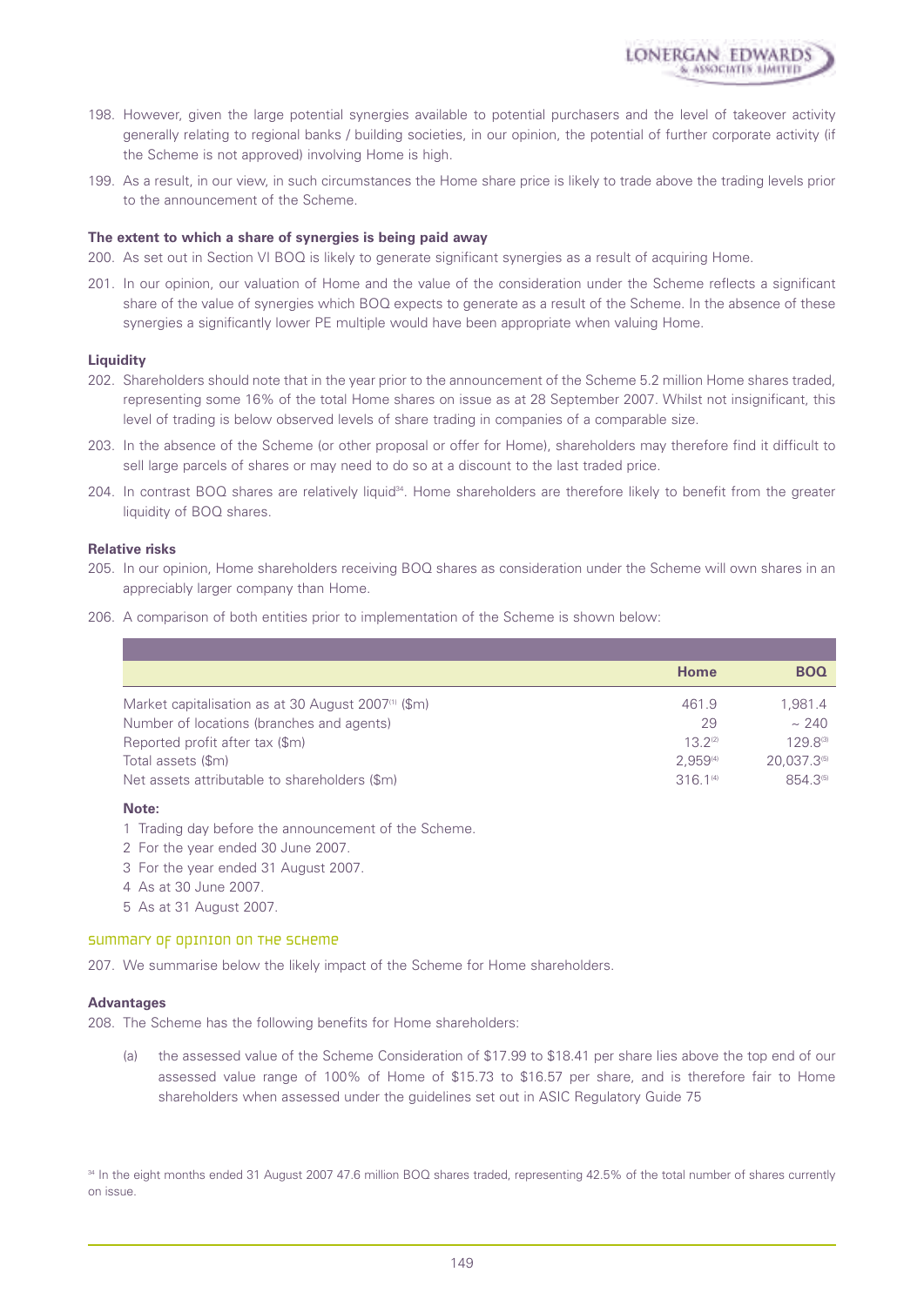198. However, given the large potential synergies available to potential purchasers and the level of takeover activity generally relating to regional banks / building societies, in our opinion, the potential of further corporate activity (if the Scheme is not approved) involving Home is high.

199. As a result, in our view, in such circumstances the Home share price is likely to trade above the trading levels prior to the announcement of the Scheme.

**The extent to which a share of synergies is being paid away**

200. As set out in Section VI BOQ is likely to generate significant synergies as a result of acquiring Home.

201. In our opinion, our valuation of Home and the value of the consideration under the Scheme reflects a significant share of the value of synergies which BOQ expects to generate as a result of the Scheme. In the absence of these synergies a significantly lower PE multiple would have been appropriate when valuing Home.

**Liquidity**

202. Shareholders should note that in the year prior to the announcement of the Scheme 5.2 million Home shares traded, representing some 16% of the total Home shares on issue as at 28 September 2007. Whilst not insignificant, this level of trading is below observed levels of share trading in companies of a comparable size.

203. In the absence of the Scheme (or other proposal or offer for Home), shareholders may therefore find it difficult to sell large parcels of shares or may need to do so at a discount to the last traded price.

204. In contrast BOQ shares are relatively liquid[34]. Home shareholders are therefore likely to benefit from the greater liquidity of BOQ shares.

**Relative risks**

205. In our opinion, Home shareholders receiving BOQ shares as consideration under the Scheme will own shares in an appreciably larger company than Home.

206. A comparison of both entities prior to implementation of the Scheme is shown below:

| | Home | BOQ |
|---|---|---|
| Market capitalisation as at 30 August 2007[1] ($m) | 461.9 | 1,981.4 |
| Number of locations (branches and agents) | 29 | ~ 240 |
| Reported profit after tax ($m) | 13.2[2] | 129.8[3] |
| Total assets ($m) | 2,959[4] | 20,037.3[5] |
| Net assets attributable to shareholders ($m) | 316.1[4] | 854.3[5] |

**Note:**

1 Trading day before the announcement of the Scheme.
2 For the year ended 30 June 2007.
3 For the year ended 31 August 2007.
4 As at 30 June 2007.
5 As at 31 August 2007.

## Summary of opinion on the Scheme

207. We summarise below the likely impact of the Scheme for Home shareholders.

**Advantages**

208. The Scheme has the following benefits for Home shareholders:

(a) the assessed value of the Scheme Consideration of $17.99 to $18.41 per share lies above the top end of our assessed value range of 100% of Home of $15.73 to $16.57 per share, and is therefore fair to Home shareholders when assessed under the guidelines set out in ASIC Regulatory Guide 75

[34] In the eight months ended 31 August 2007 47.6 million BOQ shares traded, representing 42.5% of the total number of shares currently on issue.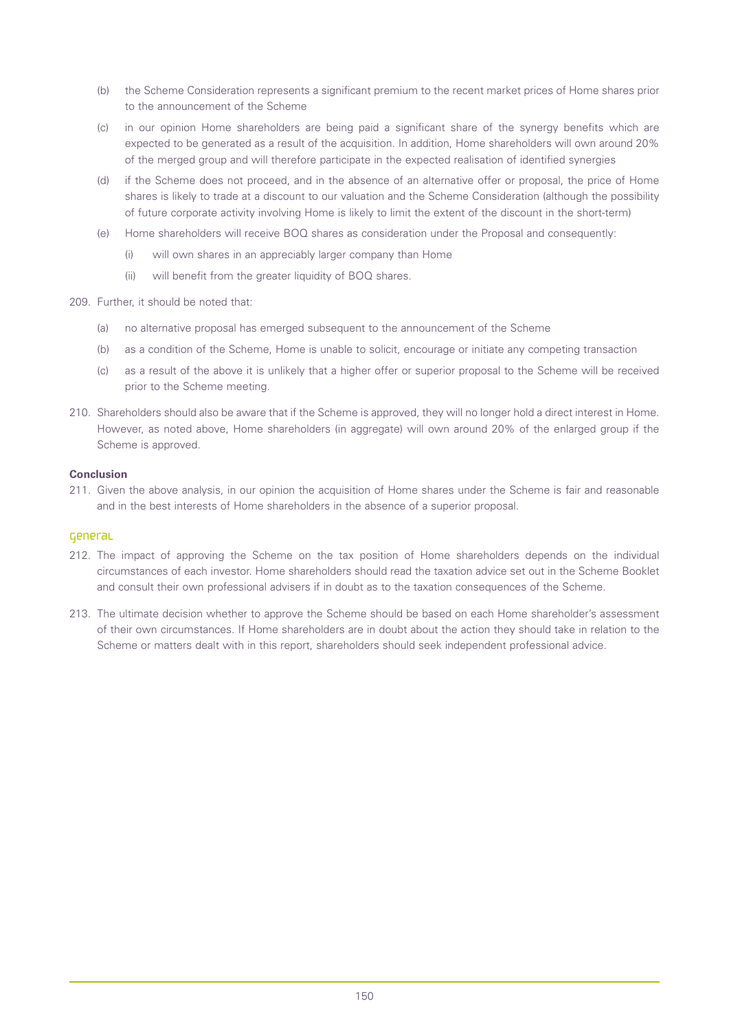(b) the Scheme Consideration represents a significant premium to the recent market prices of Home shares prior to the announcement of the Scheme

(c) in our opinion Home shareholders are being paid a significant share of the synergy benefits which are expected to be generated as a result of the acquisition. In addition, Home shareholders will own around 20% of the merged group and will therefore participate in the expected realisation of identified synergies

(d) if the Scheme does not proceed, and in the absence of an alternative offer or proposal, the price of Home shares is likely to trade at a discount to our valuation and the Scheme Consideration (although the possibility of future corporate activity involving Home is likely to limit the extent of the discount in the short-term)

(e) Home shareholders will receive BOQ shares as consideration under the Proposal and consequently:

   (i) will own shares in an appreciably larger company than Home

   (ii) will benefit from the greater liquidity of BOQ shares.

209. Further, it should be noted that:

(a) no alternative proposal has emerged subsequent to the announcement of the Scheme

(b) as a condition of the Scheme, Home is unable to solicit, encourage or initiate any competing transaction

(c) as a result of the above it is unlikely that a higher offer or superior proposal to the Scheme will be received prior to the Scheme meeting.

210. Shareholders should also be aware that if the Scheme is approved, they will no longer hold a direct interest in Home. However, as noted above, Home shareholders (in aggregate) will own around 20% of the enlarged group if the Scheme is approved.

**Conclusion**

211. Given the above analysis, in our opinion the acquisition of Home shares under the Scheme is fair and reasonable and in the best interests of Home shareholders in the absence of a superior proposal.

## General

212. The impact of approving the Scheme on the tax position of Home shareholders depends on the individual circumstances of each investor. Home shareholders should read the taxation advice set out in the Scheme Booklet and consult their own professional advisers if in doubt as to the taxation consequences of the Scheme.

213. The ultimate decision whether to approve the Scheme should be based on each Home shareholder's assessment of their own circumstances. If Home shareholders are in doubt about the action they should take in relation to the Scheme or matters dealt with in this report, shareholders should seek independent professional advice.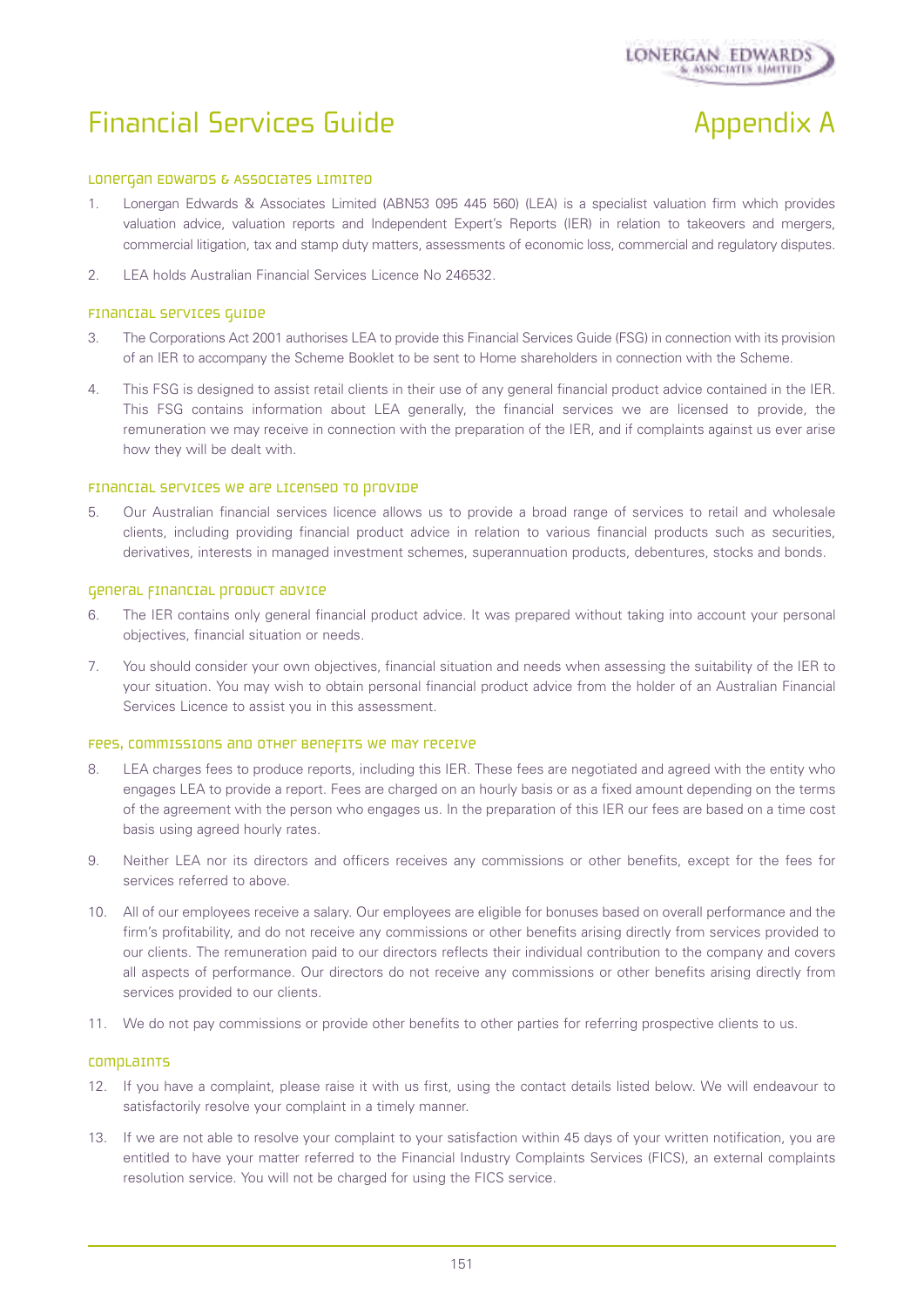# Financial Services Guide

# Appendix A

## Lonergan Edwards & Associates Limited

1. Lonergan Edwards & Associates Limited (ABN53 095 445 560) (LEA) is a specialist valuation firm which provides valuation advice, valuation reports and Independent Expert's Reports (IER) in relation to takeovers and mergers, commercial litigation, tax and stamp duty matters, assessments of economic loss, commercial and regulatory disputes.

2. LEA holds Australian Financial Services Licence No 246532.

## Financial Services Guide

3. The Corporations Act 2001 authorises LEA to provide this Financial Services Guide (FSG) in connection with its provision of an IER to accompany the Scheme Booklet to be sent to Home shareholders in connection with the Scheme.

4. This FSG is designed to assist retail clients in their use of any general financial product advice contained in the IER. This FSG contains information about LEA generally, the financial services we are licensed to provide, the remuneration we may receive in connection with the preparation of the IER, and if complaints against us ever arise how they will be dealt with.

## Financial services we are licensed to provide

5. Our Australian financial services licence allows us to provide a broad range of services to retail and wholesale clients, including providing financial product advice in relation to various financial products such as securities, derivatives, interests in managed investment schemes, superannuation products, debentures, stocks and bonds.

## General financial product advice

6. The IER contains only general financial product advice. It was prepared without taking into account your personal objectives, financial situation or needs.

7. You should consider your own objectives, financial situation and needs when assessing the suitability of the IER to your situation. You may wish to obtain personal financial product advice from the holder of an Australian Financial Services Licence to assist you in this assessment.

## Fees, commissions and other benefits we may receive

8. LEA charges fees to produce reports, including this IER. These fees are negotiated and agreed with the entity who engages LEA to provide a report. Fees are charged on an hourly basis or as a fixed amount depending on the terms of the agreement with the person who engages us. In the preparation of this IER our fees are based on a time cost basis using agreed hourly rates.

9. Neither LEA nor its directors and officers receives any commissions or other benefits, except for the fees for services referred to above.

10. All of our employees receive a salary. Our employees are eligible for bonuses based on overall performance and the firm's profitability, and do not receive any commissions or other benefits arising directly from services provided to our clients. The remuneration paid to our directors reflects their individual contribution to the company and covers all aspects of performance. Our directors do not receive any commissions or other benefits arising directly from services provided to our clients.

11. We do not pay commissions or provide other benefits to other parties for referring prospective clients to us.

## Complaints

12. If you have a complaint, please raise it with us first, using the contact details listed below. We will endeavour to satisfactorily resolve your complaint in a timely manner.

13. If we are not able to resolve your complaint to your satisfaction within 45 days of your written notification, you are entitled to have your matter referred to the Financial Industry Complaints Services (FICS), an external complaints resolution service. You will not be charged for using the FICS service.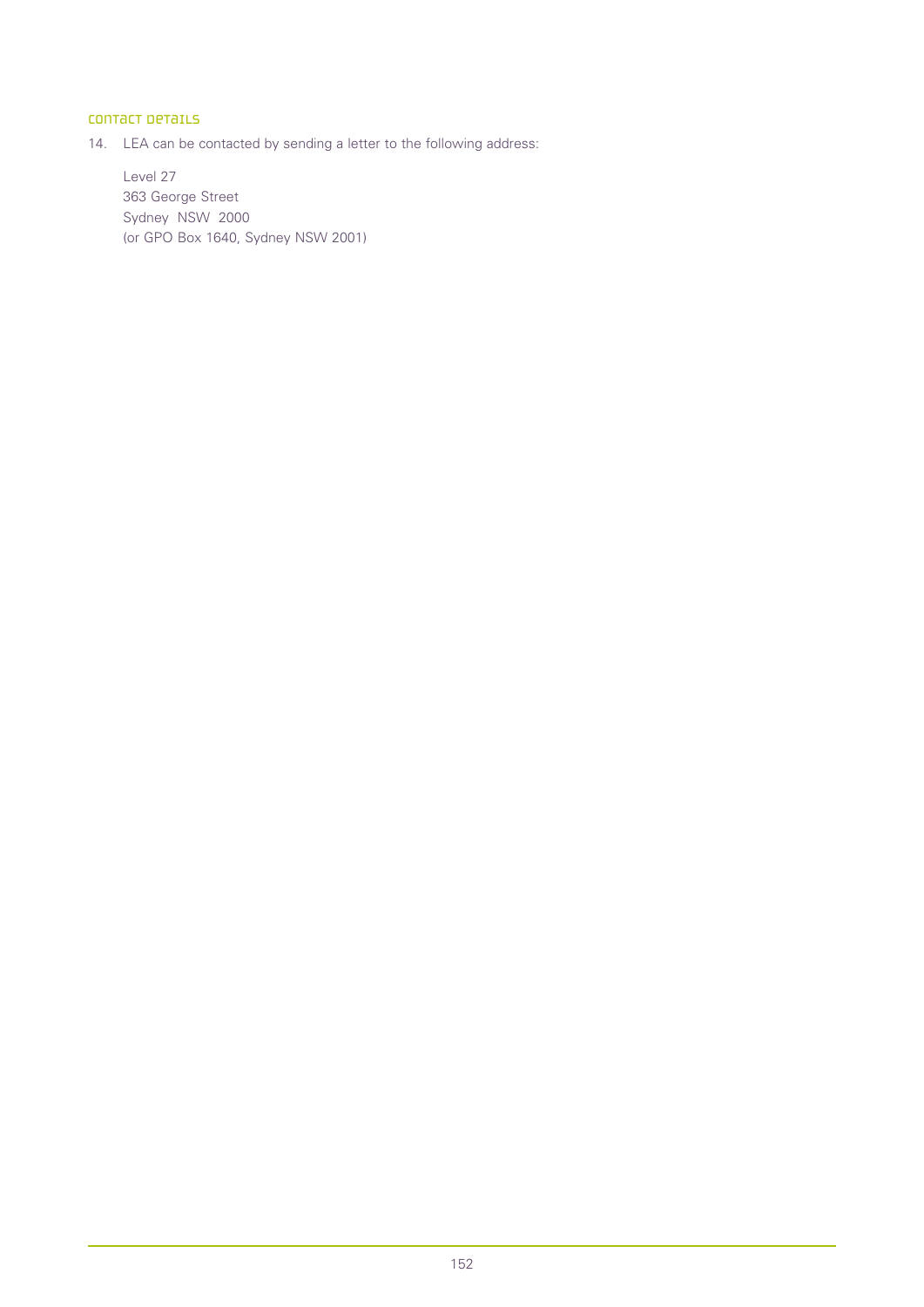## Contact details

14. LEA can be contacted by sending a letter to the following address:

    Level 27
    363 George Street
    Sydney NSW 2000
    (or GPO Box 1640, Sydney NSW 2001)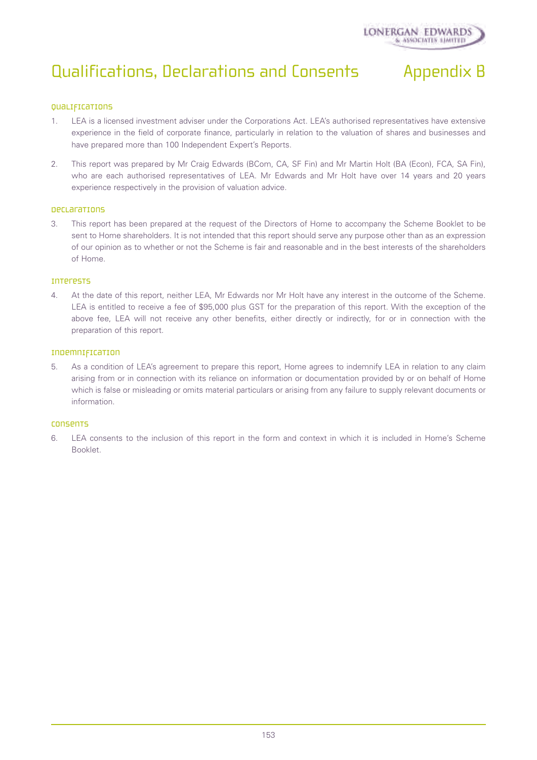# Qualifications, Declarations and Consents — Appendix B

## Qualifications

1. LEA is a licensed investment adviser under the Corporations Act. LEA's authorised representatives have extensive experience in the field of corporate finance, particularly in relation to the valuation of shares and businesses and have prepared more than 100 Independent Expert's Reports.

2. This report was prepared by Mr Craig Edwards (BCom, CA, SF Fin) and Mr Martin Holt (BA (Econ), FCA, SA Fin), who are each authorised representatives of LEA. Mr Edwards and Mr Holt have over 14 years and 20 years experience respectively in the provision of valuation advice.

## Declarations

3. This report has been prepared at the request of the Directors of Home to accompany the Scheme Booklet to be sent to Home shareholders. It is not intended that this report should serve any purpose other than as an expression of our opinion as to whether or not the Scheme is fair and reasonable and in the best interests of the shareholders of Home.

## Interests

4. At the date of this report, neither LEA, Mr Edwards nor Mr Holt have any interest in the outcome of the Scheme. LEA is entitled to receive a fee of $95,000 plus GST for the preparation of this report. With the exception of the above fee, LEA will not receive any other benefits, either directly or indirectly, for or in connection with the preparation of this report.

## Indemnification

5. As a condition of LEA's agreement to prepare this report, Home agrees to indemnify LEA in relation to any claim arising from or in connection with its reliance on information or documentation provided by or on behalf of Home which is false or misleading or omits material particulars or arising from any failure to supply relevant documents or information.

## Consents

6. LEA consents to the inclusion of this report in the form and context in which it is included in Home's Scheme Booklet.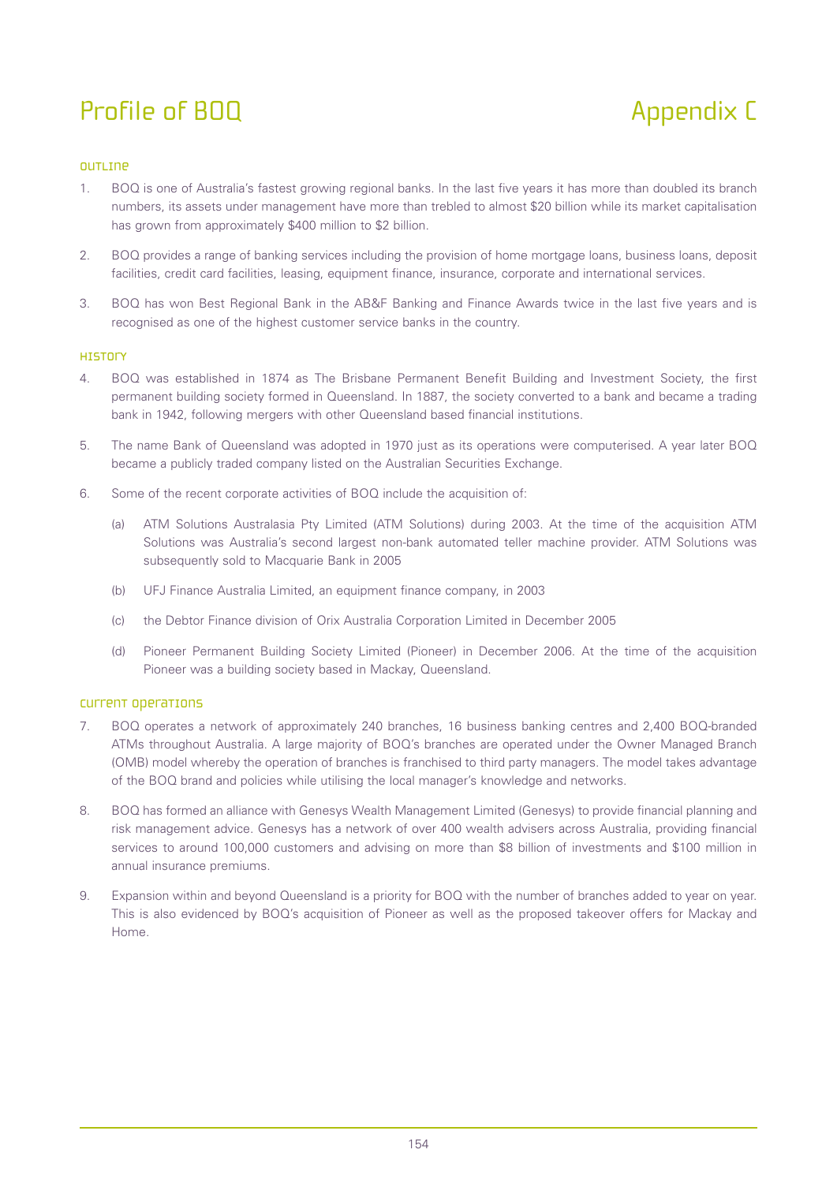# Profile of BOQ

# Appendix C

## Outline

1. BOQ is one of Australia's fastest growing regional banks. In the last five years it has more than doubled its branch numbers, its assets under management have more than trebled to almost $20 billion while its market capitalisation has grown from approximately $400 million to $2 billion.

2. BOQ provides a range of banking services including the provision of home mortgage loans, business loans, deposit facilities, credit card facilities, leasing, equipment finance, insurance, corporate and international services.

3. BOQ has won Best Regional Bank in the AB&F Banking and Finance Awards twice in the last five years and is recognised as one of the highest customer service banks in the country.

## History

4. BOQ was established in 1874 as The Brisbane Permanent Benefit Building and Investment Society, the first permanent building society formed in Queensland. In 1887, the society converted to a bank and became a trading bank in 1942, following mergers with other Queensland based financial institutions.

5. The name Bank of Queensland was adopted in 1970 just as its operations were computerised. A year later BOQ became a publicly traded company listed on the Australian Securities Exchange.

6. Some of the recent corporate activities of BOQ include the acquisition of:

   (a) ATM Solutions Australasia Pty Limited (ATM Solutions) during 2003. At the time of the acquisition ATM Solutions was Australia's second largest non-bank automated teller machine provider. ATM Solutions was subsequently sold to Macquarie Bank in 2005

   (b) UFJ Finance Australia Limited, an equipment finance company, in 2003

   (c) the Debtor Finance division of Orix Australia Corporation Limited in December 2005

   (d) Pioneer Permanent Building Society Limited (Pioneer) in December 2006. At the time of the acquisition Pioneer was a building society based in Mackay, Queensland.

## Current operations

7. BOQ operates a network of approximately 240 branches, 16 business banking centres and 2,400 BOQ-branded ATMs throughout Australia. A large majority of BOQ's branches are operated under the Owner Managed Branch (OMB) model whereby the operation of branches is franchised to third party managers. The model takes advantage of the BOQ brand and policies while utilising the local manager's knowledge and networks.

8. BOQ has formed an alliance with Genesys Wealth Management Limited (Genesys) to provide financial planning and risk management advice. Genesys has a network of over 400 wealth advisers across Australia, providing financial services to around 100,000 customers and advising on more than $8 billion of investments and $100 million in annual insurance premiums.

9. Expansion within and beyond Queensland is a priority for BOQ with the number of branches added to year on year. This is also evidenced by BOQ's acquisition of Pioneer as well as the proposed takeover offers for Mackay and Home.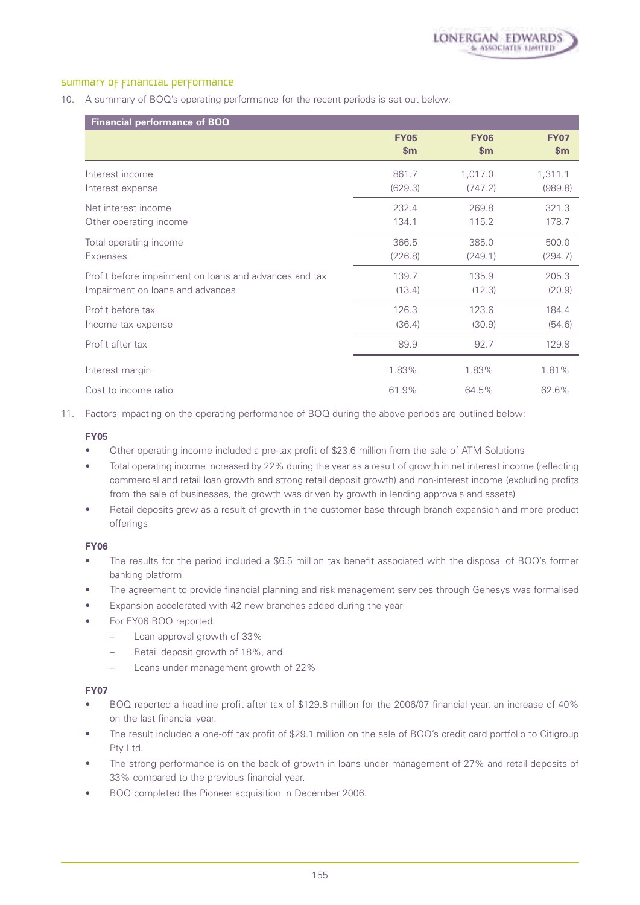## Summary of financial performance

10. A summary of BOQ's operating performance for the recent periods is set out below:

| Financial performance of BOQ | FY05 $m | FY06 $m | FY07 $m |
|---|---|---|---|
| Interest income | 861.7 | 1,017.0 | 1,311.1 |
| Interest expense | (629.3) | (747.2) | (989.8) |
| Net interest income | 232.4 | 269.8 | 321.3 |
| Other operating income | 134.1 | 115.2 | 178.7 |
| Total operating income | 366.5 | 385.0 | 500.0 |
| Expenses | (226.8) | (249.1) | (294.7) |
| Profit before impairment on loans and advances and tax | 139.7 | 135.9 | 205.3 |
| Impairment on loans and advances | (13.4) | (12.3) | (20.9) |
| Profit before tax | 126.3 | 123.6 | 184.4 |
| Income tax expense | (36.4) | (30.9) | (54.6) |
| Profit after tax | 89.9 | 92.7 | 129.8 |
| Interest margin | 1.83% | 1.83% | 1.81% |
| Cost to income ratio | 61.9% | 64.5% | 62.6% |

11. Factors impacting on the operating performance of BOQ during the above periods are outlined below:

**FY05**

- Other operating income included a pre-tax profit of $23.6 million from the sale of ATM Solutions
- Total operating income increased by 22% during the year as a result of growth in net interest income (reflecting commercial and retail loan growth and strong retail deposit growth) and non-interest income (excluding profits from the sale of businesses, the growth was driven by growth in lending approvals and assets)
- Retail deposits grew as a result of growth in the customer base through branch expansion and more product offerings

**FY06**

- The results for the period included a $6.5 million tax benefit associated with the disposal of BOQ's former banking platform
- The agreement to provide financial planning and risk management services through Genesys was formalised
- Expansion accelerated with 42 new branches added during the year
- For FY06 BOQ reported:
  - Loan approval growth of 33%
  - Retail deposit growth of 18%, and
  - Loans under management growth of 22%

**FY07**

- BOQ reported a headline profit after tax of $129.8 million for the 2006/07 financial year, an increase of 40% on the last financial year.
- The result included a one-off tax profit of $29.1 million on the sale of BOQ's credit card portfolio to Citigroup Pty Ltd.
- The strong performance is on the back of growth in loans under management of 27% and retail deposits of 33% compared to the previous financial year.
- BOQ completed the Pioneer acquisition in December 2006.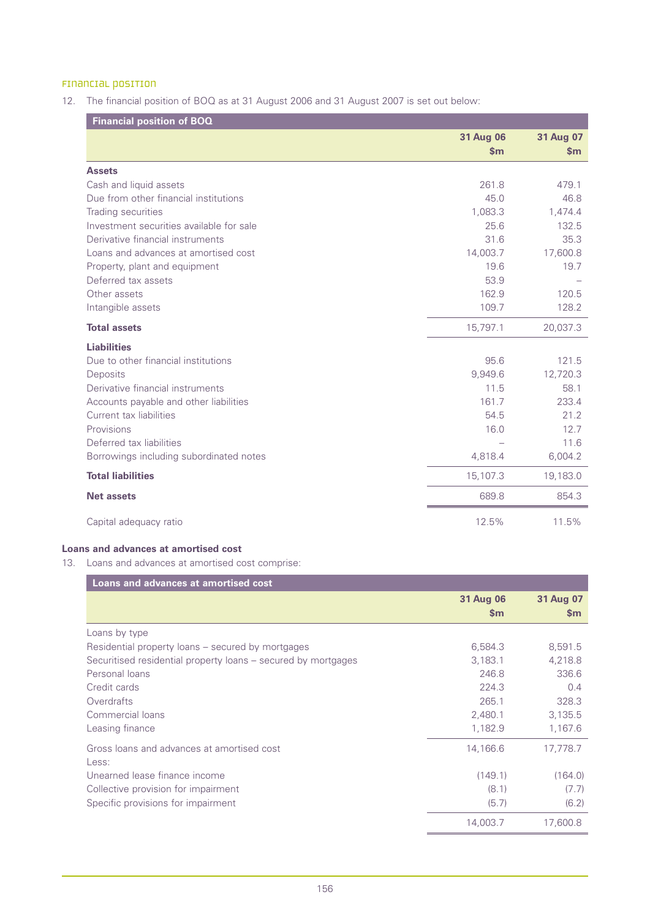## Financial position

12. The financial position of BOQ as at 31 August 2006 and 31 August 2007 is set out below:

| Financial position of BOQ | 31 Aug 06 $m | 31 Aug 07 $m |
|---|---|---|
| **Assets** | | |
| Cash and liquid assets | 261.8 | 479.1 |
| Due from other financial institutions | 45.0 | 46.8 |
| Trading securities | 1,083.3 | 1,474.4 |
| Investment securities available for sale | 25.6 | 132.5 |
| Derivative financial instruments | 31.6 | 35.3 |
| Loans and advances at amortised cost | 14,003.7 | 17,600.8 |
| Property, plant and equipment | 19.6 | 19.7 |
| Deferred tax assets | 53.9 | – |
| Other assets | 162.9 | 120.5 |
| Intangible assets | 109.7 | 128.2 |
| **Total assets** | 15,797.1 | 20,037.3 |
| **Liabilities** | | |
| Due to other financial institutions | 95.6 | 121.5 |
| Deposits | 9,949.6 | 12,720.3 |
| Derivative financial instruments | 11.5 | 58.1 |
| Accounts payable and other liabilities | 161.7 | 233.4 |
| Current tax liabilities | 54.5 | 21.2 |
| Provisions | 16.0 | 12.7 |
| Deferred tax liabilities | – | 11.6 |
| Borrowings including subordinated notes | 4,818.4 | 6,004.2 |
| **Total liabilities** | 15,107.3 | 19,183.0 |
| **Net assets** | 689.8 | 854.3 |
| Capital adequacy ratio | 12.5% | 11.5% |

**Loans and advances at amortised cost**

13. Loans and advances at amortised cost comprise:

| Loans and advances at amortised cost | 31 Aug 06 $m | 31 Aug 07 $m |
|---|---|---|
| Loans by type | | |
| Residential property loans – secured by mortgages | 6,584.3 | 8,591.5 |
| Securitised residential property loans – secured by mortgages | 3,183.1 | 4,218.8 |
| Personal loans | 246.8 | 336.6 |
| Credit cards | 224.3 | 0.4 |
| Overdrafts | 265.1 | 328.3 |
| Commercial loans | 2,480.1 | 3,135.5 |
| Leasing finance | 1,182.9 | 1,167.6 |
| Gross loans and advances at amortised cost | 14,166.6 | 17,778.7 |
| Less: | | |
| Unearned lease finance income | (149.1) | (164.0) |
| Collective provision for impairment | (8.1) | (7.7) |
| Specific provisions for impairment | (5.7) | (6.2) |
| | 14,003.7 | 17,600.8 |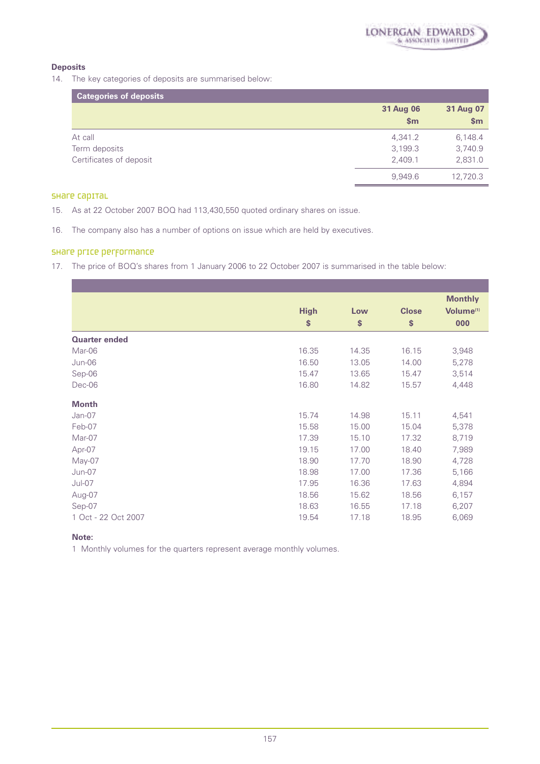### Deposits

14. The key categories of deposits are summarised below:

| Categories of deposits | 31 Aug 06 $m | 31 Aug 07 $m |
|---|---|---|
| At call | 4,341.2 | 6,148.4 |
| Term deposits | 3,199.3 | 3,740.9 |
| Certificates of deposit | 2,409.1 | 2,831.0 |
| | 9,949.6 | 12,720.3 |

## Share capital

15. As at 22 October 2007 BOQ had 113,430,550 quoted ordinary shares on issue.

16. The company also has a number of options on issue which are held by executives.

## Share price performance

17. The price of BOQ's shares from 1 January 2006 to 22 October 2007 is summarised in the table below:

| | High $ | Low $ | Close $ | Monthly Volume[1] 000 |
|---|---|---|---|---|
| **Quarter ended** | | | | |
| Mar-06 | 16.35 | 14.35 | 16.15 | 3,948 |
| Jun-06 | 16.50 | 13.05 | 14.00 | 5,278 |
| Sep-06 | 15.47 | 13.65 | 15.47 | 3,514 |
| Dec-06 | 16.80 | 14.82 | 15.57 | 4,448 |
| **Month** | | | | |
| Jan-07 | 15.74 | 14.98 | 15.11 | 4,541 |
| Feb-07 | 15.58 | 15.00 | 15.04 | 5,378 |
| Mar-07 | 17.39 | 15.10 | 17.32 | 8,719 |
| Apr-07 | 19.15 | 17.00 | 18.40 | 7,989 |
| May-07 | 18.90 | 17.70 | 18.90 | 4,728 |
| Jun-07 | 18.98 | 17.00 | 17.36 | 5,166 |
| Jul-07 | 17.95 | 16.36 | 17.63 | 4,894 |
| Aug-07 | 18.56 | 15.62 | 18.56 | 6,157 |
| Sep-07 | 18.63 | 16.55 | 17.18 | 6,207 |
| 1 Oct - 22 Oct 2007 | 19.54 | 17.18 | 18.95 | 6,069 |

**Note:**

1 Monthly volumes for the quarters represent average monthly volumes.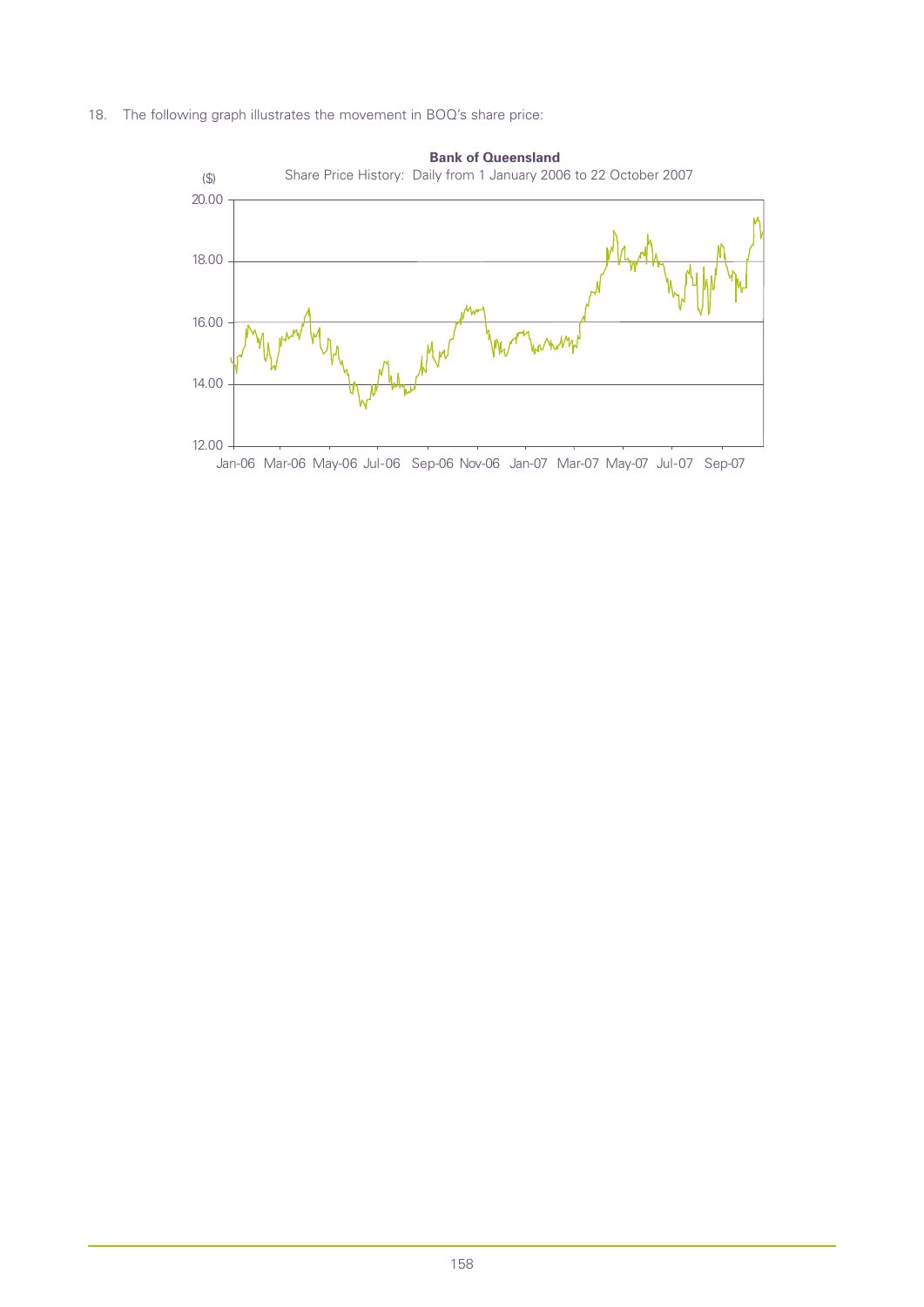18. The following graph illustrates the movement in BOQ's share price:

**Bank of Queensland**

Share Price History: Daily from 1 January 2006 to 22 October 2007

($)

20.00
18.00
16.00
14.00
12.00

Jan-06 Mar-06 May-06 Jul-06 Sep-06 Nov-06 Jan-07 Mar-07 May-07 Jul-07 Sep-07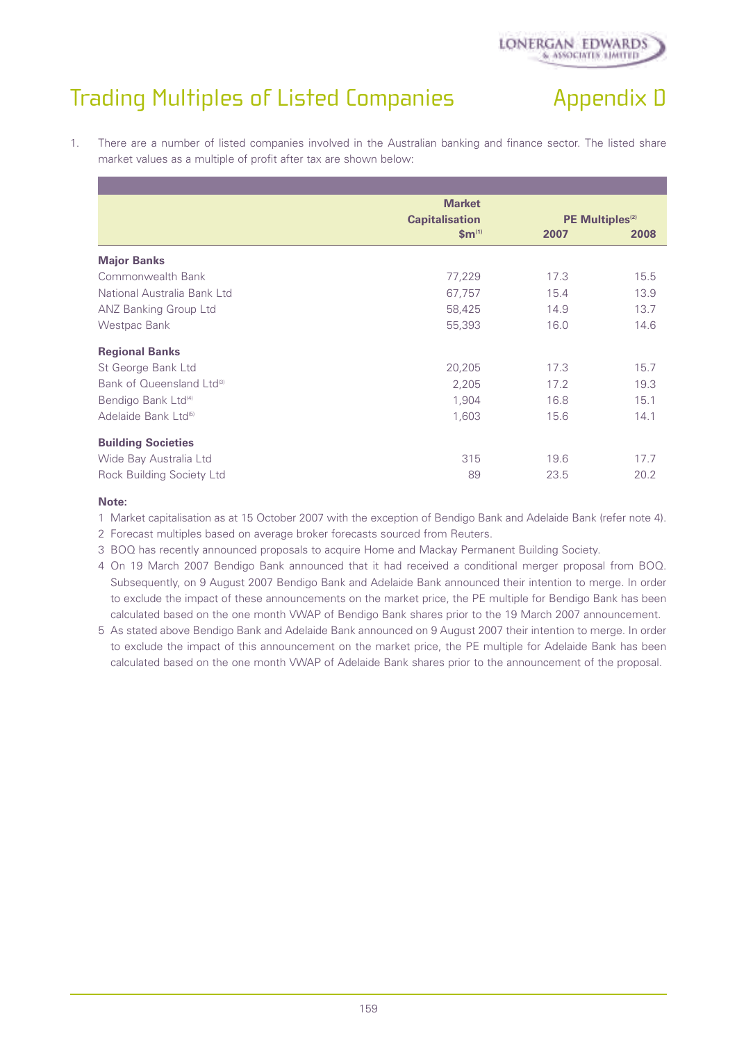# Trading Multiples of Listed Companies

## Appendix D

1. There are a number of listed companies involved in the Australian banking and finance sector. The listed share market values as a multiple of profit after tax are shown below:

| | Market Capitalisation $m[1] | PE Multiples[2] | |
|---|---|---|---|
| | | 2007 | 2008 |
| **Major Banks** | | | |
| Commonwealth Bank | 77,229 | 17.3 | 15.5 |
| National Australia Bank Ltd | 67,757 | 15.4 | 13.9 |
| ANZ Banking Group Ltd | 58,425 | 14.9 | 13.7 |
| Westpac Bank | 55,393 | 16.0 | 14.6 |
| **Regional Banks** | | | |
| St George Bank Ltd | 20,205 | 17.3 | 15.7 |
| Bank of Queensland Ltd[3] | 2,205 | 17.2 | 19.3 |
| Bendigo Bank Ltd[4] | 1,904 | 16.8 | 15.1 |
| Adelaide Bank Ltd[5] | 1,603 | 15.6 | 14.1 |
| **Building Societies** | | | |
| Wide Bay Australia Ltd | 315 | 19.6 | 17.7 |
| Rock Building Society Ltd | 89 | 23.5 | 20.2 |

**Note:**

1 Market capitalisation as at 15 October 2007 with the exception of Bendigo Bank and Adelaide Bank (refer note 4).

2 Forecast multiples based on average broker forecasts sourced from Reuters.

3 BOQ has recently announced proposals to acquire Home and Mackay Permanent Building Society.

4 On 19 March 2007 Bendigo Bank announced that it had received a conditional merger proposal from BOQ. Subsequently, on 9 August 2007 Bendigo Bank and Adelaide Bank announced their intention to merge. In order to exclude the impact of these announcements on the market price, the PE multiple for Bendigo Bank has been calculated based on the one month VWAP of Bendigo Bank shares prior to the 19 March 2007 announcement.

5 As stated above Bendigo Bank and Adelaide Bank announced on 9 August 2007 their intention to merge. In order to exclude the impact of this announcement on the market price, the PE multiple for Adelaide Bank has been calculated based on the one month VWAP of Adelaide Bank shares prior to the announcement of the proposal.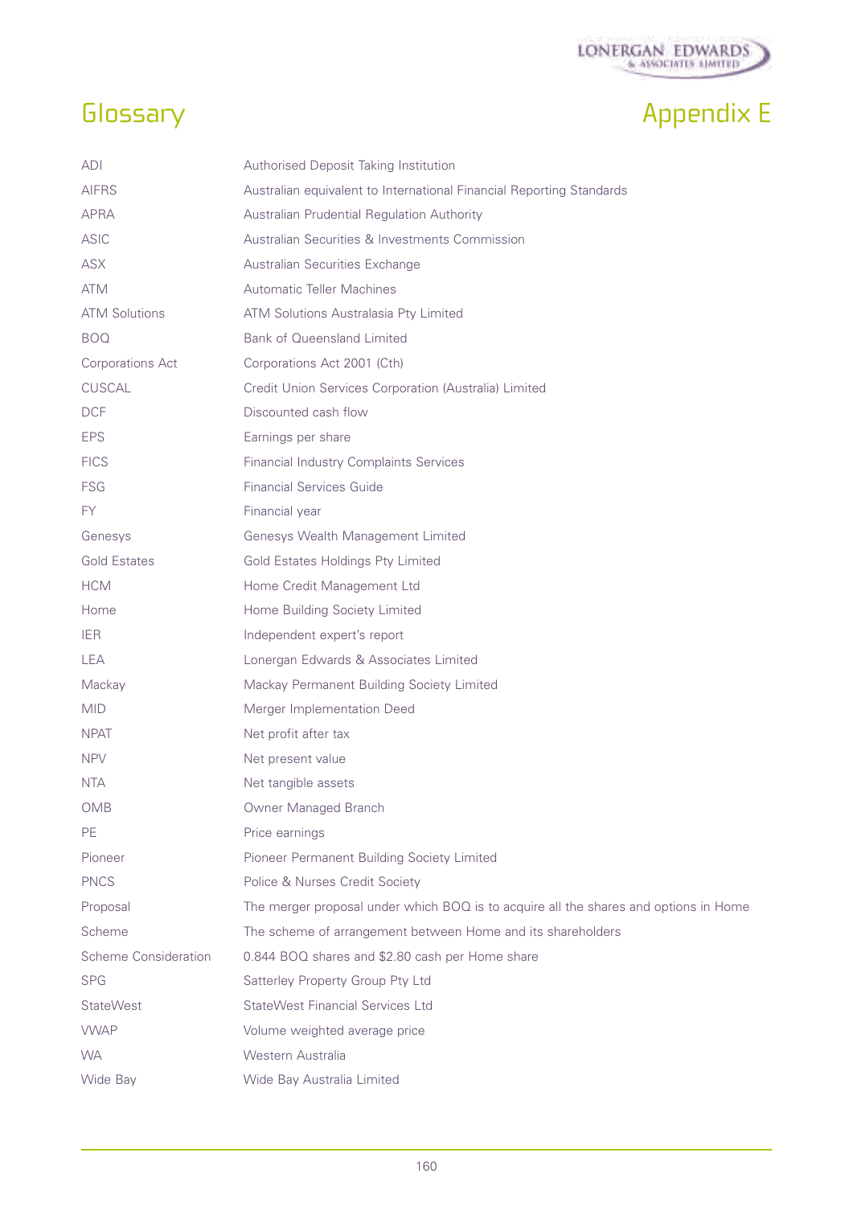# Glossary

## Appendix E

| | |
|---|---|
| ADI | Authorised Deposit Taking Institution |
| AIFRS | Australian equivalent to International Financial Reporting Standards |
| APRA | Australian Prudential Regulation Authority |
| ASIC | Australian Securities & Investments Commission |
| ASX | Australian Securities Exchange |
| ATM | Automatic Teller Machines |
| ATM Solutions | ATM Solutions Australasia Pty Limited |
| BOQ | Bank of Queensland Limited |
| Corporations Act | Corporations Act 2001 (Cth) |
| CUSCAL | Credit Union Services Corporation (Australia) Limited |
| DCF | Discounted cash flow |
| EPS | Earnings per share |
| FICS | Financial Industry Complaints Services |
| FSG | Financial Services Guide |
| FY | Financial year |
| Genesys | Genesys Wealth Management Limited |
| Gold Estates | Gold Estates Holdings Pty Limited |
| HCM | Home Credit Management Ltd |
| Home | Home Building Society Limited |
| IER | Independent expert's report |
| LEA | Lonergan Edwards & Associates Limited |
| Mackay | Mackay Permanent Building Society Limited |
| MID | Merger Implementation Deed |
| NPAT | Net profit after tax |
| NPV | Net present value |
| NTA | Net tangible assets |
| OMB | Owner Managed Branch |
| PE | Price earnings |
| Pioneer | Pioneer Permanent Building Society Limited |
| PNCS | Police & Nurses Credit Society |
| Proposal | The merger proposal under which BOQ is to acquire all the shares and options in Home |
| Scheme | The scheme of arrangement between Home and its shareholders |
| Scheme Consideration | 0.844 BOQ shares and $2.80 cash per Home share |
| SPG | Satterley Property Group Pty Ltd |
| StateWest | StateWest Financial Services Ltd |
| VWAP | Volume weighted average price |
| WA | Western Australia |
| Wide Bay | Wide Bay Australia Limited |